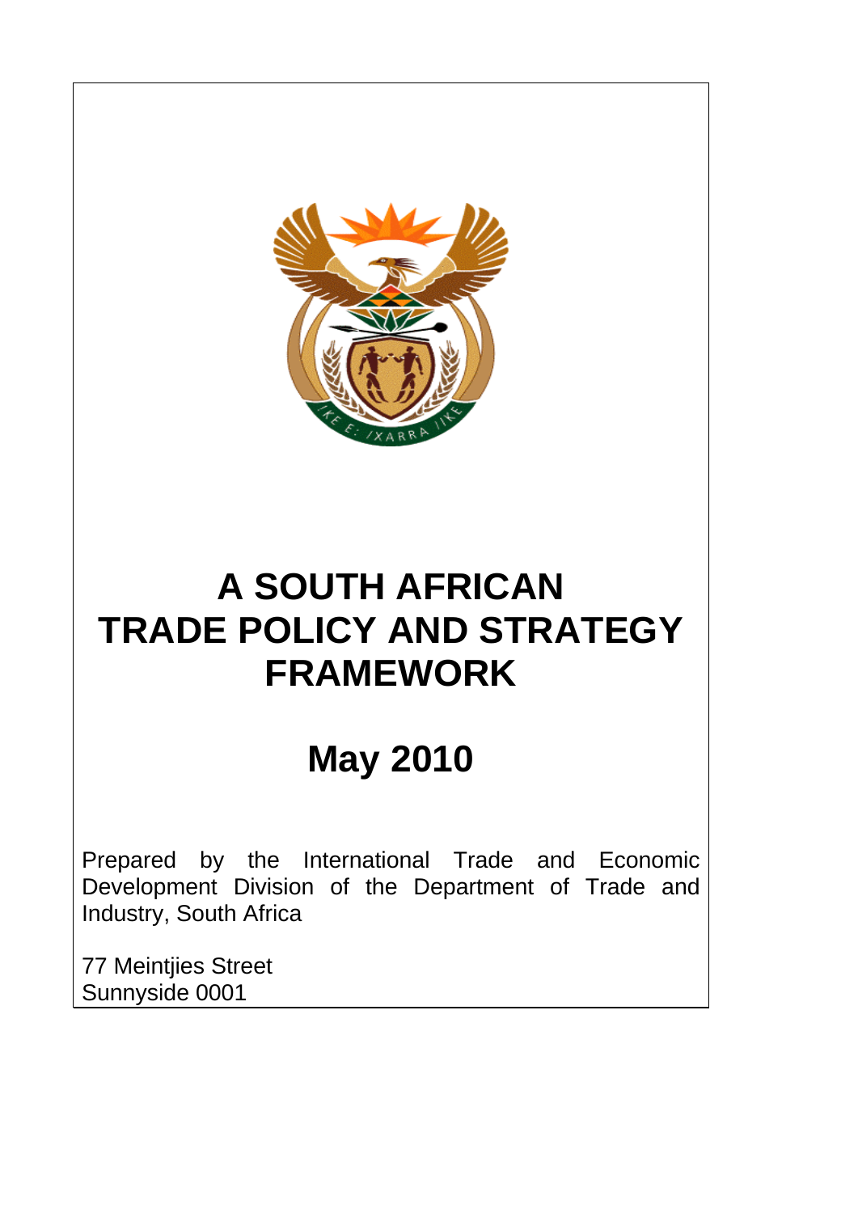# A SOUTH AFRICAN TRADE POLICY AND STRATEGY FRAMEWORK

## May 2010

Prepared by the International Trade and Economic Development Division of the Department of Trade and Industry, South Africa

77 Meintjies Street
Sunnyside 0001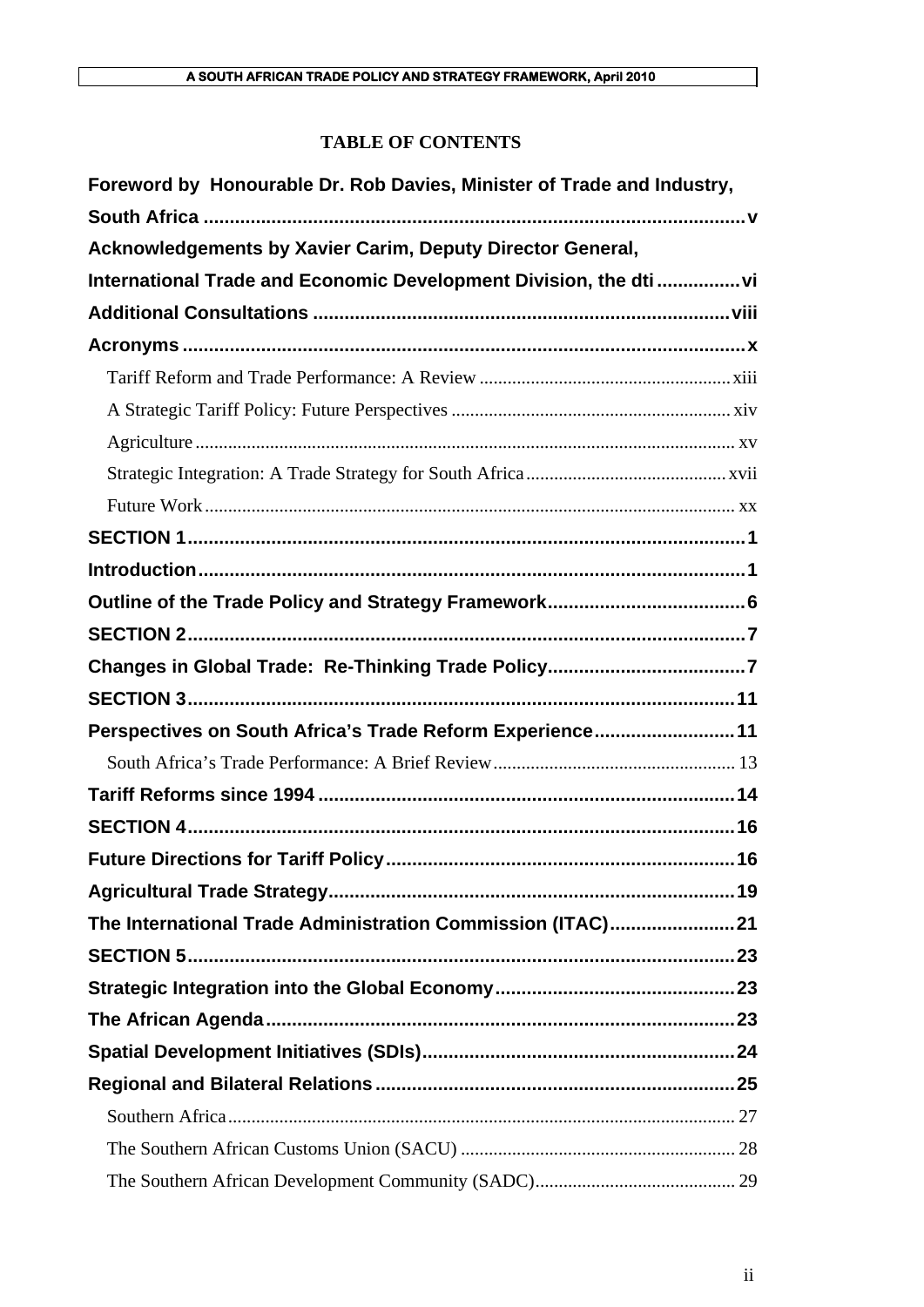**TABLE OF CONTENTS**

**Foreword by Honourable Dr. Rob Davies, Minister of Trade and Industry, South Africa** ........ v

**Acknowledgements by Xavier Carim, Deputy Director General, International Trade and Economic Development Division, the dti** ........ vi

**Additional Consultations** ........ viii

**Acronyms** ........ x

- Tariff Reform and Trade Performance: A Review ........ xiii
- A Strategic Tariff Policy: Future Perspectives ........ xiv
- Agriculture ........ xv
- Strategic Integration: A Trade Strategy for South Africa ........ xvii
- Future Work ........ xx

**SECTION 1** ........ 1

**Introduction** ........ 1

**Outline of the Trade Policy and Strategy Framework** ........ 6

**SECTION 2** ........ 7

**Changes in Global Trade: Re-Thinking Trade Policy** ........ 7

**SECTION 3** ........ 11

**Perspectives on South Africa's Trade Reform Experience** ........ 11

- South Africa's Trade Performance: A Brief Review ........ 13

**Tariff Reforms since 1994** ........ 14

**SECTION 4** ........ 16

**Future Directions for Tariff Policy** ........ 16

**Agricultural Trade Strategy** ........ 19

**The International Trade Administration Commission (ITAC)** ........ 21

**SECTION 5** ........ 23

**Strategic Integration into the Global Economy** ........ 23

**The African Agenda** ........ 23

**Spatial Development Initiatives (SDIs)** ........ 24

**Regional and Bilateral Relations** ........ 25

- Southern Africa ........ 27
- The Southern African Customs Union (SACU) ........ 28
- The Southern African Development Community (SADC) ........ 29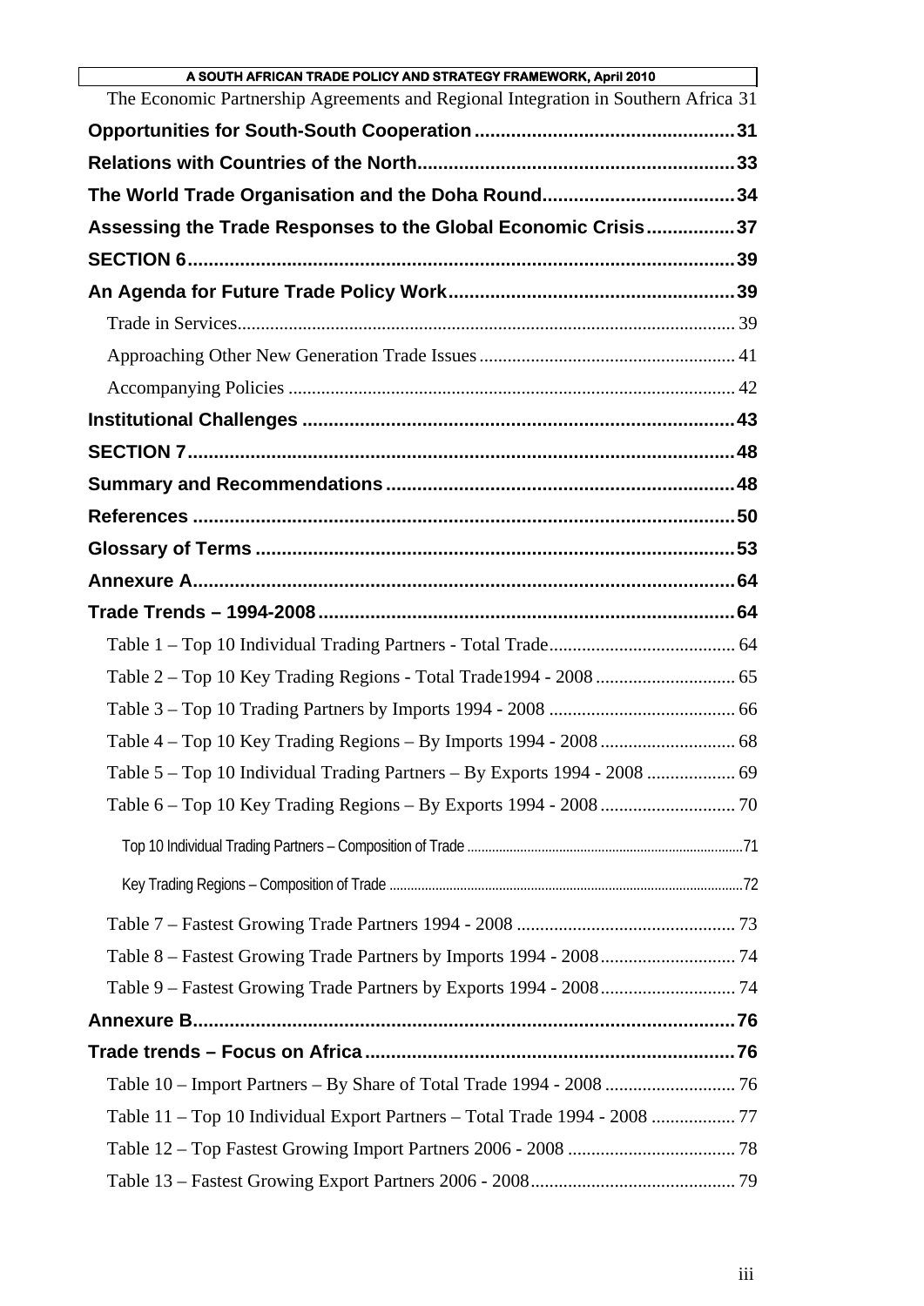The Economic Partnership Agreements and Regional Integration in Southern Africa 31

**Opportunities for South-South Cooperation** ..................................................31

**Relations with Countries of the North**.............................................................33

**The World Trade Organisation and the Doha Round**......................................34

**Assessing the Trade Responses to the Global Economic Crisis**.................37

**SECTION 6**..........................................................................................................39

**An Agenda for Future Trade Policy Work**........................................................39

Trade in Services.......................................................................................................... 39

Approaching Other New Generation Trade Issues...................................................... 41

Accompanying Policies .............................................................................................. 42

**Institutional Challenges** ...................................................................................43

**SECTION 7**..........................................................................................................48

**Summary and Recommendations**...................................................................48

**References** .........................................................................................................50

**Glossary of Terms** ............................................................................................53

**Annexure A**.........................................................................................................64

**Trade Trends – 1994-2008**..................................................................................64

Table 1 – Top 10 Individual Trading Partners - Total Trade........................................ 64

Table 2 – Top 10 Key Trading Regions - Total Trade1994 - 2008 .............................. 65

Table 3 – Top 10 Trading Partners by Imports 1994 - 2008 ........................................ 66

Table 4 – Top 10 Key Trading Regions – By Imports 1994 - 2008 ............................. 68

Table 5 – Top 10 Individual Trading Partners – By Exports 1994 - 2008 ................... 69

Table 6 – Top 10 Key Trading Regions – By Exports 1994 - 2008 ............................. 70

Top 10 Individual Trading Partners – Composition of Trade .............................................................................71

Key Trading Regions – Composition of Trade ..................................................................................................72

Table 7 – Fastest Growing Trade Partners 1994 - 2008 .............................................. 73

Table 8 – Fastest Growing Trade Partners by Imports 1994 - 2008............................. 74

Table 9 – Fastest Growing Trade Partners by Exports 1994 - 2008............................. 74

**Annexure B**.........................................................................................................76

**Trade trends – Focus on Africa**........................................................................76

Table 10 – Import Partners – By Share of Total Trade 1994 - 2008 ............................ 76

Table 11 – Top 10 Individual Export Partners – Total Trade 1994 - 2008 .................. 77

Table 12 – Top Fastest Growing Import Partners 2006 - 2008 .................................... 78

Table 13 – Fastest Growing Export Partners 2006 - 2008........................................... 79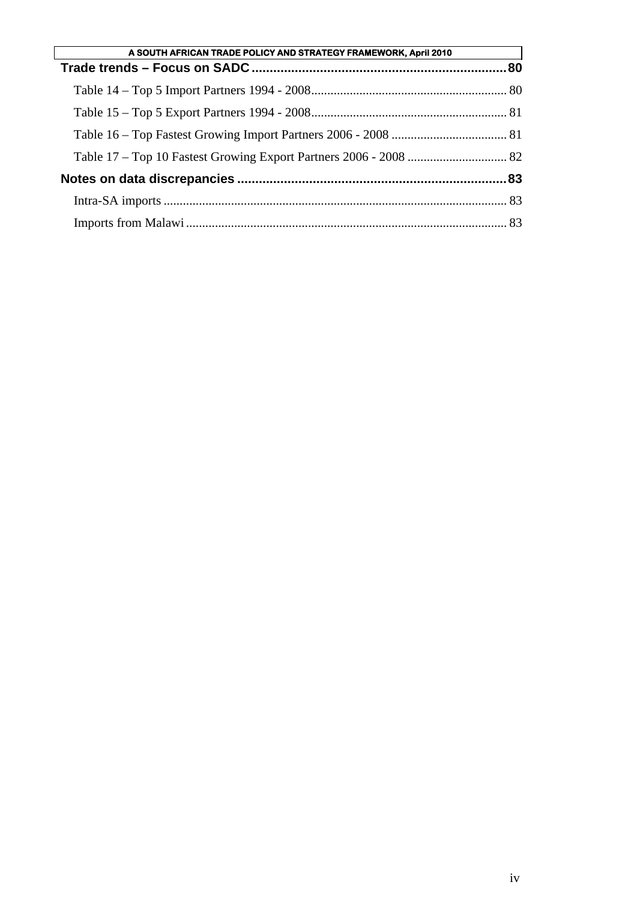**Trade trends – Focus on SADC** ........................................................................ **80**

Table 14 – Top 5 Import Partners 1994 - 2008 ............................................................ 80

Table 15 – Top 5 Export Partners 1994 - 2008 ............................................................ 81

Table 16 – Top Fastest Growing Import Partners 2006 - 2008 .................................... 81

Table 17 – Top 10 Fastest Growing Export Partners 2006 - 2008 ............................... 82

**Notes on data discrepancies** ........................................................................... **83**

Intra-SA imports ........................................................................................................... 83

Imports from Malawi ..................................................................................................... 83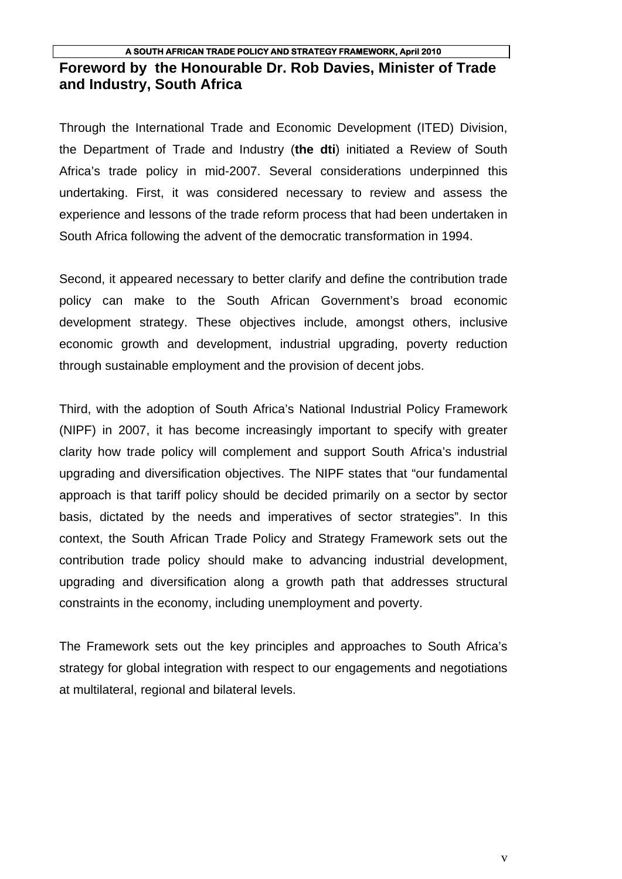## Foreword by the Honourable Dr. Rob Davies, Minister of Trade and Industry, South Africa

Through the International Trade and Economic Development (ITED) Division, the Department of Trade and Industry (**the dti**) initiated a Review of South Africa's trade policy in mid-2007. Several considerations underpinned this undertaking. First, it was considered necessary to review and assess the experience and lessons of the trade reform process that had been undertaken in South Africa following the advent of the democratic transformation in 1994.

Second, it appeared necessary to better clarify and define the contribution trade policy can make to the South African Government's broad economic development strategy. These objectives include, amongst others, inclusive economic growth and development, industrial upgrading, poverty reduction through sustainable employment and the provision of decent jobs.

Third, with the adoption of South Africa's National Industrial Policy Framework (NIPF) in 2007, it has become increasingly important to specify with greater clarity how trade policy will complement and support South Africa's industrial upgrading and diversification objectives. The NIPF states that "our fundamental approach is that tariff policy should be decided primarily on a sector by sector basis, dictated by the needs and imperatives of sector strategies". In this context, the South African Trade Policy and Strategy Framework sets out the contribution trade policy should make to advancing industrial development, upgrading and diversification along a growth path that addresses structural constraints in the economy, including unemployment and poverty.

The Framework sets out the key principles and approaches to South Africa's strategy for global integration with respect to our engagements and negotiations at multilateral, regional and bilateral levels.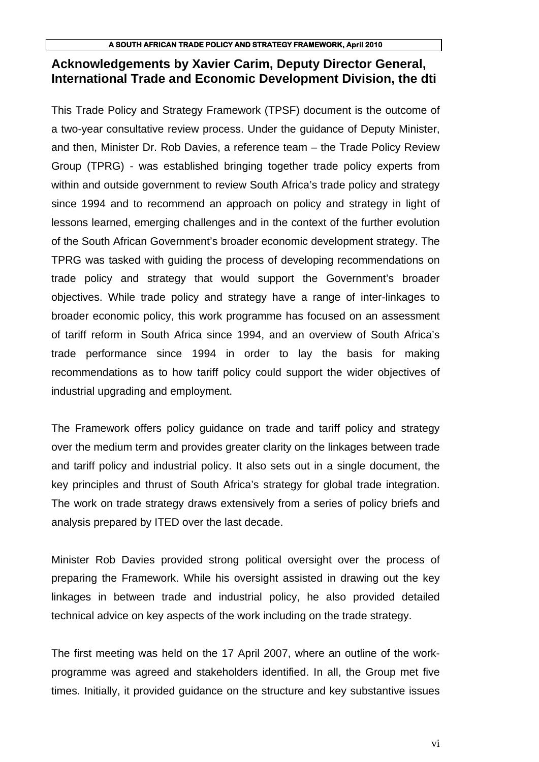## Acknowledgements by Xavier Carim, Deputy Director General, International Trade and Economic Development Division, the dti

This Trade Policy and Strategy Framework (TPSF) document is the outcome of a two-year consultative review process. Under the guidance of Deputy Minister, and then, Minister Dr. Rob Davies, a reference team – the Trade Policy Review Group (TPRG) - was established bringing together trade policy experts from within and outside government to review South Africa's trade policy and strategy since 1994 and to recommend an approach on policy and strategy in light of lessons learned, emerging challenges and in the context of the further evolution of the South African Government's broader economic development strategy. The TPRG was tasked with guiding the process of developing recommendations on trade policy and strategy that would support the Government's broader objectives. While trade policy and strategy have a range of inter-linkages to broader economic policy, this work programme has focused on an assessment of tariff reform in South Africa since 1994, and an overview of South Africa's trade performance since 1994 in order to lay the basis for making recommendations as to how tariff policy could support the wider objectives of industrial upgrading and employment.

The Framework offers policy guidance on trade and tariff policy and strategy over the medium term and provides greater clarity on the linkages between trade and tariff policy and industrial policy. It also sets out in a single document, the key principles and thrust of South Africa's strategy for global trade integration. The work on trade strategy draws extensively from a series of policy briefs and analysis prepared by ITED over the last decade.

Minister Rob Davies provided strong political oversight over the process of preparing the Framework. While his oversight assisted in drawing out the key linkages in between trade and industrial policy, he also provided detailed technical advice on key aspects of the work including on the trade strategy.

The first meeting was held on the 17 April 2007, where an outline of the work-programme was agreed and stakeholders identified. In all, the Group met five times. Initially, it provided guidance on the structure and key substantive issues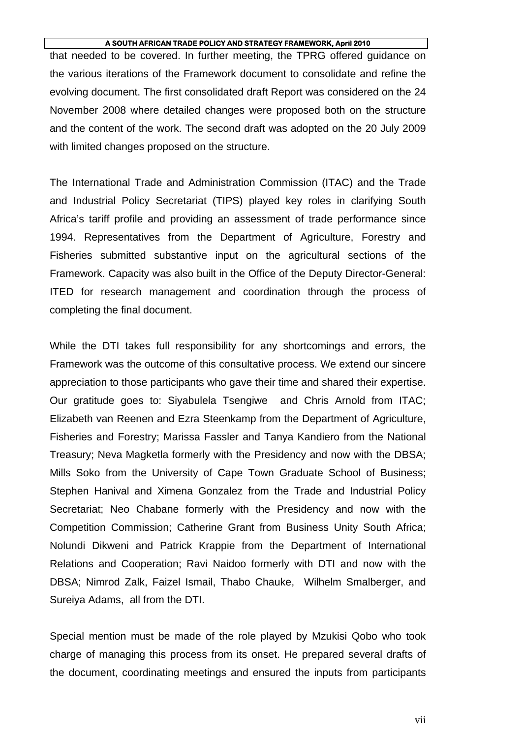that needed to be covered. In further meeting, the TPRG offered guidance on the various iterations of the Framework document to consolidate and refine the evolving document. The first consolidated draft Report was considered on the 24 November 2008 where detailed changes were proposed both on the structure and the content of the work. The second draft was adopted on the 20 July 2009 with limited changes proposed on the structure.

The International Trade and Administration Commission (ITAC) and the Trade and Industrial Policy Secretariat (TIPS) played key roles in clarifying South Africa's tariff profile and providing an assessment of trade performance since 1994. Representatives from the Department of Agriculture, Forestry and Fisheries submitted substantive input on the agricultural sections of the Framework. Capacity was also built in the Office of the Deputy Director-General: ITED for research management and coordination through the process of completing the final document.

While the DTI takes full responsibility for any shortcomings and errors, the Framework was the outcome of this consultative process. We extend our sincere appreciation to those participants who gave their time and shared their expertise. Our gratitude goes to: Siyabulela Tsengiwe and Chris Arnold from ITAC; Elizabeth van Reenen and Ezra Steenkamp from the Department of Agriculture, Fisheries and Forestry; Marissa Fassler and Tanya Kandiero from the National Treasury; Neva Magketla formerly with the Presidency and now with the DBSA; Mills Soko from the University of Cape Town Graduate School of Business; Stephen Hanival and Ximena Gonzalez from the Trade and Industrial Policy Secretariat; Neo Chabane formerly with the Presidency and now with the Competition Commission; Catherine Grant from Business Unity South Africa; Nolundi Dikweni and Patrick Krappie from the Department of International Relations and Cooperation; Ravi Naidoo formerly with DTI and now with the DBSA; Nimrod Zalk, Faizel Ismail, Thabo Chauke, Wilhelm Smalberger, and Sureiya Adams, all from the DTI.

Special mention must be made of the role played by Mzukisi Qobo who took charge of managing this process from its onset. He prepared several drafts of the document, coordinating meetings and ensured the inputs from participants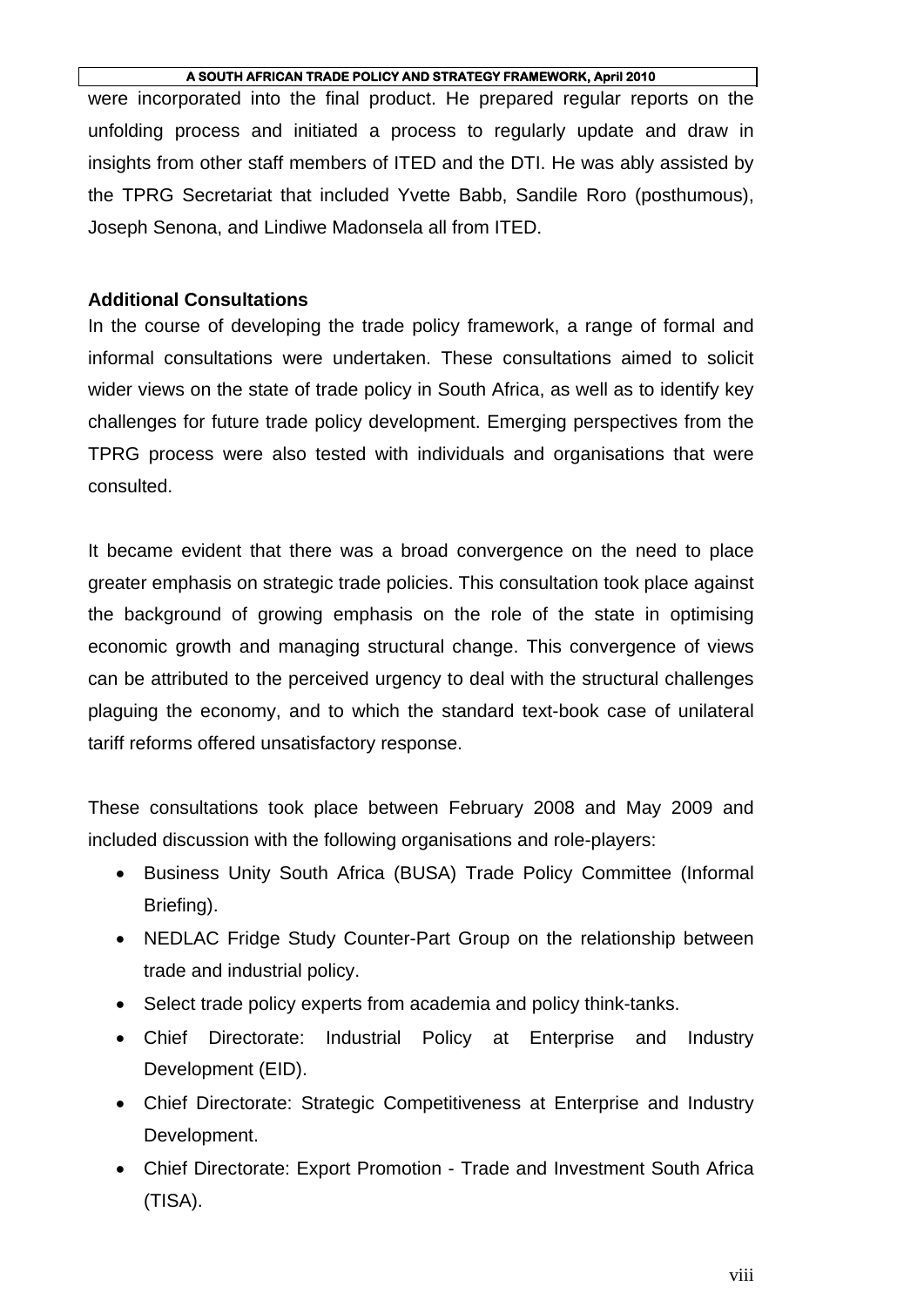were incorporated into the final product. He prepared regular reports on the unfolding process and initiated a process to regularly update and draw in insights from other staff members of ITED and the DTI. He was ably assisted by the TPRG Secretariat that included Yvette Babb, Sandile Roro (posthumous), Joseph Senona, and Lindiwe Madonsela all from ITED.

**Additional Consultations**

In the course of developing the trade policy framework, a range of formal and informal consultations were undertaken. These consultations aimed to solicit wider views on the state of trade policy in South Africa, as well as to identify key challenges for future trade policy development. Emerging perspectives from the TPRG process were also tested with individuals and organisations that were consulted.

It became evident that there was a broad convergence on the need to place greater emphasis on strategic trade policies. This consultation took place against the background of growing emphasis on the role of the state in optimising economic growth and managing structural change. This convergence of views can be attributed to the perceived urgency to deal with the structural challenges plaguing the economy, and to which the standard text-book case of unilateral tariff reforms offered unsatisfactory response.

These consultations took place between February 2008 and May 2009 and included discussion with the following organisations and role-players:

- Business Unity South Africa (BUSA) Trade Policy Committee (Informal Briefing).
- NEDLAC Fridge Study Counter-Part Group on the relationship between trade and industrial policy.
- Select trade policy experts from academia and policy think-tanks.
- Chief Directorate: Industrial Policy at Enterprise and Industry Development (EID).
- Chief Directorate: Strategic Competitiveness at Enterprise and Industry Development.
- Chief Directorate: Export Promotion - Trade and Investment South Africa (TISA).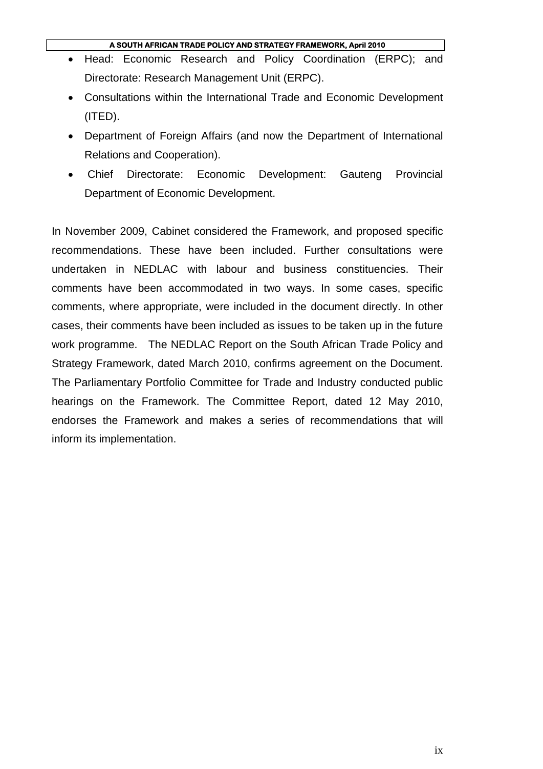- Head: Economic Research and Policy Coordination (ERPC); and Directorate: Research Management Unit (ERPC).
- Consultations within the International Trade and Economic Development (ITED).
- Department of Foreign Affairs (and now the Department of International Relations and Cooperation).
- Chief Directorate: Economic Development: Gauteng Provincial Department of Economic Development.

In November 2009, Cabinet considered the Framework, and proposed specific recommendations. These have been included. Further consultations were undertaken in NEDLAC with labour and business constituencies. Their comments have been accommodated in two ways. In some cases, specific comments, where appropriate, were included in the document directly. In other cases, their comments have been included as issues to be taken up in the future work programme. The NEDLAC Report on the South African Trade Policy and Strategy Framework, dated March 2010, confirms agreement on the Document. The Parliamentary Portfolio Committee for Trade and Industry conducted public hearings on the Framework. The Committee Report, dated 12 May 2010, endorses the Framework and makes a series of recommendations that will inform its implementation.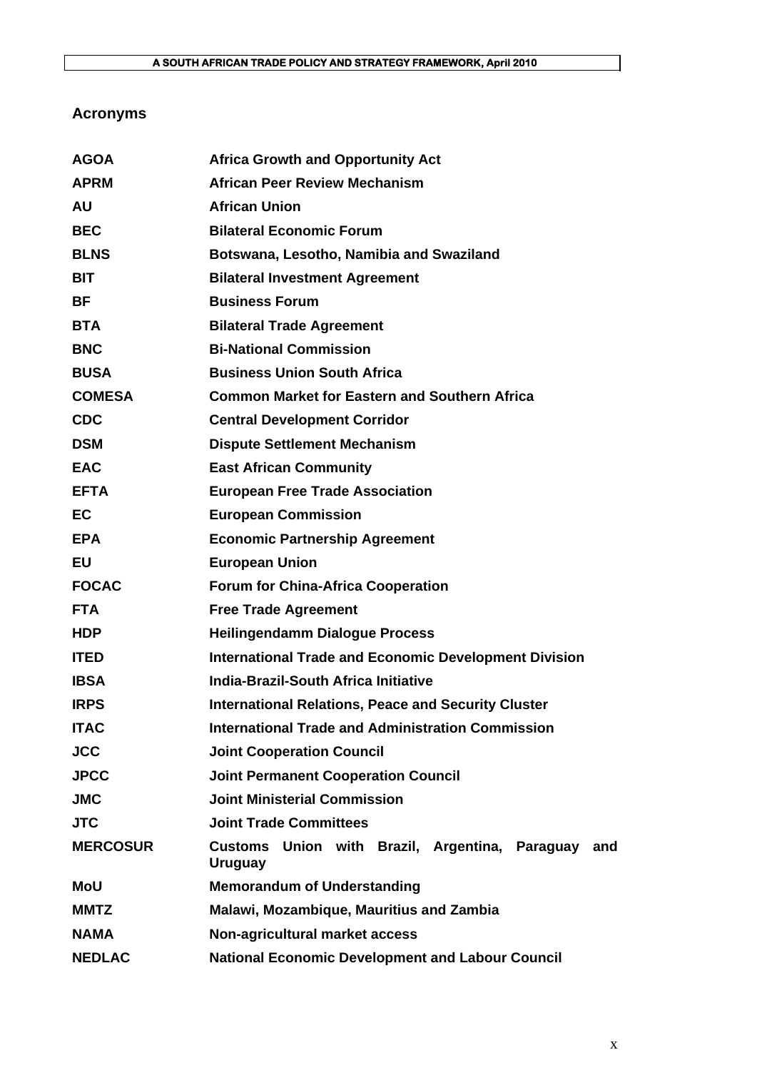## Acronyms

| | |
|---|---|
| **AGOA** | **Africa Growth and Opportunity Act** |
| **APRM** | **African Peer Review Mechanism** |
| **AU** | **African Union** |
| **BEC** | **Bilateral Economic Forum** |
| **BLNS** | **Botswana, Lesotho, Namibia and Swaziland** |
| **BIT** | **Bilateral Investment Agreement** |
| **BF** | **Business Forum** |
| **BTA** | **Bilateral Trade Agreement** |
| **BNC** | **Bi-National Commission** |
| **BUSA** | **Business Union South Africa** |
| **COMESA** | **Common Market for Eastern and Southern Africa** |
| **CDC** | **Central Development Corridor** |
| **DSM** | **Dispute Settlement Mechanism** |
| **EAC** | **East African Community** |
| **EFTA** | **European Free Trade Association** |
| **EC** | **European Commission** |
| **EPA** | **Economic Partnership Agreement** |
| **EU** | **European Union** |
| **FOCAC** | **Forum for China-Africa Cooperation** |
| **FTA** | **Free Trade Agreement** |
| **HDP** | **Heilingendamm Dialogue Process** |
| **ITED** | **International Trade and Economic Development Division** |
| **IBSA** | **India-Brazil-South Africa Initiative** |
| **IRPS** | **International Relations, Peace and Security Cluster** |
| **ITAC** | **International Trade and Administration Commission** |
| **JCC** | **Joint Cooperation Council** |
| **JPCC** | **Joint Permanent Cooperation Council** |
| **JMC** | **Joint Ministerial Commission** |
| **JTC** | **Joint Trade Committees** |
| **MERCOSUR** | **Customs Union with Brazil, Argentina, Paraguay and Uruguay** |
| **MoU** | **Memorandum of Understanding** |
| **MMTZ** | **Malawi, Mozambique, Mauritius and Zambia** |
| **NAMA** | **Non-agricultural market access** |
| **NEDLAC** | **National Economic Development and Labour Council** |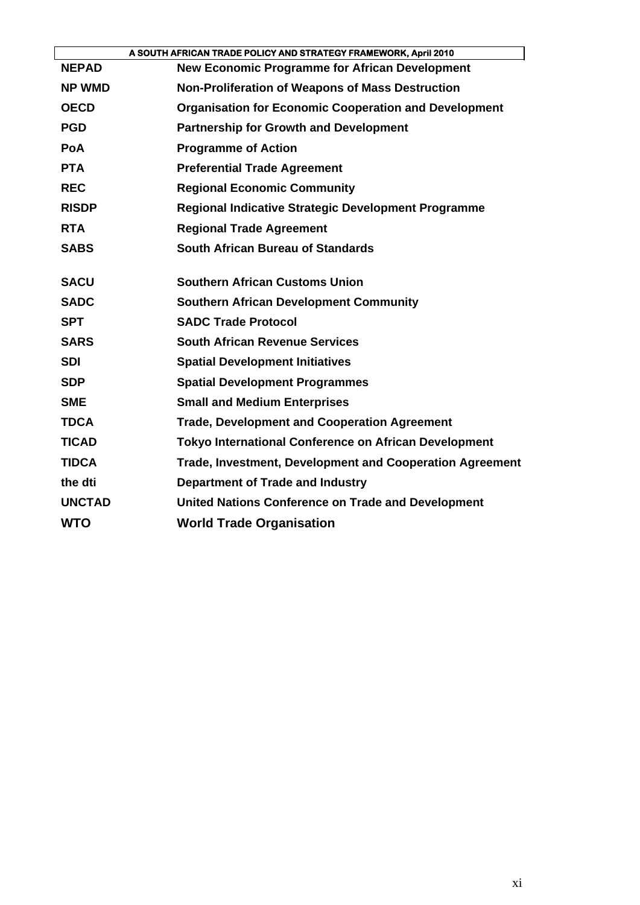| | |
|---|---|
| **NEPAD** | **New Economic Programme for African Development** |
| **NP WMD** | **Non-Proliferation of Weapons of Mass Destruction** |
| **OECD** | **Organisation for Economic Cooperation and Development** |
| **PGD** | **Partnership for Growth and Development** |
| **PoA** | **Programme of Action** |
| **PTA** | **Preferential Trade Agreement** |
| **REC** | **Regional Economic Community** |
| **RISDP** | **Regional Indicative Strategic Development Programme** |
| **RTA** | **Regional Trade Agreement** |
| **SABS** | **South African Bureau of Standards** |
| **SACU** | **Southern African Customs Union** |
| **SADC** | **Southern African Development Community** |
| **SPT** | **SADC Trade Protocol** |
| **SARS** | **South African Revenue Services** |
| **SDI** | **Spatial Development Initiatives** |
| **SDP** | **Spatial Development Programmes** |
| **SME** | **Small and Medium Enterprises** |
| **TDCA** | **Trade, Development and Cooperation Agreement** |
| **TICAD** | **Tokyo International Conference on African Development** |
| **TIDCA** | **Trade, Investment, Development and Cooperation Agreement** |
| **the dti** | **Department of Trade and Industry** |
| **UNCTAD** | **United Nations Conference on Trade and Development** |
| **WTO** | **World Trade Organisation** |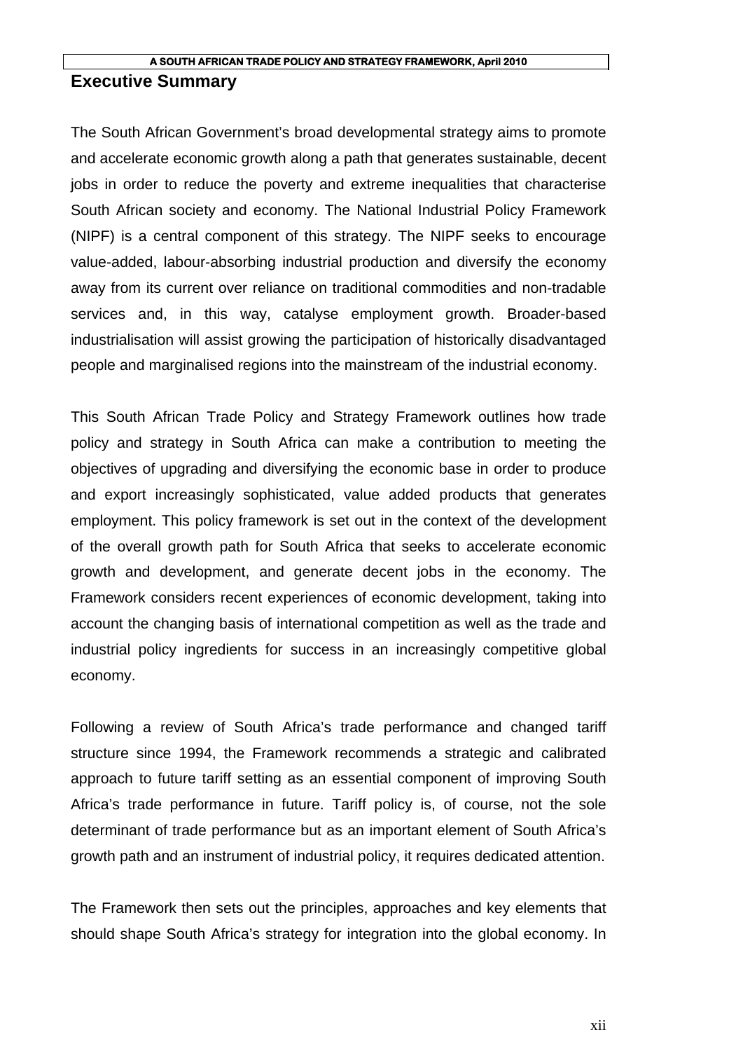## Executive Summary

The South African Government's broad developmental strategy aims to promote and accelerate economic growth along a path that generates sustainable, decent jobs in order to reduce the poverty and extreme inequalities that characterise South African society and economy. The National Industrial Policy Framework (NIPF) is a central component of this strategy. The NIPF seeks to encourage value-added, labour-absorbing industrial production and diversify the economy away from its current over reliance on traditional commodities and non-tradable services and, in this way, catalyse employment growth. Broader-based industrialisation will assist growing the participation of historically disadvantaged people and marginalised regions into the mainstream of the industrial economy.

This South African Trade Policy and Strategy Framework outlines how trade policy and strategy in South Africa can make a contribution to meeting the objectives of upgrading and diversifying the economic base in order to produce and export increasingly sophisticated, value added products that generates employment. This policy framework is set out in the context of the development of the overall growth path for South Africa that seeks to accelerate economic growth and development, and generate decent jobs in the economy. The Framework considers recent experiences of economic development, taking into account the changing basis of international competition as well as the trade and industrial policy ingredients for success in an increasingly competitive global economy.

Following a review of South Africa's trade performance and changed tariff structure since 1994, the Framework recommends a strategic and calibrated approach to future tariff setting as an essential component of improving South Africa's trade performance in future. Tariff policy is, of course, not the sole determinant of trade performance but as an important element of South Africa's growth path and an instrument of industrial policy, it requires dedicated attention.

The Framework then sets out the principles, approaches and key elements that should shape South Africa's strategy for integration into the global economy. In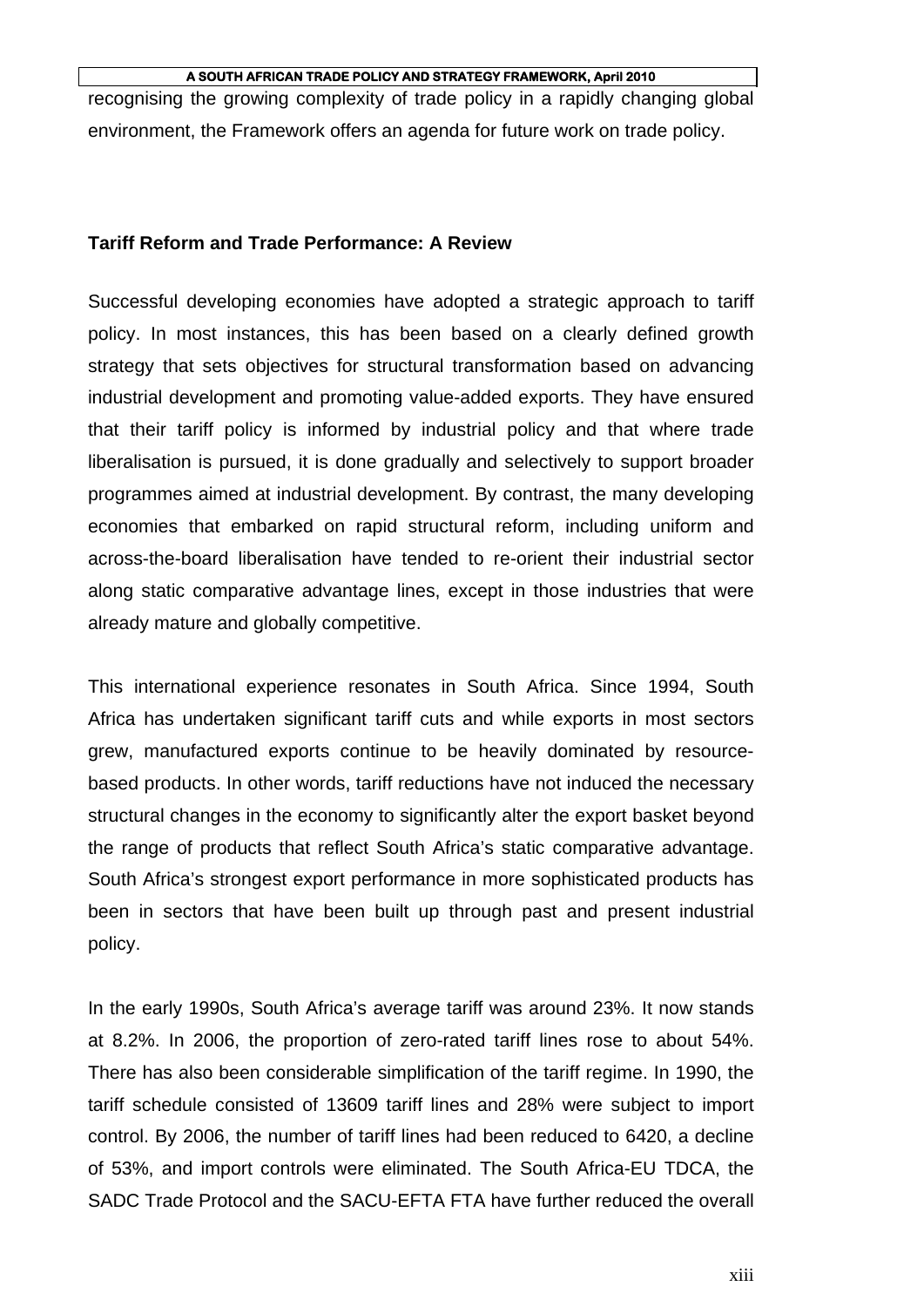recognising the growing complexity of trade policy in a rapidly changing global environment, the Framework offers an agenda for future work on trade policy.

**Tariff Reform and Trade Performance: A Review**

Successful developing economies have adopted a strategic approach to tariff policy. In most instances, this has been based on a clearly defined growth strategy that sets objectives for structural transformation based on advancing industrial development and promoting value-added exports. They have ensured that their tariff policy is informed by industrial policy and that where trade liberalisation is pursued, it is done gradually and selectively to support broader programmes aimed at industrial development. By contrast, the many developing economies that embarked on rapid structural reform, including uniform and across-the-board liberalisation have tended to re-orient their industrial sector along static comparative advantage lines, except in those industries that were already mature and globally competitive.

This international experience resonates in South Africa. Since 1994, South Africa has undertaken significant tariff cuts and while exports in most sectors grew, manufactured exports continue to be heavily dominated by resource-based products. In other words, tariff reductions have not induced the necessary structural changes in the economy to significantly alter the export basket beyond the range of products that reflect South Africa's static comparative advantage. South Africa's strongest export performance in more sophisticated products has been in sectors that have been built up through past and present industrial policy.

In the early 1990s, South Africa's average tariff was around 23%. It now stands at 8.2%. In 2006, the proportion of zero-rated tariff lines rose to about 54%. There has also been considerable simplification of the tariff regime. In 1990, the tariff schedule consisted of 13609 tariff lines and 28% were subject to import control. By 2006, the number of tariff lines had been reduced to 6420, a decline of 53%, and import controls were eliminated. The South Africa-EU TDCA, the SADC Trade Protocol and the SACU-EFTA FTA have further reduced the overall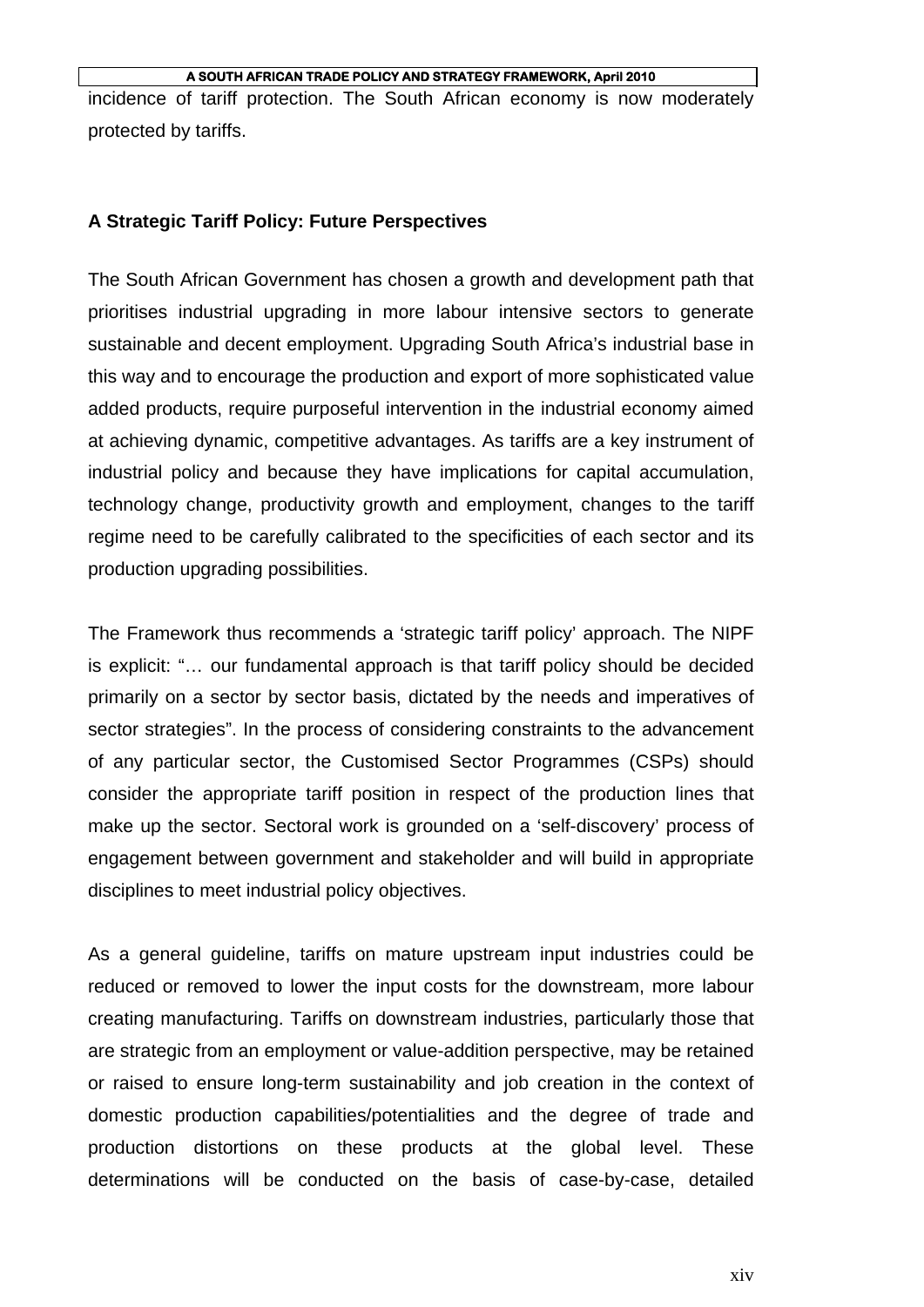incidence of tariff protection. The South African economy is now moderately protected by tariffs.

**A Strategic Tariff Policy: Future Perspectives**

The South African Government has chosen a growth and development path that prioritises industrial upgrading in more labour intensive sectors to generate sustainable and decent employment. Upgrading South Africa's industrial base in this way and to encourage the production and export of more sophisticated value added products, require purposeful intervention in the industrial economy aimed at achieving dynamic, competitive advantages. As tariffs are a key instrument of industrial policy and because they have implications for capital accumulation, technology change, productivity growth and employment, changes to the tariff regime need to be carefully calibrated to the specificities of each sector and its production upgrading possibilities.

The Framework thus recommends a 'strategic tariff policy' approach. The NIPF is explicit: "… our fundamental approach is that tariff policy should be decided primarily on a sector by sector basis, dictated by the needs and imperatives of sector strategies". In the process of considering constraints to the advancement of any particular sector, the Customised Sector Programmes (CSPs) should consider the appropriate tariff position in respect of the production lines that make up the sector. Sectoral work is grounded on a 'self-discovery' process of engagement between government and stakeholder and will build in appropriate disciplines to meet industrial policy objectives.

As a general guideline, tariffs on mature upstream input industries could be reduced or removed to lower the input costs for the downstream, more labour creating manufacturing. Tariffs on downstream industries, particularly those that are strategic from an employment or value-addition perspective, may be retained or raised to ensure long-term sustainability and job creation in the context of domestic production capabilities/potentialities and the degree of trade and production distortions on these products at the global level. These determinations will be conducted on the basis of case-by-case, detailed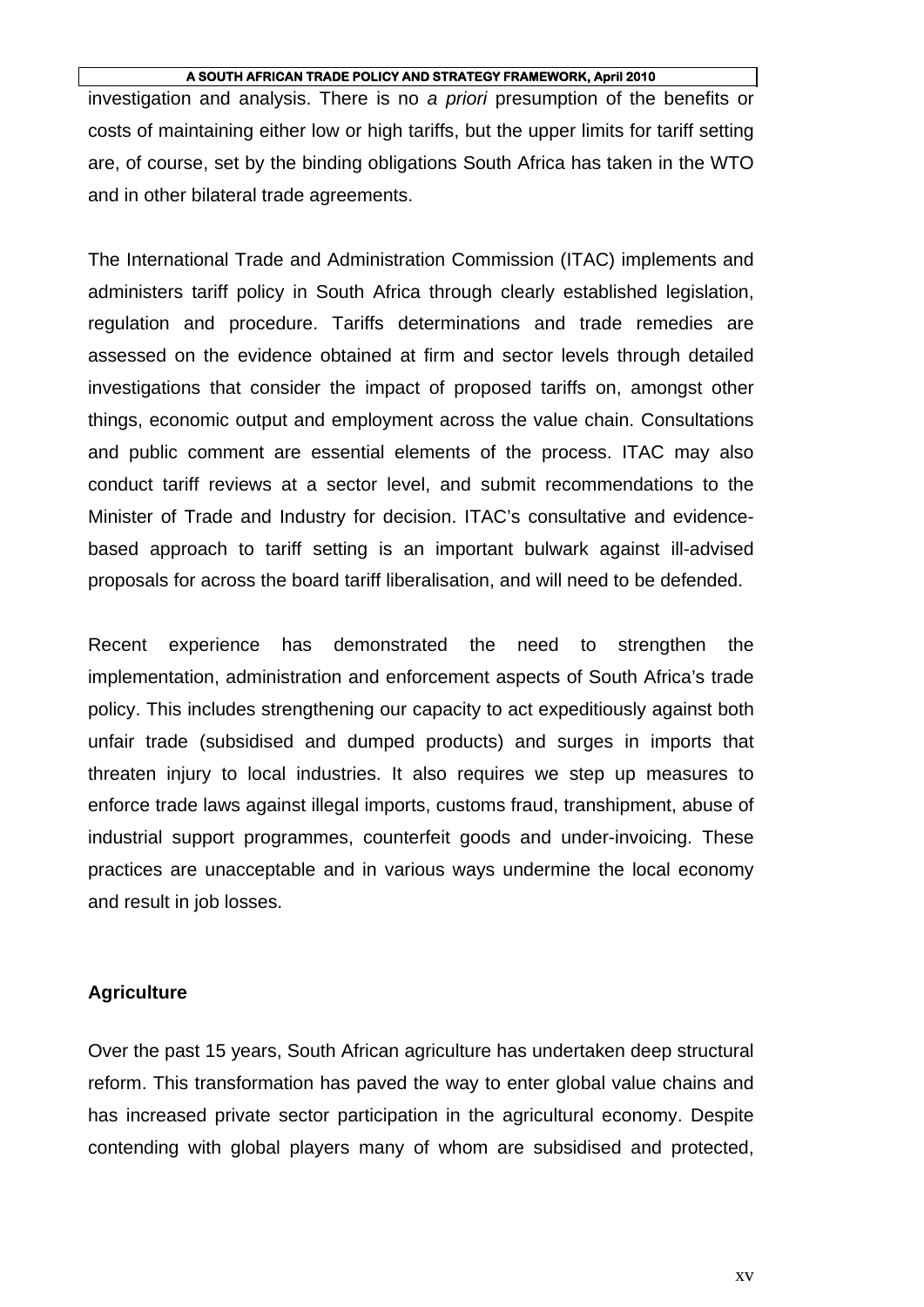investigation and analysis. There is no *a priori* presumption of the benefits or costs of maintaining either low or high tariffs, but the upper limits for tariff setting are, of course, set by the binding obligations South Africa has taken in the WTO and in other bilateral trade agreements.

The International Trade and Administration Commission (ITAC) implements and administers tariff policy in South Africa through clearly established legislation, regulation and procedure. Tariffs determinations and trade remedies are assessed on the evidence obtained at firm and sector levels through detailed investigations that consider the impact of proposed tariffs on, amongst other things, economic output and employment across the value chain. Consultations and public comment are essential elements of the process. ITAC may also conduct tariff reviews at a sector level, and submit recommendations to the Minister of Trade and Industry for decision. ITAC's consultative and evidence-based approach to tariff setting is an important bulwark against ill-advised proposals for across the board tariff liberalisation, and will need to be defended.

Recent experience has demonstrated the need to strengthen the implementation, administration and enforcement aspects of South Africa's trade policy. This includes strengthening our capacity to act expeditiously against both unfair trade (subsidised and dumped products) and surges in imports that threaten injury to local industries. It also requires we step up measures to enforce trade laws against illegal imports, customs fraud, transhipment, abuse of industrial support programmes, counterfeit goods and under-invoicing. These practices are unacceptable and in various ways undermine the local economy and result in job losses.

**Agriculture**

Over the past 15 years, South African agriculture has undertaken deep structural reform. This transformation has paved the way to enter global value chains and has increased private sector participation in the agricultural economy. Despite contending with global players many of whom are subsidised and protected,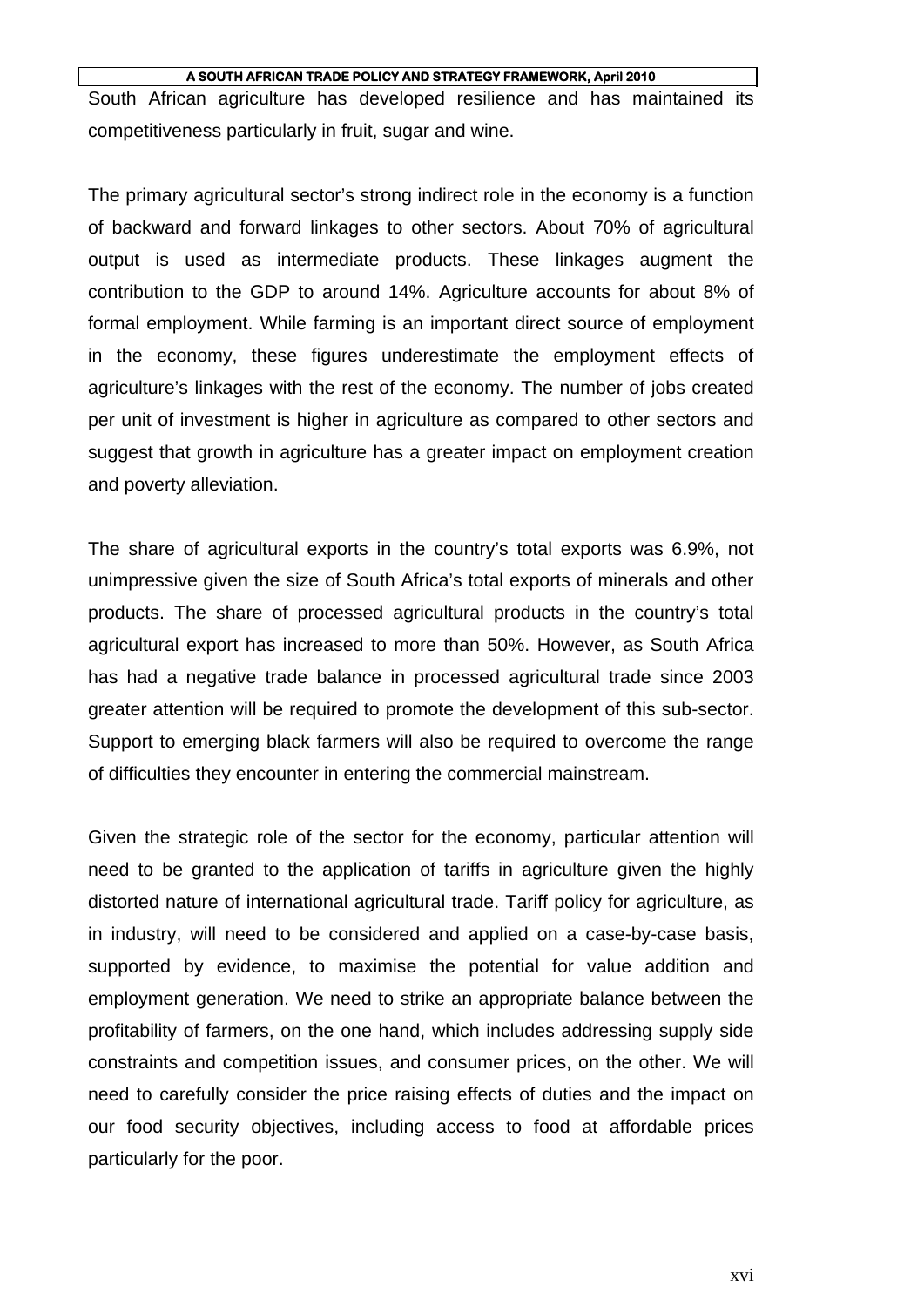South African agriculture has developed resilience and has maintained its competitiveness particularly in fruit, sugar and wine.

The primary agricultural sector's strong indirect role in the economy is a function of backward and forward linkages to other sectors. About 70% of agricultural output is used as intermediate products. These linkages augment the contribution to the GDP to around 14%. Agriculture accounts for about 8% of formal employment. While farming is an important direct source of employment in the economy, these figures underestimate the employment effects of agriculture's linkages with the rest of the economy. The number of jobs created per unit of investment is higher in agriculture as compared to other sectors and suggest that growth in agriculture has a greater impact on employment creation and poverty alleviation.

The share of agricultural exports in the country's total exports was 6.9%, not unimpressive given the size of South Africa's total exports of minerals and other products. The share of processed agricultural products in the country's total agricultural export has increased to more than 50%. However, as South Africa has had a negative trade balance in processed agricultural trade since 2003 greater attention will be required to promote the development of this sub-sector. Support to emerging black farmers will also be required to overcome the range of difficulties they encounter in entering the commercial mainstream.

Given the strategic role of the sector for the economy, particular attention will need to be granted to the application of tariffs in agriculture given the highly distorted nature of international agricultural trade. Tariff policy for agriculture, as in industry, will need to be considered and applied on a case-by-case basis, supported by evidence, to maximise the potential for value addition and employment generation. We need to strike an appropriate balance between the profitability of farmers, on the one hand, which includes addressing supply side constraints and competition issues, and consumer prices, on the other. We will need to carefully consider the price raising effects of duties and the impact on our food security objectives, including access to food at affordable prices particularly for the poor.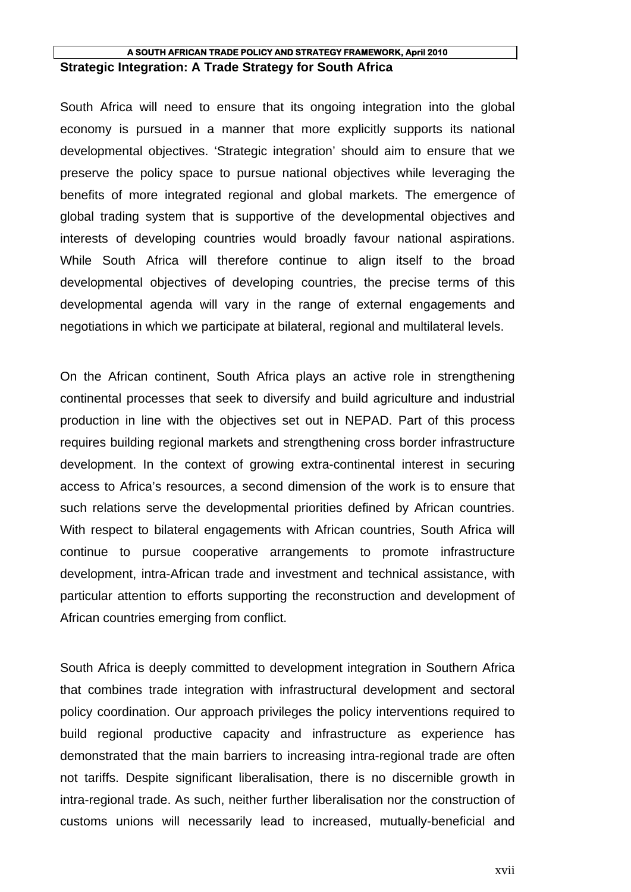## Strategic Integration: A Trade Strategy for South Africa

South Africa will need to ensure that its ongoing integration into the global economy is pursued in a manner that more explicitly supports its national developmental objectives. 'Strategic integration' should aim to ensure that we preserve the policy space to pursue national objectives while leveraging the benefits of more integrated regional and global markets. The emergence of global trading system that is supportive of the developmental objectives and interests of developing countries would broadly favour national aspirations. While South Africa will therefore continue to align itself to the broad developmental objectives of developing countries, the precise terms of this developmental agenda will vary in the range of external engagements and negotiations in which we participate at bilateral, regional and multilateral levels.

On the African continent, South Africa plays an active role in strengthening continental processes that seek to diversify and build agriculture and industrial production in line with the objectives set out in NEPAD. Part of this process requires building regional markets and strengthening cross border infrastructure development. In the context of growing extra-continental interest in securing access to Africa's resources, a second dimension of the work is to ensure that such relations serve the developmental priorities defined by African countries. With respect to bilateral engagements with African countries, South Africa will continue to pursue cooperative arrangements to promote infrastructure development, intra-African trade and investment and technical assistance, with particular attention to efforts supporting the reconstruction and development of African countries emerging from conflict.

South Africa is deeply committed to development integration in Southern Africa that combines trade integration with infrastructural development and sectoral policy coordination. Our approach privileges the policy interventions required to build regional productive capacity and infrastructure as experience has demonstrated that the main barriers to increasing intra-regional trade are often not tariffs. Despite significant liberalisation, there is no discernible growth in intra-regional trade. As such, neither further liberalisation nor the construction of customs unions will necessarily lead to increased, mutually-beneficial and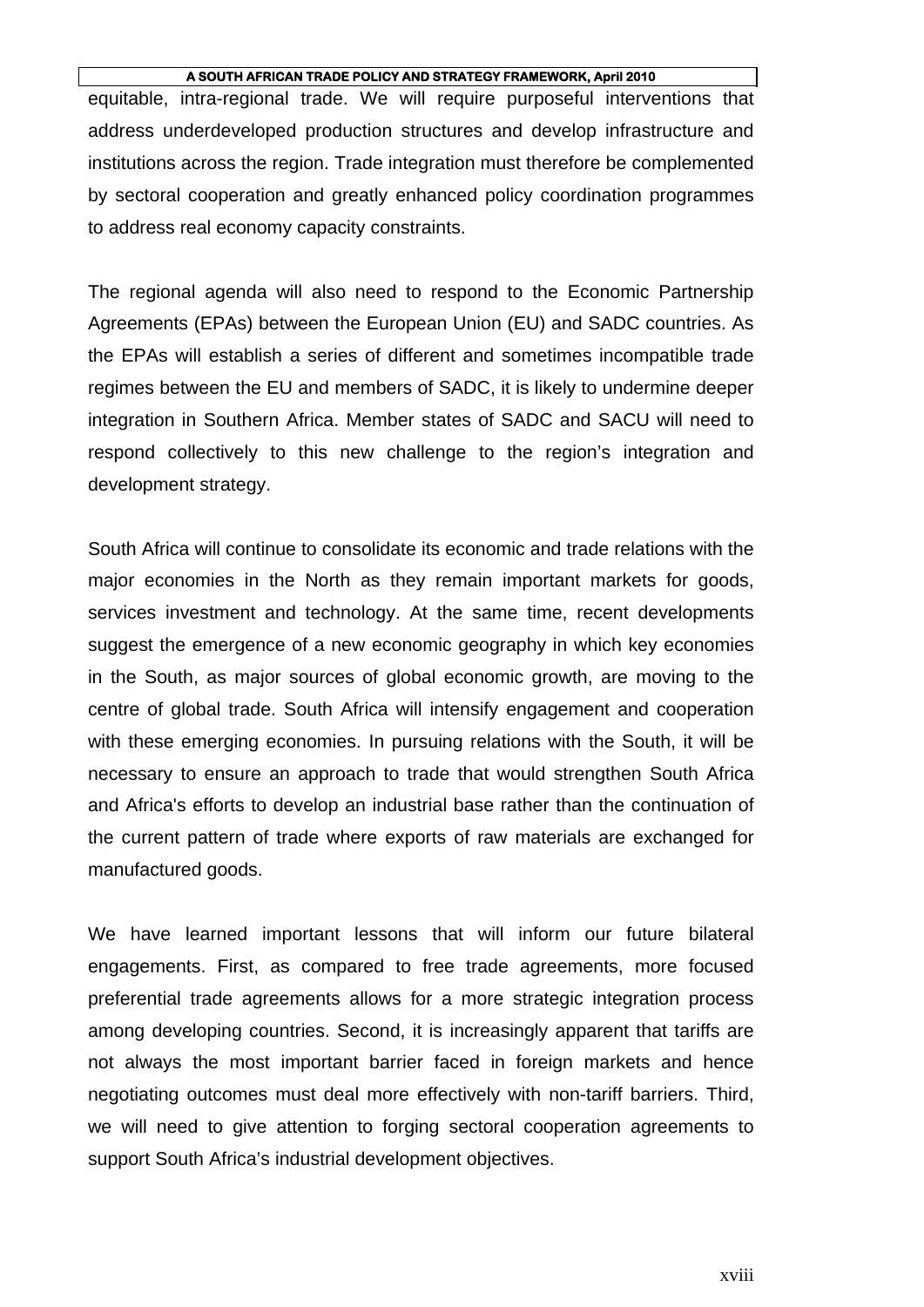equitable, intra-regional trade. We will require purposeful interventions that address underdeveloped production structures and develop infrastructure and institutions across the region. Trade integration must therefore be complemented by sectoral cooperation and greatly enhanced policy coordination programmes to address real economy capacity constraints.

The regional agenda will also need to respond to the Economic Partnership Agreements (EPAs) between the European Union (EU) and SADC countries. As the EPAs will establish a series of different and sometimes incompatible trade regimes between the EU and members of SADC, it is likely to undermine deeper integration in Southern Africa. Member states of SADC and SACU will need to respond collectively to this new challenge to the region's integration and development strategy.

South Africa will continue to consolidate its economic and trade relations with the major economies in the North as they remain important markets for goods, services investment and technology. At the same time, recent developments suggest the emergence of a new economic geography in which key economies in the South, as major sources of global economic growth, are moving to the centre of global trade. South Africa will intensify engagement and cooperation with these emerging economies. In pursuing relations with the South, it will be necessary to ensure an approach to trade that would strengthen South Africa and Africa's efforts to develop an industrial base rather than the continuation of the current pattern of trade where exports of raw materials are exchanged for manufactured goods.

We have learned important lessons that will inform our future bilateral engagements. First, as compared to free trade agreements, more focused preferential trade agreements allows for a more strategic integration process among developing countries. Second, it is increasingly apparent that tariffs are not always the most important barrier faced in foreign markets and hence negotiating outcomes must deal more effectively with non-tariff barriers. Third, we will need to give attention to forging sectoral cooperation agreements to support South Africa's industrial development objectives.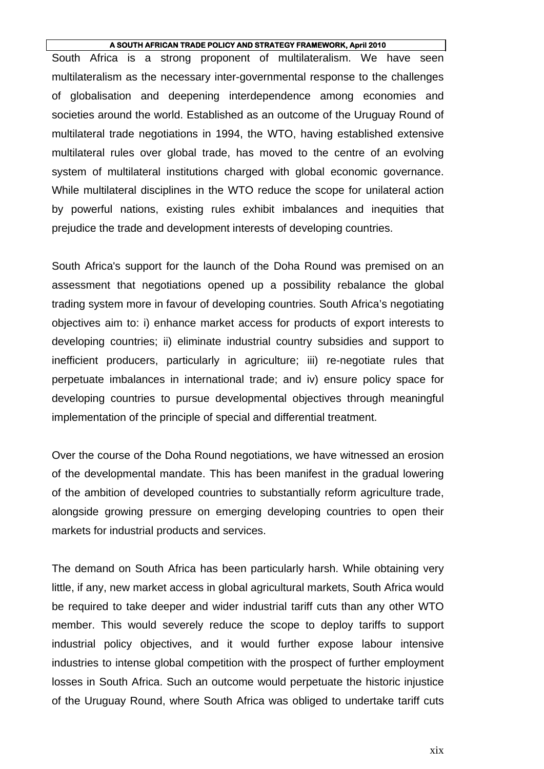South Africa is a strong proponent of multilateralism. We have seen multilateralism as the necessary inter-governmental response to the challenges of globalisation and deepening interdependence among economies and societies around the world. Established as an outcome of the Uruguay Round of multilateral trade negotiations in 1994, the WTO, having established extensive multilateral rules over global trade, has moved to the centre of an evolving system of multilateral institutions charged with global economic governance. While multilateral disciplines in the WTO reduce the scope for unilateral action by powerful nations, existing rules exhibit imbalances and inequities that prejudice the trade and development interests of developing countries.

South Africa's support for the launch of the Doha Round was premised on an assessment that negotiations opened up a possibility rebalance the global trading system more in favour of developing countries. South Africa's negotiating objectives aim to: i) enhance market access for products of export interests to developing countries; ii) eliminate industrial country subsidies and support to inefficient producers, particularly in agriculture; iii) re-negotiate rules that perpetuate imbalances in international trade; and iv) ensure policy space for developing countries to pursue developmental objectives through meaningful implementation of the principle of special and differential treatment.

Over the course of the Doha Round negotiations, we have witnessed an erosion of the developmental mandate. This has been manifest in the gradual lowering of the ambition of developed countries to substantially reform agriculture trade, alongside growing pressure on emerging developing countries to open their markets for industrial products and services.

The demand on South Africa has been particularly harsh. While obtaining very little, if any, new market access in global agricultural markets, South Africa would be required to take deeper and wider industrial tariff cuts than any other WTO member. This would severely reduce the scope to deploy tariffs to support industrial policy objectives, and it would further expose labour intensive industries to intense global competition with the prospect of further employment losses in South Africa. Such an outcome would perpetuate the historic injustice of the Uruguay Round, where South Africa was obliged to undertake tariff cuts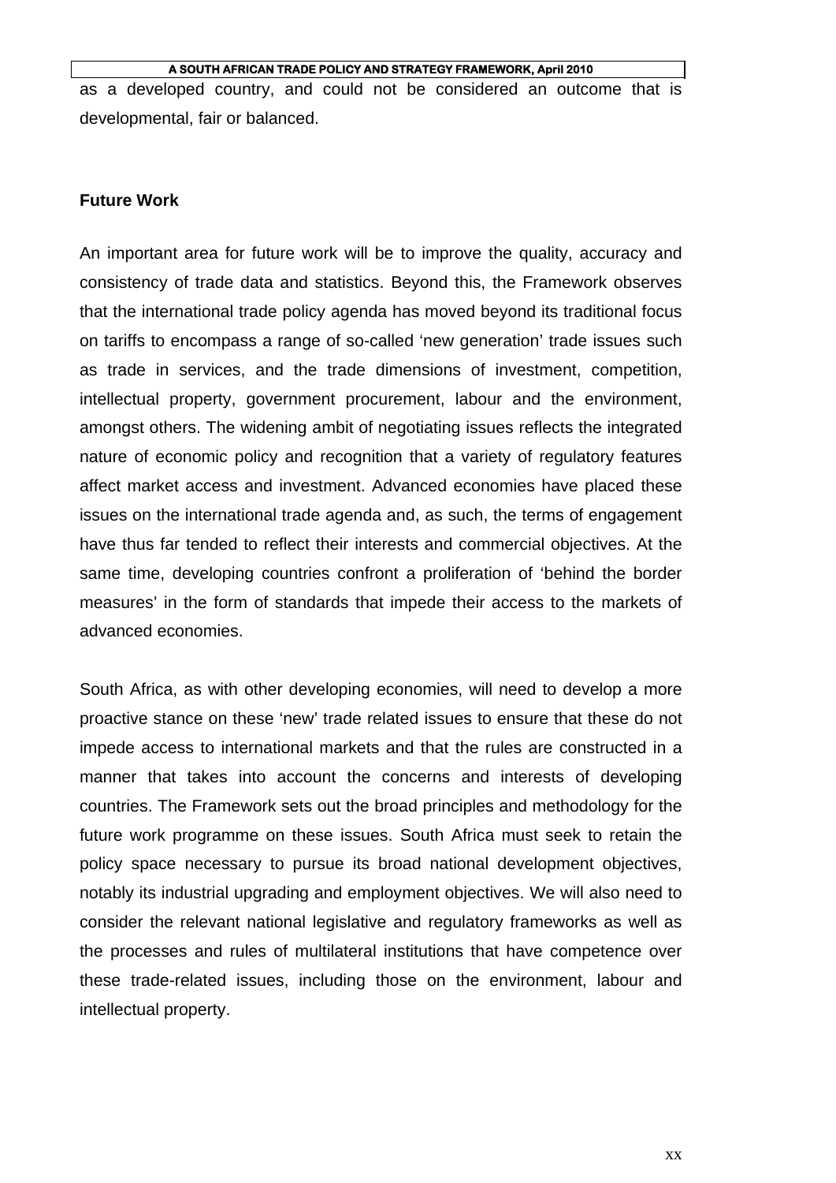as a developed country, and could not be considered an outcome that is developmental, fair or balanced.

**Future Work**

An important area for future work will be to improve the quality, accuracy and consistency of trade data and statistics. Beyond this, the Framework observes that the international trade policy agenda has moved beyond its traditional focus on tariffs to encompass a range of so-called 'new generation' trade issues such as trade in services, and the trade dimensions of investment, competition, intellectual property, government procurement, labour and the environment, amongst others. The widening ambit of negotiating issues reflects the integrated nature of economic policy and recognition that a variety of regulatory features affect market access and investment. Advanced economies have placed these issues on the international trade agenda and, as such, the terms of engagement have thus far tended to reflect their interests and commercial objectives. At the same time, developing countries confront a proliferation of 'behind the border measures' in the form of standards that impede their access to the markets of advanced economies.

South Africa, as with other developing economies, will need to develop a more proactive stance on these 'new' trade related issues to ensure that these do not impede access to international markets and that the rules are constructed in a manner that takes into account the concerns and interests of developing countries. The Framework sets out the broad principles and methodology for the future work programme on these issues. South Africa must seek to retain the policy space necessary to pursue its broad national development objectives, notably its industrial upgrading and employment objectives. We will also need to consider the relevant national legislative and regulatory frameworks as well as the processes and rules of multilateral institutions that have competence over these trade-related issues, including those on the environment, labour and intellectual property.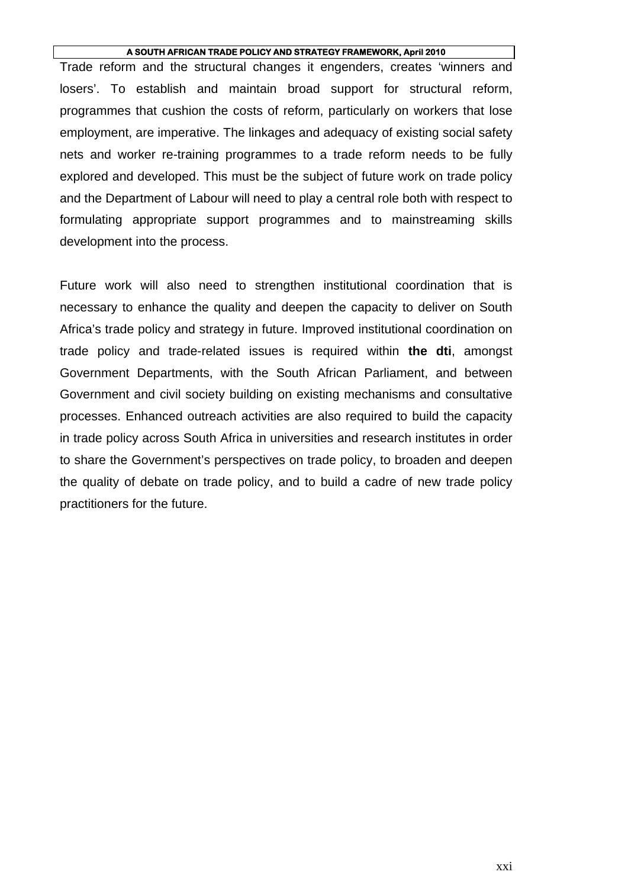Trade reform and the structural changes it engenders, creates 'winners and losers'. To establish and maintain broad support for structural reform, programmes that cushion the costs of reform, particularly on workers that lose employment, are imperative. The linkages and adequacy of existing social safety nets and worker re-training programmes to a trade reform needs to be fully explored and developed. This must be the subject of future work on trade policy and the Department of Labour will need to play a central role both with respect to formulating appropriate support programmes and to mainstreaming skills development into the process.

Future work will also need to strengthen institutional coordination that is necessary to enhance the quality and deepen the capacity to deliver on South Africa's trade policy and strategy in future. Improved institutional coordination on trade policy and trade-related issues is required within **the dti**, amongst Government Departments, with the South African Parliament, and between Government and civil society building on existing mechanisms and consultative processes. Enhanced outreach activities are also required to build the capacity in trade policy across South Africa in universities and research institutes in order to share the Government's perspectives on trade policy, to broaden and deepen the quality of debate on trade policy, and to build a cadre of new trade policy practitioners for the future.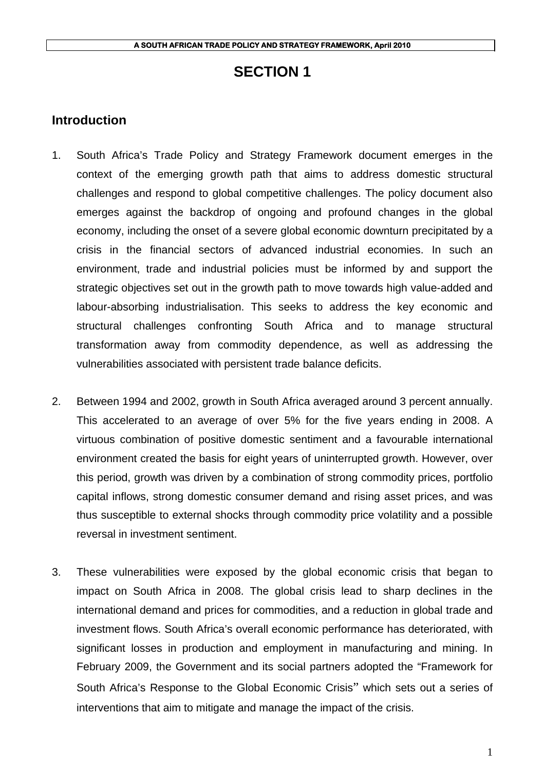# SECTION 1

## Introduction

1. South Africa's Trade Policy and Strategy Framework document emerges in the context of the emerging growth path that aims to address domestic structural challenges and respond to global competitive challenges. The policy document also emerges against the backdrop of ongoing and profound changes in the global economy, including the onset of a severe global economic downturn precipitated by a crisis in the financial sectors of advanced industrial economies. In such an environment, trade and industrial policies must be informed by and support the strategic objectives set out in the growth path to move towards high value-added and labour-absorbing industrialisation. This seeks to address the key economic and structural challenges confronting South Africa and to manage structural transformation away from commodity dependence, as well as addressing the vulnerabilities associated with persistent trade balance deficits.

2. Between 1994 and 2002, growth in South Africa averaged around 3 percent annually. This accelerated to an average of over 5% for the five years ending in 2008. A virtuous combination of positive domestic sentiment and a favourable international environment created the basis for eight years of uninterrupted growth. However, over this period, growth was driven by a combination of strong commodity prices, portfolio capital inflows, strong domestic consumer demand and rising asset prices, and was thus susceptible to external shocks through commodity price volatility and a possible reversal in investment sentiment.

3. These vulnerabilities were exposed by the global economic crisis that began to impact on South Africa in 2008. The global crisis lead to sharp declines in the international demand and prices for commodities, and a reduction in global trade and investment flows. South Africa's overall economic performance has deteriorated, with significant losses in production and employment in manufacturing and mining. In February 2009, the Government and its social partners adopted the "Framework for South Africa's Response to the Global Economic Crisis" which sets out a series of interventions that aim to mitigate and manage the impact of the crisis.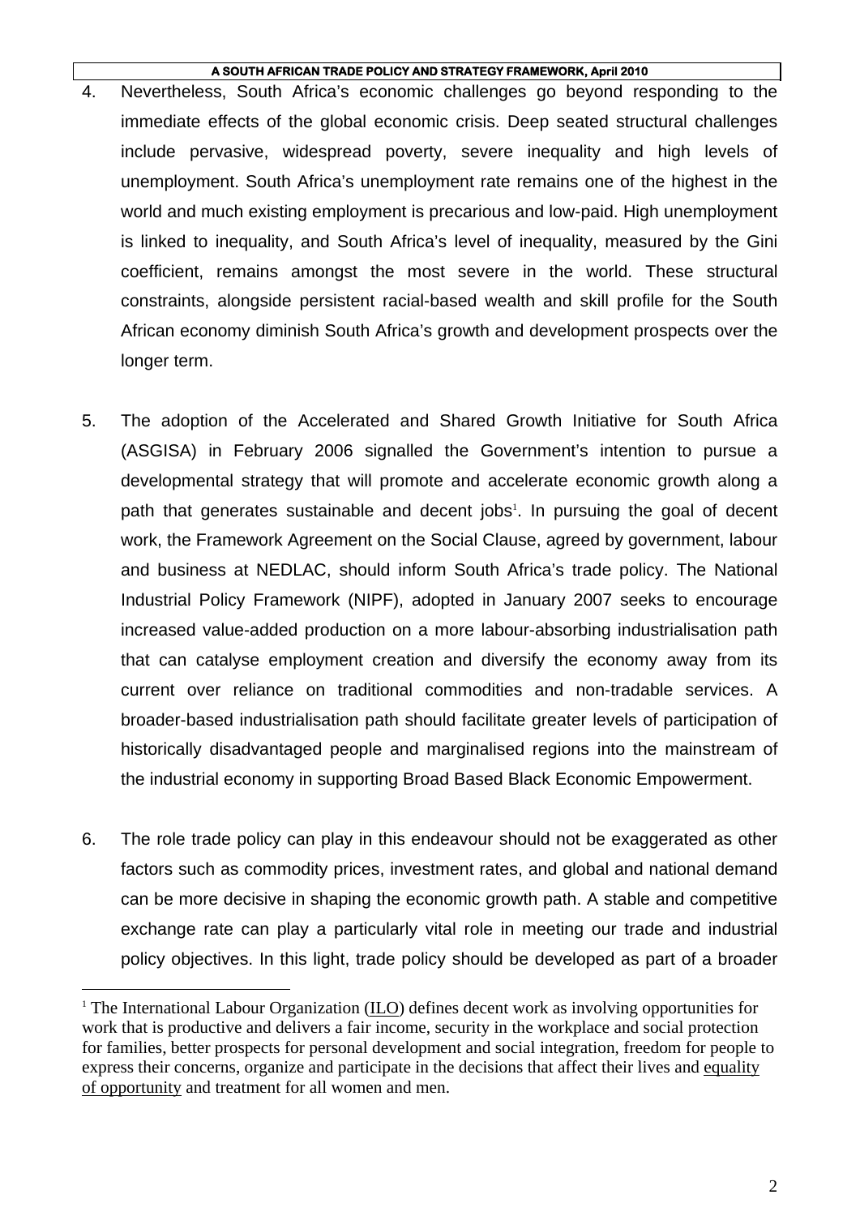4. Nevertheless, South Africa's economic challenges go beyond responding to the immediate effects of the global economic crisis. Deep seated structural challenges include pervasive, widespread poverty, severe inequality and high levels of unemployment. South Africa's unemployment rate remains one of the highest in the world and much existing employment is precarious and low-paid. High unemployment is linked to inequality, and South Africa's level of inequality, measured by the Gini coefficient, remains amongst the most severe in the world. These structural constraints, alongside persistent racial-based wealth and skill profile for the South African economy diminish South Africa's growth and development prospects over the longer term.

5. The adoption of the Accelerated and Shared Growth Initiative for South Africa (ASGISA) in February 2006 signalled the Government's intention to pursue a developmental strategy that will promote and accelerate economic growth along a path that generates sustainable and decent jobs[1]. In pursuing the goal of decent work, the Framework Agreement on the Social Clause, agreed by government, labour and business at NEDLAC, should inform South Africa's trade policy. The National Industrial Policy Framework (NIPF), adopted in January 2007 seeks to encourage increased value-added production on a more labour-absorbing industrialisation path that can catalyse employment creation and diversify the economy away from its current over reliance on traditional commodities and non-tradable services. A broader-based industrialisation path should facilitate greater levels of participation of historically disadvantaged people and marginalised regions into the mainstream of the industrial economy in supporting Broad Based Black Economic Empowerment.

6. The role trade policy can play in this endeavour should not be exaggerated as other factors such as commodity prices, investment rates, and global and national demand can be more decisive in shaping the economic growth path. A stable and competitive exchange rate can play a particularly vital role in meeting our trade and industrial policy objectives. In this light, trade policy should be developed as part of a broader

---

[1] The International Labour Organization (ILO) defines decent work as involving opportunities for work that is productive and delivers a fair income, security in the workplace and social protection for families, better prospects for personal development and social integration, freedom for people to express their concerns, organize and participate in the decisions that affect their lives and equality of opportunity and treatment for all women and men.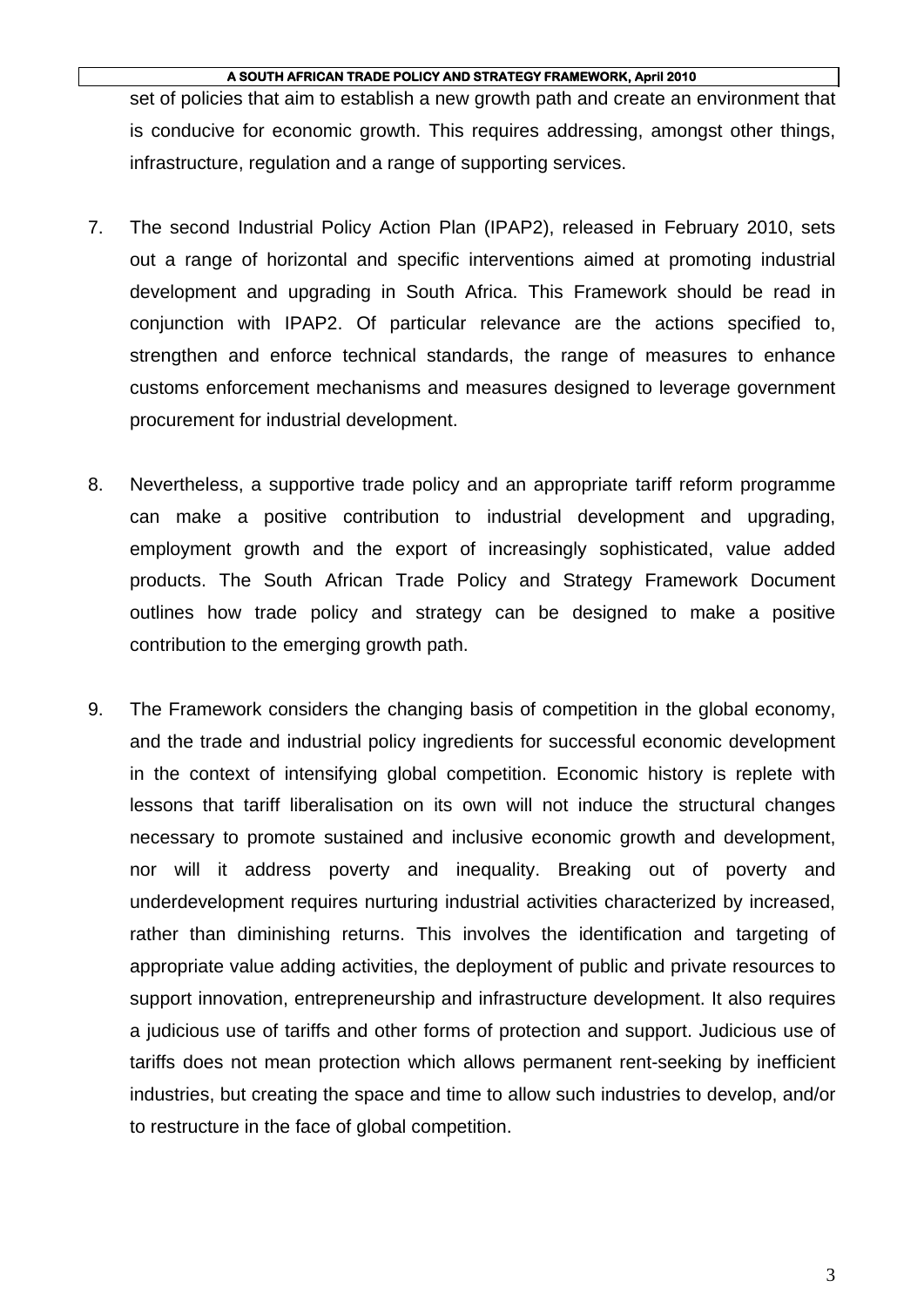set of policies that aim to establish a new growth path and create an environment that is conducive for economic growth. This requires addressing, amongst other things, infrastructure, regulation and a range of supporting services.

7. The second Industrial Policy Action Plan (IPAP2), released in February 2010, sets out a range of horizontal and specific interventions aimed at promoting industrial development and upgrading in South Africa. This Framework should be read in conjunction with IPAP2. Of particular relevance are the actions specified to, strengthen and enforce technical standards, the range of measures to enhance customs enforcement mechanisms and measures designed to leverage government procurement for industrial development.

8. Nevertheless, a supportive trade policy and an appropriate tariff reform programme can make a positive contribution to industrial development and upgrading, employment growth and the export of increasingly sophisticated, value added products. The South African Trade Policy and Strategy Framework Document outlines how trade policy and strategy can be designed to make a positive contribution to the emerging growth path.

9. The Framework considers the changing basis of competition in the global economy, and the trade and industrial policy ingredients for successful economic development in the context of intensifying global competition. Economic history is replete with lessons that tariff liberalisation on its own will not induce the structural changes necessary to promote sustained and inclusive economic growth and development, nor will it address poverty and inequality. Breaking out of poverty and underdevelopment requires nurturing industrial activities characterized by increased, rather than diminishing returns. This involves the identification and targeting of appropriate value adding activities, the deployment of public and private resources to support innovation, entrepreneurship and infrastructure development. It also requires a judicious use of tariffs and other forms of protection and support. Judicious use of tariffs does not mean protection which allows permanent rent-seeking by inefficient industries, but creating the space and time to allow such industries to develop, and/or to restructure in the face of global competition.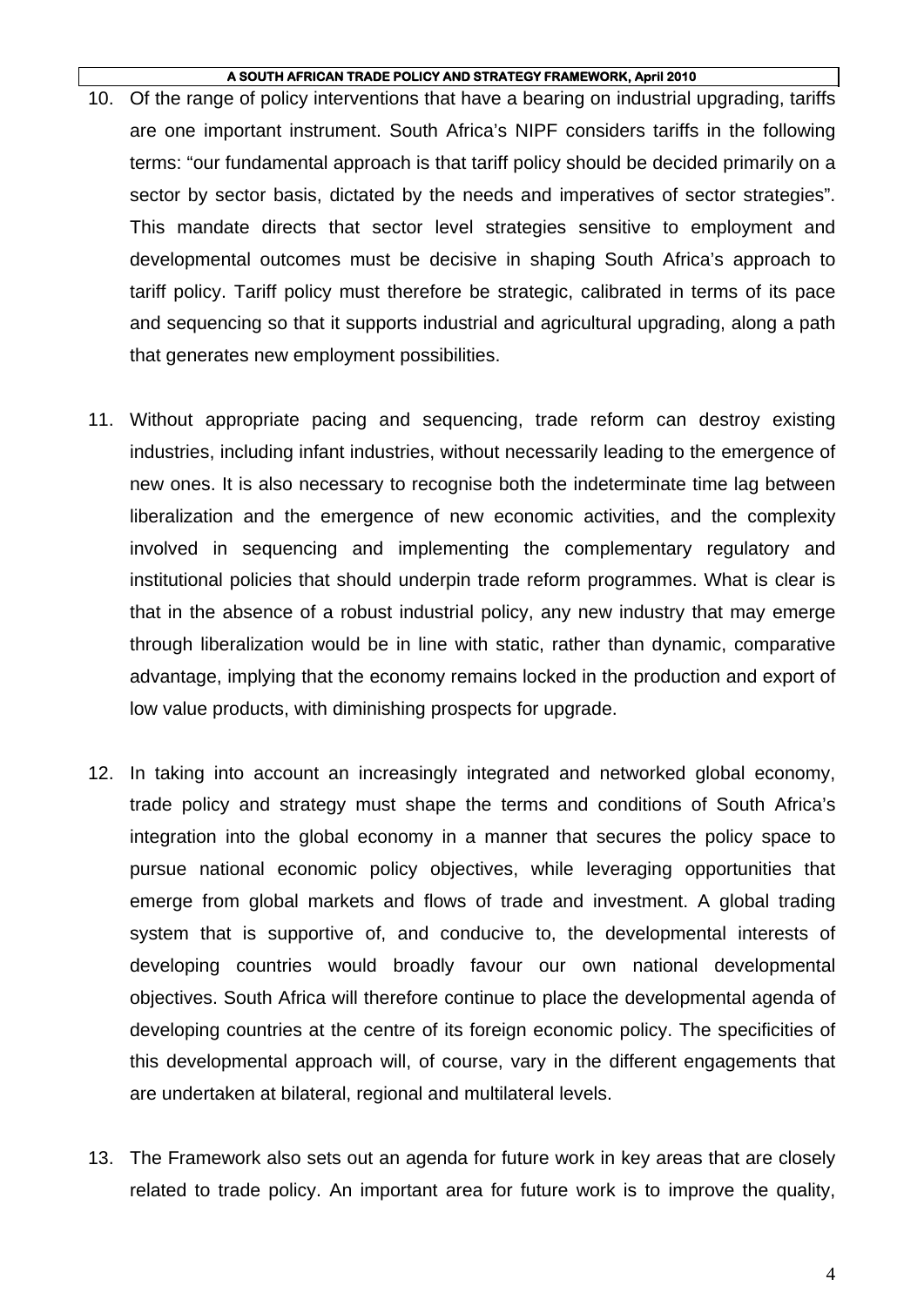10. Of the range of policy interventions that have a bearing on industrial upgrading, tariffs are one important instrument. South Africa's NIPF considers tariffs in the following terms: "our fundamental approach is that tariff policy should be decided primarily on a sector by sector basis, dictated by the needs and imperatives of sector strategies". This mandate directs that sector level strategies sensitive to employment and developmental outcomes must be decisive in shaping South Africa's approach to tariff policy. Tariff policy must therefore be strategic, calibrated in terms of its pace and sequencing so that it supports industrial and agricultural upgrading, along a path that generates new employment possibilities.

11. Without appropriate pacing and sequencing, trade reform can destroy existing industries, including infant industries, without necessarily leading to the emergence of new ones. It is also necessary to recognise both the indeterminate time lag between liberalization and the emergence of new economic activities, and the complexity involved in sequencing and implementing the complementary regulatory and institutional policies that should underpin trade reform programmes. What is clear is that in the absence of a robust industrial policy, any new industry that may emerge through liberalization would be in line with static, rather than dynamic, comparative advantage, implying that the economy remains locked in the production and export of low value products, with diminishing prospects for upgrade.

12. In taking into account an increasingly integrated and networked global economy, trade policy and strategy must shape the terms and conditions of South Africa's integration into the global economy in a manner that secures the policy space to pursue national economic policy objectives, while leveraging opportunities that emerge from global markets and flows of trade and investment. A global trading system that is supportive of, and conducive to, the developmental interests of developing countries would broadly favour our own national developmental objectives. South Africa will therefore continue to place the developmental agenda of developing countries at the centre of its foreign economic policy. The specificities of this developmental approach will, of course, vary in the different engagements that are undertaken at bilateral, regional and multilateral levels.

13. The Framework also sets out an agenda for future work in key areas that are closely related to trade policy. An important area for future work is to improve the quality,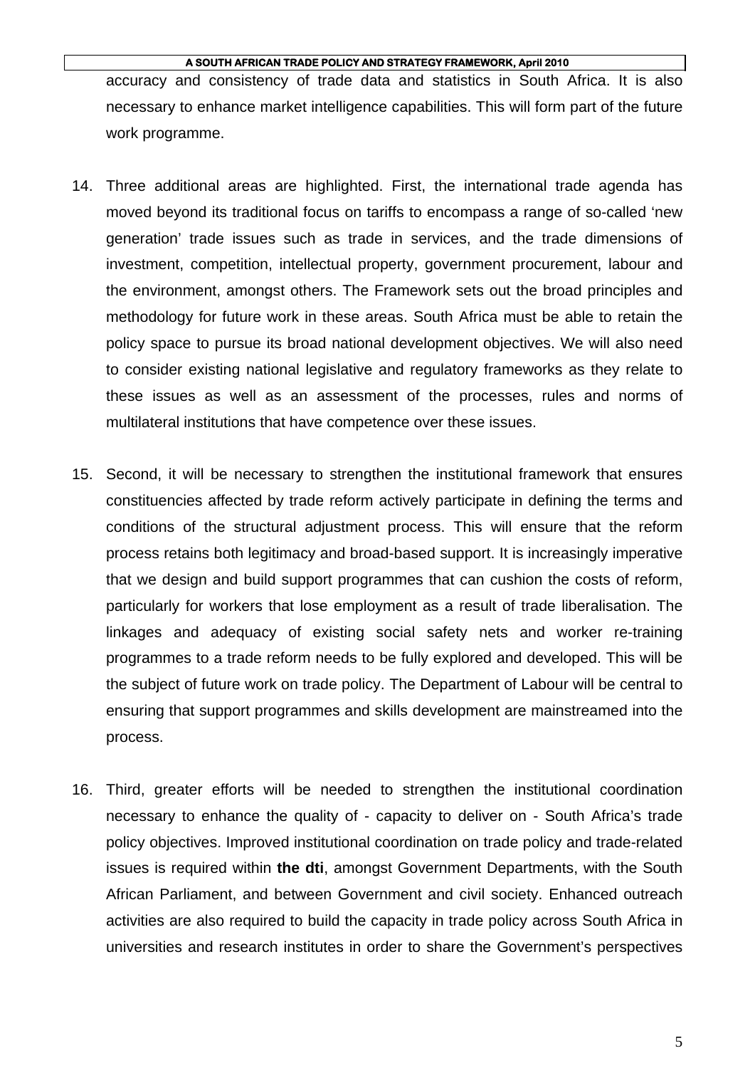accuracy and consistency of trade data and statistics in South Africa. It is also necessary to enhance market intelligence capabilities. This will form part of the future work programme.

14. Three additional areas are highlighted. First, the international trade agenda has moved beyond its traditional focus on tariffs to encompass a range of so-called 'new generation' trade issues such as trade in services, and the trade dimensions of investment, competition, intellectual property, government procurement, labour and the environment, amongst others. The Framework sets out the broad principles and methodology for future work in these areas. South Africa must be able to retain the policy space to pursue its broad national development objectives. We will also need to consider existing national legislative and regulatory frameworks as they relate to these issues as well as an assessment of the processes, rules and norms of multilateral institutions that have competence over these issues.

15. Second, it will be necessary to strengthen the institutional framework that ensures constituencies affected by trade reform actively participate in defining the terms and conditions of the structural adjustment process. This will ensure that the reform process retains both legitimacy and broad-based support. It is increasingly imperative that we design and build support programmes that can cushion the costs of reform, particularly for workers that lose employment as a result of trade liberalisation. The linkages and adequacy of existing social safety nets and worker re-training programmes to a trade reform needs to be fully explored and developed. This will be the subject of future work on trade policy. The Department of Labour will be central to ensuring that support programmes and skills development are mainstreamed into the process.

16. Third, greater efforts will be needed to strengthen the institutional coordination necessary to enhance the quality of - capacity to deliver on - South Africa's trade policy objectives. Improved institutional coordination on trade policy and trade-related issues is required within **the dti**, amongst Government Departments, with the South African Parliament, and between Government and civil society. Enhanced outreach activities are also required to build the capacity in trade policy across South Africa in universities and research institutes in order to share the Government's perspectives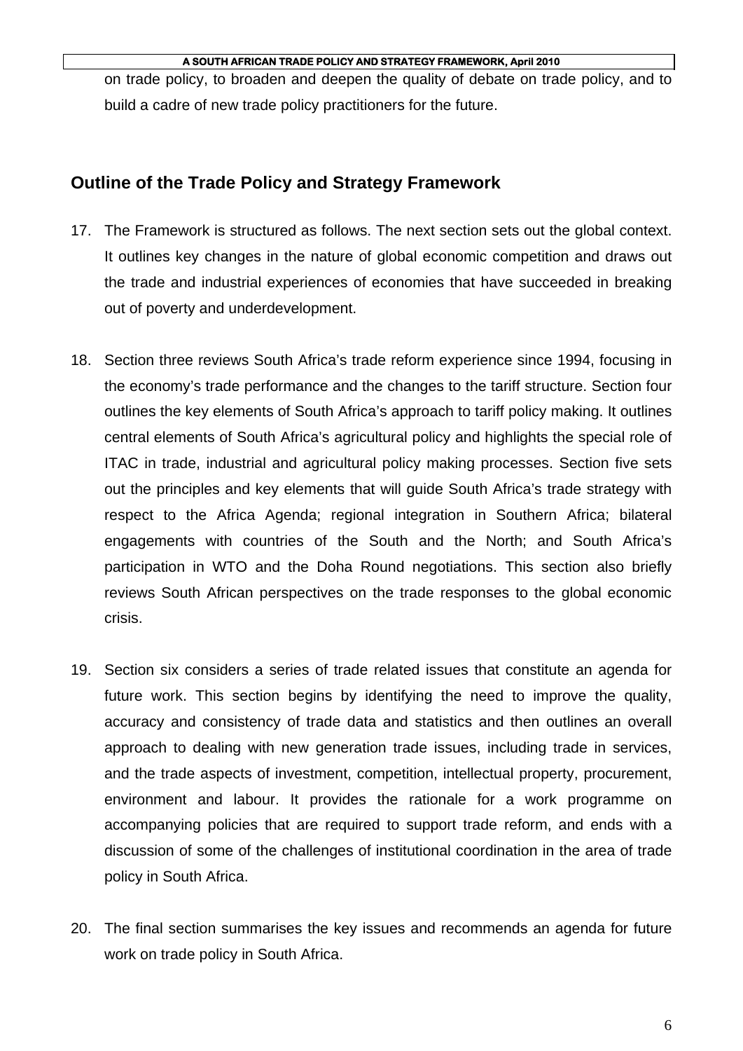on trade policy, to broaden and deepen the quality of debate on trade policy, and to build a cadre of new trade policy practitioners for the future.

## Outline of the Trade Policy and Strategy Framework

17. The Framework is structured as follows. The next section sets out the global context. It outlines key changes in the nature of global economic competition and draws out the trade and industrial experiences of economies that have succeeded in breaking out of poverty and underdevelopment.

18. Section three reviews South Africa's trade reform experience since 1994, focusing in the economy's trade performance and the changes to the tariff structure. Section four outlines the key elements of South Africa's approach to tariff policy making. It outlines central elements of South Africa's agricultural policy and highlights the special role of ITAC in trade, industrial and agricultural policy making processes. Section five sets out the principles and key elements that will guide South Africa's trade strategy with respect to the Africa Agenda; regional integration in Southern Africa; bilateral engagements with countries of the South and the North; and South Africa's participation in WTO and the Doha Round negotiations. This section also briefly reviews South African perspectives on the trade responses to the global economic crisis.

19. Section six considers a series of trade related issues that constitute an agenda for future work. This section begins by identifying the need to improve the quality, accuracy and consistency of trade data and statistics and then outlines an overall approach to dealing with new generation trade issues, including trade in services, and the trade aspects of investment, competition, intellectual property, procurement, environment and labour. It provides the rationale for a work programme on accompanying policies that are required to support trade reform, and ends with a discussion of some of the challenges of institutional coordination in the area of trade policy in South Africa.

20. The final section summarises the key issues and recommends an agenda for future work on trade policy in South Africa.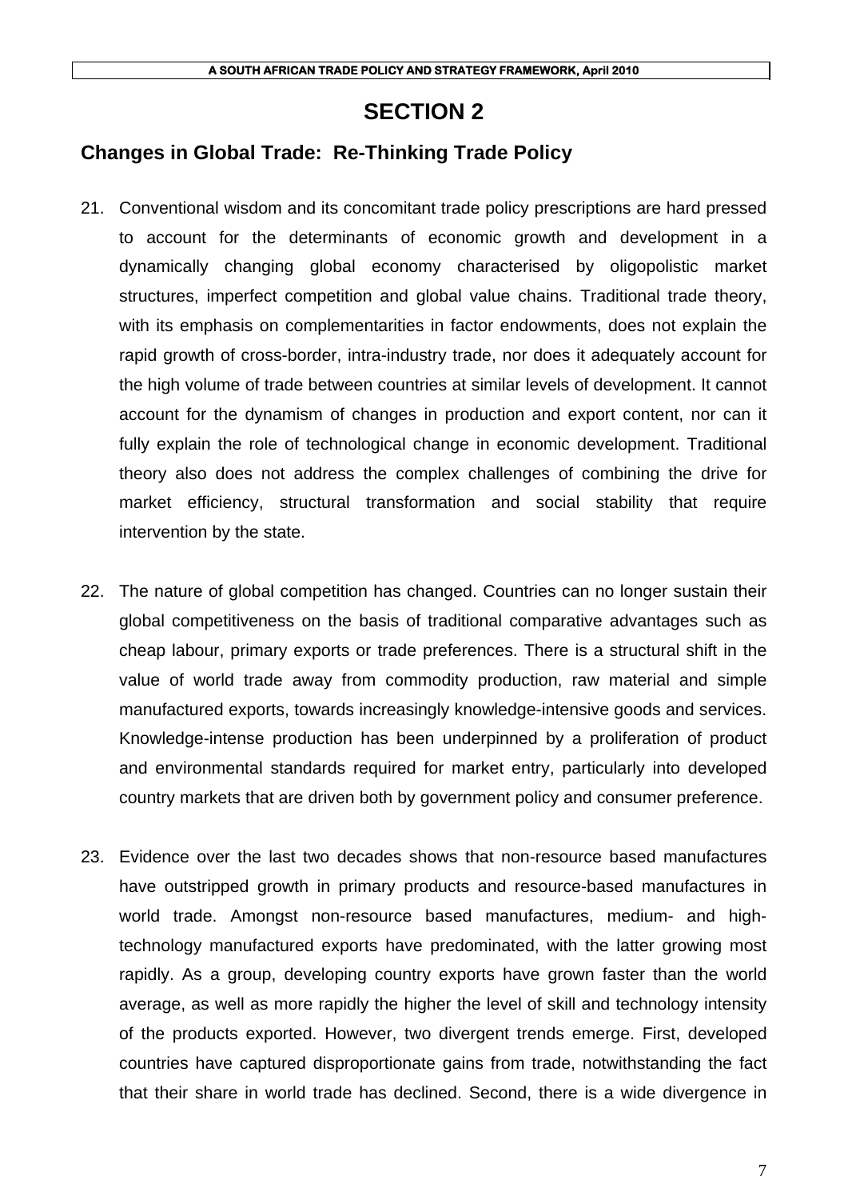# SECTION 2

## Changes in Global Trade: Re-Thinking Trade Policy

21. Conventional wisdom and its concomitant trade policy prescriptions are hard pressed to account for the determinants of economic growth and development in a dynamically changing global economy characterised by oligopolistic market structures, imperfect competition and global value chains. Traditional trade theory, with its emphasis on complementarities in factor endowments, does not explain the rapid growth of cross-border, intra-industry trade, nor does it adequately account for the high volume of trade between countries at similar levels of development. It cannot account for the dynamism of changes in production and export content, nor can it fully explain the role of technological change in economic development. Traditional theory also does not address the complex challenges of combining the drive for market efficiency, structural transformation and social stability that require intervention by the state.

22. The nature of global competition has changed. Countries can no longer sustain their global competitiveness on the basis of traditional comparative advantages such as cheap labour, primary exports or trade preferences. There is a structural shift in the value of world trade away from commodity production, raw material and simple manufactured exports, towards increasingly knowledge-intensive goods and services. Knowledge-intense production has been underpinned by a proliferation of product and environmental standards required for market entry, particularly into developed country markets that are driven both by government policy and consumer preference.

23. Evidence over the last two decades shows that non-resource based manufactures have outstripped growth in primary products and resource-based manufactures in world trade. Amongst non-resource based manufactures, medium- and high-technology manufactured exports have predominated, with the latter growing most rapidly. As a group, developing country exports have grown faster than the world average, as well as more rapidly the higher the level of skill and technology intensity of the products exported. However, two divergent trends emerge. First, developed countries have captured disproportionate gains from trade, notwithstanding the fact that their share in world trade has declined. Second, there is a wide divergence in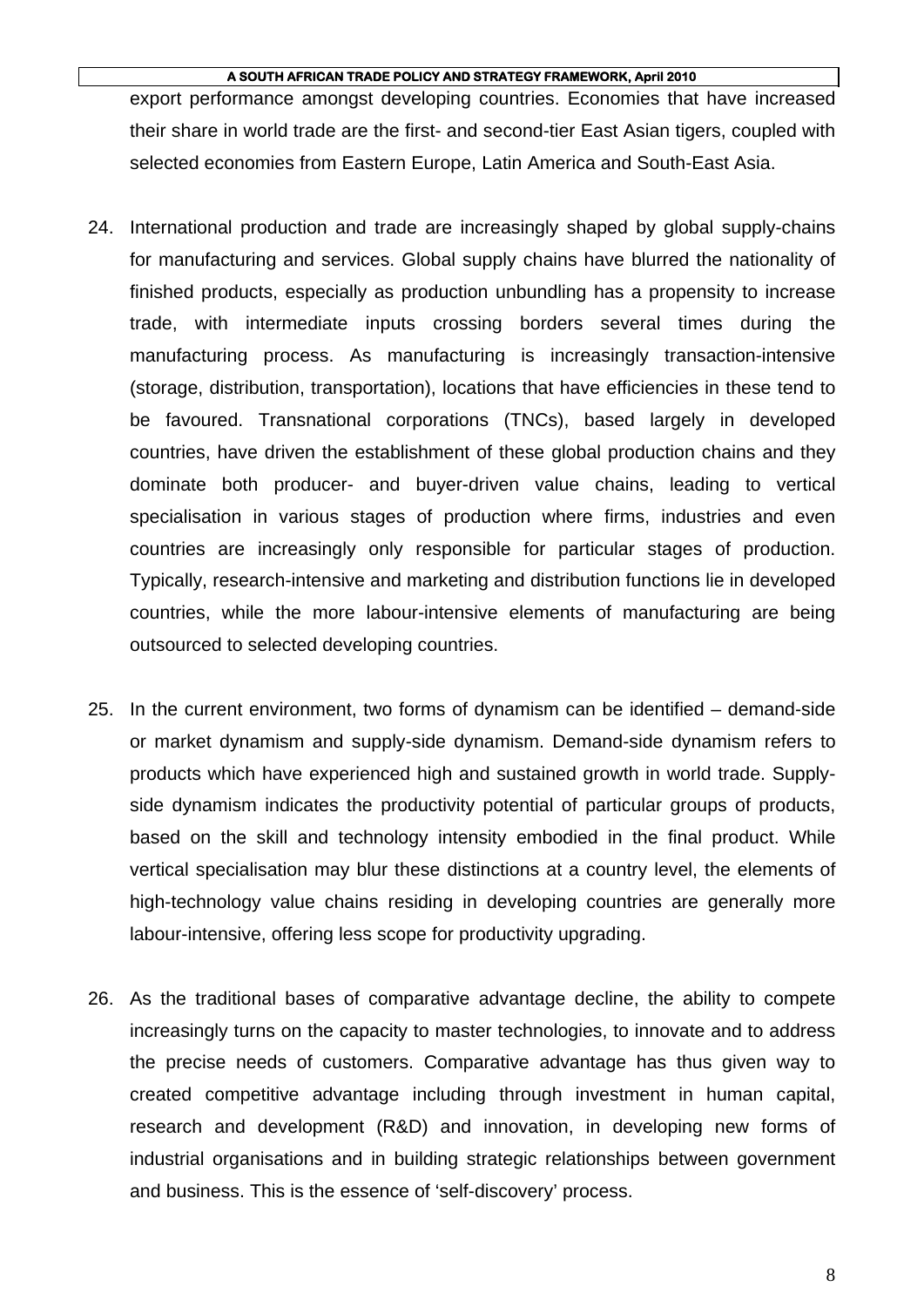export performance amongst developing countries. Economies that have increased their share in world trade are the first- and second-tier East Asian tigers, coupled with selected economies from Eastern Europe, Latin America and South-East Asia.

24. International production and trade are increasingly shaped by global supply-chains for manufacturing and services. Global supply chains have blurred the nationality of finished products, especially as production unbundling has a propensity to increase trade, with intermediate inputs crossing borders several times during the manufacturing process. As manufacturing is increasingly transaction-intensive (storage, distribution, transportation), locations that have efficiencies in these tend to be favoured. Transnational corporations (TNCs), based largely in developed countries, have driven the establishment of these global production chains and they dominate both producer- and buyer-driven value chains, leading to vertical specialisation in various stages of production where firms, industries and even countries are increasingly only responsible for particular stages of production. Typically, research-intensive and marketing and distribution functions lie in developed countries, while the more labour-intensive elements of manufacturing are being outsourced to selected developing countries.

25. In the current environment, two forms of dynamism can be identified – demand-side or market dynamism and supply-side dynamism. Demand-side dynamism refers to products which have experienced high and sustained growth in world trade. Supply-side dynamism indicates the productivity potential of particular groups of products, based on the skill and technology intensity embodied in the final product. While vertical specialisation may blur these distinctions at a country level, the elements of high-technology value chains residing in developing countries are generally more labour-intensive, offering less scope for productivity upgrading.

26. As the traditional bases of comparative advantage decline, the ability to compete increasingly turns on the capacity to master technologies, to innovate and to address the precise needs of customers. Comparative advantage has thus given way to created competitive advantage including through investment in human capital, research and development (R&D) and innovation, in developing new forms of industrial organisations and in building strategic relationships between government and business. This is the essence of 'self-discovery' process.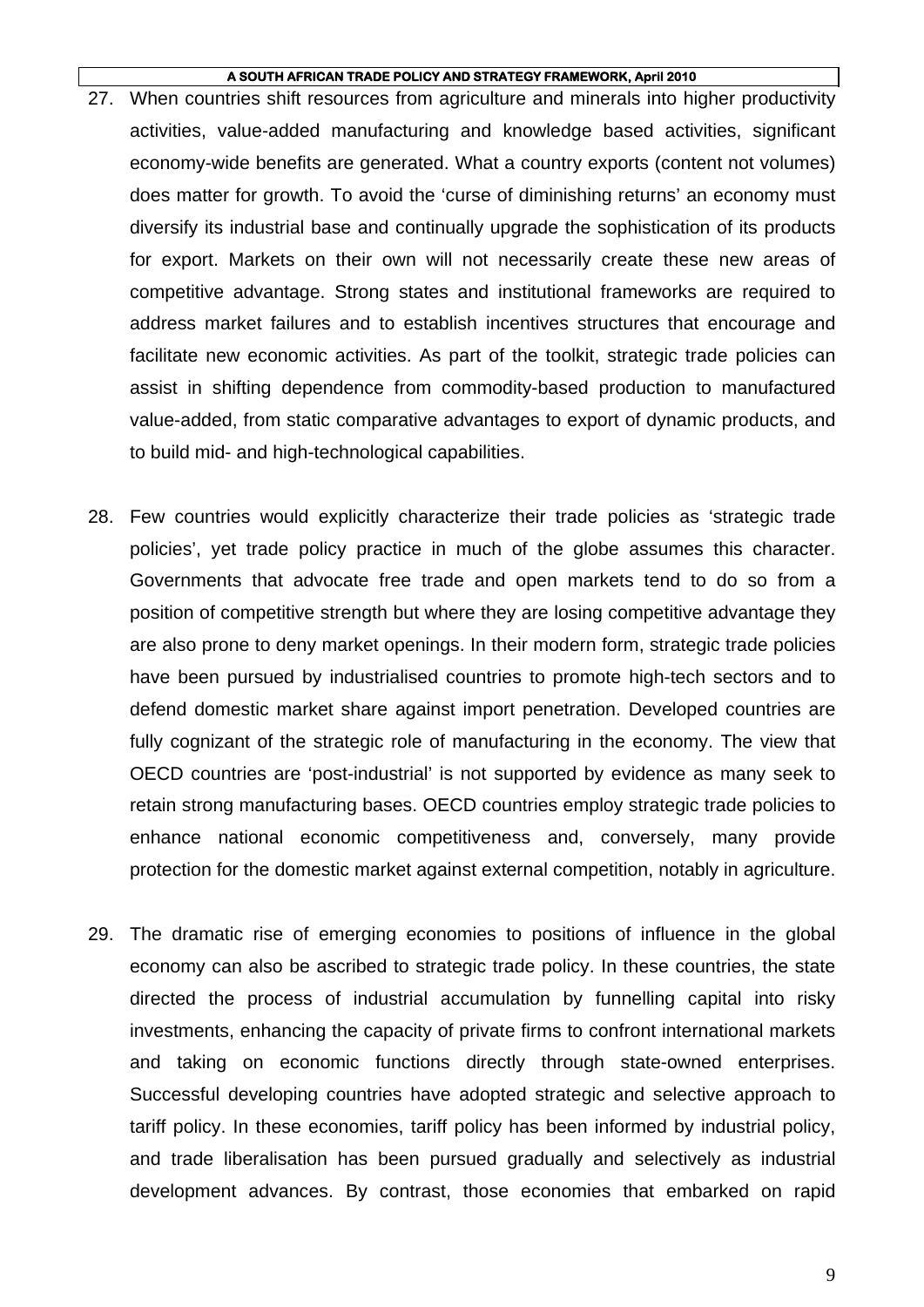27. When countries shift resources from agriculture and minerals into higher productivity activities, value-added manufacturing and knowledge based activities, significant economy-wide benefits are generated. What a country exports (content not volumes) does matter for growth. To avoid the 'curse of diminishing returns' an economy must diversify its industrial base and continually upgrade the sophistication of its products for export. Markets on their own will not necessarily create these new areas of competitive advantage. Strong states and institutional frameworks are required to address market failures and to establish incentives structures that encourage and facilitate new economic activities. As part of the toolkit, strategic trade policies can assist in shifting dependence from commodity-based production to manufactured value-added, from static comparative advantages to export of dynamic products, and to build mid- and high-technological capabilities.

28. Few countries would explicitly characterize their trade policies as 'strategic trade policies', yet trade policy practice in much of the globe assumes this character. Governments that advocate free trade and open markets tend to do so from a position of competitive strength but where they are losing competitive advantage they are also prone to deny market openings. In their modern form, strategic trade policies have been pursued by industrialised countries to promote high-tech sectors and to defend domestic market share against import penetration. Developed countries are fully cognizant of the strategic role of manufacturing in the economy. The view that OECD countries are 'post-industrial' is not supported by evidence as many seek to retain strong manufacturing bases. OECD countries employ strategic trade policies to enhance national economic competitiveness and, conversely, many provide protection for the domestic market against external competition, notably in agriculture.

29. The dramatic rise of emerging economies to positions of influence in the global economy can also be ascribed to strategic trade policy. In these countries, the state directed the process of industrial accumulation by funnelling capital into risky investments, enhancing the capacity of private firms to confront international markets and taking on economic functions directly through state-owned enterprises. Successful developing countries have adopted strategic and selective approach to tariff policy. In these economies, tariff policy has been informed by industrial policy, and trade liberalisation has been pursued gradually and selectively as industrial development advances. By contrast, those economies that embarked on rapid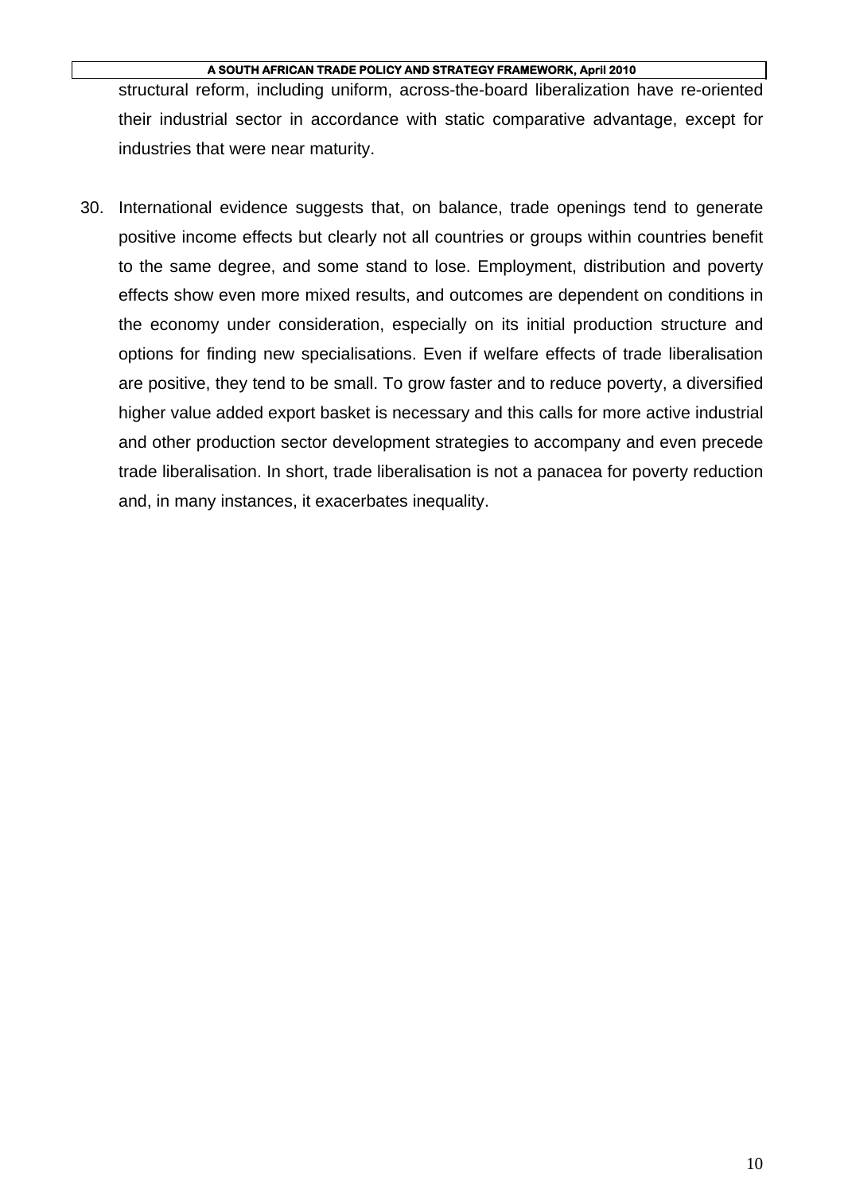structural reform, including uniform, across-the-board liberalization have re-oriented their industrial sector in accordance with static comparative advantage, except for industries that were near maturity.

30. International evidence suggests that, on balance, trade openings tend to generate positive income effects but clearly not all countries or groups within countries benefit to the same degree, and some stand to lose. Employment, distribution and poverty effects show even more mixed results, and outcomes are dependent on conditions in the economy under consideration, especially on its initial production structure and options for finding new specialisations. Even if welfare effects of trade liberalisation are positive, they tend to be small. To grow faster and to reduce poverty, a diversified higher value added export basket is necessary and this calls for more active industrial and other production sector development strategies to accompany and even precede trade liberalisation. In short, trade liberalisation is not a panacea for poverty reduction and, in many instances, it exacerbates inequality.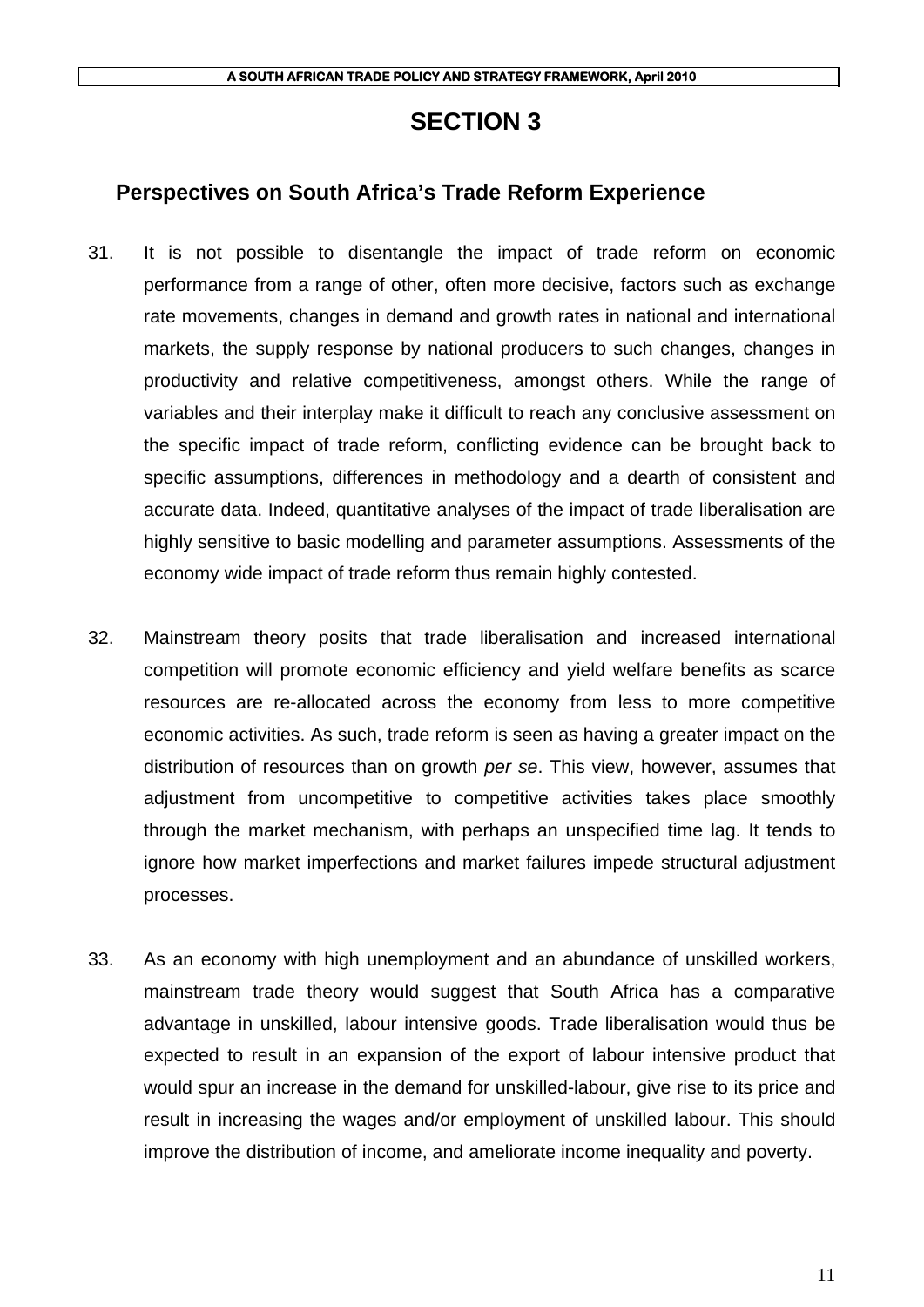# SECTION 3

## Perspectives on South Africa's Trade Reform Experience

31. It is not possible to disentangle the impact of trade reform on economic performance from a range of other, often more decisive, factors such as exchange rate movements, changes in demand and growth rates in national and international markets, the supply response by national producers to such changes, changes in productivity and relative competitiveness, amongst others. While the range of variables and their interplay make it difficult to reach any conclusive assessment on the specific impact of trade reform, conflicting evidence can be brought back to specific assumptions, differences in methodology and a dearth of consistent and accurate data. Indeed, quantitative analyses of the impact of trade liberalisation are highly sensitive to basic modelling and parameter assumptions. Assessments of the economy wide impact of trade reform thus remain highly contested.

32. Mainstream theory posits that trade liberalisation and increased international competition will promote economic efficiency and yield welfare benefits as scarce resources are re-allocated across the economy from less to more competitive economic activities. As such, trade reform is seen as having a greater impact on the distribution of resources than on growth *per se*. This view, however, assumes that adjustment from uncompetitive to competitive activities takes place smoothly through the market mechanism, with perhaps an unspecified time lag. It tends to ignore how market imperfections and market failures impede structural adjustment processes.

33. As an economy with high unemployment and an abundance of unskilled workers, mainstream trade theory would suggest that South Africa has a comparative advantage in unskilled, labour intensive goods. Trade liberalisation would thus be expected to result in an expansion of the export of labour intensive product that would spur an increase in the demand for unskilled-labour, give rise to its price and result in increasing the wages and/or employment of unskilled labour. This should improve the distribution of income, and ameliorate income inequality and poverty.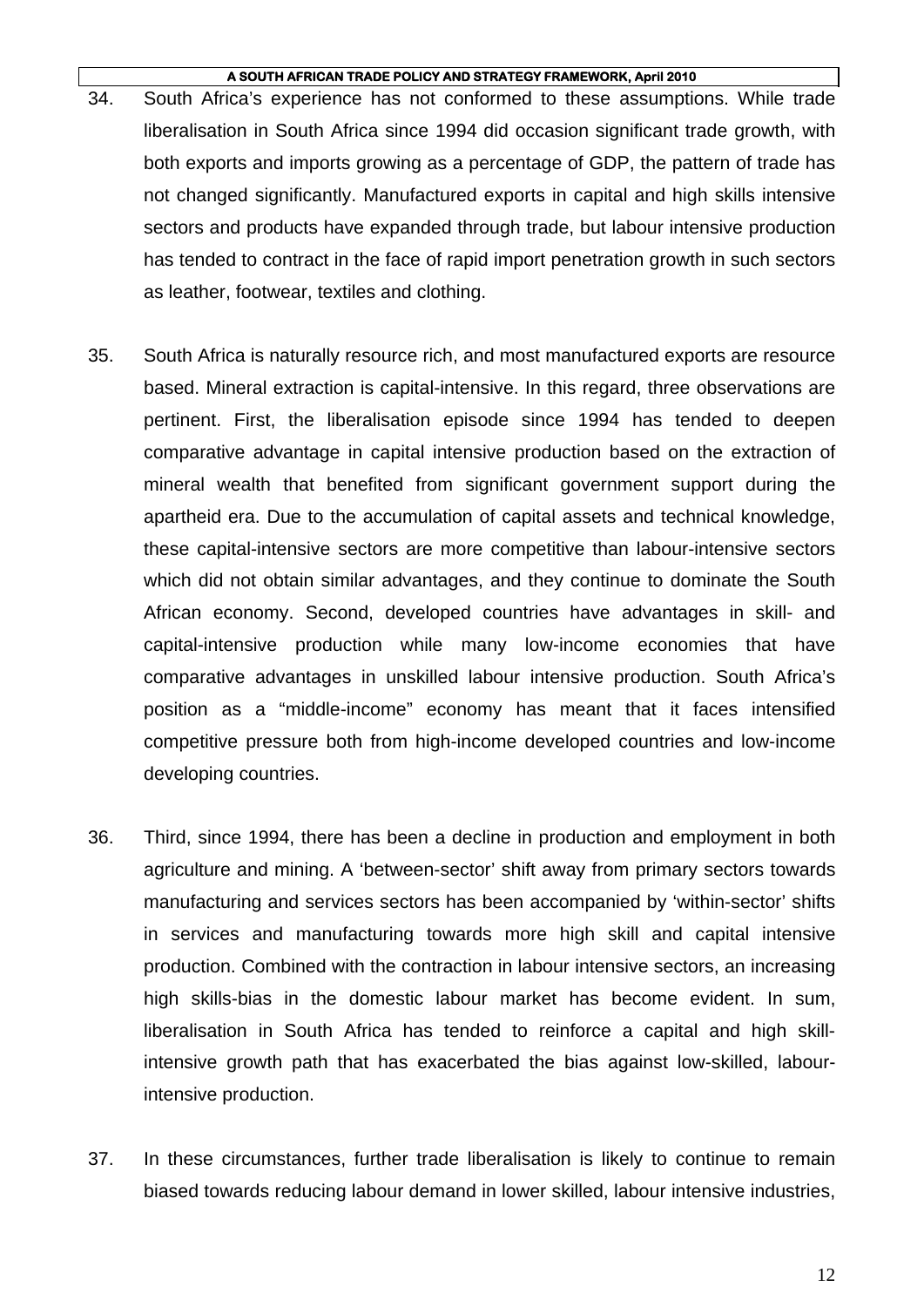34. South Africa's experience has not conformed to these assumptions. While trade liberalisation in South Africa since 1994 did occasion significant trade growth, with both exports and imports growing as a percentage of GDP, the pattern of trade has not changed significantly. Manufactured exports in capital and high skills intensive sectors and products have expanded through trade, but labour intensive production has tended to contract in the face of rapid import penetration growth in such sectors as leather, footwear, textiles and clothing.

35. South Africa is naturally resource rich, and most manufactured exports are resource based. Mineral extraction is capital-intensive. In this regard, three observations are pertinent. First, the liberalisation episode since 1994 has tended to deepen comparative advantage in capital intensive production based on the extraction of mineral wealth that benefited from significant government support during the apartheid era. Due to the accumulation of capital assets and technical knowledge, these capital-intensive sectors are more competitive than labour-intensive sectors which did not obtain similar advantages, and they continue to dominate the South African economy. Second, developed countries have advantages in skill- and capital-intensive production while many low-income economies that have comparative advantages in unskilled labour intensive production. South Africa's position as a "middle-income" economy has meant that it faces intensified competitive pressure both from high-income developed countries and low-income developing countries.

36. Third, since 1994, there has been a decline in production and employment in both agriculture and mining. A 'between-sector' shift away from primary sectors towards manufacturing and services sectors has been accompanied by 'within-sector' shifts in services and manufacturing towards more high skill and capital intensive production. Combined with the contraction in labour intensive sectors, an increasing high skills-bias in the domestic labour market has become evident. In sum, liberalisation in South Africa has tended to reinforce a capital and high skill-intensive growth path that has exacerbated the bias against low-skilled, labour-intensive production.

37. In these circumstances, further trade liberalisation is likely to continue to remain biased towards reducing labour demand in lower skilled, labour intensive industries,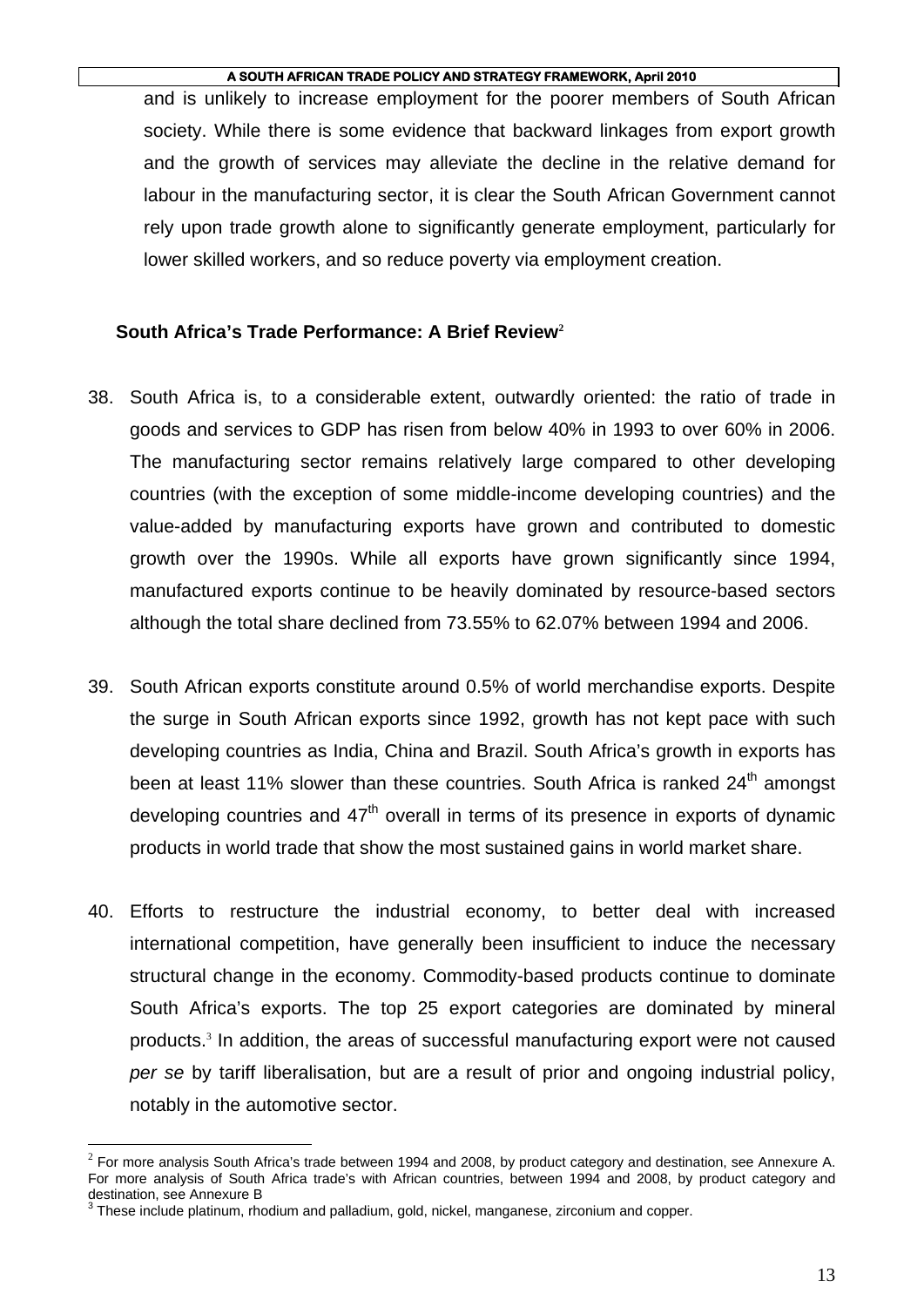and is unlikely to increase employment for the poorer members of South African society. While there is some evidence that backward linkages from export growth and the growth of services may alleviate the decline in the relative demand for labour in the manufacturing sector, it is clear the South African Government cannot rely upon trade growth alone to significantly generate employment, particularly for lower skilled workers, and so reduce poverty via employment creation.

### South Africa's Trade Performance: A Brief Review[2]

38. South Africa is, to a considerable extent, outwardly oriented: the ratio of trade in goods and services to GDP has risen from below 40% in 1993 to over 60% in 2006. The manufacturing sector remains relatively large compared to other developing countries (with the exception of some middle-income developing countries) and the value-added by manufacturing exports have grown and contributed to domestic growth over the 1990s. While all exports have grown significantly since 1994, manufactured exports continue to be heavily dominated by resource-based sectors although the total share declined from 73.55% to 62.07% between 1994 and 2006.

39. South African exports constitute around 0.5% of world merchandise exports. Despite the surge in South African exports since 1992, growth has not kept pace with such developing countries as India, China and Brazil. South Africa's growth in exports has been at least 11% slower than these countries. South Africa is ranked 24th amongst developing countries and 47th overall in terms of its presence in exports of dynamic products in world trade that show the most sustained gains in world market share.

40. Efforts to restructure the industrial economy, to better deal with increased international competition, have generally been insufficient to induce the necessary structural change in the economy. Commodity-based products continue to dominate South Africa's exports. The top 25 export categories are dominated by mineral products.[3] In addition, the areas of successful manufacturing export were not caused *per se* by tariff liberalisation, but are a result of prior and ongoing industrial policy, notably in the automotive sector.

---

[2] For more analysis South Africa's trade between 1994 and 2008, by product category and destination, see Annexure A. For more analysis of South Africa trade's with African countries, between 1994 and 2008, by product category and destination, see Annexure B

[3] These include platinum, rhodium and palladium, gold, nickel, manganese, zirconium and copper.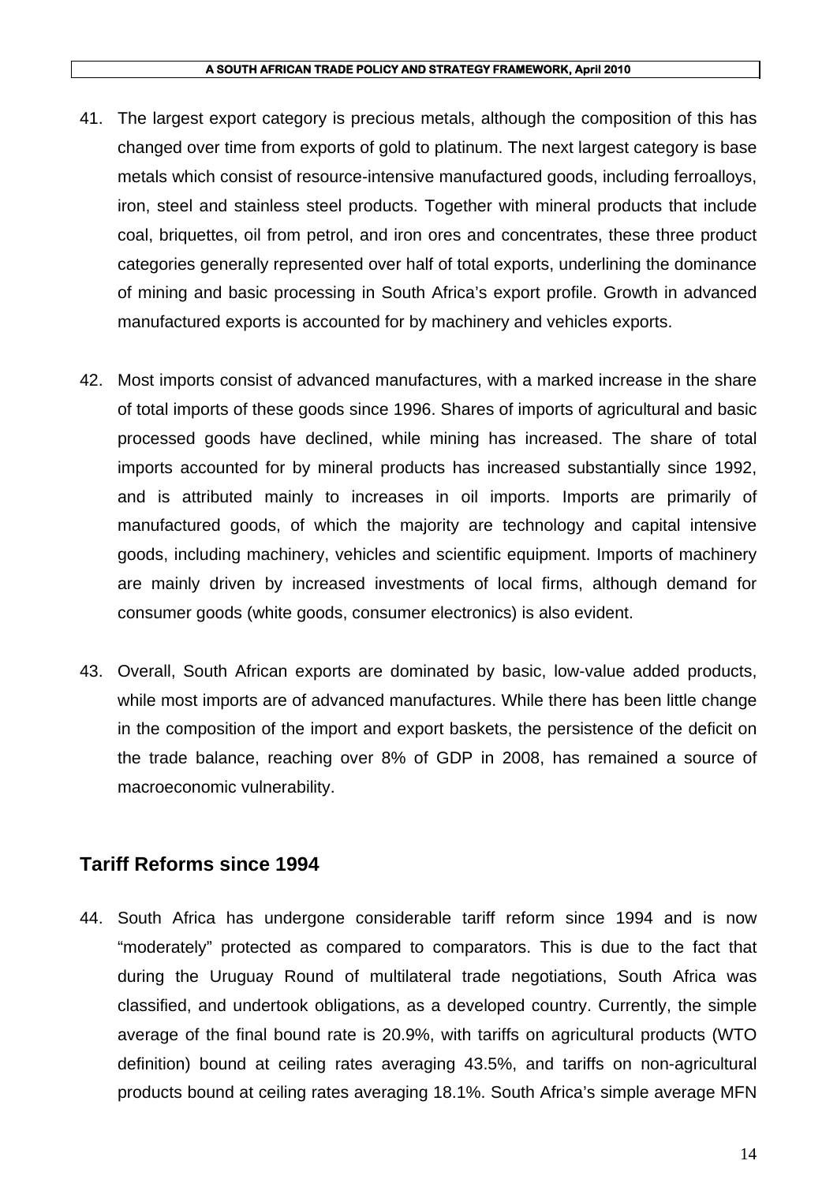41. The largest export category is precious metals, although the composition of this has changed over time from exports of gold to platinum. The next largest category is base metals which consist of resource-intensive manufactured goods, including ferroalloys, iron, steel and stainless steel products. Together with mineral products that include coal, briquettes, oil from petrol, and iron ores and concentrates, these three product categories generally represented over half of total exports, underlining the dominance of mining and basic processing in South Africa's export profile. Growth in advanced manufactured exports is accounted for by machinery and vehicles exports.

42. Most imports consist of advanced manufactures, with a marked increase in the share of total imports of these goods since 1996. Shares of imports of agricultural and basic processed goods have declined, while mining has increased. The share of total imports accounted for by mineral products has increased substantially since 1992, and is attributed mainly to increases in oil imports. Imports are primarily of manufactured goods, of which the majority are technology and capital intensive goods, including machinery, vehicles and scientific equipment. Imports of machinery are mainly driven by increased investments of local firms, although demand for consumer goods (white goods, consumer electronics) is also evident.

43. Overall, South African exports are dominated by basic, low-value added products, while most imports are of advanced manufactures. While there has been little change in the composition of the import and export baskets, the persistence of the deficit on the trade balance, reaching over 8% of GDP in 2008, has remained a source of macroeconomic vulnerability.

## Tariff Reforms since 1994

44. South Africa has undergone considerable tariff reform since 1994 and is now "moderately" protected as compared to comparators. This is due to the fact that during the Uruguay Round of multilateral trade negotiations, South Africa was classified, and undertook obligations, as a developed country. Currently, the simple average of the final bound rate is 20.9%, with tariffs on agricultural products (WTO definition) bound at ceiling rates averaging 43.5%, and tariffs on non-agricultural products bound at ceiling rates averaging 18.1%. South Africa's simple average MFN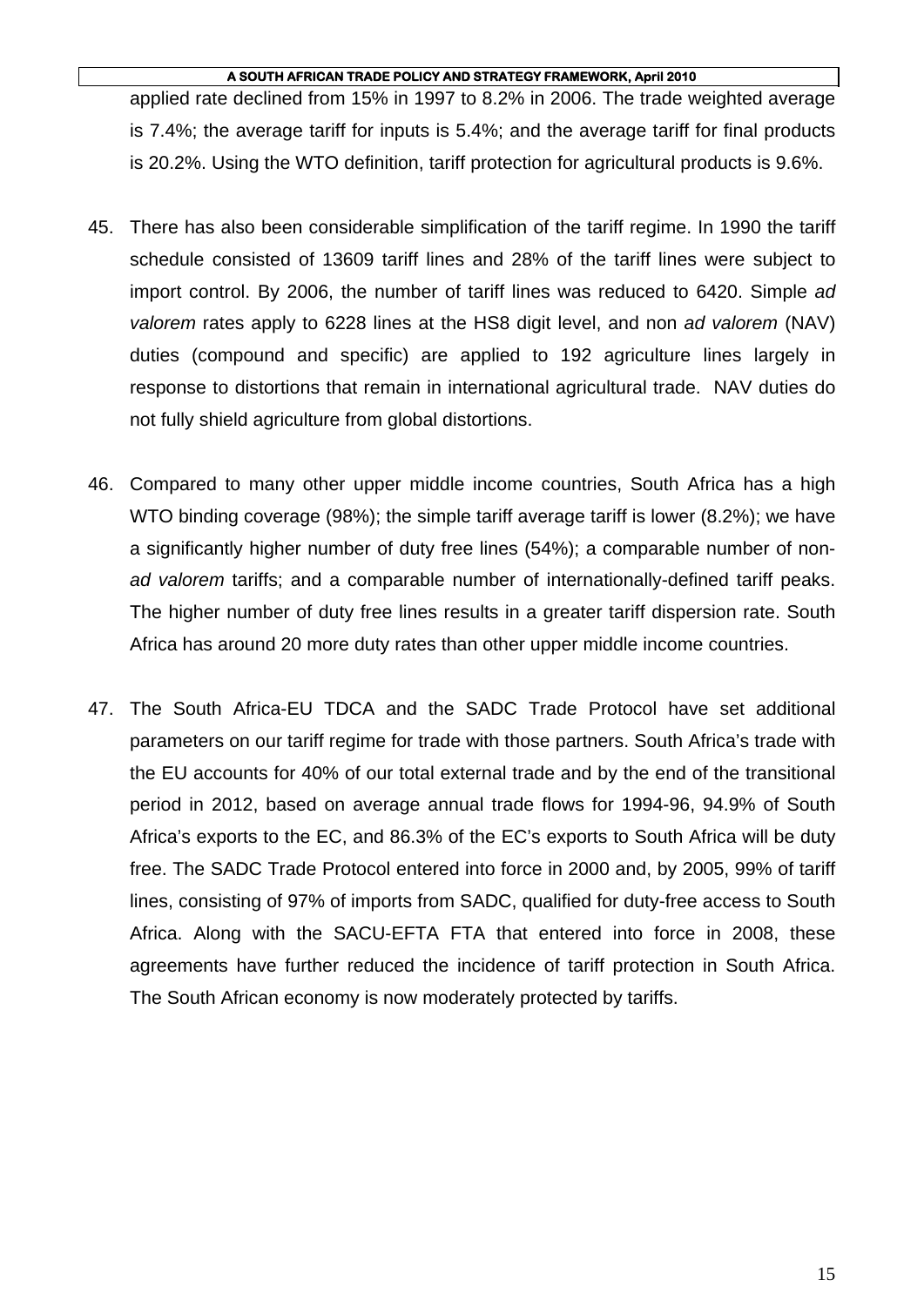applied rate declined from 15% in 1997 to 8.2% in 2006. The trade weighted average is 7.4%; the average tariff for inputs is 5.4%; and the average tariff for final products is 20.2%. Using the WTO definition, tariff protection for agricultural products is 9.6%.

45. There has also been considerable simplification of the tariff regime. In 1990 the tariff schedule consisted of 13609 tariff lines and 28% of the tariff lines were subject to import control. By 2006, the number of tariff lines was reduced to 6420. Simple *ad valorem* rates apply to 6228 lines at the HS8 digit level, and non *ad valorem* (NAV) duties (compound and specific) are applied to 192 agriculture lines largely in response to distortions that remain in international agricultural trade. NAV duties do not fully shield agriculture from global distortions.

46. Compared to many other upper middle income countries, South Africa has a high WTO binding coverage (98%); the simple tariff average tariff is lower (8.2%); we have a significantly higher number of duty free lines (54%); a comparable number of non-*ad valorem* tariffs; and a comparable number of internationally-defined tariff peaks. The higher number of duty free lines results in a greater tariff dispersion rate. South Africa has around 20 more duty rates than other upper middle income countries.

47. The South Africa-EU TDCA and the SADC Trade Protocol have set additional parameters on our tariff regime for trade with those partners. South Africa's trade with the EU accounts for 40% of our total external trade and by the end of the transitional period in 2012, based on average annual trade flows for 1994-96, 94.9% of South Africa's exports to the EC, and 86.3% of the EC's exports to South Africa will be duty free. The SADC Trade Protocol entered into force in 2000 and, by 2005, 99% of tariff lines, consisting of 97% of imports from SADC, qualified for duty-free access to South Africa. Along with the SACU-EFTA FTA that entered into force in 2008, these agreements have further reduced the incidence of tariff protection in South Africa. The South African economy is now moderately protected by tariffs.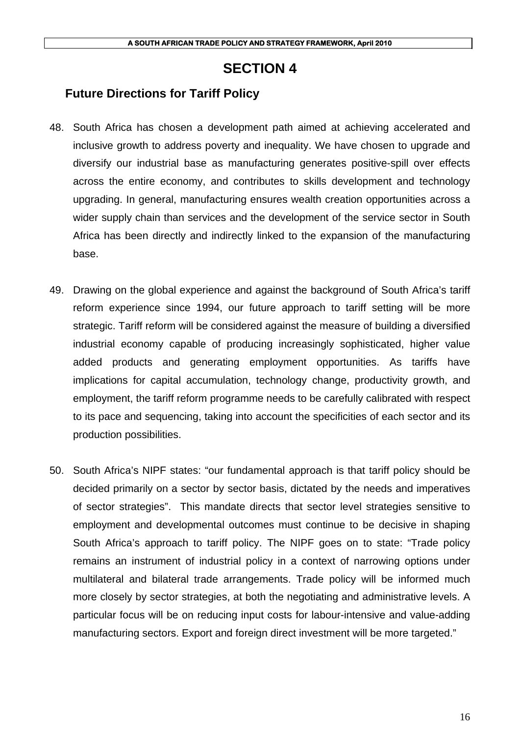# SECTION 4

## Future Directions for Tariff Policy

48. South Africa has chosen a development path aimed at achieving accelerated and inclusive growth to address poverty and inequality. We have chosen to upgrade and diversify our industrial base as manufacturing generates positive-spill over effects across the entire economy, and contributes to skills development and technology upgrading. In general, manufacturing ensures wealth creation opportunities across a wider supply chain than services and the development of the service sector in South Africa has been directly and indirectly linked to the expansion of the manufacturing base.

49. Drawing on the global experience and against the background of South Africa's tariff reform experience since 1994, our future approach to tariff setting will be more strategic. Tariff reform will be considered against the measure of building a diversified industrial economy capable of producing increasingly sophisticated, higher value added products and generating employment opportunities. As tariffs have implications for capital accumulation, technology change, productivity growth, and employment, the tariff reform programme needs to be carefully calibrated with respect to its pace and sequencing, taking into account the specificities of each sector and its production possibilities.

50. South Africa's NIPF states: "our fundamental approach is that tariff policy should be decided primarily on a sector by sector basis, dictated by the needs and imperatives of sector strategies". This mandate directs that sector level strategies sensitive to employment and developmental outcomes must continue to be decisive in shaping South Africa's approach to tariff policy. The NIPF goes on to state: "Trade policy remains an instrument of industrial policy in a context of narrowing options under multilateral and bilateral trade arrangements. Trade policy will be informed much more closely by sector strategies, at both the negotiating and administrative levels. A particular focus will be on reducing input costs for labour-intensive and value-adding manufacturing sectors. Export and foreign direct investment will be more targeted."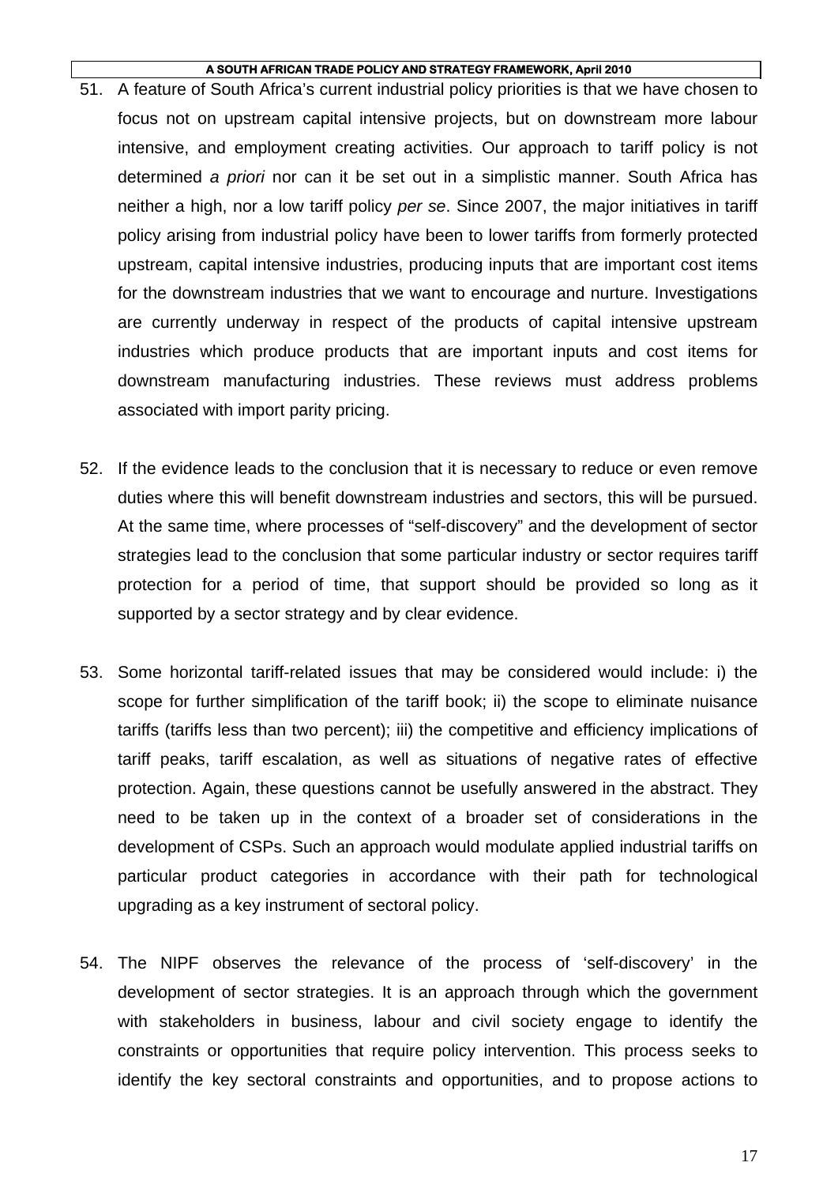51. A feature of South Africa's current industrial policy priorities is that we have chosen to focus not on upstream capital intensive projects, but on downstream more labour intensive, and employment creating activities. Our approach to tariff policy is not determined *a priori* nor can it be set out in a simplistic manner. South Africa has neither a high, nor a low tariff policy *per se*. Since 2007, the major initiatives in tariff policy arising from industrial policy have been to lower tariffs from formerly protected upstream, capital intensive industries, producing inputs that are important cost items for the downstream industries that we want to encourage and nurture. Investigations are currently underway in respect of the products of capital intensive upstream industries which produce products that are important inputs and cost items for downstream manufacturing industries. These reviews must address problems associated with import parity pricing.

52. If the evidence leads to the conclusion that it is necessary to reduce or even remove duties where this will benefit downstream industries and sectors, this will be pursued. At the same time, where processes of "self-discovery" and the development of sector strategies lead to the conclusion that some particular industry or sector requires tariff protection for a period of time, that support should be provided so long as it supported by a sector strategy and by clear evidence.

53. Some horizontal tariff-related issues that may be considered would include: i) the scope for further simplification of the tariff book; ii) the scope to eliminate nuisance tariffs (tariffs less than two percent); iii) the competitive and efficiency implications of tariff peaks, tariff escalation, as well as situations of negative rates of effective protection. Again, these questions cannot be usefully answered in the abstract. They need to be taken up in the context of a broader set of considerations in the development of CSPs. Such an approach would modulate applied industrial tariffs on particular product categories in accordance with their path for technological upgrading as a key instrument of sectoral policy.

54. The NIPF observes the relevance of the process of 'self-discovery' in the development of sector strategies. It is an approach through which the government with stakeholders in business, labour and civil society engage to identify the constraints or opportunities that require policy intervention. This process seeks to identify the key sectoral constraints and opportunities, and to propose actions to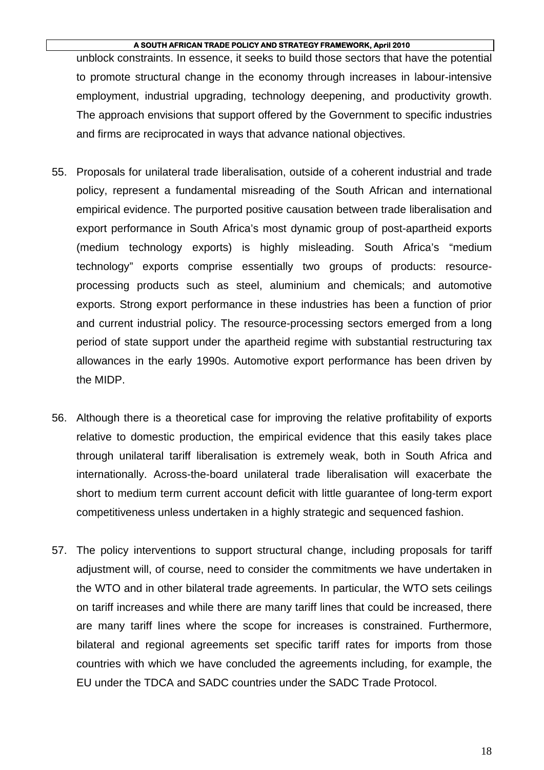unblock constraints. In essence, it seeks to build those sectors that have the potential to promote structural change in the economy through increases in labour-intensive employment, industrial upgrading, technology deepening, and productivity growth. The approach envisions that support offered by the Government to specific industries and firms are reciprocated in ways that advance national objectives.

55. Proposals for unilateral trade liberalisation, outside of a coherent industrial and trade policy, represent a fundamental misreading of the South African and international empirical evidence. The purported positive causation between trade liberalisation and export performance in South Africa's most dynamic group of post-apartheid exports (medium technology exports) is highly misleading. South Africa's "medium technology" exports comprise essentially two groups of products: resource-processing products such as steel, aluminium and chemicals; and automotive exports. Strong export performance in these industries has been a function of prior and current industrial policy. The resource-processing sectors emerged from a long period of state support under the apartheid regime with substantial restructuring tax allowances in the early 1990s. Automotive export performance has been driven by the MIDP.

56. Although there is a theoretical case for improving the relative profitability of exports relative to domestic production, the empirical evidence that this easily takes place through unilateral tariff liberalisation is extremely weak, both in South Africa and internationally. Across-the-board unilateral trade liberalisation will exacerbate the short to medium term current account deficit with little guarantee of long-term export competitiveness unless undertaken in a highly strategic and sequenced fashion.

57. The policy interventions to support structural change, including proposals for tariff adjustment will, of course, need to consider the commitments we have undertaken in the WTO and in other bilateral trade agreements. In particular, the WTO sets ceilings on tariff increases and while there are many tariff lines that could be increased, there are many tariff lines where the scope for increases is constrained. Furthermore, bilateral and regional agreements set specific tariff rates for imports from those countries with which we have concluded the agreements including, for example, the EU under the TDCA and SADC countries under the SADC Trade Protocol.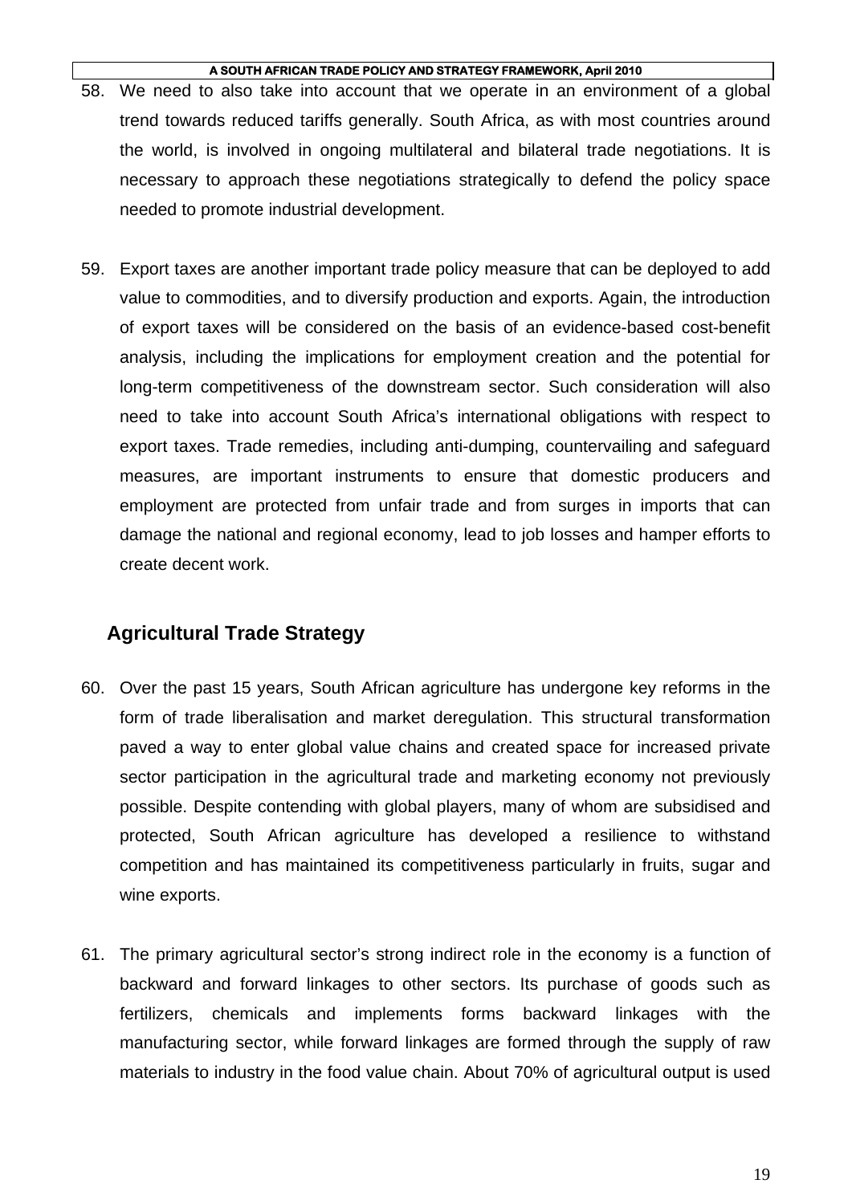58. We need to also take into account that we operate in an environment of a global trend towards reduced tariffs generally. South Africa, as with most countries around the world, is involved in ongoing multilateral and bilateral trade negotiations. It is necessary to approach these negotiations strategically to defend the policy space needed to promote industrial development.

59. Export taxes are another important trade policy measure that can be deployed to add value to commodities, and to diversify production and exports. Again, the introduction of export taxes will be considered on the basis of an evidence-based cost-benefit analysis, including the implications for employment creation and the potential for long-term competitiveness of the downstream sector. Such consideration will also need to take into account South Africa's international obligations with respect to export taxes. Trade remedies, including anti-dumping, countervailing and safeguard measures, are important instruments to ensure that domestic producers and employment are protected from unfair trade and from surges in imports that can damage the national and regional economy, lead to job losses and hamper efforts to create decent work.

## Agricultural Trade Strategy

60. Over the past 15 years, South African agriculture has undergone key reforms in the form of trade liberalisation and market deregulation. This structural transformation paved a way to enter global value chains and created space for increased private sector participation in the agricultural trade and marketing economy not previously possible. Despite contending with global players, many of whom are subsidised and protected, South African agriculture has developed a resilience to withstand competition and has maintained its competitiveness particularly in fruits, sugar and wine exports.

61. The primary agricultural sector's strong indirect role in the economy is a function of backward and forward linkages to other sectors. Its purchase of goods such as fertilizers, chemicals and implements forms backward linkages with the manufacturing sector, while forward linkages are formed through the supply of raw materials to industry in the food value chain. About 70% of agricultural output is used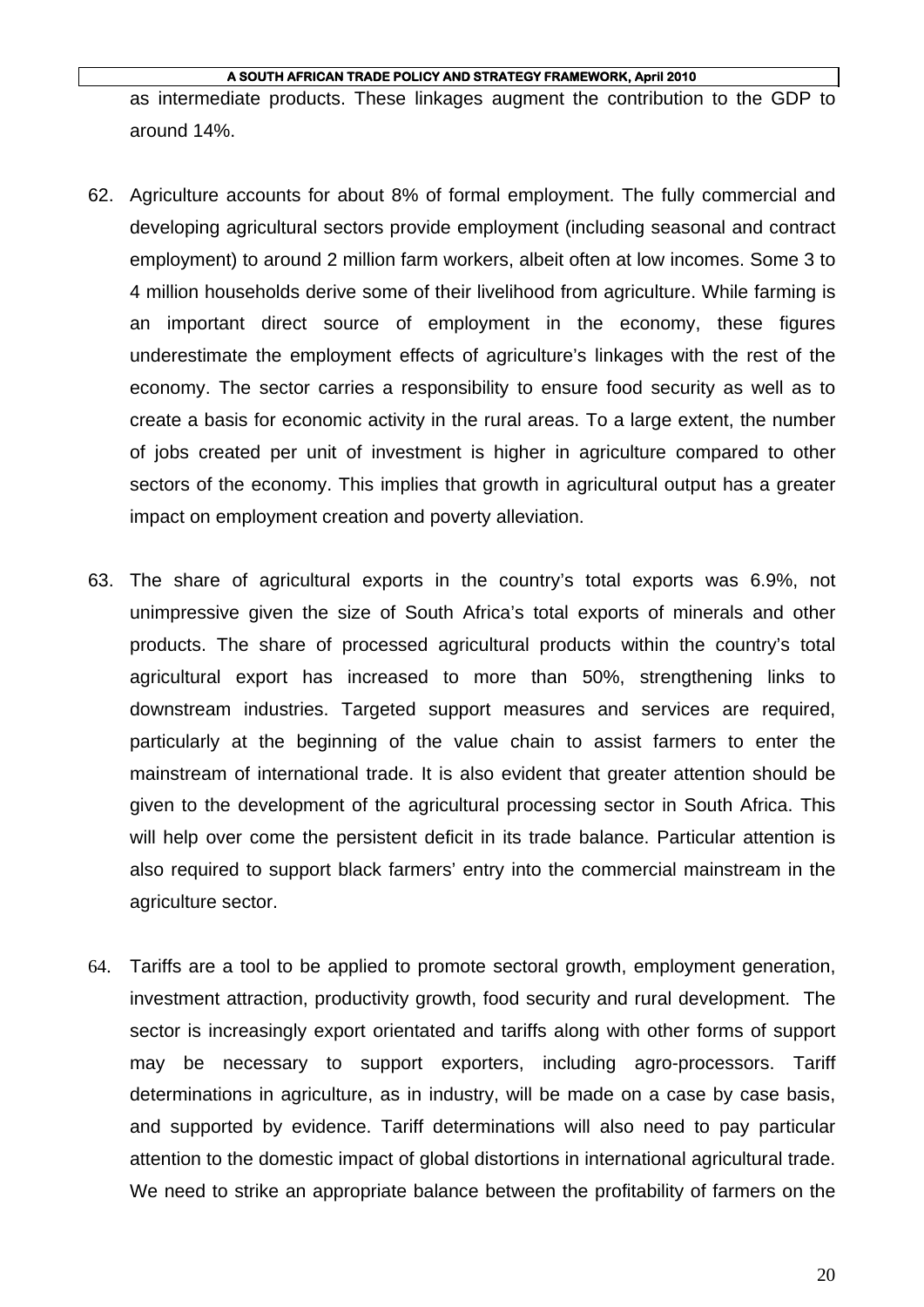as intermediate products. These linkages augment the contribution to the GDP to around 14%.

62. Agriculture accounts for about 8% of formal employment. The fully commercial and developing agricultural sectors provide employment (including seasonal and contract employment) to around 2 million farm workers, albeit often at low incomes. Some 3 to 4 million households derive some of their livelihood from agriculture. While farming is an important direct source of employment in the economy, these figures underestimate the employment effects of agriculture's linkages with the rest of the economy. The sector carries a responsibility to ensure food security as well as to create a basis for economic activity in the rural areas. To a large extent, the number of jobs created per unit of investment is higher in agriculture compared to other sectors of the economy. This implies that growth in agricultural output has a greater impact on employment creation and poverty alleviation.

63. The share of agricultural exports in the country's total exports was 6.9%, not unimpressive given the size of South Africa's total exports of minerals and other products. The share of processed agricultural products within the country's total agricultural export has increased to more than 50%, strengthening links to downstream industries. Targeted support measures and services are required, particularly at the beginning of the value chain to assist farmers to enter the mainstream of international trade. It is also evident that greater attention should be given to the development of the agricultural processing sector in South Africa. This will help over come the persistent deficit in its trade balance. Particular attention is also required to support black farmers' entry into the commercial mainstream in the agriculture sector.

64. Tariffs are a tool to be applied to promote sectoral growth, employment generation, investment attraction, productivity growth, food security and rural development. The sector is increasingly export orientated and tariffs along with other forms of support may be necessary to support exporters, including agro-processors. Tariff determinations in agriculture, as in industry, will be made on a case by case basis, and supported by evidence. Tariff determinations will also need to pay particular attention to the domestic impact of global distortions in international agricultural trade. We need to strike an appropriate balance between the profitability of farmers on the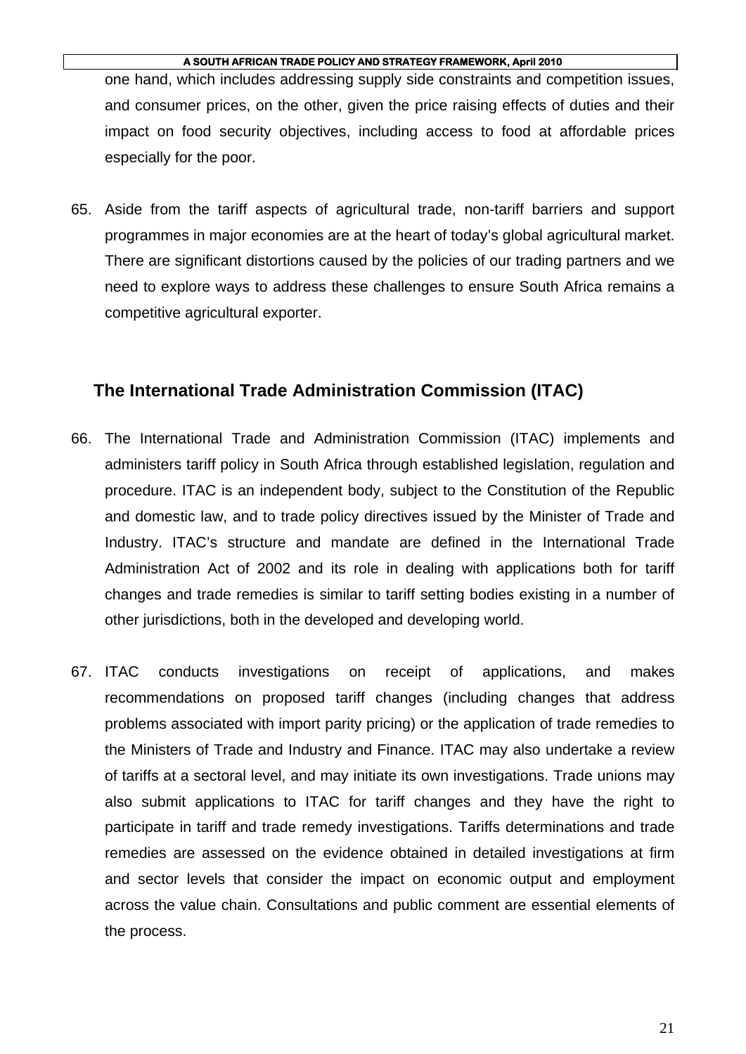one hand, which includes addressing supply side constraints and competition issues, and consumer prices, on the other, given the price raising effects of duties and their impact on food security objectives, including access to food at affordable prices especially for the poor.

65. Aside from the tariff aspects of agricultural trade, non-tariff barriers and support programmes in major economies are at the heart of today's global agricultural market. There are significant distortions caused by the policies of our trading partners and we need to explore ways to address these challenges to ensure South Africa remains a competitive agricultural exporter.

## The International Trade Administration Commission (ITAC)

66. The International Trade and Administration Commission (ITAC) implements and administers tariff policy in South Africa through established legislation, regulation and procedure. ITAC is an independent body, subject to the Constitution of the Republic and domestic law, and to trade policy directives issued by the Minister of Trade and Industry. ITAC's structure and mandate are defined in the International Trade Administration Act of 2002 and its role in dealing with applications both for tariff changes and trade remedies is similar to tariff setting bodies existing in a number of other jurisdictions, both in the developed and developing world.

67. ITAC conducts investigations on receipt of applications, and makes recommendations on proposed tariff changes (including changes that address problems associated with import parity pricing) or the application of trade remedies to the Ministers of Trade and Industry and Finance. ITAC may also undertake a review of tariffs at a sectoral level, and may initiate its own investigations. Trade unions may also submit applications to ITAC for tariff changes and they have the right to participate in tariff and trade remedy investigations. Tariffs determinations and trade remedies are assessed on the evidence obtained in detailed investigations at firm and sector levels that consider the impact on economic output and employment across the value chain. Consultations and public comment are essential elements of the process.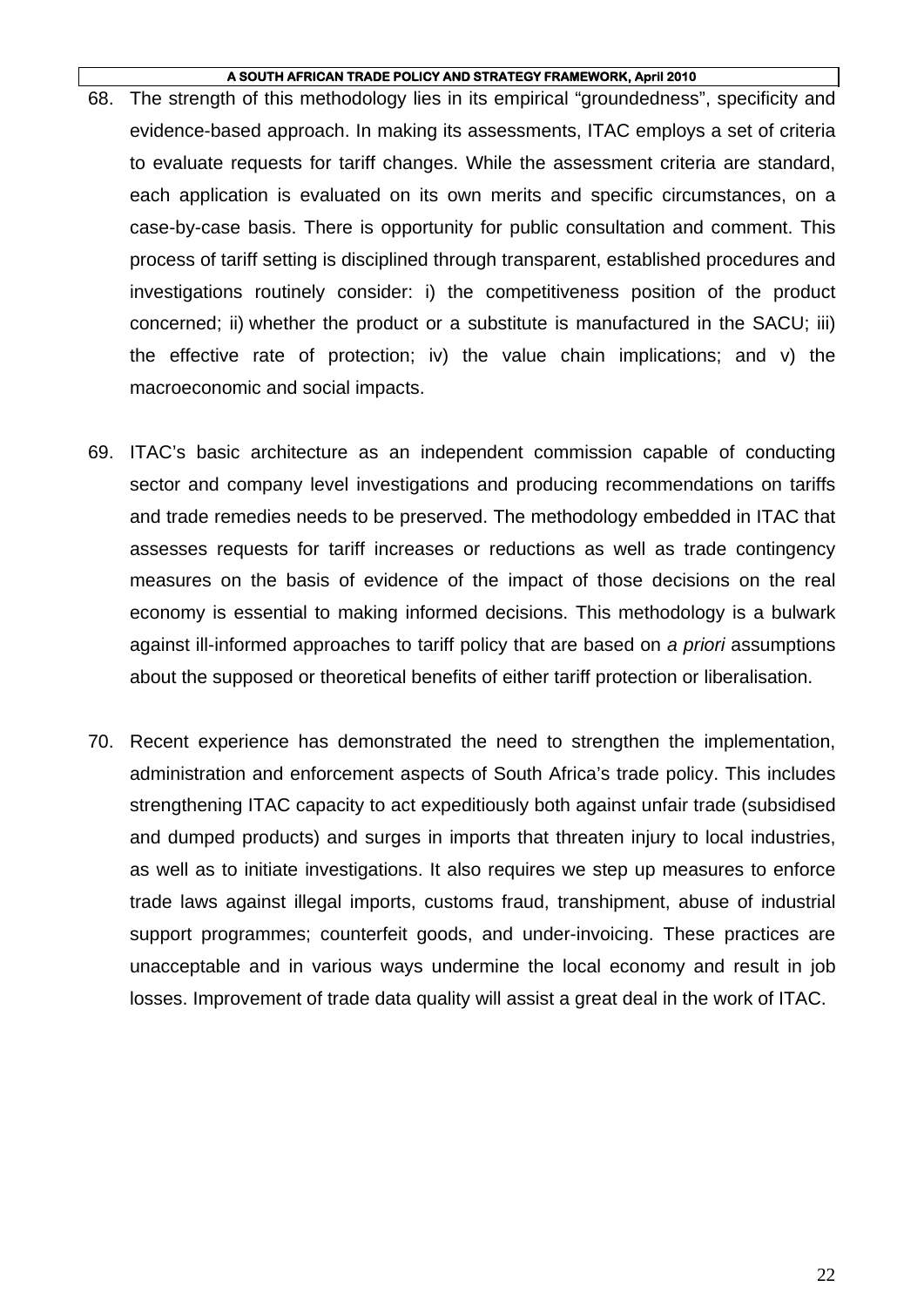68. The strength of this methodology lies in its empirical “groundedness”, specificity and evidence-based approach. In making its assessments, ITAC employs a set of criteria to evaluate requests for tariff changes. While the assessment criteria are standard, each application is evaluated on its own merits and specific circumstances, on a case-by-case basis. There is opportunity for public consultation and comment. This process of tariff setting is disciplined through transparent, established procedures and investigations routinely consider: i) the competitiveness position of the product concerned; ii) whether the product or a substitute is manufactured in the SACU; iii) the effective rate of protection; iv) the value chain implications; and v) the macroeconomic and social impacts.

69. ITAC’s basic architecture as an independent commission capable of conducting sector and company level investigations and producing recommendations on tariffs and trade remedies needs to be preserved. The methodology embedded in ITAC that assesses requests for tariff increases or reductions as well as trade contingency measures on the basis of evidence of the impact of those decisions on the real economy is essential to making informed decisions. This methodology is a bulwark against ill-informed approaches to tariff policy that are based on *a priori* assumptions about the supposed or theoretical benefits of either tariff protection or liberalisation.

70. Recent experience has demonstrated the need to strengthen the implementation, administration and enforcement aspects of South Africa’s trade policy. This includes strengthening ITAC capacity to act expeditiously both against unfair trade (subsidised and dumped products) and surges in imports that threaten injury to local industries, as well as to initiate investigations. It also requires we step up measures to enforce trade laws against illegal imports, customs fraud, transhipment, abuse of industrial support programmes; counterfeit goods, and under-invoicing. These practices are unacceptable and in various ways undermine the local economy and result in job losses. Improvement of trade data quality will assist a great deal in the work of ITAC.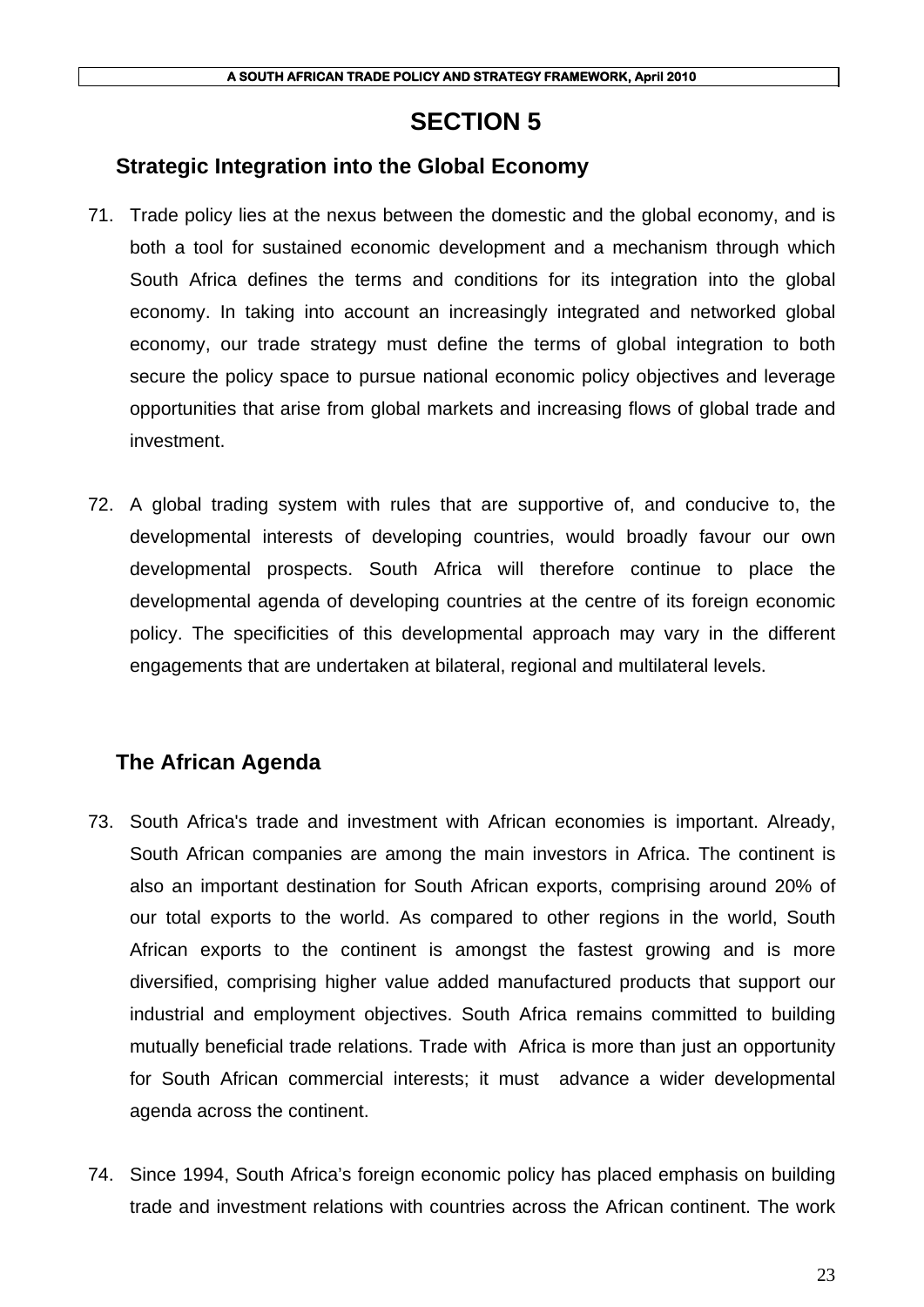# SECTION 5

## Strategic Integration into the Global Economy

71. Trade policy lies at the nexus between the domestic and the global economy, and is both a tool for sustained economic development and a mechanism through which South Africa defines the terms and conditions for its integration into the global economy. In taking into account an increasingly integrated and networked global economy, our trade strategy must define the terms of global integration to both secure the policy space to pursue national economic policy objectives and leverage opportunities that arise from global markets and increasing flows of global trade and investment.

72. A global trading system with rules that are supportive of, and conducive to, the developmental interests of developing countries, would broadly favour our own developmental prospects. South Africa will therefore continue to place the developmental agenda of developing countries at the centre of its foreign economic policy. The specificities of this developmental approach may vary in the different engagements that are undertaken at bilateral, regional and multilateral levels.

## The African Agenda

73. South Africa's trade and investment with African economies is important. Already, South African companies are among the main investors in Africa. The continent is also an important destination for South African exports, comprising around 20% of our total exports to the world. As compared to other regions in the world, South African exports to the continent is amongst the fastest growing and is more diversified, comprising higher value added manufactured products that support our industrial and employment objectives. South Africa remains committed to building mutually beneficial trade relations. Trade with Africa is more than just an opportunity for South African commercial interests; it must advance a wider developmental agenda across the continent.

74. Since 1994, South Africa's foreign economic policy has placed emphasis on building trade and investment relations with countries across the African continent. The work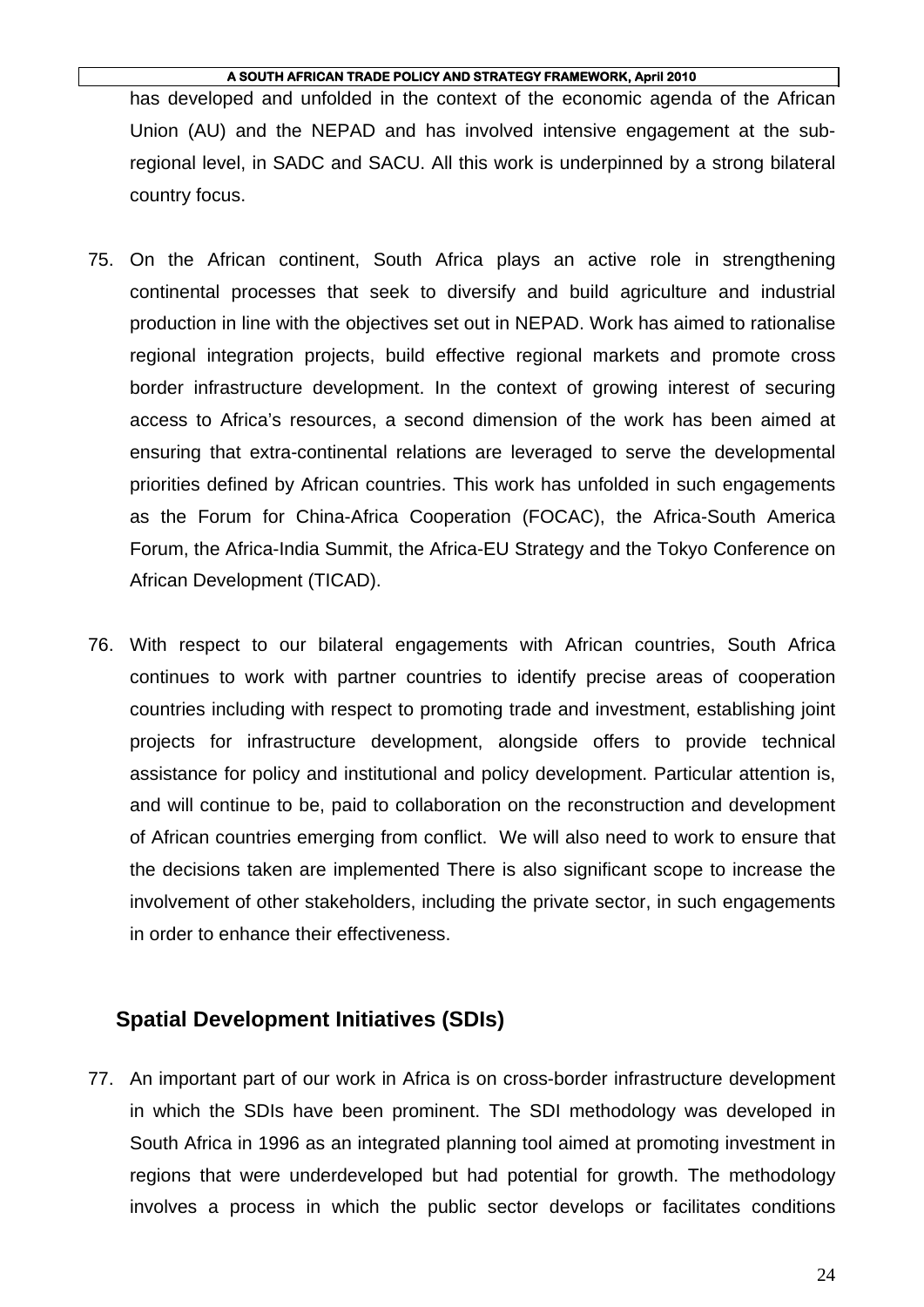has developed and unfolded in the context of the economic agenda of the African Union (AU) and the NEPAD and has involved intensive engagement at the sub-regional level, in SADC and SACU. All this work is underpinned by a strong bilateral country focus.

75. On the African continent, South Africa plays an active role in strengthening continental processes that seek to diversify and build agriculture and industrial production in line with the objectives set out in NEPAD. Work has aimed to rationalise regional integration projects, build effective regional markets and promote cross border infrastructure development. In the context of growing interest of securing access to Africa's resources, a second dimension of the work has been aimed at ensuring that extra-continental relations are leveraged to serve the developmental priorities defined by African countries. This work has unfolded in such engagements as the Forum for China-Africa Cooperation (FOCAC), the Africa-South America Forum, the Africa-India Summit, the Africa-EU Strategy and the Tokyo Conference on African Development (TICAD).

76. With respect to our bilateral engagements with African countries, South Africa continues to work with partner countries to identify precise areas of cooperation countries including with respect to promoting trade and investment, establishing joint projects for infrastructure development, alongside offers to provide technical assistance for policy and institutional and policy development. Particular attention is, and will continue to be, paid to collaboration on the reconstruction and development of African countries emerging from conflict. We will also need to work to ensure that the decisions taken are implemented There is also significant scope to increase the involvement of other stakeholders, including the private sector, in such engagements in order to enhance their effectiveness.

## Spatial Development Initiatives (SDIs)

77. An important part of our work in Africa is on cross-border infrastructure development in which the SDIs have been prominent. The SDI methodology was developed in South Africa in 1996 as an integrated planning tool aimed at promoting investment in regions that were underdeveloped but had potential for growth. The methodology involves a process in which the public sector develops or facilitates conditions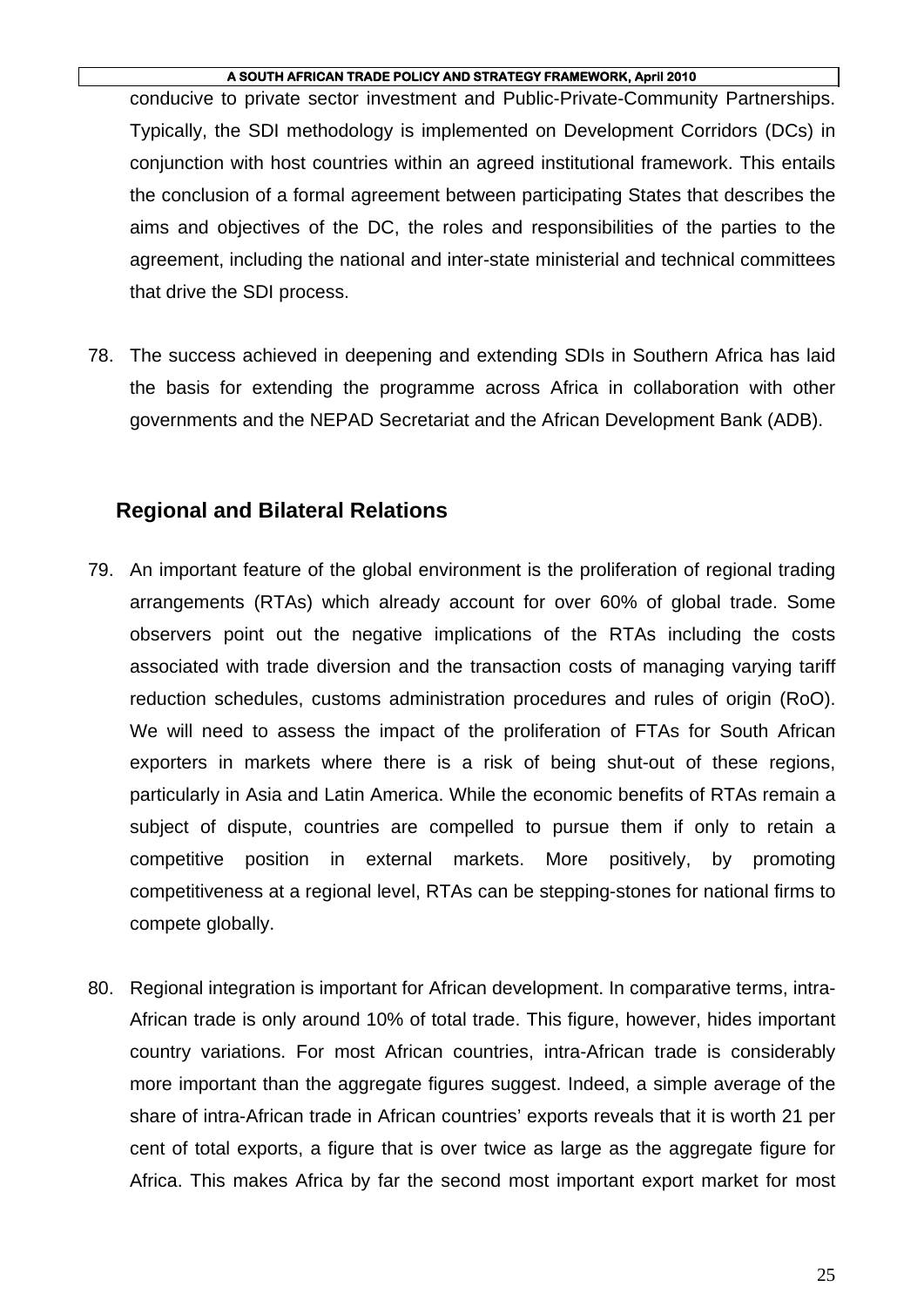conducive to private sector investment and Public-Private-Community Partnerships. Typically, the SDI methodology is implemented on Development Corridors (DCs) in conjunction with host countries within an agreed institutional framework. This entails the conclusion of a formal agreement between participating States that describes the aims and objectives of the DC, the roles and responsibilities of the parties to the agreement, including the national and inter-state ministerial and technical committees that drive the SDI process.

78. The success achieved in deepening and extending SDIs in Southern Africa has laid the basis for extending the programme across Africa in collaboration with other governments and the NEPAD Secretariat and the African Development Bank (ADB).

## Regional and Bilateral Relations

79. An important feature of the global environment is the proliferation of regional trading arrangements (RTAs) which already account for over 60% of global trade. Some observers point out the negative implications of the RTAs including the costs associated with trade diversion and the transaction costs of managing varying tariff reduction schedules, customs administration procedures and rules of origin (RoO). We will need to assess the impact of the proliferation of FTAs for South African exporters in markets where there is a risk of being shut-out of these regions, particularly in Asia and Latin America. While the economic benefits of RTAs remain a subject of dispute, countries are compelled to pursue them if only to retain a competitive position in external markets. More positively, by promoting competitiveness at a regional level, RTAs can be stepping-stones for national firms to compete globally.

80. Regional integration is important for African development. In comparative terms, intra-African trade is only around 10% of total trade. This figure, however, hides important country variations. For most African countries, intra-African trade is considerably more important than the aggregate figures suggest. Indeed, a simple average of the share of intra-African trade in African countries' exports reveals that it is worth 21 per cent of total exports, a figure that is over twice as large as the aggregate figure for Africa. This makes Africa by far the second most important export market for most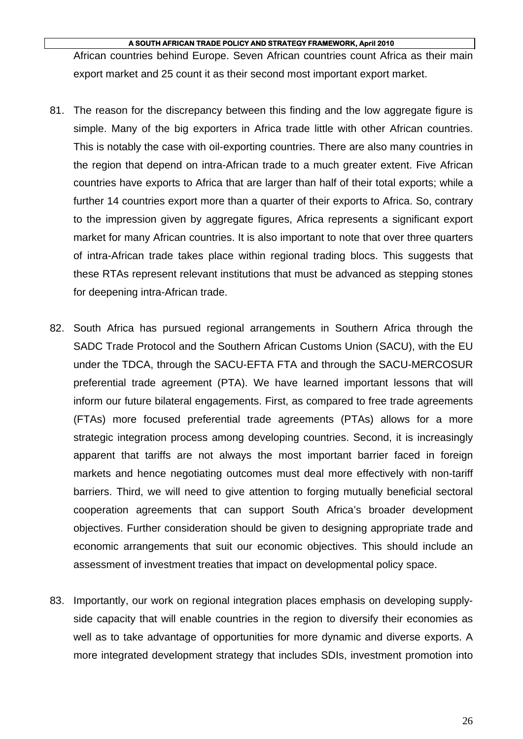African countries behind Europe. Seven African countries count Africa as their main export market and 25 count it as their second most important export market.

81. The reason for the discrepancy between this finding and the low aggregate figure is simple. Many of the big exporters in Africa trade little with other African countries. This is notably the case with oil-exporting countries. There are also many countries in the region that depend on intra-African trade to a much greater extent. Five African countries have exports to Africa that are larger than half of their total exports; while a further 14 countries export more than a quarter of their exports to Africa. So, contrary to the impression given by aggregate figures, Africa represents a significant export market for many African countries. It is also important to note that over three quarters of intra-African trade takes place within regional trading blocs. This suggests that these RTAs represent relevant institutions that must be advanced as stepping stones for deepening intra-African trade.

82. South Africa has pursued regional arrangements in Southern Africa through the SADC Trade Protocol and the Southern African Customs Union (SACU), with the EU under the TDCA, through the SACU-EFTA FTA and through the SACU-MERCOSUR preferential trade agreement (PTA). We have learned important lessons that will inform our future bilateral engagements. First, as compared to free trade agreements (FTAs) more focused preferential trade agreements (PTAs) allows for a more strategic integration process among developing countries. Second, it is increasingly apparent that tariffs are not always the most important barrier faced in foreign markets and hence negotiating outcomes must deal more effectively with non-tariff barriers. Third, we will need to give attention to forging mutually beneficial sectoral cooperation agreements that can support South Africa's broader development objectives. Further consideration should be given to designing appropriate trade and economic arrangements that suit our economic objectives. This should include an assessment of investment treaties that impact on developmental policy space.

83. Importantly, our work on regional integration places emphasis on developing supply-side capacity that will enable countries in the region to diversify their economies as well as to take advantage of opportunities for more dynamic and diverse exports. A more integrated development strategy that includes SDIs, investment promotion into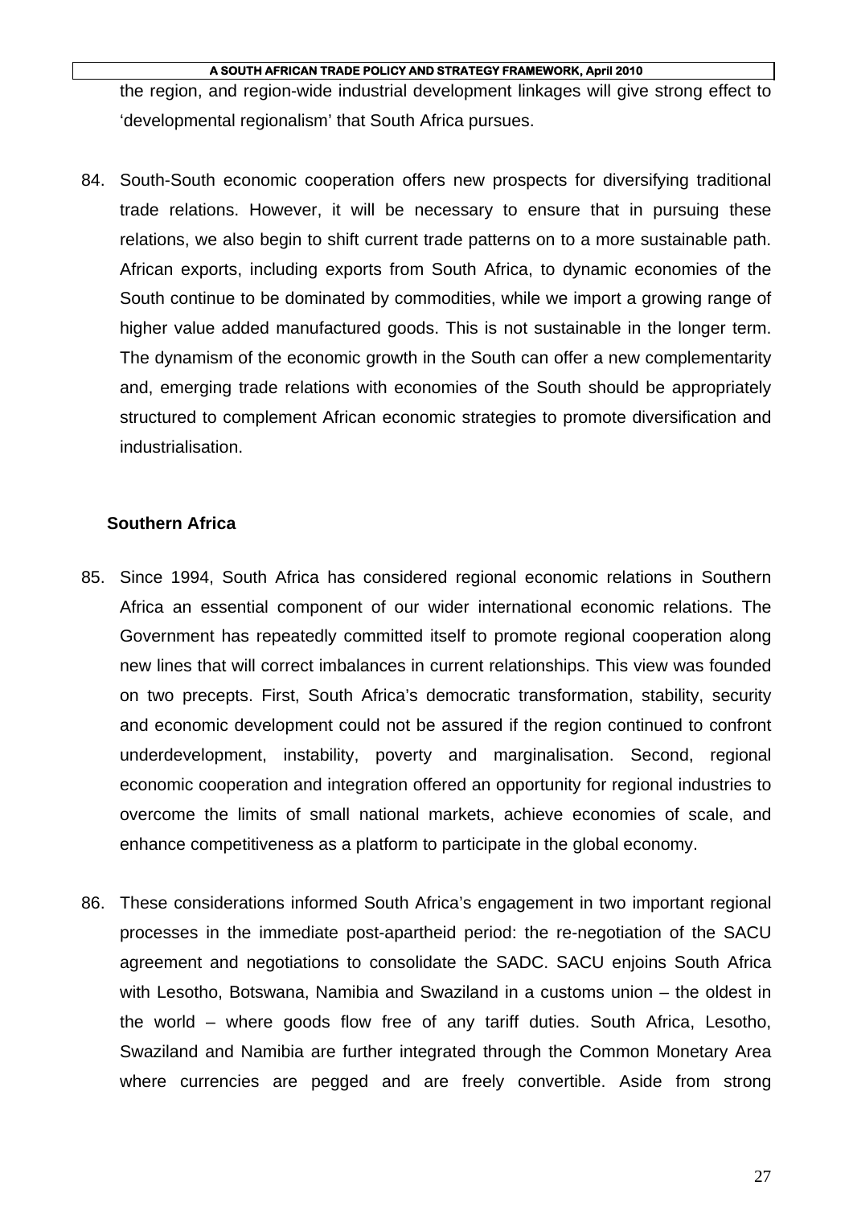the region, and region-wide industrial development linkages will give strong effect to 'developmental regionalism' that South Africa pursues.

84. South-South economic cooperation offers new prospects for diversifying traditional trade relations. However, it will be necessary to ensure that in pursuing these relations, we also begin to shift current trade patterns on to a more sustainable path. African exports, including exports from South Africa, to dynamic economies of the South continue to be dominated by commodities, while we import a growing range of higher value added manufactured goods. This is not sustainable in the longer term. The dynamism of the economic growth in the South can offer a new complementarity and, emerging trade relations with economies of the South should be appropriately structured to complement African economic strategies to promote diversification and industrialisation.

**Southern Africa**

85. Since 1994, South Africa has considered regional economic relations in Southern Africa an essential component of our wider international economic relations. The Government has repeatedly committed itself to promote regional cooperation along new lines that will correct imbalances in current relationships. This view was founded on two precepts. First, South Africa's democratic transformation, stability, security and economic development could not be assured if the region continued to confront underdevelopment, instability, poverty and marginalisation. Second, regional economic cooperation and integration offered an opportunity for regional industries to overcome the limits of small national markets, achieve economies of scale, and enhance competitiveness as a platform to participate in the global economy.

86. These considerations informed South Africa's engagement in two important regional processes in the immediate post-apartheid period: the re-negotiation of the SACU agreement and negotiations to consolidate the SADC. SACU enjoins South Africa with Lesotho, Botswana, Namibia and Swaziland in a customs union – the oldest in the world – where goods flow free of any tariff duties. South Africa, Lesotho, Swaziland and Namibia are further integrated through the Common Monetary Area where currencies are pegged and are freely convertible. Aside from strong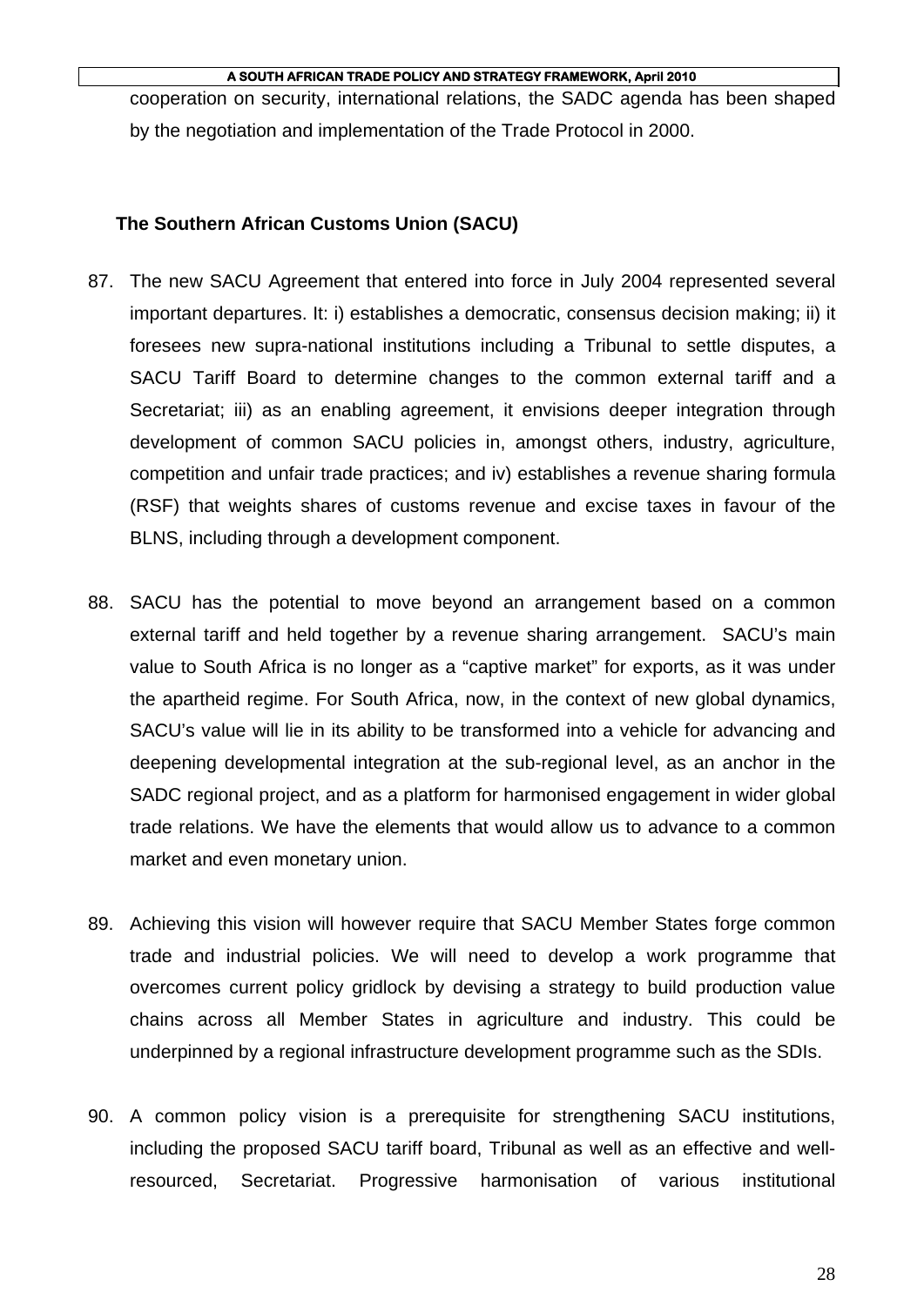cooperation on security, international relations, the SADC agenda has been shaped by the negotiation and implementation of the Trade Protocol in 2000.

### The Southern African Customs Union (SACU)

87. The new SACU Agreement that entered into force in July 2004 represented several important departures. It: i) establishes a democratic, consensus decision making; ii) it foresees new supra-national institutions including a Tribunal to settle disputes, a SACU Tariff Board to determine changes to the common external tariff and a Secretariat; iii) as an enabling agreement, it envisions deeper integration through development of common SACU policies in, amongst others, industry, agriculture, competition and unfair trade practices; and iv) establishes a revenue sharing formula (RSF) that weights shares of customs revenue and excise taxes in favour of the BLNS, including through a development component.

88. SACU has the potential to move beyond an arrangement based on a common external tariff and held together by a revenue sharing arrangement. SACU's main value to South Africa is no longer as a "captive market" for exports, as it was under the apartheid regime. For South Africa, now, in the context of new global dynamics, SACU's value will lie in its ability to be transformed into a vehicle for advancing and deepening developmental integration at the sub-regional level, as an anchor in the SADC regional project, and as a platform for harmonised engagement in wider global trade relations. We have the elements that would allow us to advance to a common market and even monetary union.

89. Achieving this vision will however require that SACU Member States forge common trade and industrial policies. We will need to develop a work programme that overcomes current policy gridlock by devising a strategy to build production value chains across all Member States in agriculture and industry. This could be underpinned by a regional infrastructure development programme such as the SDIs.

90. A common policy vision is a prerequisite for strengthening SACU institutions, including the proposed SACU tariff board, Tribunal as well as an effective and well-resourced, Secretariat. Progressive harmonisation of various institutional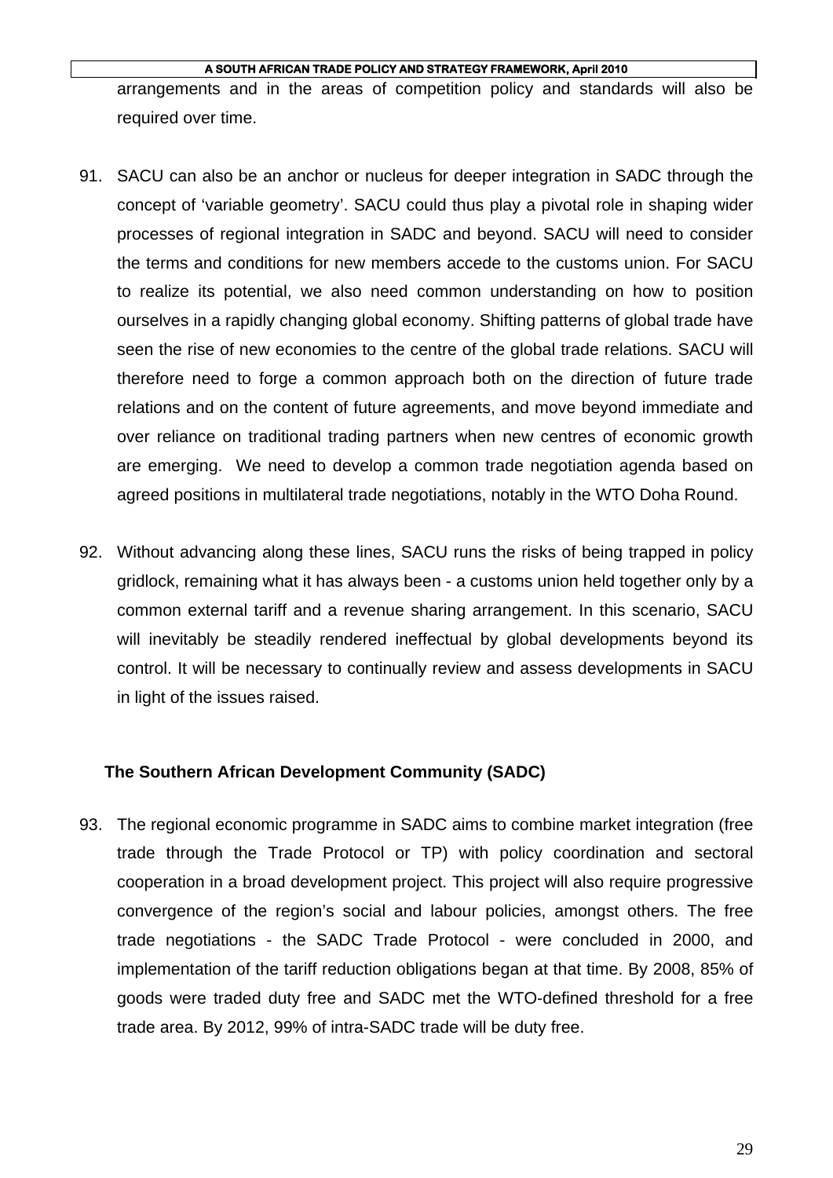arrangements and in the areas of competition policy and standards will also be required over time.

91. SACU can also be an anchor or nucleus for deeper integration in SADC through the concept of 'variable geometry'. SACU could thus play a pivotal role in shaping wider processes of regional integration in SADC and beyond. SACU will need to consider the terms and conditions for new members accede to the customs union. For SACU to realize its potential, we also need common understanding on how to position ourselves in a rapidly changing global economy. Shifting patterns of global trade have seen the rise of new economies to the centre of the global trade relations. SACU will therefore need to forge a common approach both on the direction of future trade relations and on the content of future agreements, and move beyond immediate and over reliance on traditional trading partners when new centres of economic growth are emerging. We need to develop a common trade negotiation agenda based on agreed positions in multilateral trade negotiations, notably in the WTO Doha Round.

92. Without advancing along these lines, SACU runs the risks of being trapped in policy gridlock, remaining what it has always been - a customs union held together only by a common external tariff and a revenue sharing arrangement. In this scenario, SACU will inevitably be steadily rendered ineffectual by global developments beyond its control. It will be necessary to continually review and assess developments in SACU in light of the issues raised.

**The Southern African Development Community (SADC)**

93. The regional economic programme in SADC aims to combine market integration (free trade through the Trade Protocol or TP) with policy coordination and sectoral cooperation in a broad development project. This project will also require progressive convergence of the region's social and labour policies, amongst others. The free trade negotiations - the SADC Trade Protocol - were concluded in 2000, and implementation of the tariff reduction obligations began at that time. By 2008, 85% of goods were traded duty free and SADC met the WTO-defined threshold for a free trade area. By 2012, 99% of intra-SADC trade will be duty free.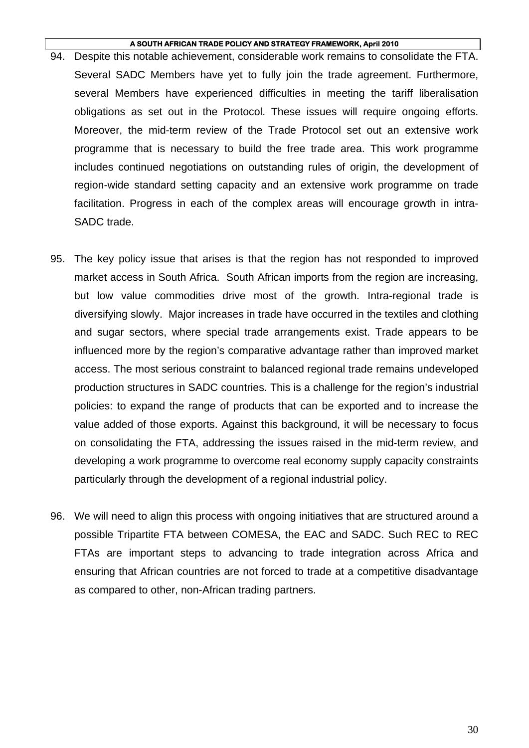94. Despite this notable achievement, considerable work remains to consolidate the FTA. Several SADC Members have yet to fully join the trade agreement. Furthermore, several Members have experienced difficulties in meeting the tariff liberalisation obligations as set out in the Protocol. These issues will require ongoing efforts. Moreover, the mid-term review of the Trade Protocol set out an extensive work programme that is necessary to build the free trade area. This work programme includes continued negotiations on outstanding rules of origin, the development of region-wide standard setting capacity and an extensive work programme on trade facilitation. Progress in each of the complex areas will encourage growth in intra-SADC trade.

95. The key policy issue that arises is that the region has not responded to improved market access in South Africa. South African imports from the region are increasing, but low value commodities drive most of the growth. Intra-regional trade is diversifying slowly. Major increases in trade have occurred in the textiles and clothing and sugar sectors, where special trade arrangements exist. Trade appears to be influenced more by the region's comparative advantage rather than improved market access. The most serious constraint to balanced regional trade remains undeveloped production structures in SADC countries. This is a challenge for the region's industrial policies: to expand the range of products that can be exported and to increase the value added of those exports. Against this background, it will be necessary to focus on consolidating the FTA, addressing the issues raised in the mid-term review, and developing a work programme to overcome real economy supply capacity constraints particularly through the development of a regional industrial policy.

96. We will need to align this process with ongoing initiatives that are structured around a possible Tripartite FTA between COMESA, the EAC and SADC. Such REC to REC FTAs are important steps to advancing to trade integration across Africa and ensuring that African countries are not forced to trade at a competitive disadvantage as compared to other, non-African trading partners.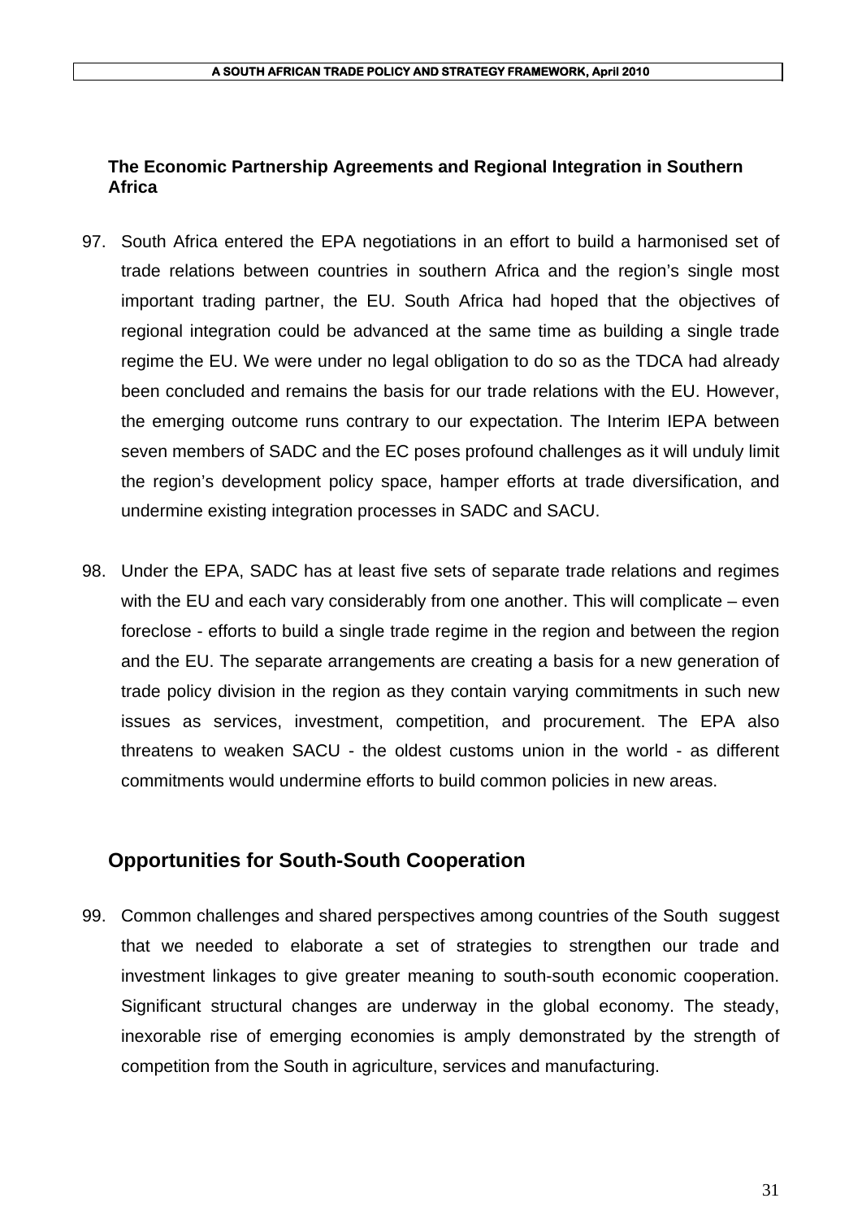### The Economic Partnership Agreements and Regional Integration in Southern Africa

97. South Africa entered the EPA negotiations in an effort to build a harmonised set of trade relations between countries in southern Africa and the region's single most important trading partner, the EU. South Africa had hoped that the objectives of regional integration could be advanced at the same time as building a single trade regime the EU. We were under no legal obligation to do so as the TDCA had already been concluded and remains the basis for our trade relations with the EU. However, the emerging outcome runs contrary to our expectation. The Interim IEPA between seven members of SADC and the EC poses profound challenges as it will unduly limit the region's development policy space, hamper efforts at trade diversification, and undermine existing integration processes in SADC and SACU.

98. Under the EPA, SADC has at least five sets of separate trade relations and regimes with the EU and each vary considerably from one another. This will complicate – even foreclose - efforts to build a single trade regime in the region and between the region and the EU. The separate arrangements are creating a basis for a new generation of trade policy division in the region as they contain varying commitments in such new issues as services, investment, competition, and procurement. The EPA also threatens to weaken SACU - the oldest customs union in the world - as different commitments would undermine efforts to build common policies in new areas.

## Opportunities for South-South Cooperation

99. Common challenges and shared perspectives among countries of the South suggest that we needed to elaborate a set of strategies to strengthen our trade and investment linkages to give greater meaning to south-south economic cooperation. Significant structural changes are underway in the global economy. The steady, inexorable rise of emerging economies is amply demonstrated by the strength of competition from the South in agriculture, services and manufacturing.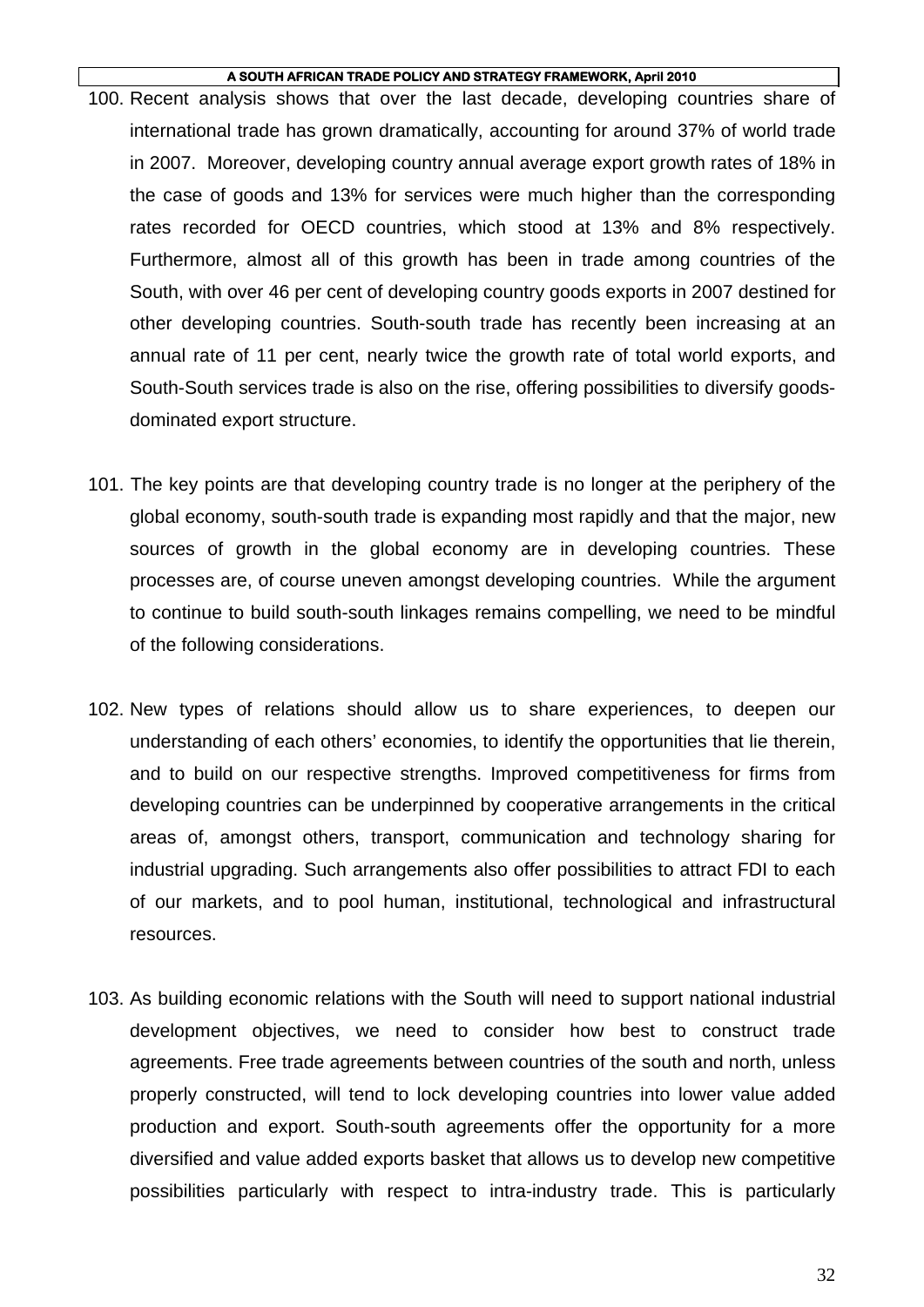100. Recent analysis shows that over the last decade, developing countries share of international trade has grown dramatically, accounting for around 37% of world trade in 2007. Moreover, developing country annual average export growth rates of 18% in the case of goods and 13% for services were much higher than the corresponding rates recorded for OECD countries, which stood at 13% and 8% respectively. Furthermore, almost all of this growth has been in trade among countries of the South, with over 46 per cent of developing country goods exports in 2007 destined for other developing countries. South-south trade has recently been increasing at an annual rate of 11 per cent, nearly twice the growth rate of total world exports, and South-South services trade is also on the rise, offering possibilities to diversify goods-dominated export structure.

101. The key points are that developing country trade is no longer at the periphery of the global economy, south-south trade is expanding most rapidly and that the major, new sources of growth in the global economy are in developing countries. These processes are, of course uneven amongst developing countries. While the argument to continue to build south-south linkages remains compelling, we need to be mindful of the following considerations.

102. New types of relations should allow us to share experiences, to deepen our understanding of each others' economies, to identify the opportunities that lie therein, and to build on our respective strengths. Improved competitiveness for firms from developing countries can be underpinned by cooperative arrangements in the critical areas of, amongst others, transport, communication and technology sharing for industrial upgrading. Such arrangements also offer possibilities to attract FDI to each of our markets, and to pool human, institutional, technological and infrastructural resources.

103. As building economic relations with the South will need to support national industrial development objectives, we need to consider how best to construct trade agreements. Free trade agreements between countries of the south and north, unless properly constructed, will tend to lock developing countries into lower value added production and export. South-south agreements offer the opportunity for a more diversified and value added exports basket that allows us to develop new competitive possibilities particularly with respect to intra-industry trade. This is particularly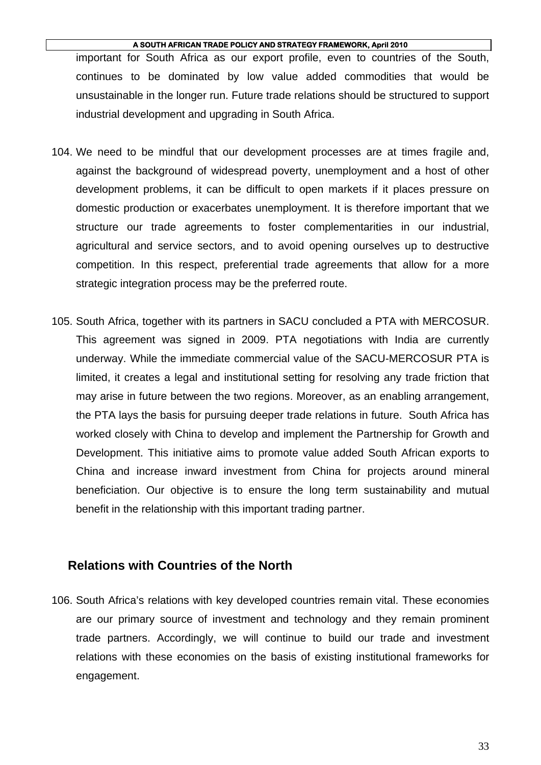important for South Africa as our export profile, even to countries of the South, continues to be dominated by low value added commodities that would be unsustainable in the longer run. Future trade relations should be structured to support industrial development and upgrading in South Africa.

104. We need to be mindful that our development processes are at times fragile and, against the background of widespread poverty, unemployment and a host of other development problems, it can be difficult to open markets if it places pressure on domestic production or exacerbates unemployment. It is therefore important that we structure our trade agreements to foster complementarities in our industrial, agricultural and service sectors, and to avoid opening ourselves up to destructive competition. In this respect, preferential trade agreements that allow for a more strategic integration process may be the preferred route.

105. South Africa, together with its partners in SACU concluded a PTA with MERCOSUR. This agreement was signed in 2009. PTA negotiations with India are currently underway. While the immediate commercial value of the SACU-MERCOSUR PTA is limited, it creates a legal and institutional setting for resolving any trade friction that may arise in future between the two regions. Moreover, as an enabling arrangement, the PTA lays the basis for pursuing deeper trade relations in future. South Africa has worked closely with China to develop and implement the Partnership for Growth and Development. This initiative aims to promote value added South African exports to China and increase inward investment from China for projects around mineral beneficiation. Our objective is to ensure the long term sustainability and mutual benefit in the relationship with this important trading partner.

## Relations with Countries of the North

106. South Africa's relations with key developed countries remain vital. These economies are our primary source of investment and technology and they remain prominent trade partners. Accordingly, we will continue to build our trade and investment relations with these economies on the basis of existing institutional frameworks for engagement.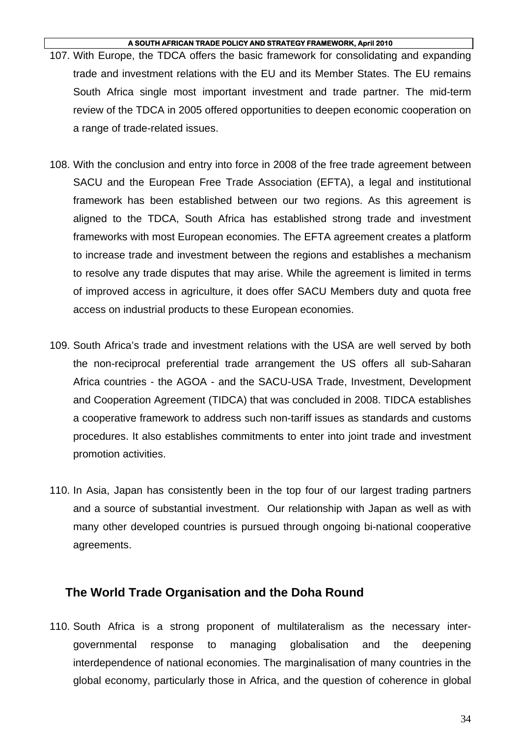107. With Europe, the TDCA offers the basic framework for consolidating and expanding trade and investment relations with the EU and its Member States. The EU remains South Africa single most important investment and trade partner. The mid-term review of the TDCA in 2005 offered opportunities to deepen economic cooperation on a range of trade-related issues.

108. With the conclusion and entry into force in 2008 of the free trade agreement between SACU and the European Free Trade Association (EFTA), a legal and institutional framework has been established between our two regions. As this agreement is aligned to the TDCA, South Africa has established strong trade and investment frameworks with most European economies. The EFTA agreement creates a platform to increase trade and investment between the regions and establishes a mechanism to resolve any trade disputes that may arise. While the agreement is limited in terms of improved access in agriculture, it does offer SACU Members duty and quota free access on industrial products to these European economies.

109. South Africa's trade and investment relations with the USA are well served by both the non-reciprocal preferential trade arrangement the US offers all sub-Saharan Africa countries - the AGOA - and the SACU-USA Trade, Investment, Development and Cooperation Agreement (TIDCA) that was concluded in 2008. TIDCA establishes a cooperative framework to address such non-tariff issues as standards and customs procedures. It also establishes commitments to enter into joint trade and investment promotion activities.

110. In Asia, Japan has consistently been in the top four of our largest trading partners and a source of substantial investment. Our relationship with Japan as well as with many other developed countries is pursued through ongoing bi-national cooperative agreements.

### The World Trade Organisation and the Doha Round

110. South Africa is a strong proponent of multilateralism as the necessary inter-governmental response to managing globalisation and the deepening interdependence of national economies. The marginalisation of many countries in the global economy, particularly those in Africa, and the question of coherence in global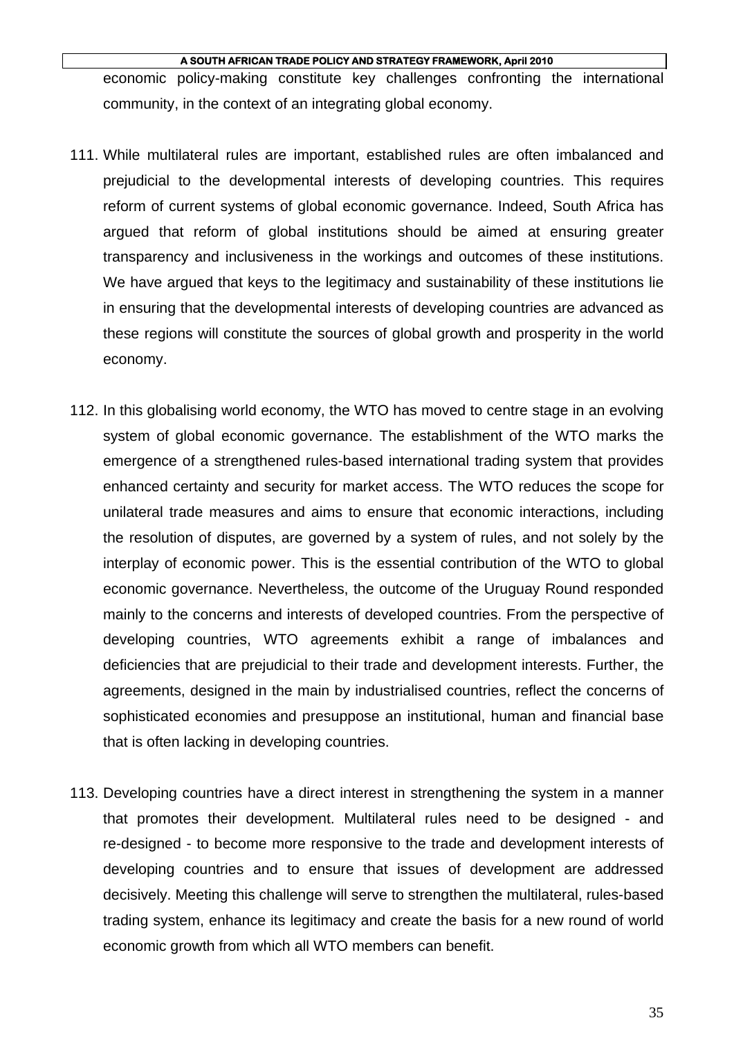economic policy-making constitute key challenges confronting the international community, in the context of an integrating global economy.

111. While multilateral rules are important, established rules are often imbalanced and prejudicial to the developmental interests of developing countries. This requires reform of current systems of global economic governance. Indeed, South Africa has argued that reform of global institutions should be aimed at ensuring greater transparency and inclusiveness in the workings and outcomes of these institutions. We have argued that keys to the legitimacy and sustainability of these institutions lie in ensuring that the developmental interests of developing countries are advanced as these regions will constitute the sources of global growth and prosperity in the world economy.

112. In this globalising world economy, the WTO has moved to centre stage in an evolving system of global economic governance. The establishment of the WTO marks the emergence of a strengthened rules-based international trading system that provides enhanced certainty and security for market access. The WTO reduces the scope for unilateral trade measures and aims to ensure that economic interactions, including the resolution of disputes, are governed by a system of rules, and not solely by the interplay of economic power. This is the essential contribution of the WTO to global economic governance. Nevertheless, the outcome of the Uruguay Round responded mainly to the concerns and interests of developed countries. From the perspective of developing countries, WTO agreements exhibit a range of imbalances and deficiencies that are prejudicial to their trade and development interests. Further, the agreements, designed in the main by industrialised countries, reflect the concerns of sophisticated economies and presuppose an institutional, human and financial base that is often lacking in developing countries.

113. Developing countries have a direct interest in strengthening the system in a manner that promotes their development. Multilateral rules need to be designed - and re-designed - to become more responsive to the trade and development interests of developing countries and to ensure that issues of development are addressed decisively. Meeting this challenge will serve to strengthen the multilateral, rules-based trading system, enhance its legitimacy and create the basis for a new round of world economic growth from which all WTO members can benefit.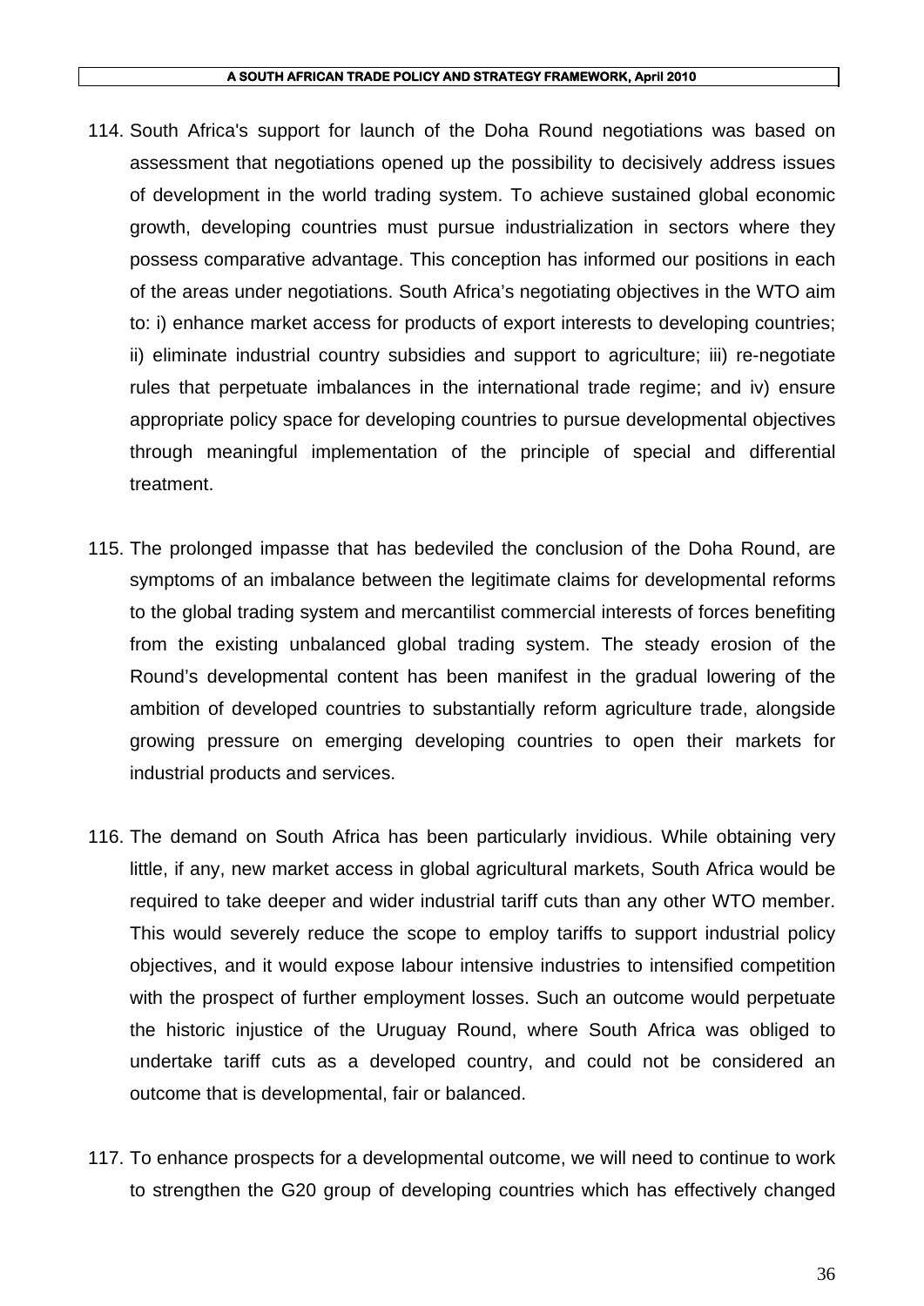114. South Africa's support for launch of the Doha Round negotiations was based on assessment that negotiations opened up the possibility to decisively address issues of development in the world trading system. To achieve sustained global economic growth, developing countries must pursue industrialization in sectors where they possess comparative advantage. This conception has informed our positions in each of the areas under negotiations. South Africa's negotiating objectives in the WTO aim to: i) enhance market access for products of export interests to developing countries; ii) eliminate industrial country subsidies and support to agriculture; iii) re-negotiate rules that perpetuate imbalances in the international trade regime; and iv) ensure appropriate policy space for developing countries to pursue developmental objectives through meaningful implementation of the principle of special and differential treatment.

115. The prolonged impasse that has bedeviled the conclusion of the Doha Round, are symptoms of an imbalance between the legitimate claims for developmental reforms to the global trading system and mercantilist commercial interests of forces benefiting from the existing unbalanced global trading system. The steady erosion of the Round's developmental content has been manifest in the gradual lowering of the ambition of developed countries to substantially reform agriculture trade, alongside growing pressure on emerging developing countries to open their markets for industrial products and services.

116. The demand on South Africa has been particularly invidious. While obtaining very little, if any, new market access in global agricultural markets, South Africa would be required to take deeper and wider industrial tariff cuts than any other WTO member. This would severely reduce the scope to employ tariffs to support industrial policy objectives, and it would expose labour intensive industries to intensified competition with the prospect of further employment losses. Such an outcome would perpetuate the historic injustice of the Uruguay Round, where South Africa was obliged to undertake tariff cuts as a developed country, and could not be considered an outcome that is developmental, fair or balanced.

117. To enhance prospects for a developmental outcome, we will need to continue to work to strengthen the G20 group of developing countries which has effectively changed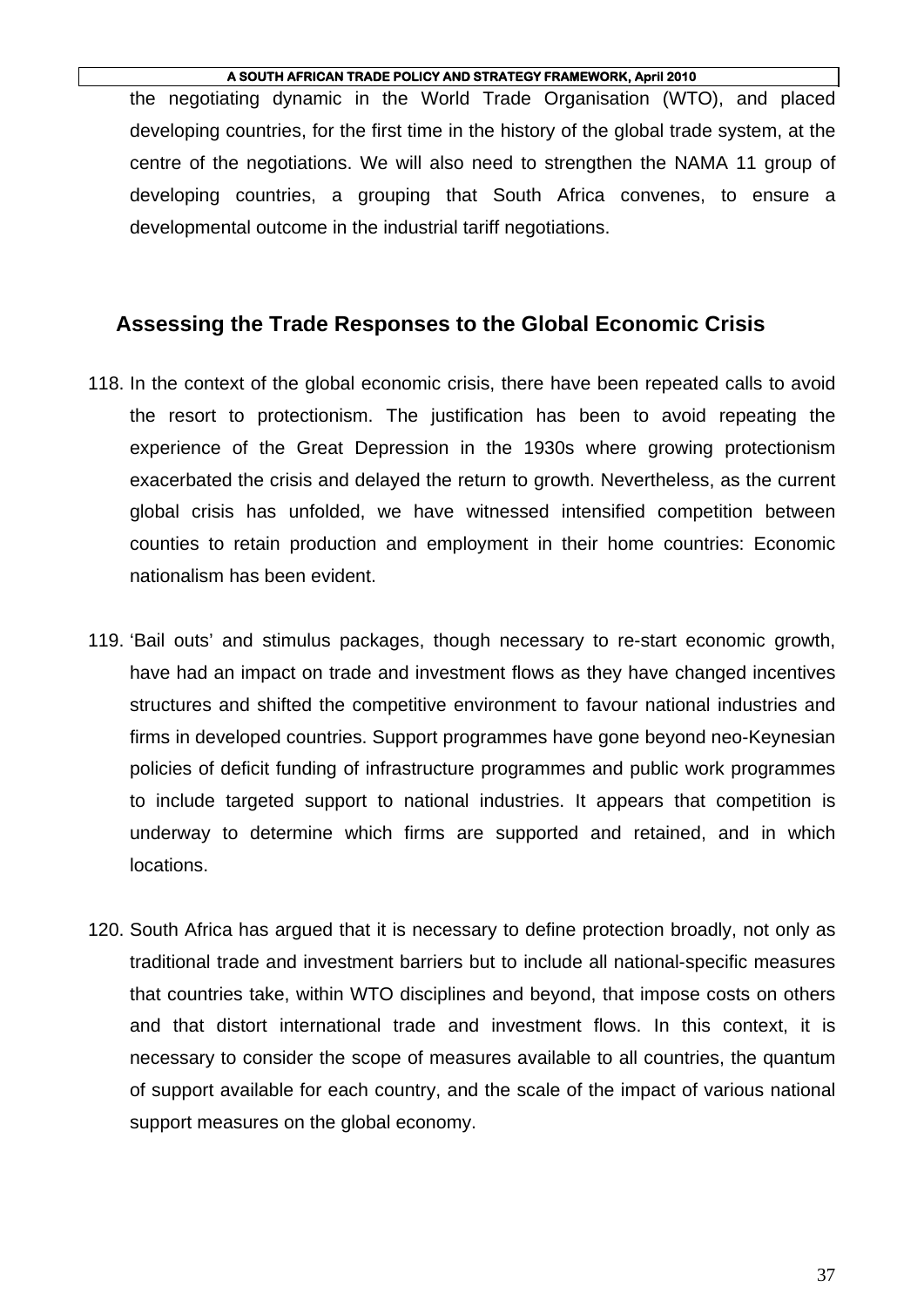the negotiating dynamic in the World Trade Organisation (WTO), and placed developing countries, for the first time in the history of the global trade system, at the centre of the negotiations. We will also need to strengthen the NAMA 11 group of developing countries, a grouping that South Africa convenes, to ensure a developmental outcome in the industrial tariff negotiations.

## Assessing the Trade Responses to the Global Economic Crisis

118. In the context of the global economic crisis, there have been repeated calls to avoid the resort to protectionism. The justification has been to avoid repeating the experience of the Great Depression in the 1930s where growing protectionism exacerbated the crisis and delayed the return to growth. Nevertheless, as the current global crisis has unfolded, we have witnessed intensified competition between counties to retain production and employment in their home countries: Economic nationalism has been evident.

119. 'Bail outs' and stimulus packages, though necessary to re-start economic growth, have had an impact on trade and investment flows as they have changed incentives structures and shifted the competitive environment to favour national industries and firms in developed countries. Support programmes have gone beyond neo-Keynesian policies of deficit funding of infrastructure programmes and public work programmes to include targeted support to national industries. It appears that competition is underway to determine which firms are supported and retained, and in which locations.

120. South Africa has argued that it is necessary to define protection broadly, not only as traditional trade and investment barriers but to include all national-specific measures that countries take, within WTO disciplines and beyond, that impose costs on others and that distort international trade and investment flows. In this context, it is necessary to consider the scope of measures available to all countries, the quantum of support available for each country, and the scale of the impact of various national support measures on the global economy.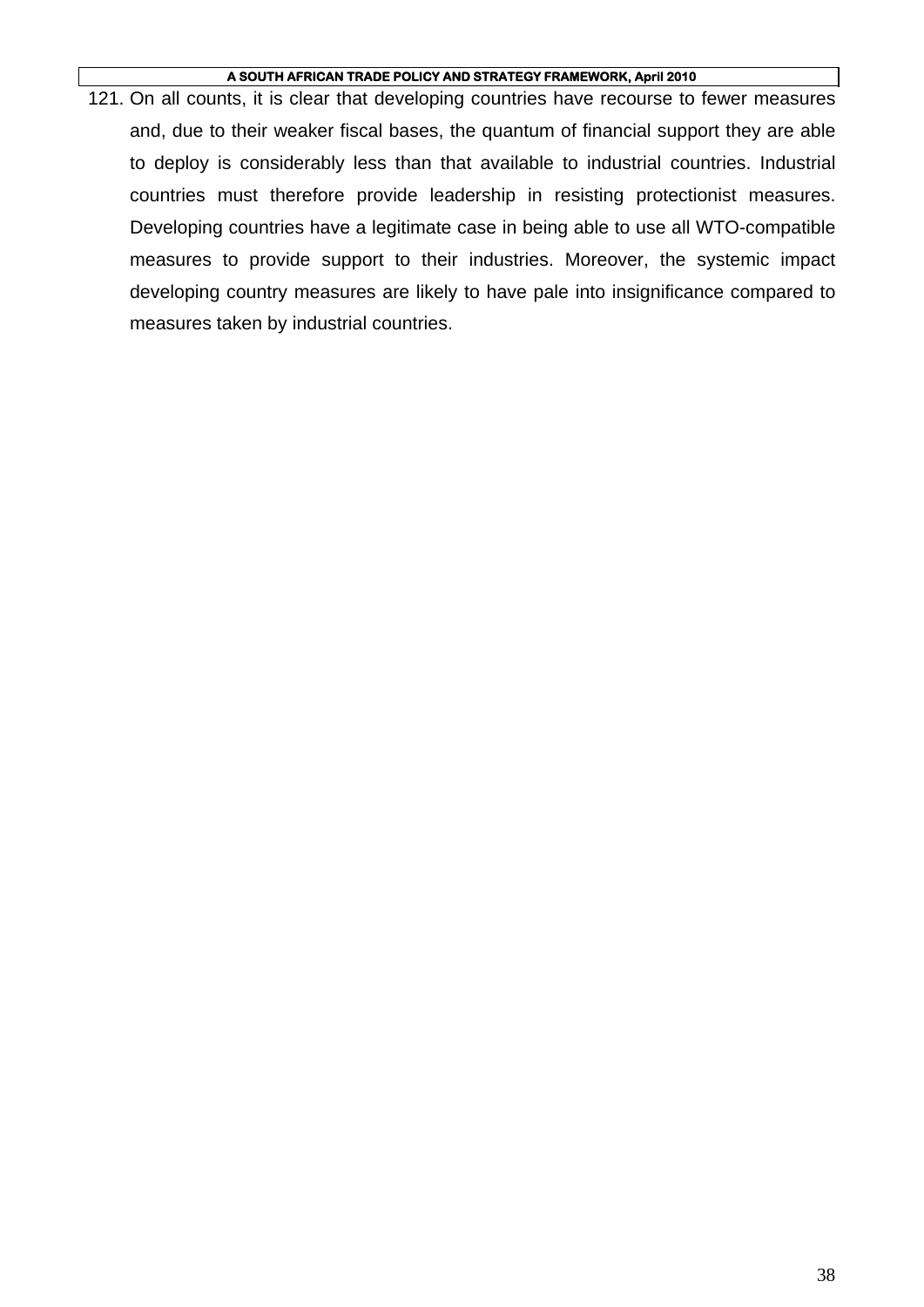121. On all counts, it is clear that developing countries have recourse to fewer measures and, due to their weaker fiscal bases, the quantum of financial support they are able to deploy is considerably less than that available to industrial countries. Industrial countries must therefore provide leadership in resisting protectionist measures. Developing countries have a legitimate case in being able to use all WTO-compatible measures to provide support to their industries. Moreover, the systemic impact developing country measures are likely to have pale into insignificance compared to measures taken by industrial countries.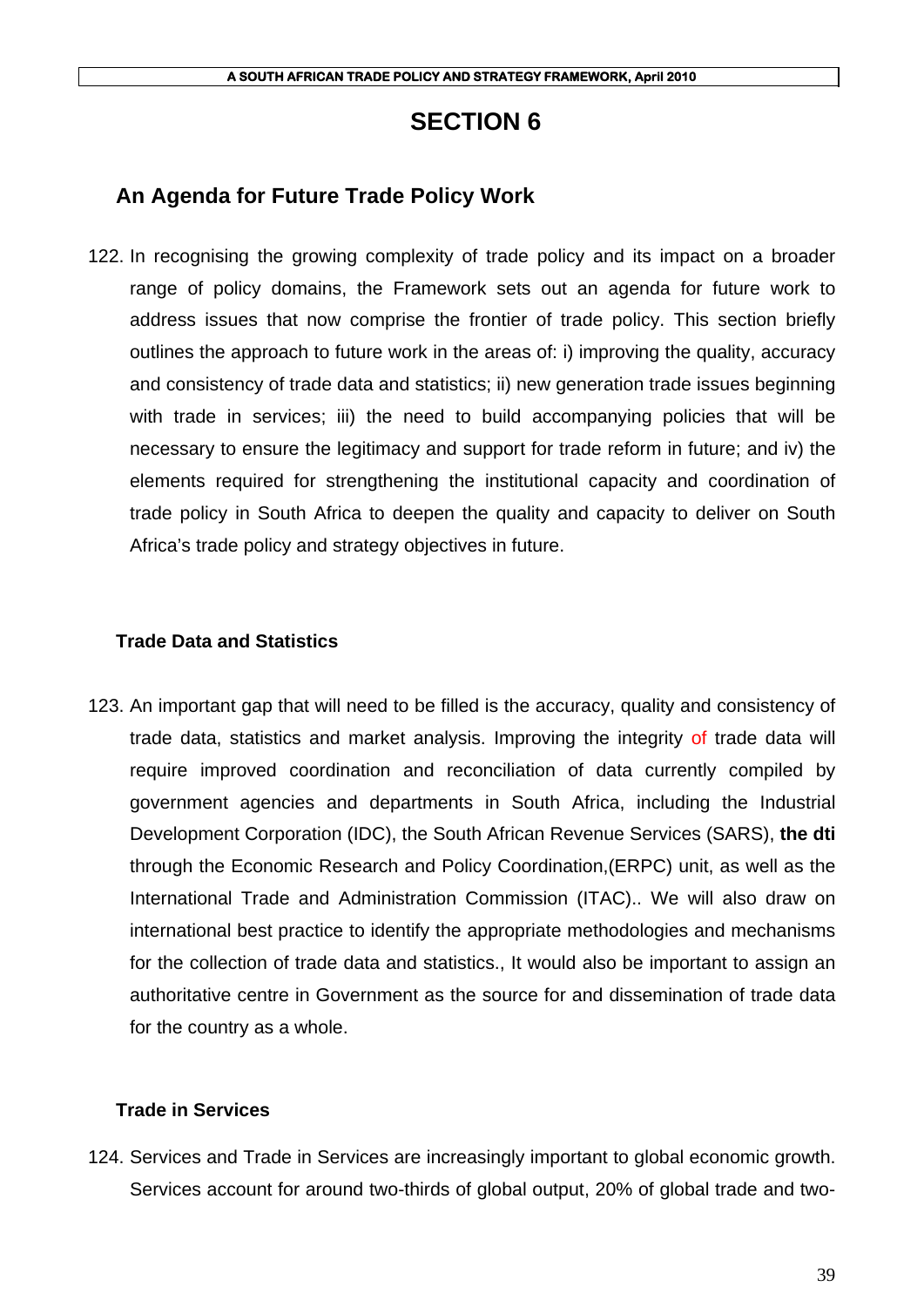# SECTION 6

## An Agenda for Future Trade Policy Work

122. In recognising the growing complexity of trade policy and its impact on a broader range of policy domains, the Framework sets out an agenda for future work to address issues that now comprise the frontier of trade policy. This section briefly outlines the approach to future work in the areas of: i) improving the quality, accuracy and consistency of trade data and statistics; ii) new generation trade issues beginning with trade in services; iii) the need to build accompanying policies that will be necessary to ensure the legitimacy and support for trade reform in future; and iv) the elements required for strengthening the institutional capacity and coordination of trade policy in South Africa to deepen the quality and capacity to deliver on South Africa's trade policy and strategy objectives in future.

### Trade Data and Statistics

123. An important gap that will need to be filled is the accuracy, quality and consistency of trade data, statistics and market analysis. Improving the integrity of trade data will require improved coordination and reconciliation of data currently compiled by government agencies and departments in South Africa, including the Industrial Development Corporation (IDC), the South African Revenue Services (SARS), **the dti** through the Economic Research and Policy Coordination,(ERPC) unit, as well as the International Trade and Administration Commission (ITAC).. We will also draw on international best practice to identify the appropriate methodologies and mechanisms for the collection of trade data and statistics., It would also be important to assign an authoritative centre in Government as the source for and dissemination of trade data for the country as a whole.

### Trade in Services

124. Services and Trade in Services are increasingly important to global economic growth. Services account for around two-thirds of global output, 20% of global trade and two-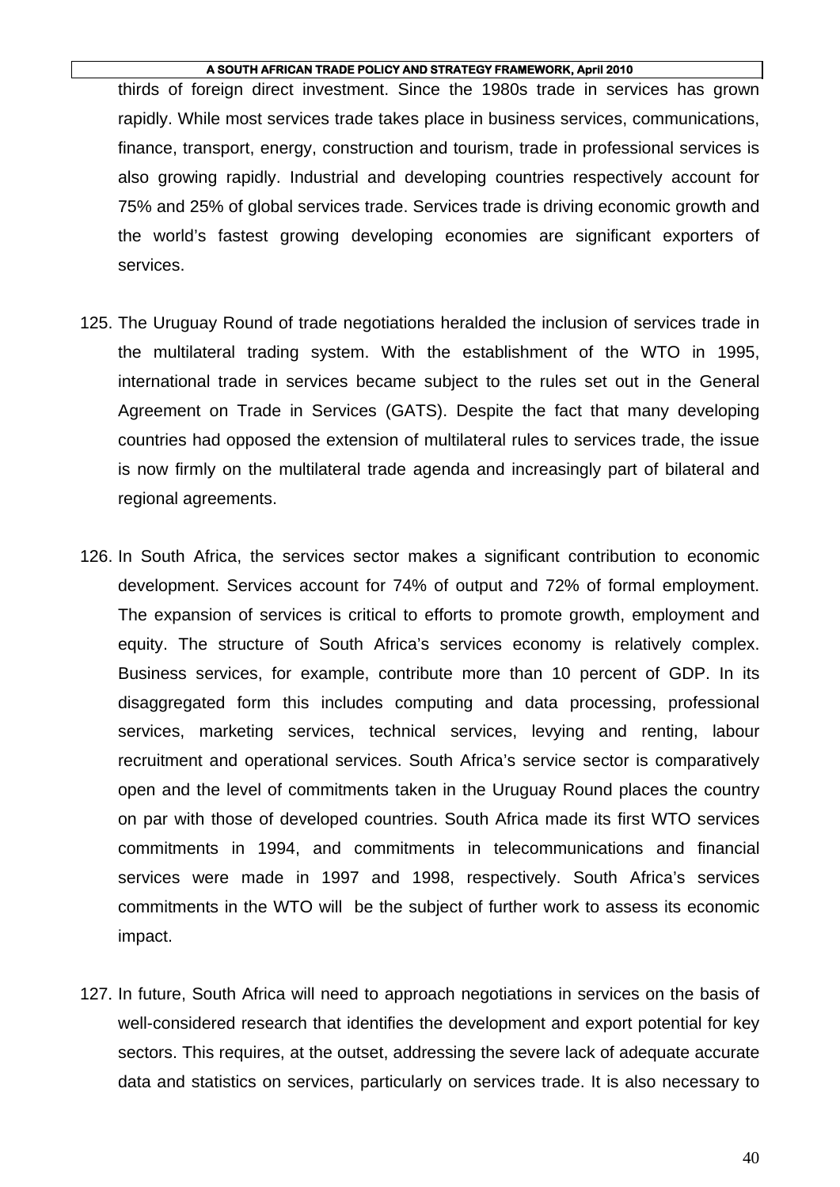thirds of foreign direct investment. Since the 1980s trade in services has grown rapidly. While most services trade takes place in business services, communications, finance, transport, energy, construction and tourism, trade in professional services is also growing rapidly. Industrial and developing countries respectively account for 75% and 25% of global services trade. Services trade is driving economic growth and the world's fastest growing developing economies are significant exporters of services.

125. The Uruguay Round of trade negotiations heralded the inclusion of services trade in the multilateral trading system. With the establishment of the WTO in 1995, international trade in services became subject to the rules set out in the General Agreement on Trade in Services (GATS). Despite the fact that many developing countries had opposed the extension of multilateral rules to services trade, the issue is now firmly on the multilateral trade agenda and increasingly part of bilateral and regional agreements.

126. In South Africa, the services sector makes a significant contribution to economic development. Services account for 74% of output and 72% of formal employment. The expansion of services is critical to efforts to promote growth, employment and equity. The structure of South Africa's services economy is relatively complex. Business services, for example, contribute more than 10 percent of GDP. In its disaggregated form this includes computing and data processing, professional services, marketing services, technical services, levying and renting, labour recruitment and operational services. South Africa's service sector is comparatively open and the level of commitments taken in the Uruguay Round places the country on par with those of developed countries. South Africa made its first WTO services commitments in 1994, and commitments in telecommunications and financial services were made in 1997 and 1998, respectively. South Africa's services commitments in the WTO will be the subject of further work to assess its economic impact.

127. In future, South Africa will need to approach negotiations in services on the basis of well-considered research that identifies the development and export potential for key sectors. This requires, at the outset, addressing the severe lack of adequate accurate data and statistics on services, particularly on services trade. It is also necessary to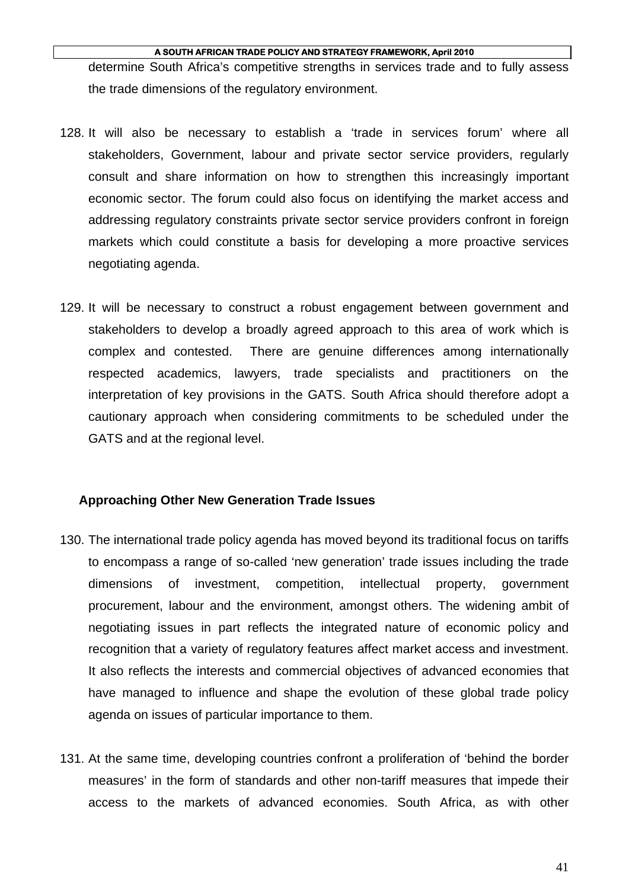determine South Africa's competitive strengths in services trade and to fully assess the trade dimensions of the regulatory environment.

128. It will also be necessary to establish a 'trade in services forum' where all stakeholders, Government, labour and private sector service providers, regularly consult and share information on how to strengthen this increasingly important economic sector. The forum could also focus on identifying the market access and addressing regulatory constraints private sector service providers confront in foreign markets which could constitute a basis for developing a more proactive services negotiating agenda.

129. It will be necessary to construct a robust engagement between government and stakeholders to develop a broadly agreed approach to this area of work which is complex and contested. There are genuine differences among internationally respected academics, lawyers, trade specialists and practitioners on the interpretation of key provisions in the GATS. South Africa should therefore adopt a cautionary approach when considering commitments to be scheduled under the GATS and at the regional level.

**Approaching Other New Generation Trade Issues**

130. The international trade policy agenda has moved beyond its traditional focus on tariffs to encompass a range of so-called 'new generation' trade issues including the trade dimensions of investment, competition, intellectual property, government procurement, labour and the environment, amongst others. The widening ambit of negotiating issues in part reflects the integrated nature of economic policy and recognition that a variety of regulatory features affect market access and investment. It also reflects the interests and commercial objectives of advanced economies that have managed to influence and shape the evolution of these global trade policy agenda on issues of particular importance to them.

131. At the same time, developing countries confront a proliferation of 'behind the border measures' in the form of standards and other non-tariff measures that impede their access to the markets of advanced economies. South Africa, as with other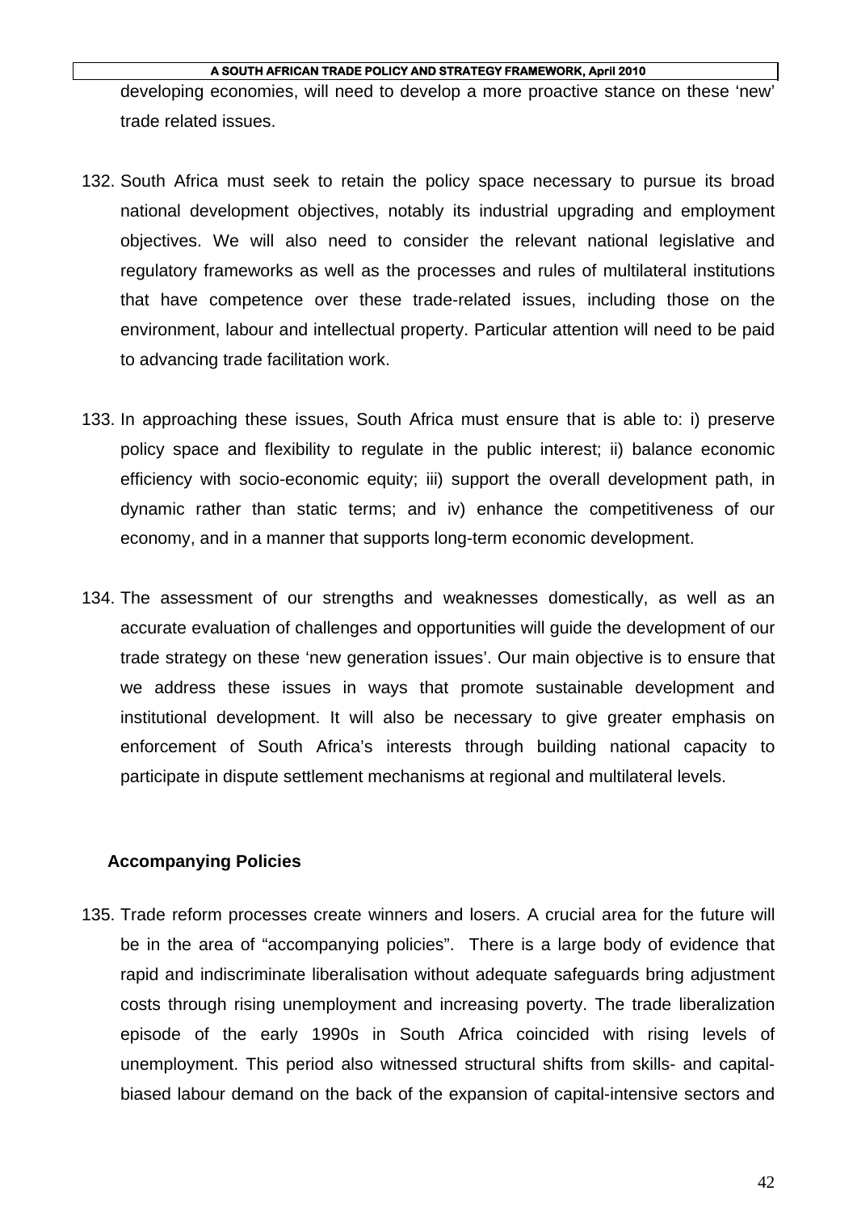developing economies, will need to develop a more proactive stance on these 'new' trade related issues.

132. South Africa must seek to retain the policy space necessary to pursue its broad national development objectives, notably its industrial upgrading and employment objectives. We will also need to consider the relevant national legislative and regulatory frameworks as well as the processes and rules of multilateral institutions that have competence over these trade-related issues, including those on the environment, labour and intellectual property. Particular attention will need to be paid to advancing trade facilitation work.

133. In approaching these issues, South Africa must ensure that is able to: i) preserve policy space and flexibility to regulate in the public interest; ii) balance economic efficiency with socio-economic equity; iii) support the overall development path, in dynamic rather than static terms; and iv) enhance the competitiveness of our economy, and in a manner that supports long-term economic development.

134. The assessment of our strengths and weaknesses domestically, as well as an accurate evaluation of challenges and opportunities will guide the development of our trade strategy on these 'new generation issues'. Our main objective is to ensure that we address these issues in ways that promote sustainable development and institutional development. It will also be necessary to give greater emphasis on enforcement of South Africa's interests through building national capacity to participate in dispute settlement mechanisms at regional and multilateral levels.

**Accompanying Policies**

135. Trade reform processes create winners and losers. A crucial area for the future will be in the area of "accompanying policies". There is a large body of evidence that rapid and indiscriminate liberalisation without adequate safeguards bring adjustment costs through rising unemployment and increasing poverty. The trade liberalization episode of the early 1990s in South Africa coincided with rising levels of unemployment. This period also witnessed structural shifts from skills- and capital-biased labour demand on the back of the expansion of capital-intensive sectors and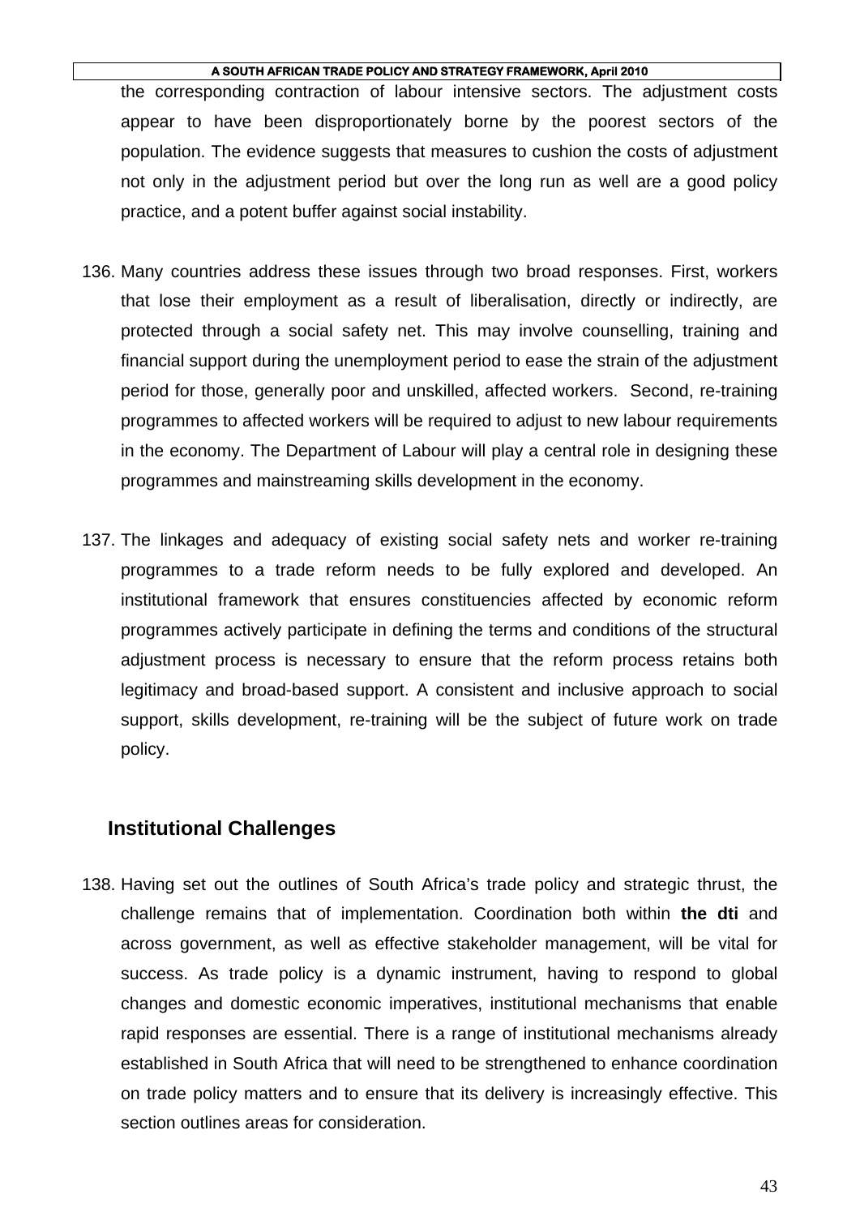the corresponding contraction of labour intensive sectors. The adjustment costs appear to have been disproportionately borne by the poorest sectors of the population. The evidence suggests that measures to cushion the costs of adjustment not only in the adjustment period but over the long run as well are a good policy practice, and a potent buffer against social instability.

136. Many countries address these issues through two broad responses. First, workers that lose their employment as a result of liberalisation, directly or indirectly, are protected through a social safety net. This may involve counselling, training and financial support during the unemployment period to ease the strain of the adjustment period for those, generally poor and unskilled, affected workers. Second, re-training programmes to affected workers will be required to adjust to new labour requirements in the economy. The Department of Labour will play a central role in designing these programmes and mainstreaming skills development in the economy.

137. The linkages and adequacy of existing social safety nets and worker re-training programmes to a trade reform needs to be fully explored and developed. An institutional framework that ensures constituencies affected by economic reform programmes actively participate in defining the terms and conditions of the structural adjustment process is necessary to ensure that the reform process retains both legitimacy and broad-based support. A consistent and inclusive approach to social support, skills development, re-training will be the subject of future work on trade policy.

### Institutional Challenges

138. Having set out the outlines of South Africa's trade policy and strategic thrust, the challenge remains that of implementation. Coordination both within **the dti** and across government, as well as effective stakeholder management, will be vital for success. As trade policy is a dynamic instrument, having to respond to global changes and domestic economic imperatives, institutional mechanisms that enable rapid responses are essential. There is a range of institutional mechanisms already established in South Africa that will need to be strengthened to enhance coordination on trade policy matters and to ensure that its delivery is increasingly effective. This section outlines areas for consideration.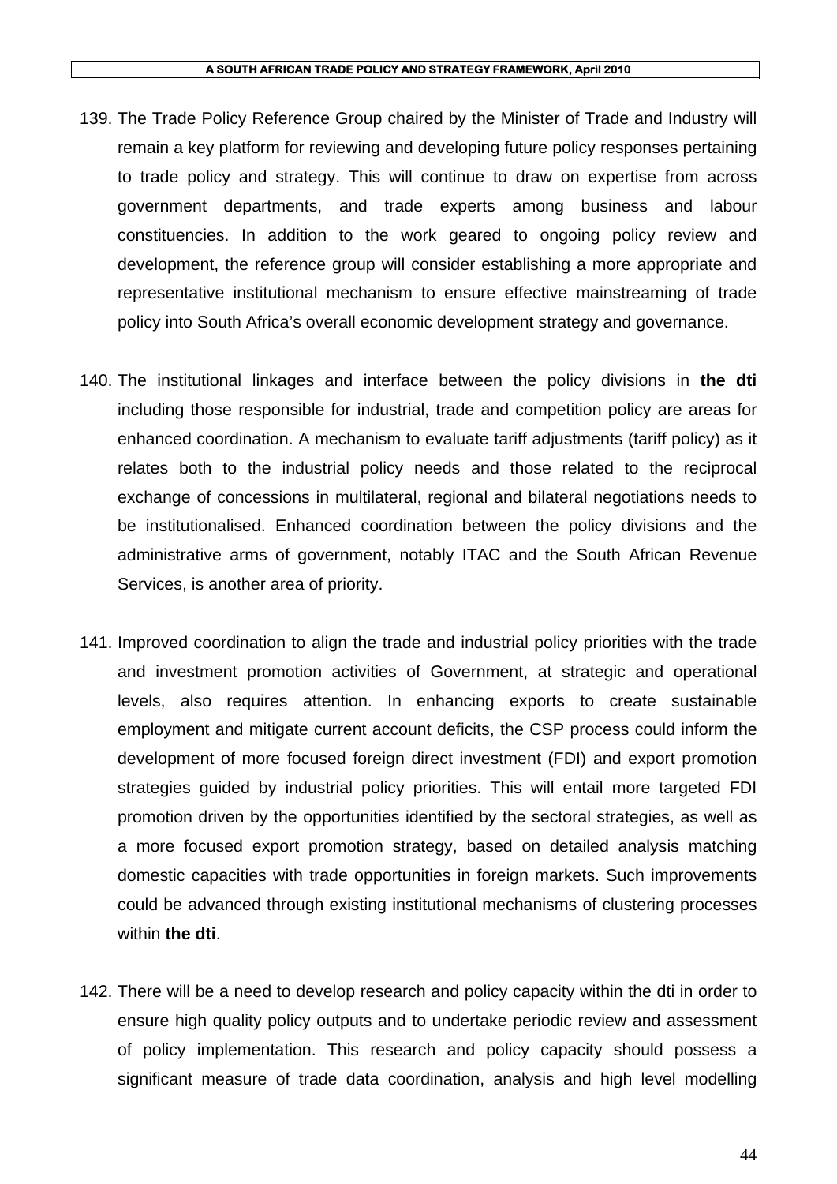139. The Trade Policy Reference Group chaired by the Minister of Trade and Industry will remain a key platform for reviewing and developing future policy responses pertaining to trade policy and strategy. This will continue to draw on expertise from across government departments, and trade experts among business and labour constituencies. In addition to the work geared to ongoing policy review and development, the reference group will consider establishing a more appropriate and representative institutional mechanism to ensure effective mainstreaming of trade policy into South Africa's overall economic development strategy and governance.

140. The institutional linkages and interface between the policy divisions in **the dti** including those responsible for industrial, trade and competition policy are areas for enhanced coordination. A mechanism to evaluate tariff adjustments (tariff policy) as it relates both to the industrial policy needs and those related to the reciprocal exchange of concessions in multilateral, regional and bilateral negotiations needs to be institutionalised. Enhanced coordination between the policy divisions and the administrative arms of government, notably ITAC and the South African Revenue Services, is another area of priority.

141. Improved coordination to align the trade and industrial policy priorities with the trade and investment promotion activities of Government, at strategic and operational levels, also requires attention. In enhancing exports to create sustainable employment and mitigate current account deficits, the CSP process could inform the development of more focused foreign direct investment (FDI) and export promotion strategies guided by industrial policy priorities. This will entail more targeted FDI promotion driven by the opportunities identified by the sectoral strategies, as well as a more focused export promotion strategy, based on detailed analysis matching domestic capacities with trade opportunities in foreign markets. Such improvements could be advanced through existing institutional mechanisms of clustering processes within **the dti**.

142. There will be a need to develop research and policy capacity within the dti in order to ensure high quality policy outputs and to undertake periodic review and assessment of policy implementation. This research and policy capacity should possess a significant measure of trade data coordination, analysis and high level modelling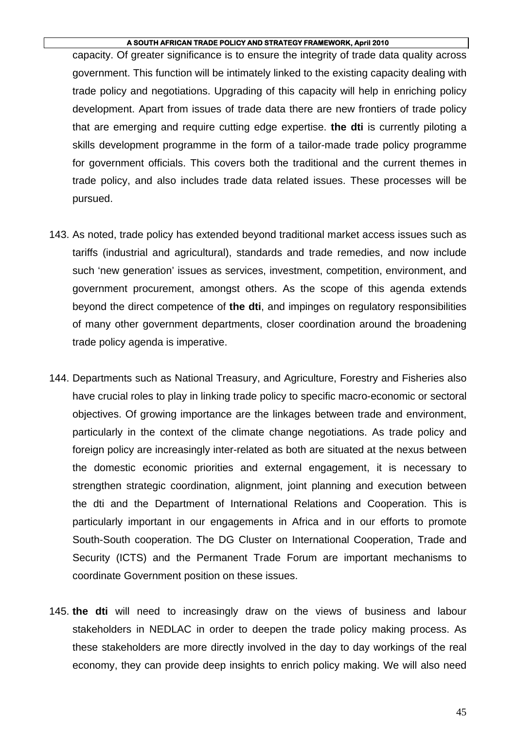capacity. Of greater significance is to ensure the integrity of trade data quality across government. This function will be intimately linked to the existing capacity dealing with trade policy and negotiations. Upgrading of this capacity will help in enriching policy development. Apart from issues of trade data there are new frontiers of trade policy that are emerging and require cutting edge expertise. **the dti** is currently piloting a skills development programme in the form of a tailor-made trade policy programme for government officials. This covers both the traditional and the current themes in trade policy, and also includes trade data related issues. These processes will be pursued.

143. As noted, trade policy has extended beyond traditional market access issues such as tariffs (industrial and agricultural), standards and trade remedies, and now include such 'new generation' issues as services, investment, competition, environment, and government procurement, amongst others. As the scope of this agenda extends beyond the direct competence of **the dti**, and impinges on regulatory responsibilities of many other government departments, closer coordination around the broadening trade policy agenda is imperative.

144. Departments such as National Treasury, and Agriculture, Forestry and Fisheries also have crucial roles to play in linking trade policy to specific macro-economic or sectoral objectives. Of growing importance are the linkages between trade and environment, particularly in the context of the climate change negotiations. As trade policy and foreign policy are increasingly inter-related as both are situated at the nexus between the domestic economic priorities and external engagement, it is necessary to strengthen strategic coordination, alignment, joint planning and execution between the dti and the Department of International Relations and Cooperation. This is particularly important in our engagements in Africa and in our efforts to promote South-South cooperation. The DG Cluster on International Cooperation, Trade and Security (ICTS) and the Permanent Trade Forum are important mechanisms to coordinate Government position on these issues.

145. **the dti** will need to increasingly draw on the views of business and labour stakeholders in NEDLAC in order to deepen the trade policy making process. As these stakeholders are more directly involved in the day to day workings of the real economy, they can provide deep insights to enrich policy making. We will also need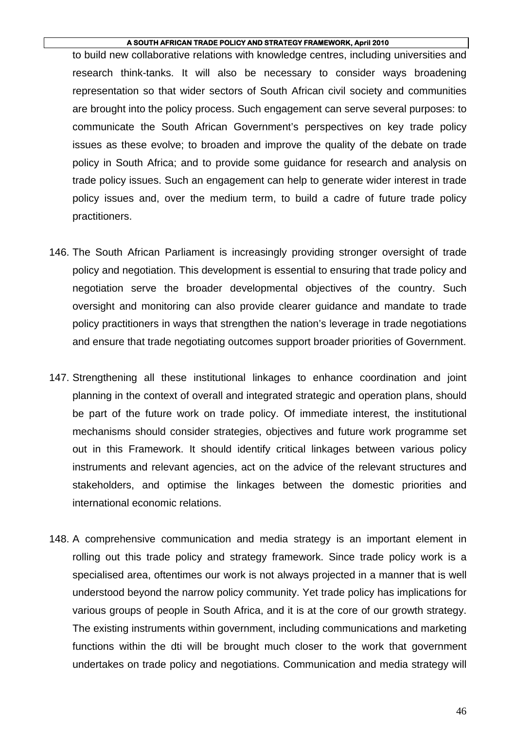to build new collaborative relations with knowledge centres, including universities and research think-tanks. It will also be necessary to consider ways broadening representation so that wider sectors of South African civil society and communities are brought into the policy process. Such engagement can serve several purposes: to communicate the South African Government's perspectives on key trade policy issues as these evolve; to broaden and improve the quality of the debate on trade policy in South Africa; and to provide some guidance for research and analysis on trade policy issues. Such an engagement can help to generate wider interest in trade policy issues and, over the medium term, to build a cadre of future trade policy practitioners.

146. The South African Parliament is increasingly providing stronger oversight of trade policy and negotiation. This development is essential to ensuring that trade policy and negotiation serve the broader developmental objectives of the country. Such oversight and monitoring can also provide clearer guidance and mandate to trade policy practitioners in ways that strengthen the nation's leverage in trade negotiations and ensure that trade negotiating outcomes support broader priorities of Government.

147. Strengthening all these institutional linkages to enhance coordination and joint planning in the context of overall and integrated strategic and operation plans, should be part of the future work on trade policy. Of immediate interest, the institutional mechanisms should consider strategies, objectives and future work programme set out in this Framework. It should identify critical linkages between various policy instruments and relevant agencies, act on the advice of the relevant structures and stakeholders, and optimise the linkages between the domestic priorities and international economic relations.

148. A comprehensive communication and media strategy is an important element in rolling out this trade policy and strategy framework. Since trade policy work is a specialised area, oftentimes our work is not always projected in a manner that is well understood beyond the narrow policy community. Yet trade policy has implications for various groups of people in South Africa, and it is at the core of our growth strategy. The existing instruments within government, including communications and marketing functions within the dti will be brought much closer to the work that government undertakes on trade policy and negotiations. Communication and media strategy will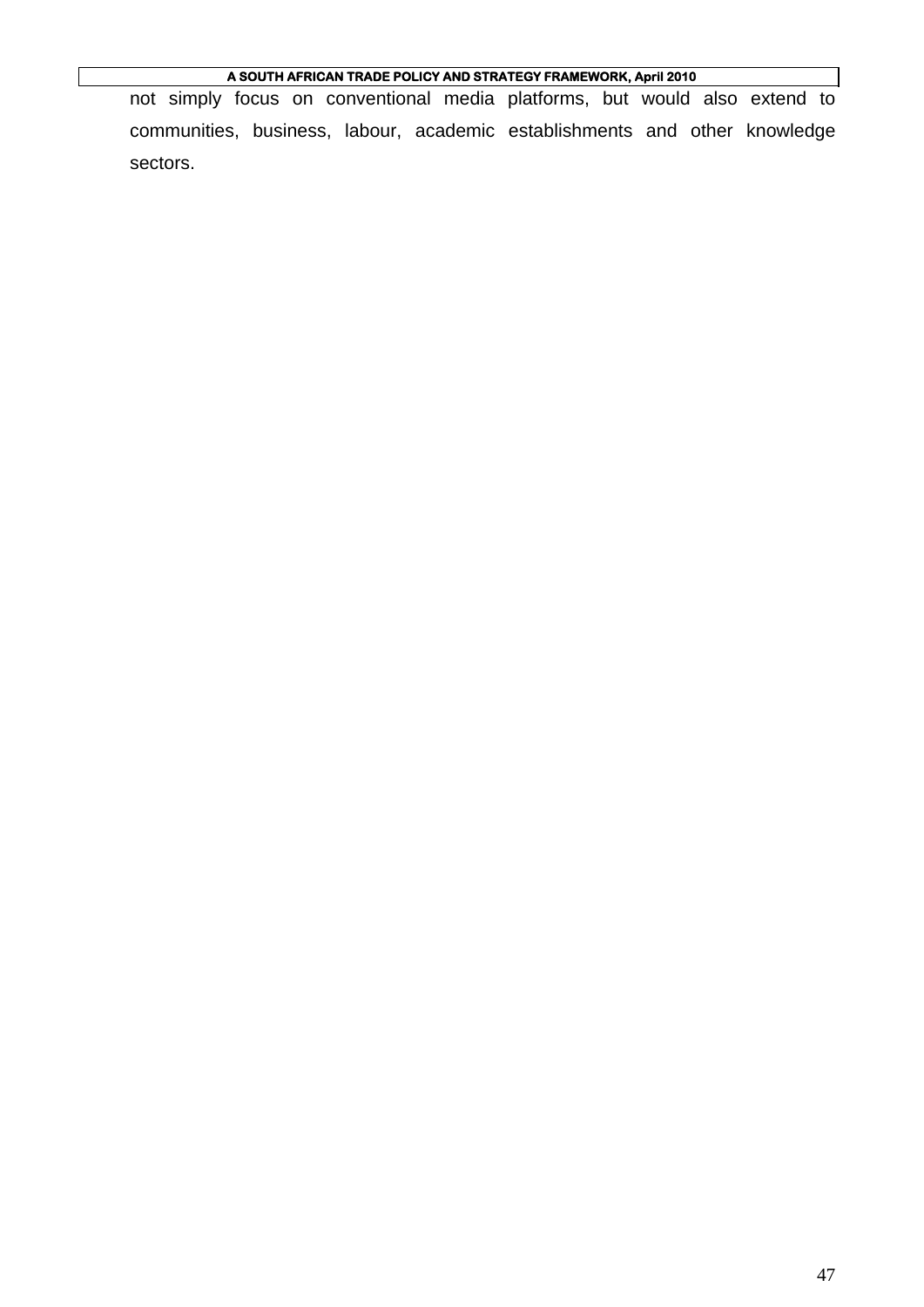not simply focus on conventional media platforms, but would also extend to communities, business, labour, academic establishments and other knowledge sectors.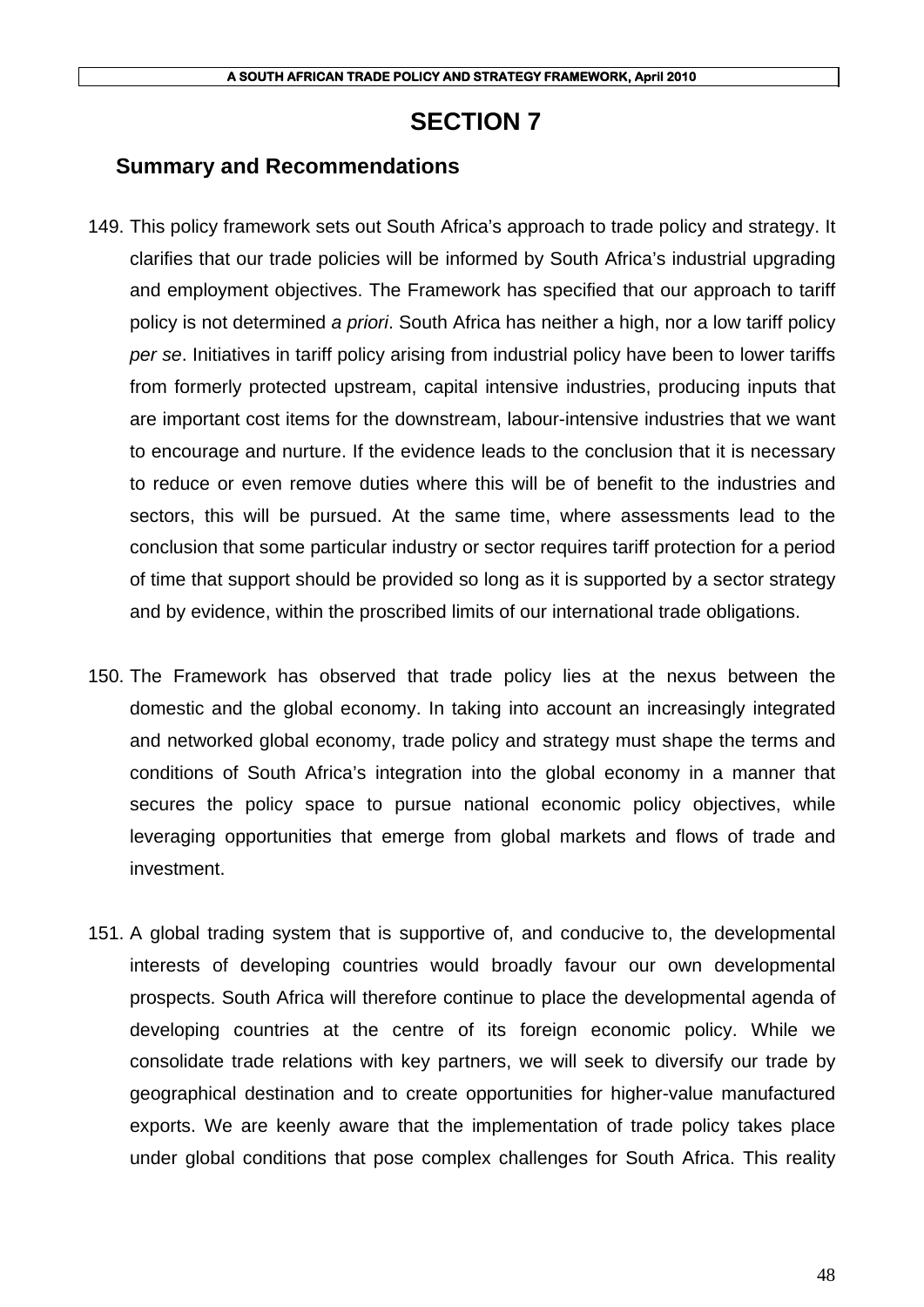# SECTION 7

## Summary and Recommendations

149. This policy framework sets out South Africa's approach to trade policy and strategy. It clarifies that our trade policies will be informed by South Africa's industrial upgrading and employment objectives. The Framework has specified that our approach to tariff policy is not determined *a priori*. South Africa has neither a high, nor a low tariff policy *per se*. Initiatives in tariff policy arising from industrial policy have been to lower tariffs from formerly protected upstream, capital intensive industries, producing inputs that are important cost items for the downstream, labour-intensive industries that we want to encourage and nurture. If the evidence leads to the conclusion that it is necessary to reduce or even remove duties where this will be of benefit to the industries and sectors, this will be pursued. At the same time, where assessments lead to the conclusion that some particular industry or sector requires tariff protection for a period of time that support should be provided so long as it is supported by a sector strategy and by evidence, within the proscribed limits of our international trade obligations.

150. The Framework has observed that trade policy lies at the nexus between the domestic and the global economy. In taking into account an increasingly integrated and networked global economy, trade policy and strategy must shape the terms and conditions of South Africa's integration into the global economy in a manner that secures the policy space to pursue national economic policy objectives, while leveraging opportunities that emerge from global markets and flows of trade and investment.

151. A global trading system that is supportive of, and conducive to, the developmental interests of developing countries would broadly favour our own developmental prospects. South Africa will therefore continue to place the developmental agenda of developing countries at the centre of its foreign economic policy. While we consolidate trade relations with key partners, we will seek to diversify our trade by geographical destination and to create opportunities for higher-value manufactured exports. We are keenly aware that the implementation of trade policy takes place under global conditions that pose complex challenges for South Africa. This reality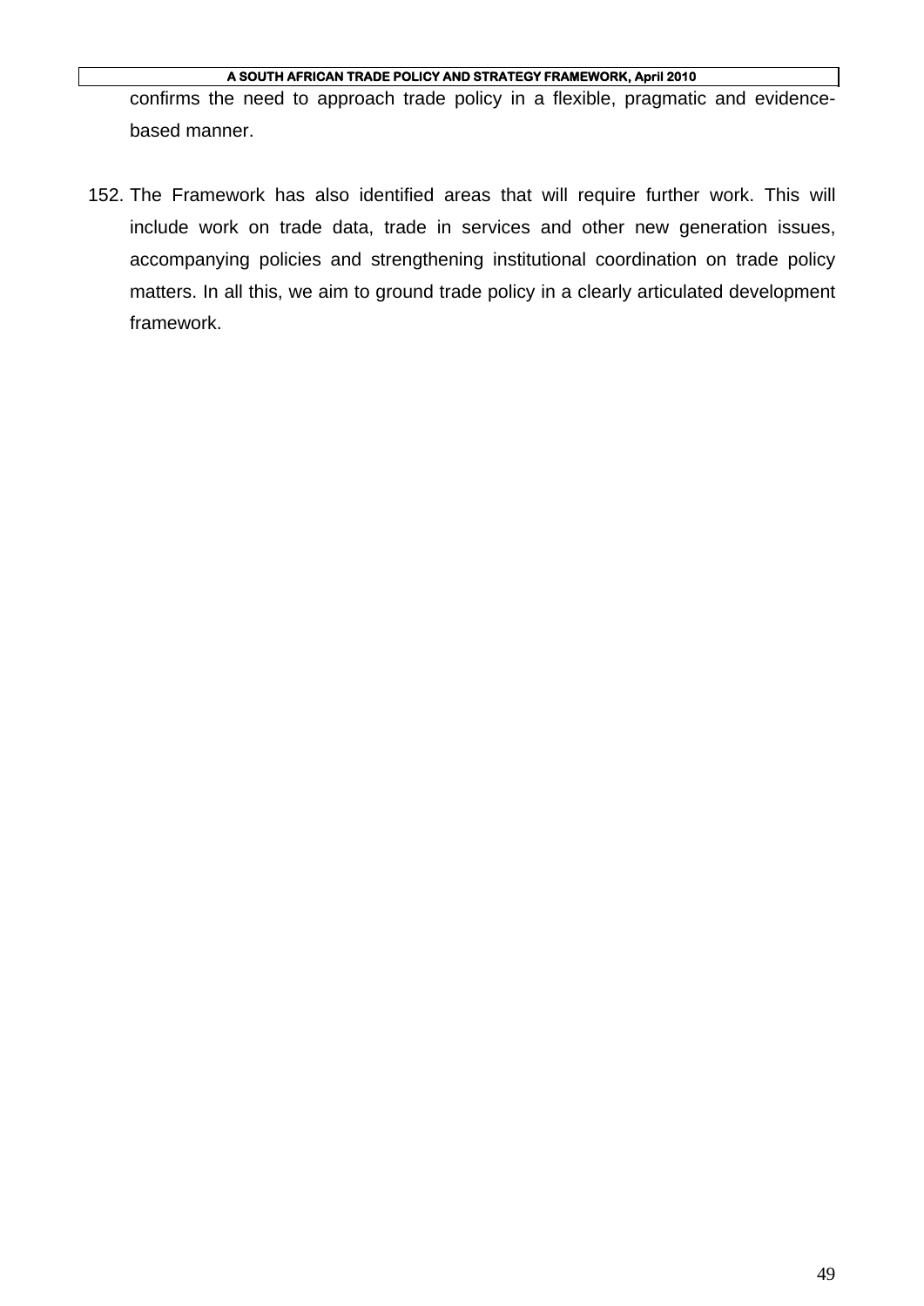confirms the need to approach trade policy in a flexible, pragmatic and evidence-based manner.

152. The Framework has also identified areas that will require further work. This will include work on trade data, trade in services and other new generation issues, accompanying policies and strengthening institutional coordination on trade policy matters. In all this, we aim to ground trade policy in a clearly articulated development framework.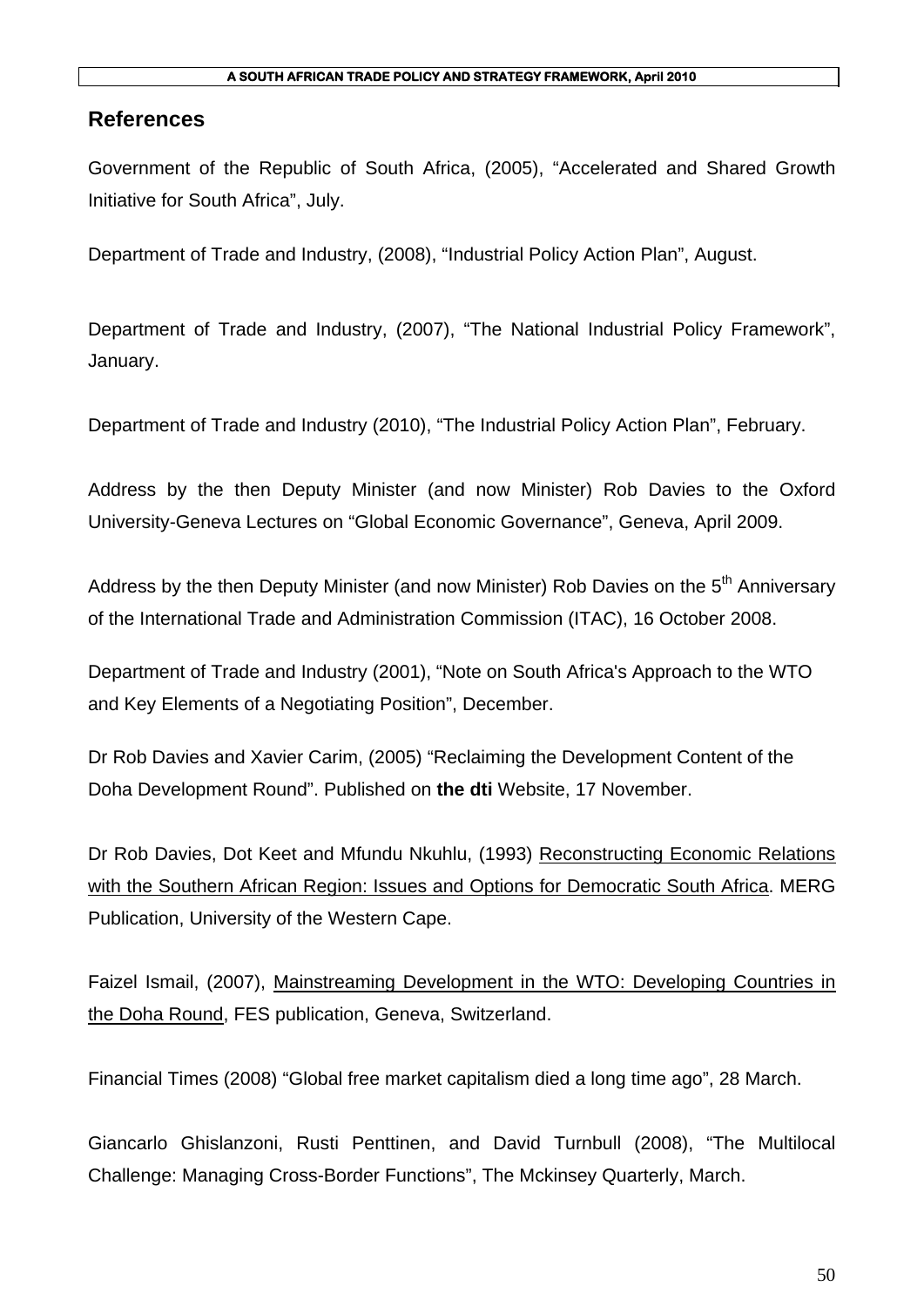## References

Government of the Republic of South Africa, (2005), “Accelerated and Shared Growth Initiative for South Africa”, July.

Department of Trade and Industry, (2008), “Industrial Policy Action Plan”, August.

Department of Trade and Industry, (2007), “The National Industrial Policy Framework”, January.

Department of Trade and Industry (2010), “The Industrial Policy Action Plan”, February.

Address by the then Deputy Minister (and now Minister) Rob Davies to the Oxford University-Geneva Lectures on “Global Economic Governance”, Geneva, April 2009.

Address by the then Deputy Minister (and now Minister) Rob Davies on the 5th Anniversary of the International Trade and Administration Commission (ITAC), 16 October 2008.

Department of Trade and Industry (2001), “Note on South Africa's Approach to the WTO and Key Elements of a Negotiating Position”, December.

Dr Rob Davies and Xavier Carim, (2005) “Reclaiming the Development Content of the Doha Development Round”. Published on **the dti** Website, 17 November.

Dr Rob Davies, Dot Keet and Mfundu Nkuhlu, (1993) Reconstructing Economic Relations with the Southern African Region: Issues and Options for Democratic South Africa. MERG Publication, University of the Western Cape.

Faizel Ismail, (2007), Mainstreaming Development in the WTO: Developing Countries in the Doha Round, FES publication, Geneva, Switzerland.

Financial Times (2008) “Global free market capitalism died a long time ago”, 28 March.

Giancarlo Ghislanzoni, Rusti Penttinen, and David Turnbull (2008), “The Multilocal Challenge: Managing Cross-Border Functions”, The Mckinsey Quarterly, March.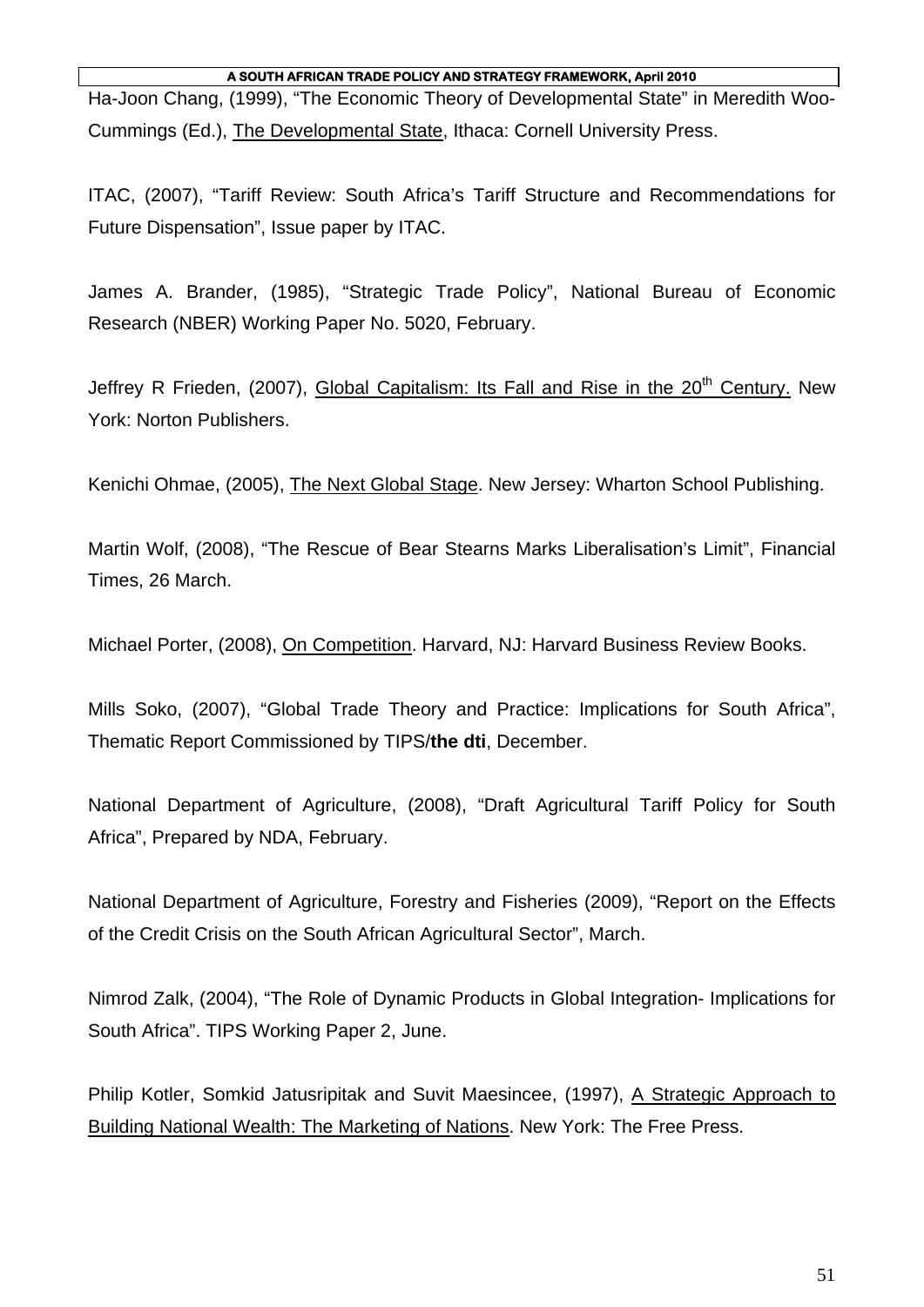Ha-Joon Chang, (1999), "The Economic Theory of Developmental State" in Meredith Woo-Cummings (Ed.), The Developmental State, Ithaca: Cornell University Press.

ITAC, (2007), "Tariff Review: South Africa's Tariff Structure and Recommendations for Future Dispensation", Issue paper by ITAC.

James A. Brander, (1985), "Strategic Trade Policy", National Bureau of Economic Research (NBER) Working Paper No. 5020, February.

Jeffrey R Frieden, (2007), Global Capitalism: Its Fall and Rise in the 20th Century. New York: Norton Publishers.

Kenichi Ohmae, (2005), The Next Global Stage. New Jersey: Wharton School Publishing.

Martin Wolf, (2008), "The Rescue of Bear Stearns Marks Liberalisation's Limit", Financial Times, 26 March.

Michael Porter, (2008), On Competition. Harvard, NJ: Harvard Business Review Books.

Mills Soko, (2007), "Global Trade Theory and Practice: Implications for South Africa", Thematic Report Commissioned by TIPS/**the dti**, December.

National Department of Agriculture, (2008), "Draft Agricultural Tariff Policy for South Africa", Prepared by NDA, February.

National Department of Agriculture, Forestry and Fisheries (2009), "Report on the Effects of the Credit Crisis on the South African Agricultural Sector", March.

Nimrod Zalk, (2004), "The Role of Dynamic Products in Global Integration- Implications for South Africa". TIPS Working Paper 2, June.

Philip Kotler, Somkid Jatusripitak and Suvit Maesincee, (1997), A Strategic Approach to Building National Wealth: The Marketing of Nations. New York: The Free Press.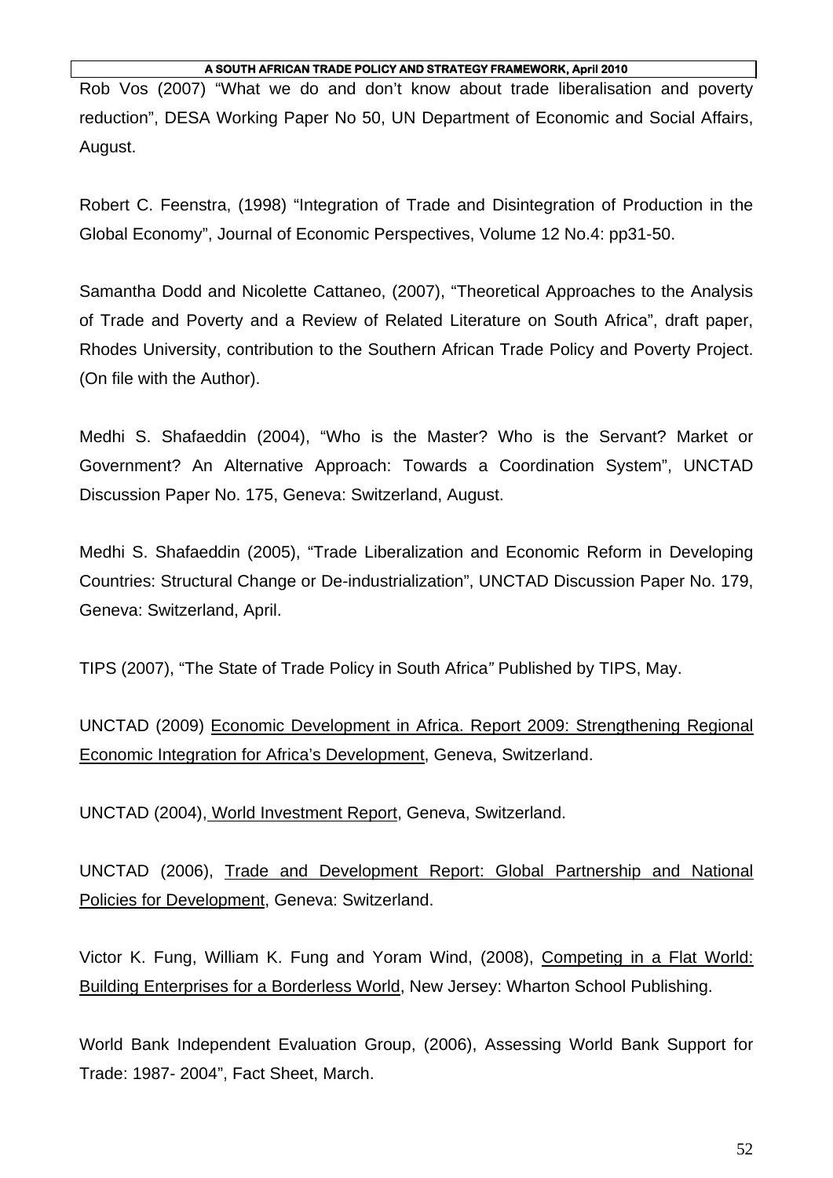Rob Vos (2007) “What we do and don’t know about trade liberalisation and poverty reduction”, DESA Working Paper No 50, UN Department of Economic and Social Affairs, August.

Robert C. Feenstra, (1998) “Integration of Trade and Disintegration of Production in the Global Economy”, Journal of Economic Perspectives, Volume 12 No.4: pp31-50.

Samantha Dodd and Nicolette Cattaneo, (2007), “Theoretical Approaches to the Analysis of Trade and Poverty and a Review of Related Literature on South Africa”, draft paper, Rhodes University, contribution to the Southern African Trade Policy and Poverty Project. (On file with the Author).

Medhi S. Shafaeddin (2004), “Who is the Master? Who is the Servant? Market or Government? An Alternative Approach: Towards a Coordination System”, UNCTAD Discussion Paper No. 175, Geneva: Switzerland, August.

Medhi S. Shafaeddin (2005), “Trade Liberalization and Economic Reform in Developing Countries: Structural Change or De-industrialization”, UNCTAD Discussion Paper No. 179, Geneva: Switzerland, April.

TIPS (2007), “The State of Trade Policy in South Africa*”* Published by TIPS, May.

UNCTAD (2009) Economic Development in Africa. Report 2009: Strengthening Regional Economic Integration for Africa’s Development, Geneva, Switzerland.

UNCTAD (2004), World Investment Report, Geneva, Switzerland.

UNCTAD (2006), Trade and Development Report: Global Partnership and National Policies for Development, Geneva: Switzerland.

Victor K. Fung, William K. Fung and Yoram Wind, (2008), Competing in a Flat World: Building Enterprises for a Borderless World, New Jersey: Wharton School Publishing.

World Bank Independent Evaluation Group, (2006), Assessing World Bank Support for Trade: 1987- 2004”, Fact Sheet, March.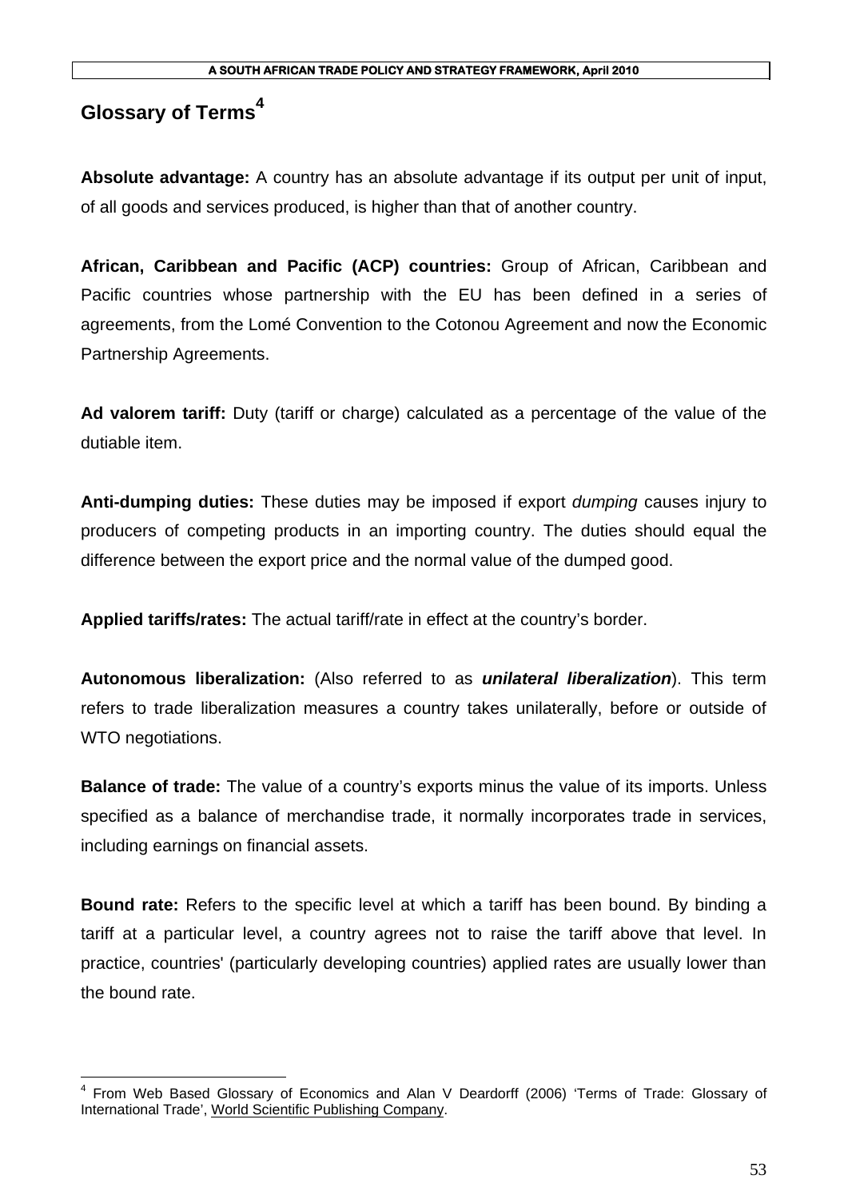# Glossary of Terms[4]

**Absolute advantage:** A country has an absolute advantage if its output per unit of input, of all goods and services produced, is higher than that of another country.

**African, Caribbean and Pacific (ACP) countries:** Group of African, Caribbean and Pacific countries whose partnership with the EU has been defined in a series of agreements, from the Lomé Convention to the Cotonou Agreement and now the Economic Partnership Agreements.

**Ad valorem tariff:** Duty (tariff or charge) calculated as a percentage of the value of the dutiable item.

**Anti-dumping duties:** These duties may be imposed if export *dumping* causes injury to producers of competing products in an importing country. The duties should equal the difference between the export price and the normal value of the dumped good.

**Applied tariffs/rates:** The actual tariff/rate in effect at the country's border.

**Autonomous liberalization:** (Also referred to as ***unilateral liberalization***). This term refers to trade liberalization measures a country takes unilaterally, before or outside of WTO negotiations.

**Balance of trade:** The value of a country's exports minus the value of its imports. Unless specified as a balance of merchandise trade, it normally incorporates trade in services, including earnings on financial assets.

**Bound rate:** Refers to the specific level at which a tariff has been bound. By binding a tariff at a particular level, a country agrees not to raise the tariff above that level. In practice, countries' (particularly developing countries) applied rates are usually lower than the bound rate.

---

[4] From Web Based Glossary of Economics and Alan V Deardorff (2006) 'Terms of Trade: Glossary of International Trade', World Scientific Publishing Company.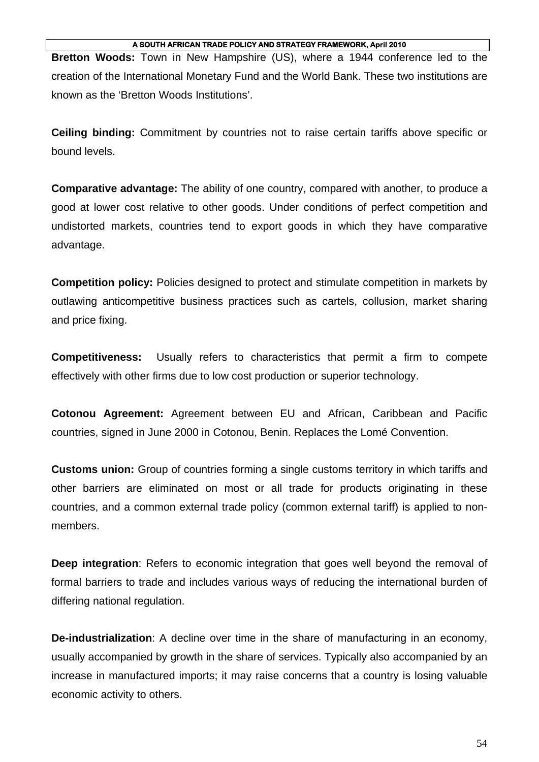**Bretton Woods:** Town in New Hampshire (US), where a 1944 conference led to the creation of the International Monetary Fund and the World Bank. These two institutions are known as the 'Bretton Woods Institutions'.

**Ceiling binding:** Commitment by countries not to raise certain tariffs above specific or bound levels.

**Comparative advantage:** The ability of one country, compared with another, to produce a good at lower cost relative to other goods. Under conditions of perfect competition and undistorted markets, countries tend to export goods in which they have comparative advantage.

**Competition policy:** Policies designed to protect and stimulate competition in markets by outlawing anticompetitive business practices such as cartels, collusion, market sharing and price fixing.

**Competitiveness:** Usually refers to characteristics that permit a firm to compete effectively with other firms due to low cost production or superior technology.

**Cotonou Agreement:** Agreement between EU and African, Caribbean and Pacific countries, signed in June 2000 in Cotonou, Benin. Replaces the Lomé Convention.

**Customs union:** Group of countries forming a single customs territory in which tariffs and other barriers are eliminated on most or all trade for products originating in these countries, and a common external trade policy (common external tariff) is applied to non-members.

**Deep integration**: Refers to economic integration that goes well beyond the removal of formal barriers to trade and includes various ways of reducing the international burden of differing national regulation.

**De-industrialization**: A decline over time in the share of manufacturing in an economy, usually accompanied by growth in the share of services. Typically also accompanied by an increase in manufactured imports; it may raise concerns that a country is losing valuable economic activity to others.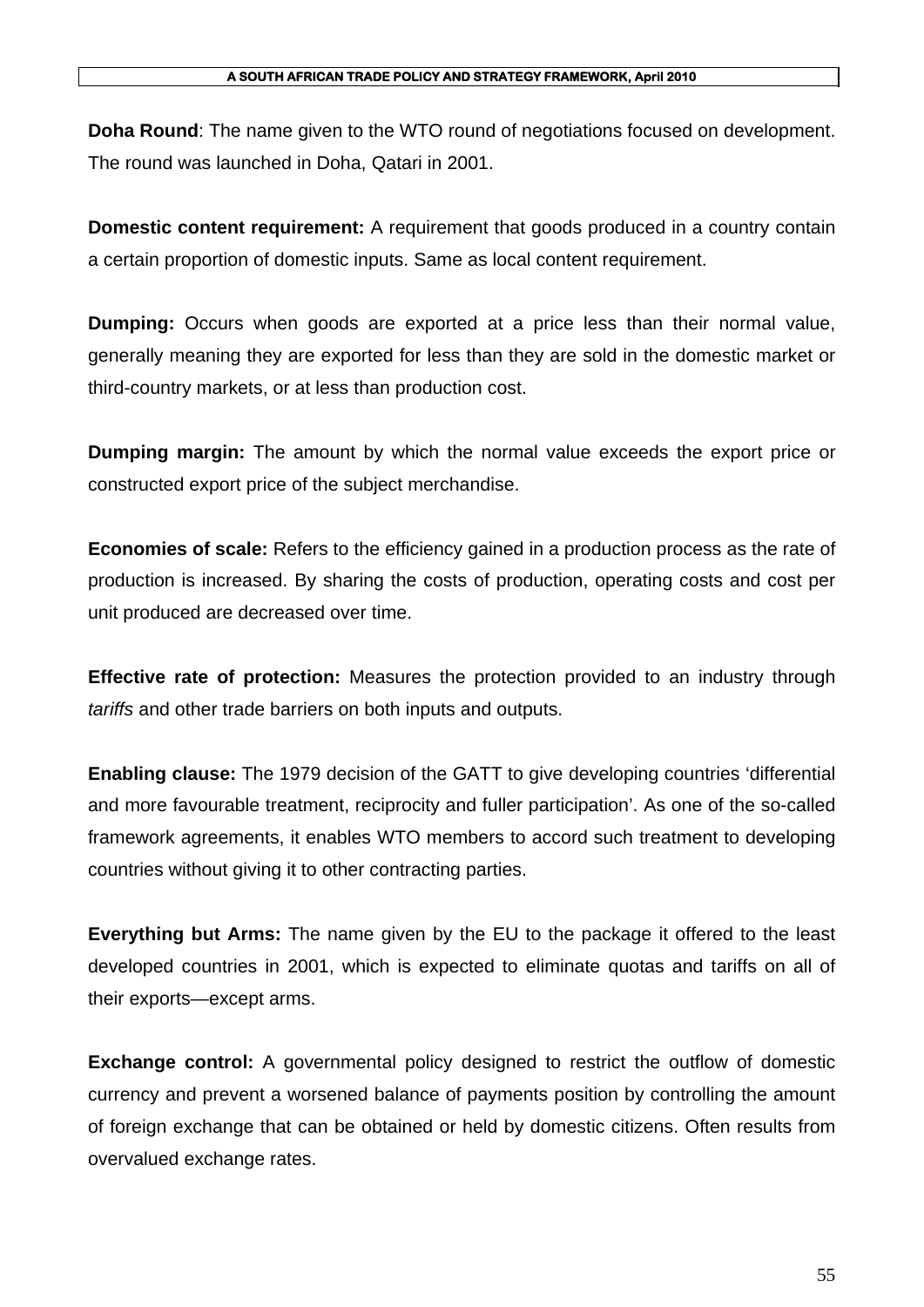**Doha Round**: The name given to the WTO round of negotiations focused on development. The round was launched in Doha, Qatari in 2001.

**Domestic content requirement:** A requirement that goods produced in a country contain a certain proportion of domestic inputs. Same as local content requirement.

**Dumping:** Occurs when goods are exported at a price less than their normal value, generally meaning they are exported for less than they are sold in the domestic market or third-country markets, or at less than production cost.

**Dumping margin:** The amount by which the normal value exceeds the export price or constructed export price of the subject merchandise.

**Economies of scale:** Refers to the efficiency gained in a production process as the rate of production is increased. By sharing the costs of production, operating costs and cost per unit produced are decreased over time.

**Effective rate of protection:** Measures the protection provided to an industry through *tariffs* and other trade barriers on both inputs and outputs.

**Enabling clause:** The 1979 decision of the GATT to give developing countries 'differential and more favourable treatment, reciprocity and fuller participation'. As one of the so-called framework agreements, it enables WTO members to accord such treatment to developing countries without giving it to other contracting parties.

**Everything but Arms:** The name given by the EU to the package it offered to the least developed countries in 2001, which is expected to eliminate quotas and tariffs on all of their exports—except arms.

**Exchange control:** A governmental policy designed to restrict the outflow of domestic currency and prevent a worsened balance of payments position by controlling the amount of foreign exchange that can be obtained or held by domestic citizens. Often results from overvalued exchange rates.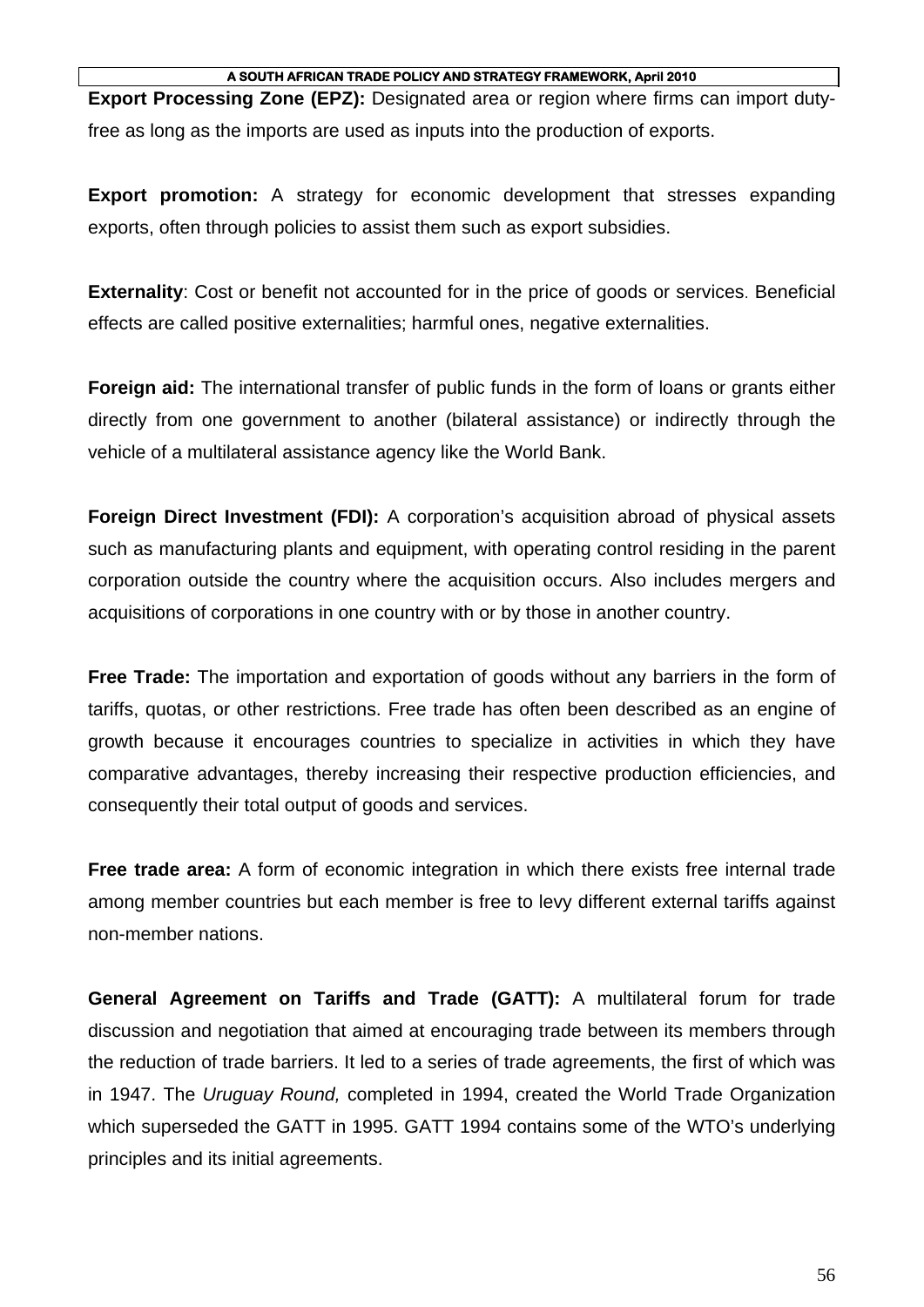**Export Processing Zone (EPZ):** Designated area or region where firms can import duty-free as long as the imports are used as inputs into the production of exports.

**Export promotion:** A strategy for economic development that stresses expanding exports, often through policies to assist them such as export subsidies.

**Externality**: Cost or benefit not accounted for in the price of goods or services. Beneficial effects are called positive externalities; harmful ones, negative externalities.

**Foreign aid:** The international transfer of public funds in the form of loans or grants either directly from one government to another (bilateral assistance) or indirectly through the vehicle of a multilateral assistance agency like the World Bank.

**Foreign Direct Investment (FDI):** A corporation's acquisition abroad of physical assets such as manufacturing plants and equipment, with operating control residing in the parent corporation outside the country where the acquisition occurs. Also includes mergers and acquisitions of corporations in one country with or by those in another country.

**Free Trade:** The importation and exportation of goods without any barriers in the form of tariffs, quotas, or other restrictions. Free trade has often been described as an engine of growth because it encourages countries to specialize in activities in which they have comparative advantages, thereby increasing their respective production efficiencies, and consequently their total output of goods and services.

**Free trade area:** A form of economic integration in which there exists free internal trade among member countries but each member is free to levy different external tariffs against non-member nations.

**General Agreement on Tariffs and Trade (GATT):** A multilateral forum for trade discussion and negotiation that aimed at encouraging trade between its members through the reduction of trade barriers. It led to a series of trade agreements, the first of which was in 1947. The *Uruguay Round,* completed in 1994, created the World Trade Organization which superseded the GATT in 1995. GATT 1994 contains some of the WTO's underlying principles and its initial agreements.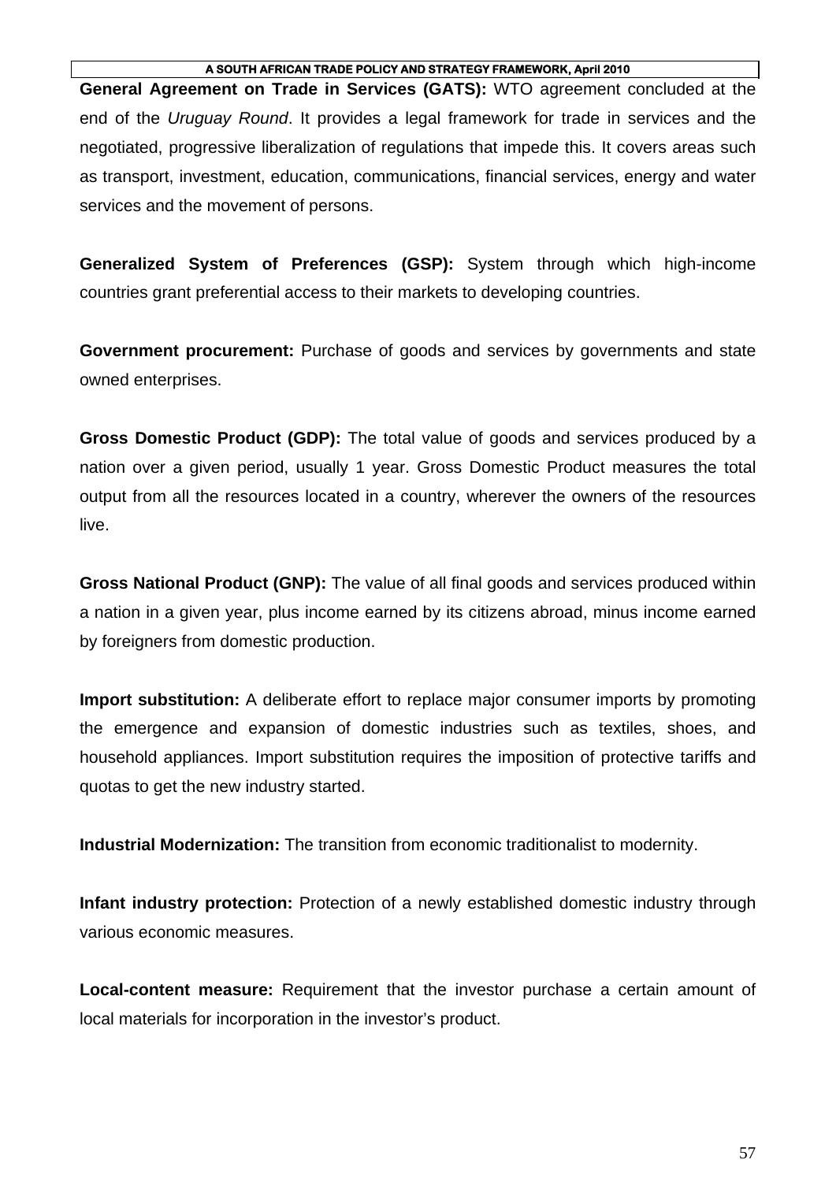**General Agreement on Trade in Services (GATS):** WTO agreement concluded at the end of the *Uruguay Round*. It provides a legal framework for trade in services and the negotiated, progressive liberalization of regulations that impede this. It covers areas such as transport, investment, education, communications, financial services, energy and water services and the movement of persons.

**Generalized System of Preferences (GSP):** System through which high-income countries grant preferential access to their markets to developing countries.

**Government procurement:** Purchase of goods and services by governments and state owned enterprises.

**Gross Domestic Product (GDP):** The total value of goods and services produced by a nation over a given period, usually 1 year. Gross Domestic Product measures the total output from all the resources located in a country, wherever the owners of the resources live.

**Gross National Product (GNP):** The value of all final goods and services produced within a nation in a given year, plus income earned by its citizens abroad, minus income earned by foreigners from domestic production.

**Import substitution:** A deliberate effort to replace major consumer imports by promoting the emergence and expansion of domestic industries such as textiles, shoes, and household appliances. Import substitution requires the imposition of protective tariffs and quotas to get the new industry started.

**Industrial Modernization:** The transition from economic traditionalist to modernity.

**Infant industry protection:** Protection of a newly established domestic industry through various economic measures.

**Local-content measure:** Requirement that the investor purchase a certain amount of local materials for incorporation in the investor's product.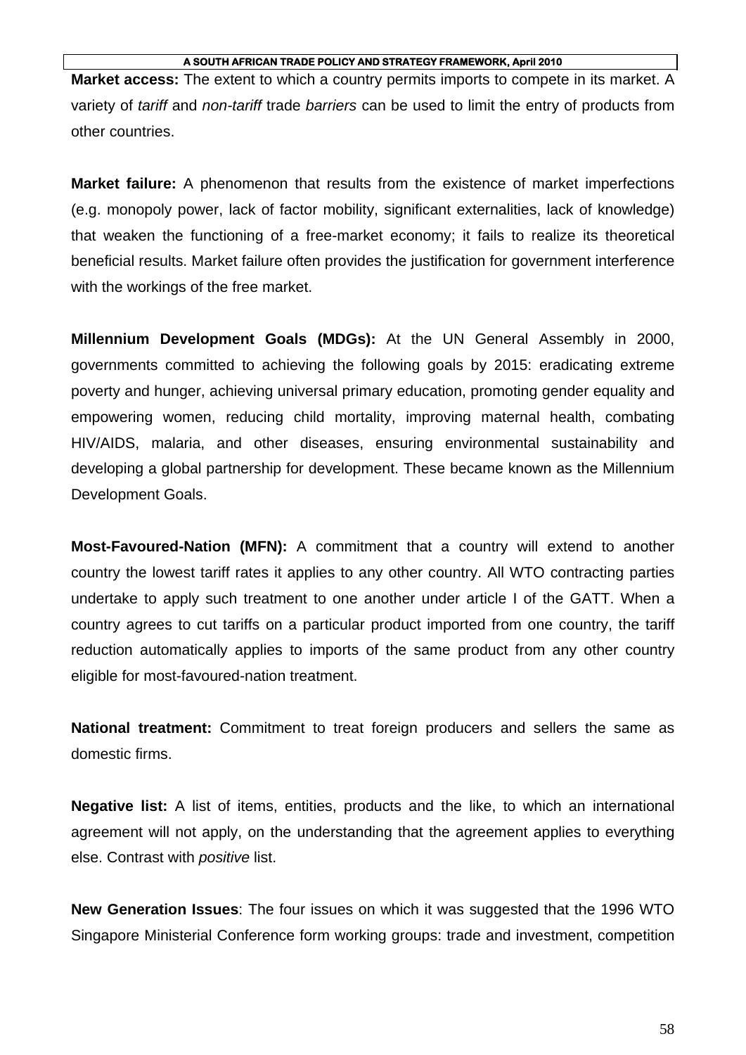**Market access:** The extent to which a country permits imports to compete in its market. A variety of *tariff* and *non-tariff* trade *barriers* can be used to limit the entry of products from other countries.

**Market failure:** A phenomenon that results from the existence of market imperfections (e.g. monopoly power, lack of factor mobility, significant externalities, lack of knowledge) that weaken the functioning of a free-market economy; it fails to realize its theoretical beneficial results. Market failure often provides the justification for government interference with the workings of the free market.

**Millennium Development Goals (MDGs):** At the UN General Assembly in 2000, governments committed to achieving the following goals by 2015: eradicating extreme poverty and hunger, achieving universal primary education, promoting gender equality and empowering women, reducing child mortality, improving maternal health, combating HIV/AIDS, malaria, and other diseases, ensuring environmental sustainability and developing a global partnership for development. These became known as the Millennium Development Goals.

**Most-Favoured-Nation (MFN):** A commitment that a country will extend to another country the lowest tariff rates it applies to any other country. All WTO contracting parties undertake to apply such treatment to one another under article I of the GATT. When a country agrees to cut tariffs on a particular product imported from one country, the tariff reduction automatically applies to imports of the same product from any other country eligible for most-favoured-nation treatment.

**National treatment:** Commitment to treat foreign producers and sellers the same as domestic firms.

**Negative list:** A list of items, entities, products and the like, to which an international agreement will not apply, on the understanding that the agreement applies to everything else. Contrast with *positive* list.

**New Generation Issues**: The four issues on which it was suggested that the 1996 WTO Singapore Ministerial Conference form working groups: trade and investment, competition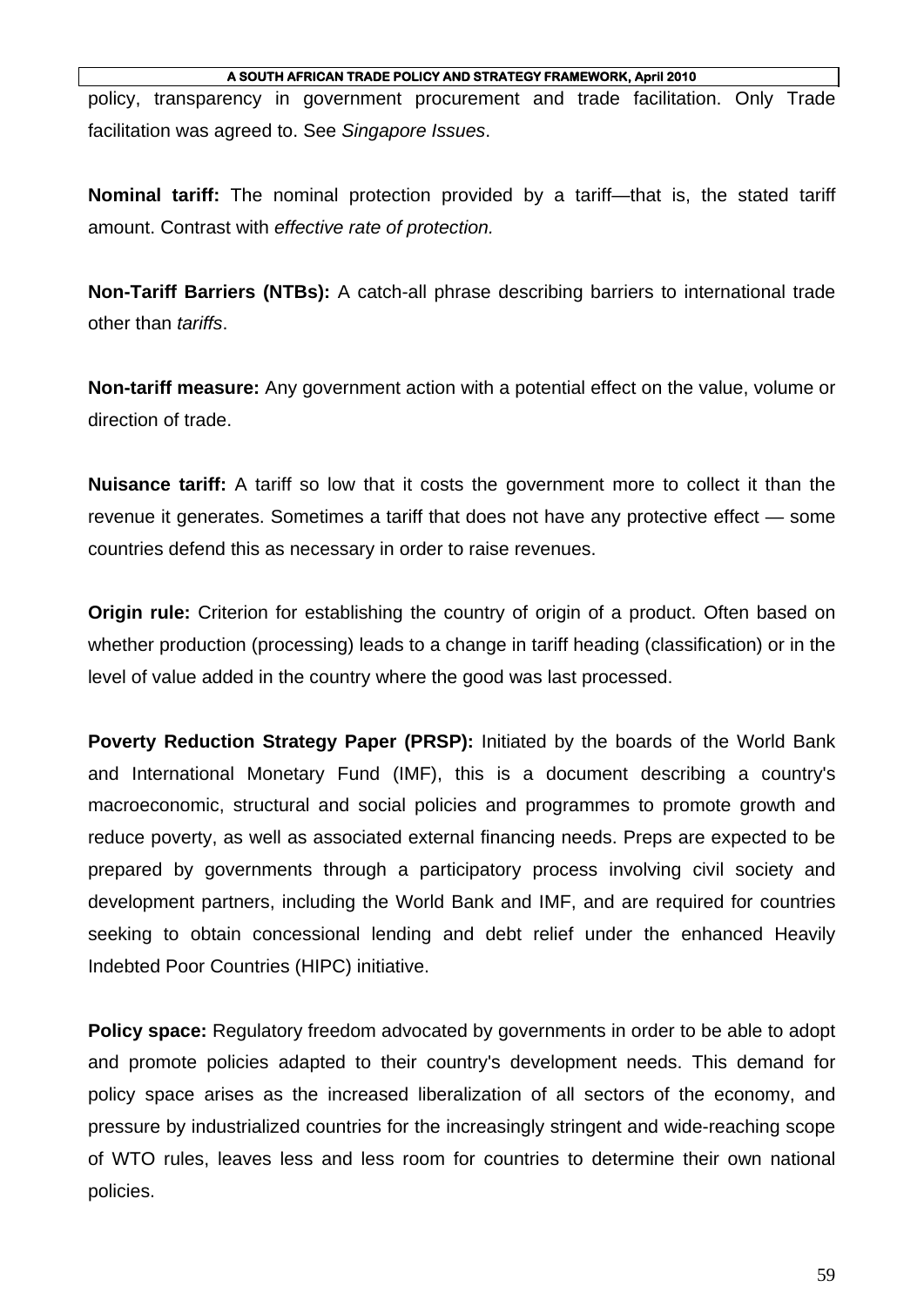policy, transparency in government procurement and trade facilitation. Only Trade facilitation was agreed to. See *Singapore Issues*.

**Nominal tariff:** The nominal protection provided by a tariff—that is, the stated tariff amount. Contrast with *effective rate of protection.*

**Non-Tariff Barriers (NTBs):** A catch-all phrase describing barriers to international trade other than *tariffs*.

**Non-tariff measure:** Any government action with a potential effect on the value, volume or direction of trade.

**Nuisance tariff:** A tariff so low that it costs the government more to collect it than the revenue it generates. Sometimes a tariff that does not have any protective effect — some countries defend this as necessary in order to raise revenues.

**Origin rule:** Criterion for establishing the country of origin of a product. Often based on whether production (processing) leads to a change in tariff heading (classification) or in the level of value added in the country where the good was last processed.

**Poverty Reduction Strategy Paper (PRSP):** Initiated by the boards of the World Bank and International Monetary Fund (IMF), this is a document describing a country's macroeconomic, structural and social policies and programmes to promote growth and reduce poverty, as well as associated external financing needs. Preps are expected to be prepared by governments through a participatory process involving civil society and development partners, including the World Bank and IMF, and are required for countries seeking to obtain concessional lending and debt relief under the enhanced Heavily Indebted Poor Countries (HIPC) initiative.

**Policy space:** Regulatory freedom advocated by governments in order to be able to adopt and promote policies adapted to their country's development needs. This demand for policy space arises as the increased liberalization of all sectors of the economy, and pressure by industrialized countries for the increasingly stringent and wide-reaching scope of WTO rules, leaves less and less room for countries to determine their own national policies.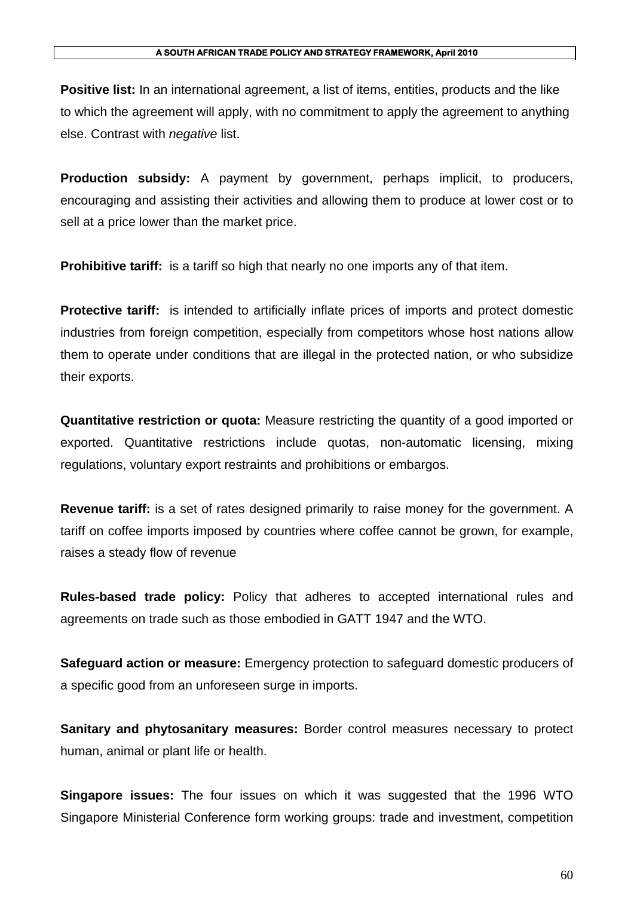**Positive list:** In an international agreement, a list of items, entities, products and the like to which the agreement will apply, with no commitment to apply the agreement to anything else. Contrast with *negative* list.

**Production subsidy:** A payment by government, perhaps implicit, to producers, encouraging and assisting their activities and allowing them to produce at lower cost or to sell at a price lower than the market price.

**Prohibitive tariff:** is a tariff so high that nearly no one imports any of that item.

**Protective tariff:** is intended to artificially inflate prices of imports and protect domestic industries from foreign competition, especially from competitors whose host nations allow them to operate under conditions that are illegal in the protected nation, or who subsidize their exports.

**Quantitative restriction or quota:** Measure restricting the quantity of a good imported or exported. Quantitative restrictions include quotas, non-automatic licensing, mixing regulations, voluntary export restraints and prohibitions or embargos.

**Revenue tariff:** is a set of rates designed primarily to raise money for the government. A tariff on coffee imports imposed by countries where coffee cannot be grown, for example, raises a steady flow of revenue

**Rules-based trade policy:** Policy that adheres to accepted international rules and agreements on trade such as those embodied in GATT 1947 and the WTO.

**Safeguard action or measure:** Emergency protection to safeguard domestic producers of a specific good from an unforeseen surge in imports.

**Sanitary and phytosanitary measures:** Border control measures necessary to protect human, animal or plant life or health.

**Singapore issues:** The four issues on which it was suggested that the 1996 WTO Singapore Ministerial Conference form working groups: trade and investment, competition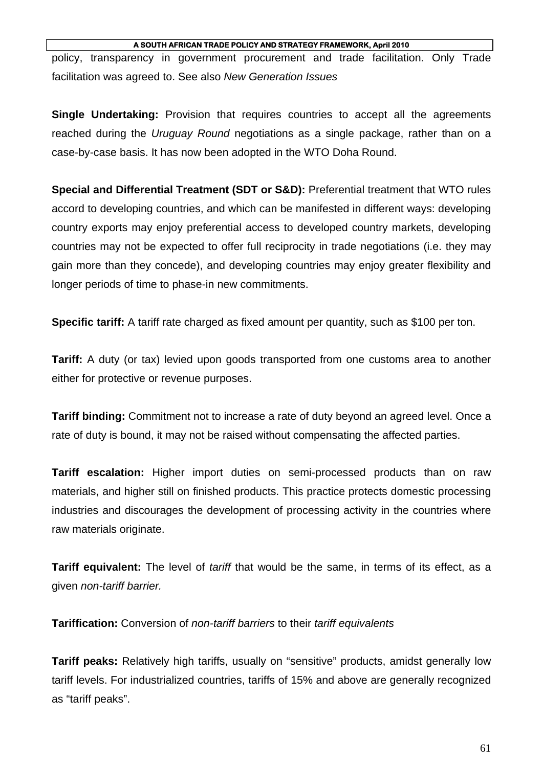policy, transparency in government procurement and trade facilitation. Only Trade facilitation was agreed to. See also *New Generation Issues*

**Single Undertaking:** Provision that requires countries to accept all the agreements reached during the *Uruguay Round* negotiations as a single package, rather than on a case-by-case basis. It has now been adopted in the WTO Doha Round.

**Special and Differential Treatment (SDT or S&D):** Preferential treatment that WTO rules accord to developing countries, and which can be manifested in different ways: developing country exports may enjoy preferential access to developed country markets, developing countries may not be expected to offer full reciprocity in trade negotiations (i.e. they may gain more than they concede), and developing countries may enjoy greater flexibility and longer periods of time to phase-in new commitments.

**Specific tariff:** A tariff rate charged as fixed amount per quantity, such as $100 per ton.

**Tariff:** A duty (or tax) levied upon goods transported from one customs area to another either for protective or revenue purposes.

**Tariff binding:** Commitment not to increase a rate of duty beyond an agreed level. Once a rate of duty is bound, it may not be raised without compensating the affected parties.

**Tariff escalation:** Higher import duties on semi-processed products than on raw materials, and higher still on finished products. This practice protects domestic processing industries and discourages the development of processing activity in the countries where raw materials originate.

**Tariff equivalent:** The level of *tariff* that would be the same, in terms of its effect, as a given *non-tariff barrier.*

**Tariffication:** Conversion of *non-tariff barriers* to their *tariff equivalents*

**Tariff peaks:** Relatively high tariffs, usually on "sensitive" products, amidst generally low tariff levels. For industrialized countries, tariffs of 15% and above are generally recognized as "tariff peaks".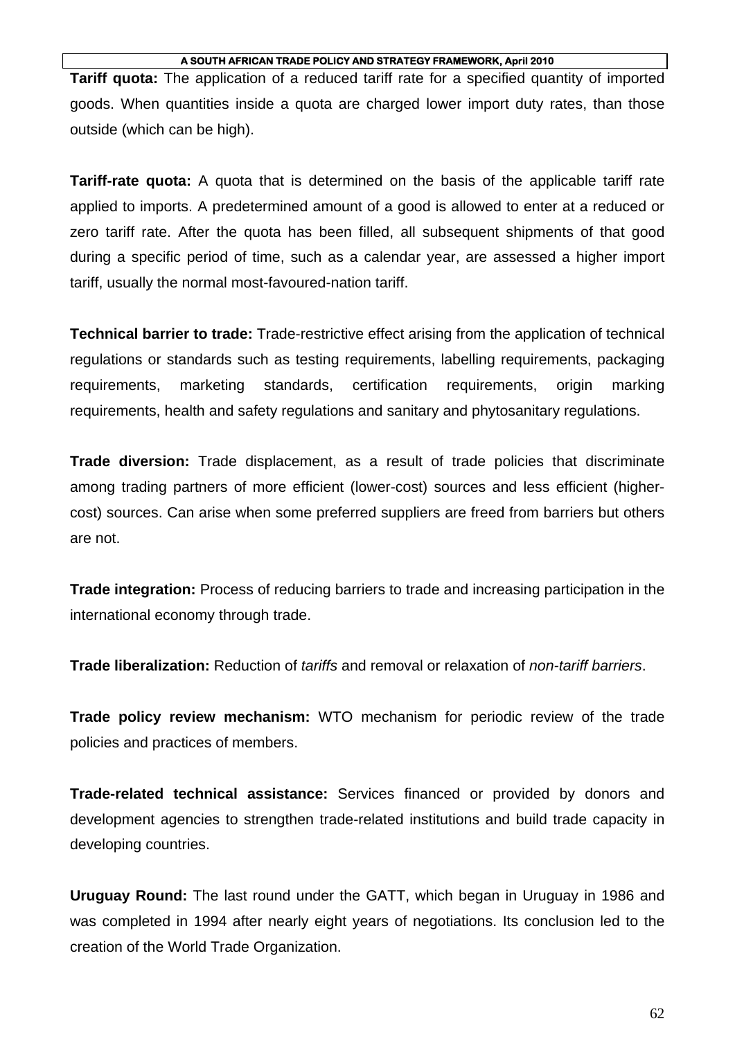**Tariff quota:** The application of a reduced tariff rate for a specified quantity of imported goods. When quantities inside a quota are charged lower import duty rates, than those outside (which can be high).

**Tariff-rate quota:** A quota that is determined on the basis of the applicable tariff rate applied to imports. A predetermined amount of a good is allowed to enter at a reduced or zero tariff rate. After the quota has been filled, all subsequent shipments of that good during a specific period of time, such as a calendar year, are assessed a higher import tariff, usually the normal most-favoured-nation tariff.

**Technical barrier to trade:** Trade-restrictive effect arising from the application of technical regulations or standards such as testing requirements, labelling requirements, packaging requirements, marketing standards, certification requirements, origin marking requirements, health and safety regulations and sanitary and phytosanitary regulations.

**Trade diversion:** Trade displacement, as a result of trade policies that discriminate among trading partners of more efficient (lower-cost) sources and less efficient (higher-cost) sources. Can arise when some preferred suppliers are freed from barriers but others are not.

**Trade integration:** Process of reducing barriers to trade and increasing participation in the international economy through trade.

**Trade liberalization:** Reduction of *tariffs* and removal or relaxation of *non-tariff barriers*.

**Trade policy review mechanism:** WTO mechanism for periodic review of the trade policies and practices of members.

**Trade-related technical assistance:** Services financed or provided by donors and development agencies to strengthen trade-related institutions and build trade capacity in developing countries.

**Uruguay Round:** The last round under the GATT, which began in Uruguay in 1986 and was completed in 1994 after nearly eight years of negotiations. Its conclusion led to the creation of the World Trade Organization.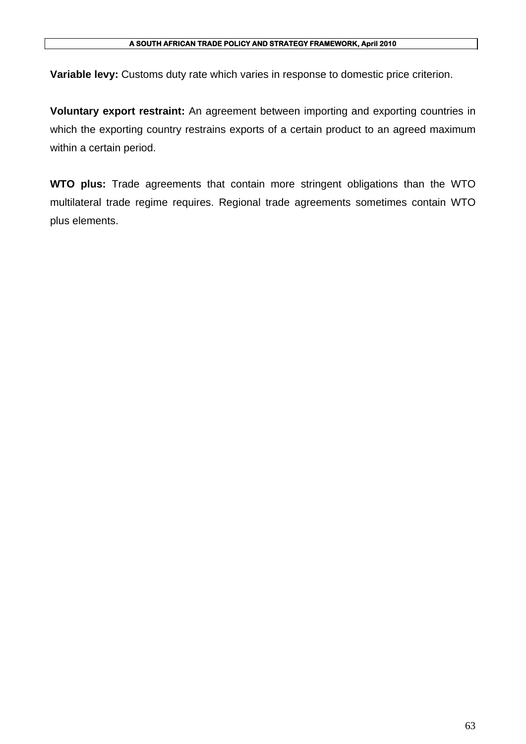**Variable levy:** Customs duty rate which varies in response to domestic price criterion.

**Voluntary export restraint:** An agreement between importing and exporting countries in which the exporting country restrains exports of a certain product to an agreed maximum within a certain period.

**WTO plus:** Trade agreements that contain more stringent obligations than the WTO multilateral trade regime requires. Regional trade agreements sometimes contain WTO plus elements.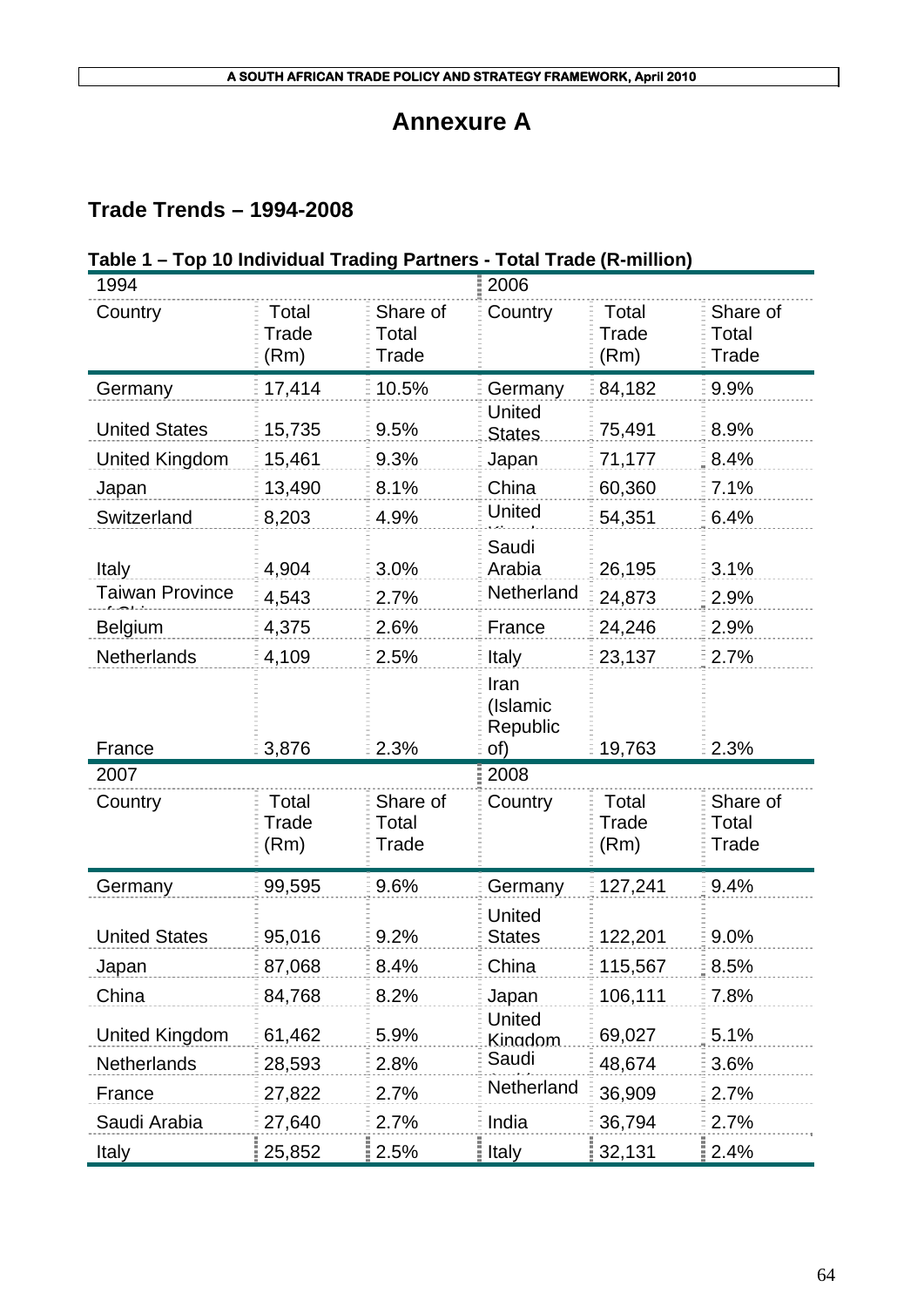# Annexure A

## Trade Trends – 1994-2008

### Table 1 – Top 10 Individual Trading Partners - Total Trade (R-million)

| 1994 | | | 2006 | | |
|---|---|---|---|---|---|
| Country | Total Trade (Rm) | Share of Total Trade | Country | Total Trade (Rm) | Share of Total Trade |
| Germany | 17,414 | 10.5% | Germany | 84,182 | 9.9% |
| United States | 15,735 | 9.5% | United States | 75,491 | 8.9% |
| United Kingdom | 15,461 | 9.3% | Japan | 71,177 | 8.4% |
| Japan | 13,490 | 8.1% | China | 60,360 | 7.1% |
| Switzerland | 8,203 | 4.9% | United Kingdom | 54,351 | 6.4% |
| Italy | 4,904 | 3.0% | Saudi Arabia | 26,195 | 3.1% |
| Taiwan Province of China | 4,543 | 2.7% | Netherland | 24,873 | 2.9% |
| Belgium | 4,375 | 2.6% | France | 24,246 | 2.9% |
| Netherlands | 4,109 | 2.5% | Italy | 23,137 | 2.7% |
| France | 3,876 | 2.3% | Iran (Islamic Republic of) | 19,763 | 2.3% |
| **2007** | | | **2008** | | |
| Country | Total Trade (Rm) | Share of Total Trade | Country | Total Trade (Rm) | Share of Total Trade |
| Germany | 99,595 | 9.6% | Germany | 127,241 | 9.4% |
| United States | 95,016 | 9.2% | United States | 122,201 | 9.0% |
| Japan | 87,068 | 8.4% | China | 115,567 | 8.5% |
| China | 84,768 | 8.2% | Japan | 106,111 | 7.8% |
| United Kingdom | 61,462 | 5.9% | United Kingdom | 69,027 | 5.1% |
| Netherlands | 28,593 | 2.8% | Saudi Arabia | 48,674 | 3.6% |
| France | 27,822 | 2.7% | Netherland | 36,909 | 2.7% |
| Saudi Arabia | 27,640 | 2.7% | India | 36,794 | 2.7% |
| Italy | 25,852 | 2.5% | Italy | 32,131 | 2.4% |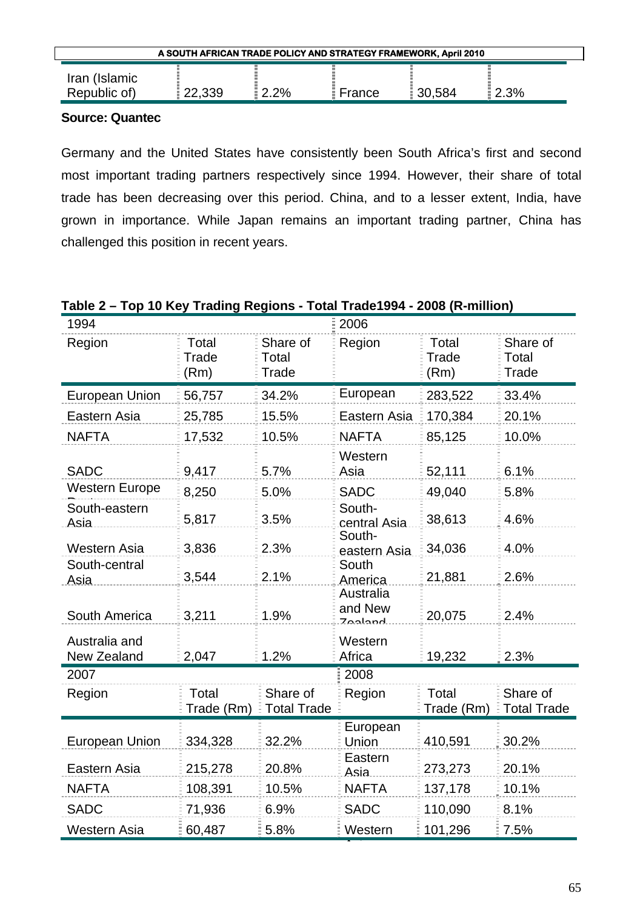| Iran (Islamic Republic of) | 22,339 | 2.2% | France | 30,584 | 2.3% |
|---|---|---|---|---|---|

**Source: Quantec**

Germany and the United States have consistently been South Africa's first and second most important trading partners respectively since 1994. However, their share of total trade has been decreasing over this period. China, and to a lesser extent, India, have grown in importance. While Japan remains an important trading partner, China has challenged this position in recent years.

**Table 2 – Top 10 Key Trading Regions - Total Trade1994 - 2008 (R-million)**

| 1994 | | | 2006 | | |
|---|---|---|---|---|---|
| Region | Total Trade (Rm) | Share of Total Trade | Region | Total Trade (Rm) | Share of Total Trade |
| European Union | 56,757 | 34.2% | European | 283,522 | 33.4% |
| Eastern Asia | 25,785 | 15.5% | Eastern Asia | 170,384 | 20.1% |
| NAFTA | 17,532 | 10.5% | NAFTA | 85,125 | 10.0% |
| SADC | 9,417 | 5.7% | Western Asia | 52,111 | 6.1% |
| Western Europe | 8,250 | 5.0% | SADC | 49,040 | 5.8% |
| South-eastern Asia | 5,817 | 3.5% | South-central Asia | 38,613 | 4.6% |
| Western Asia | 3,836 | 2.3% | South-eastern Asia | 34,036 | 4.0% |
| South-central Asia | 3,544 | 2.1% | South America | 21,881 | 2.6% |
| South America | 3,211 | 1.9% | Australia and New Zealand | 20,075 | 2.4% |
| Australia and New Zealand | 2,047 | 1.2% | Western Africa | 19,232 | 2.3% |
| **2007** | | | **2008** | | |
| Region | Total Trade (Rm) | Share of Total Trade | Region | Total Trade (Rm) | Share of Total Trade |
| European Union | 334,328 | 32.2% | European Union | 410,591 | 30.2% |
| Eastern Asia | 215,278 | 20.8% | Eastern Asia | 273,273 | 20.1% |
| NAFTA | 108,391 | 10.5% | NAFTA | 137,178 | 10.1% |
| SADC | 71,936 | 6.9% | SADC | 110,090 | 8.1% |
| Western Asia | 60,487 | 5.8% | Western | 101,296 | 7.5% |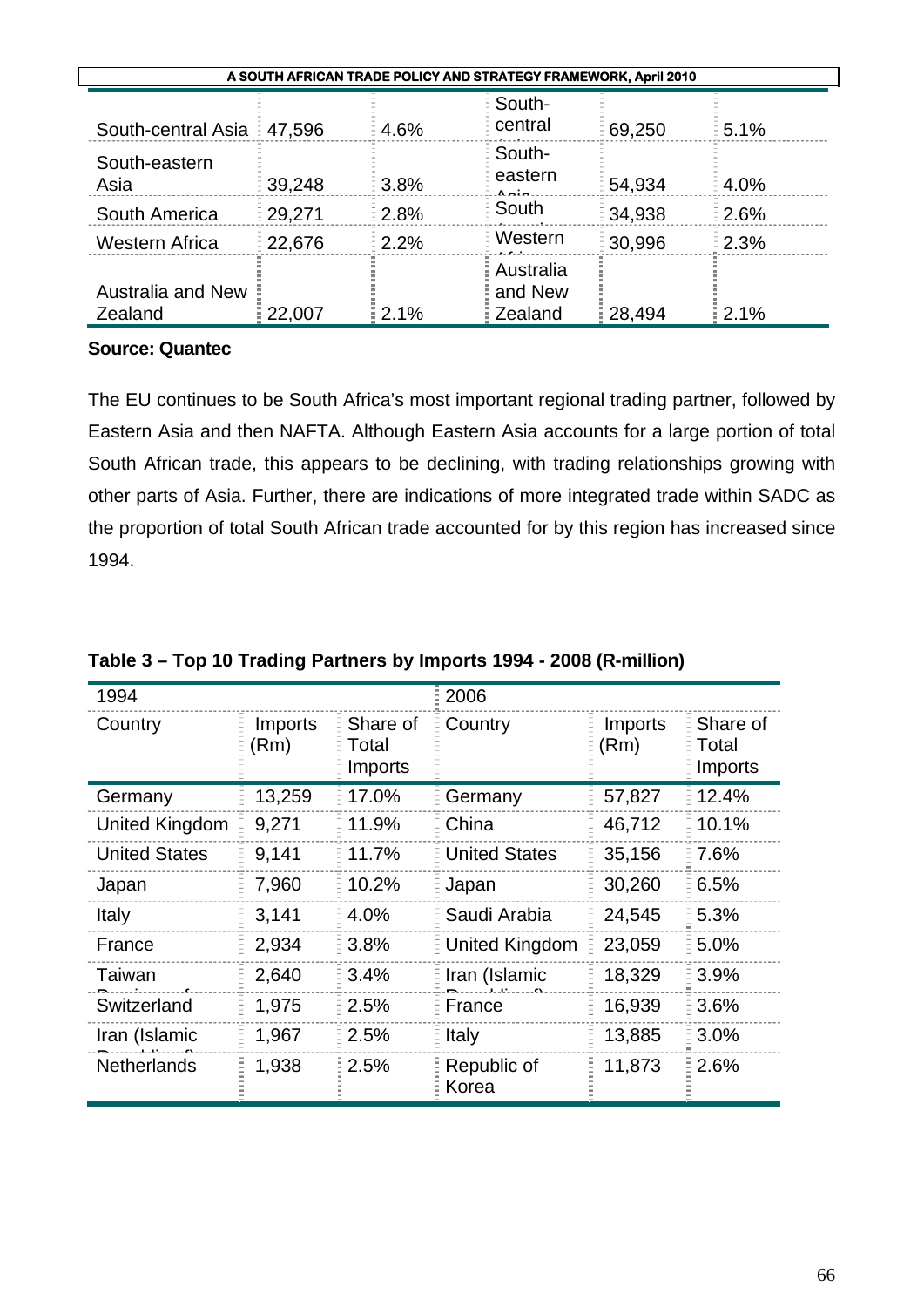| | | | | | |
|---|---|---|---|---|---|
| South-central Asia | 47,596 | 4.6% | South-central Asia | 69,250 | 5.1% |
| South-eastern Asia | 39,248 | 3.8% | South-eastern Asia | 54,934 | 4.0% |
| South America | 29,271 | 2.8% | South America | 34,938 | 2.6% |
| Western Africa | 22,676 | 2.2% | Western Africa | 30,996 | 2.3% |
| Australia and New Zealand | 22,007 | 2.1% | Australia and New Zealand | 28,494 | 2.1% |

**Source: Quantec**

The EU continues to be South Africa's most important regional trading partner, followed by Eastern Asia and then NAFTA. Although Eastern Asia accounts for a large portion of total South African trade, this appears to be declining, with trading relationships growing with other parts of Asia. Further, there are indications of more integrated trade within SADC as the proportion of total South African trade accounted for by this region has increased since 1994.

**Table 3 – Top 10 Trading Partners by Imports 1994 - 2008 (R-million)**

| 1994 | | | 2006 | | |
|---|---|---|---|---|---|
| Country | Imports (Rm) | Share of Total Imports | Country | Imports (Rm) | Share of Total Imports |
| Germany | 13,259 | 17.0% | Germany | 57,827 | 12.4% |
| United Kingdom | 9,271 | 11.9% | China | 46,712 | 10.1% |
| United States | 9,141 | 11.7% | United States | 35,156 | 7.6% |
| Japan | 7,960 | 10.2% | Japan | 30,260 | 6.5% |
| Italy | 3,141 | 4.0% | Saudi Arabia | 24,545 | 5.3% |
| France | 2,934 | 3.8% | United Kingdom | 23,059 | 5.0% |
| Taiwan | 2,640 | 3.4% | Iran (Islamic Republic of) | 18,329 | 3.9% |
| Switzerland | 1,975 | 2.5% | France | 16,939 | 3.6% |
| Iran (Islamic Republic of) | 1,967 | 2.5% | Italy | 13,885 | 3.0% |
| Netherlands | 1,938 | 2.5% | Republic of Korea | 11,873 | 2.6% |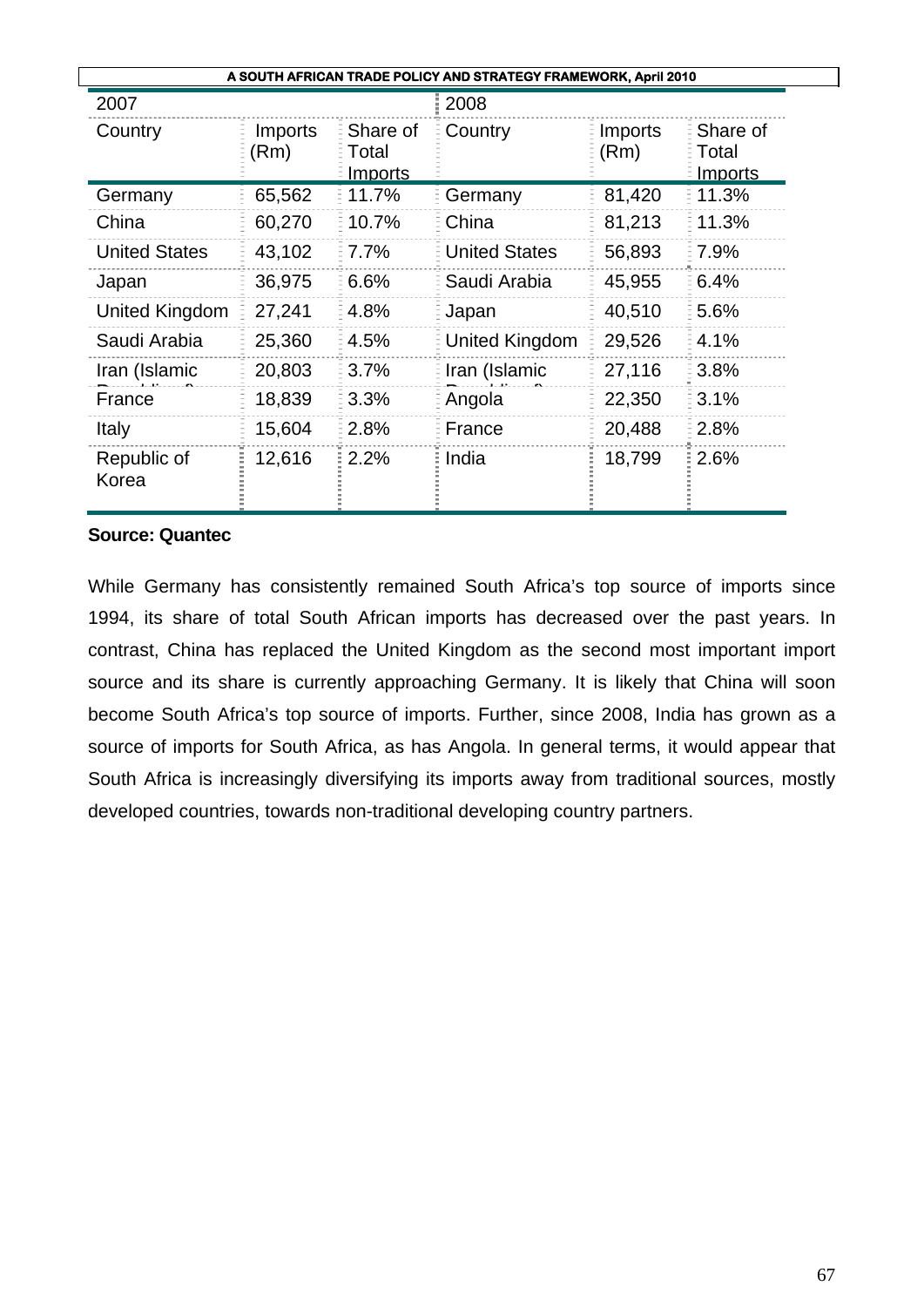| 2007 | | | 2008 | | |
|---|---|---|---|---|---|
| Country | Imports (Rm) | Share of Total Imports | Country | Imports (Rm) | Share of Total Imports |
| Germany | 65,562 | 11.7% | Germany | 81,420 | 11.3% |
| China | 60,270 | 10.7% | China | 81,213 | 11.3% |
| United States | 43,102 | 7.7% | United States | 56,893 | 7.9% |
| Japan | 36,975 | 6.6% | Saudi Arabia | 45,955 | 6.4% |
| United Kingdom | 27,241 | 4.8% | Japan | 40,510 | 5.6% |
| Saudi Arabia | 25,360 | 4.5% | United Kingdom | 29,526 | 4.1% |
| Iran (Islamic Republic of) | 20,803 | 3.7% | Iran (Islamic Republic of) | 27,116 | 3.8% |
| France | 18,839 | 3.3% | Angola | 22,350 | 3.1% |
| Italy | 15,604 | 2.8% | France | 20,488 | 2.8% |
| Republic of Korea | 12,616 | 2.2% | India | 18,799 | 2.6% |

**Source: Quantec**

While Germany has consistently remained South Africa's top source of imports since 1994, its share of total South African imports has decreased over the past years. In contrast, China has replaced the United Kingdom as the second most important import source and its share is currently approaching Germany. It is likely that China will soon become South Africa's top source of imports. Further, since 2008, India has grown as a source of imports for South Africa, as has Angola. In general terms, it would appear that South Africa is increasingly diversifying its imports away from traditional sources, mostly developed countries, towards non-traditional developing country partners.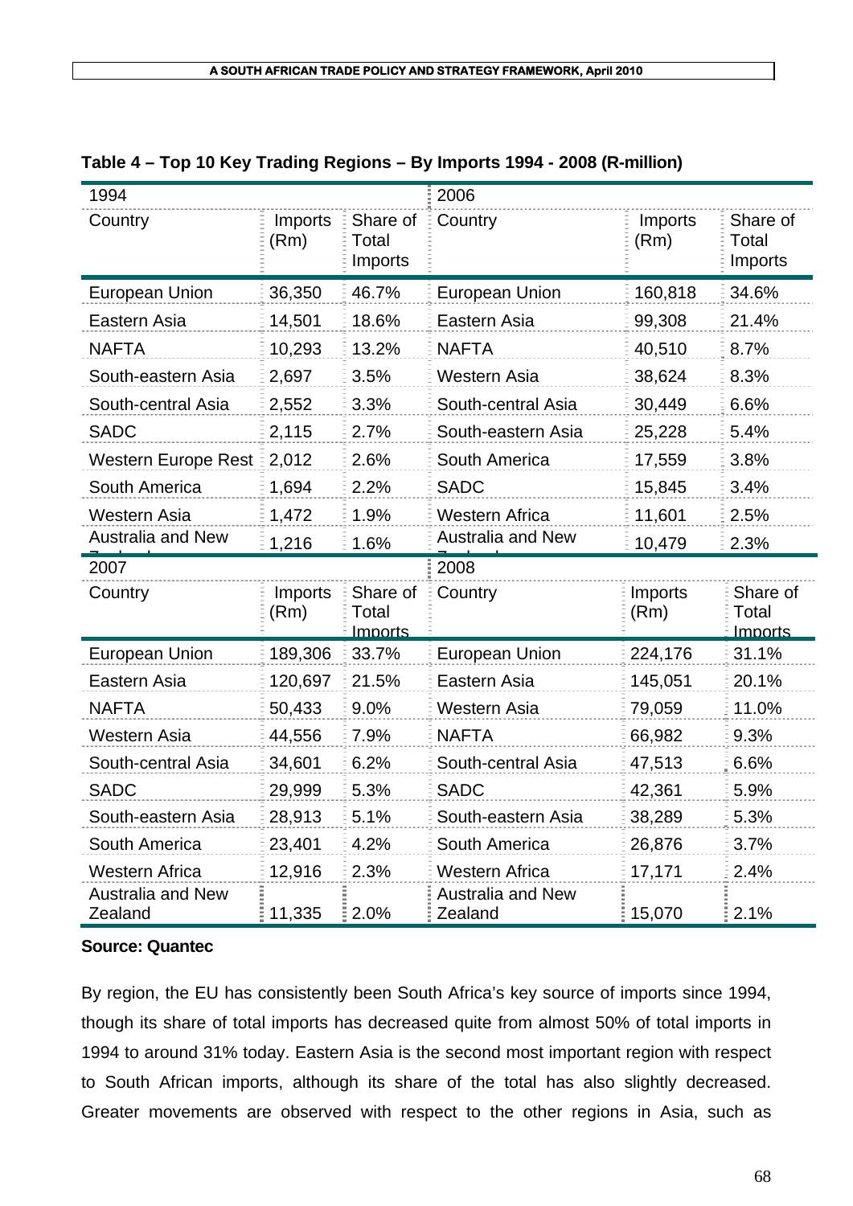**Table 4 – Top 10 Key Trading Regions – By Imports 1994 - 2008 (R-million)**

| 1994 | | | 2006 | | |
|---|---|---|---|---|---|
| Country | Imports (Rm) | Share of Total Imports | Country | Imports (Rm) | Share of Total Imports |
| European Union | 36,350 | 46.7% | European Union | 160,818 | 34.6% |
| Eastern Asia | 14,501 | 18.6% | Eastern Asia | 99,308 | 21.4% |
| NAFTA | 10,293 | 13.2% | NAFTA | 40,510 | 8.7% |
| South-eastern Asia | 2,697 | 3.5% | Western Asia | 38,624 | 8.3% |
| South-central Asia | 2,552 | 3.3% | South-central Asia | 30,449 | 6.6% |
| SADC | 2,115 | 2.7% | South-eastern Asia | 25,228 | 5.4% |
| Western Europe Rest | 2,012 | 2.6% | South America | 17,559 | 3.8% |
| South America | 1,694 | 2.2% | SADC | 15,845 | 3.4% |
| Western Asia | 1,472 | 1.9% | Western Africa | 11,601 | 2.5% |
| Australia and New Zealand | 1,216 | 1.6% | Australia and New Zealand | 10,479 | 2.3% |
| **2007** | | | **2008** | | |
| Country | Imports (Rm) | Share of Total Imports | Country | Imports (Rm) | Share of Total Imports |
| European Union | 189,306 | 33.7% | European Union | 224,176 | 31.1% |
| Eastern Asia | 120,697 | 21.5% | Eastern Asia | 145,051 | 20.1% |
| NAFTA | 50,433 | 9.0% | Western Asia | 79,059 | 11.0% |
| Western Asia | 44,556 | 7.9% | NAFTA | 66,982 | 9.3% |
| South-central Asia | 34,601 | 6.2% | South-central Asia | 47,513 | 6.6% |
| SADC | 29,999 | 5.3% | SADC | 42,361 | 5.9% |
| South-eastern Asia | 28,913 | 5.1% | South-eastern Asia | 38,289 | 5.3% |
| South America | 23,401 | 4.2% | South America | 26,876 | 3.7% |
| Western Africa | 12,916 | 2.3% | Western Africa | 17,171 | 2.4% |
| Australia and New Zealand | 11,335 | 2.0% | Australia and New Zealand | 15,070 | 2.1% |

**Source: Quantec**

By region, the EU has consistently been South Africa's key source of imports since 1994, though its share of total imports has decreased quite from almost 50% of total imports in 1994 to around 31% today. Eastern Asia is the second most important region with respect to South African imports, although its share of the total has also slightly decreased. Greater movements are observed with respect to the other regions in Asia, such as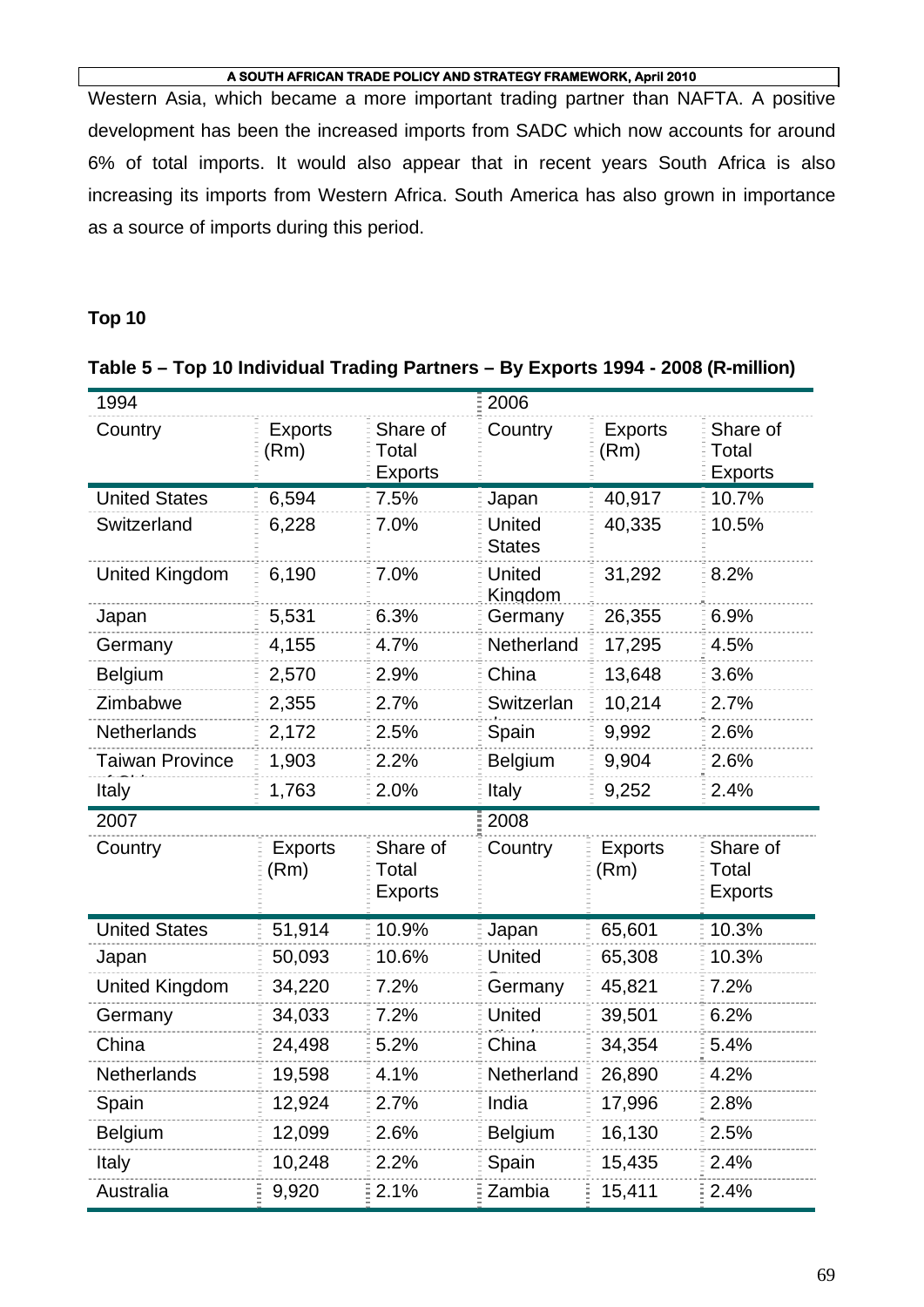Western Asia, which became a more important trading partner than NAFTA. A positive development has been the increased imports from SADC which now accounts for around 6% of total imports. It would also appear that in recent years South Africa is also increasing its imports from Western Africa. South America has also grown in importance as a source of imports during this period.

**Top 10**

**Table 5 – Top 10 Individual Trading Partners – By Exports 1994 - 2008 (R-million)**

| 1994 | | | 2006 | | |
|---|---|---|---|---|---|
| Country | Exports (Rm) | Share of Total Exports | Country | Exports (Rm) | Share of Total Exports |
| United States | 6,594 | 7.5% | Japan | 40,917 | 10.7% |
| Switzerland | 6,228 | 7.0% | United States | 40,335 | 10.5% |
| United Kingdom | 6,190 | 7.0% | United Kingdom | 31,292 | 8.2% |
| Japan | 5,531 | 6.3% | Germany | 26,355 | 6.9% |
| Germany | 4,155 | 4.7% | Netherland | 17,295 | 4.5% |
| Belgium | 2,570 | 2.9% | China | 13,648 | 3.6% |
| Zimbabwe | 2,355 | 2.7% | Switzerlan | 10,214 | 2.7% |
| Netherlands | 2,172 | 2.5% | Spain | 9,992 | 2.6% |
| Taiwan Province | 1,903 | 2.2% | Belgium | 9,904 | 2.6% |
| Italy | 1,763 | 2.0% | Italy | 9,252 | 2.4% |
| **2007** | | | **2008** | | |
| Country | Exports (Rm) | Share of Total Exports | Country | Exports (Rm) | Share of Total Exports |
| United States | 51,914 | 10.9% | Japan | 65,601 | 10.3% |
| Japan | 50,093 | 10.6% | United | 65,308 | 10.3% |
| United Kingdom | 34,220 | 7.2% | Germany | 45,821 | 7.2% |
| Germany | 34,033 | 7.2% | United | 39,501 | 6.2% |
| China | 24,498 | 5.2% | China | 34,354 | 5.4% |
| Netherlands | 19,598 | 4.1% | Netherland | 26,890 | 4.2% |
| Spain | 12,924 | 2.7% | India | 17,996 | 2.8% |
| Belgium | 12,099 | 2.6% | Belgium | 16,130 | 2.5% |
| Italy | 10,248 | 2.2% | Spain | 15,435 | 2.4% |
| Australia | 9,920 | 2.1% | Zambia | 15,411 | 2.4% |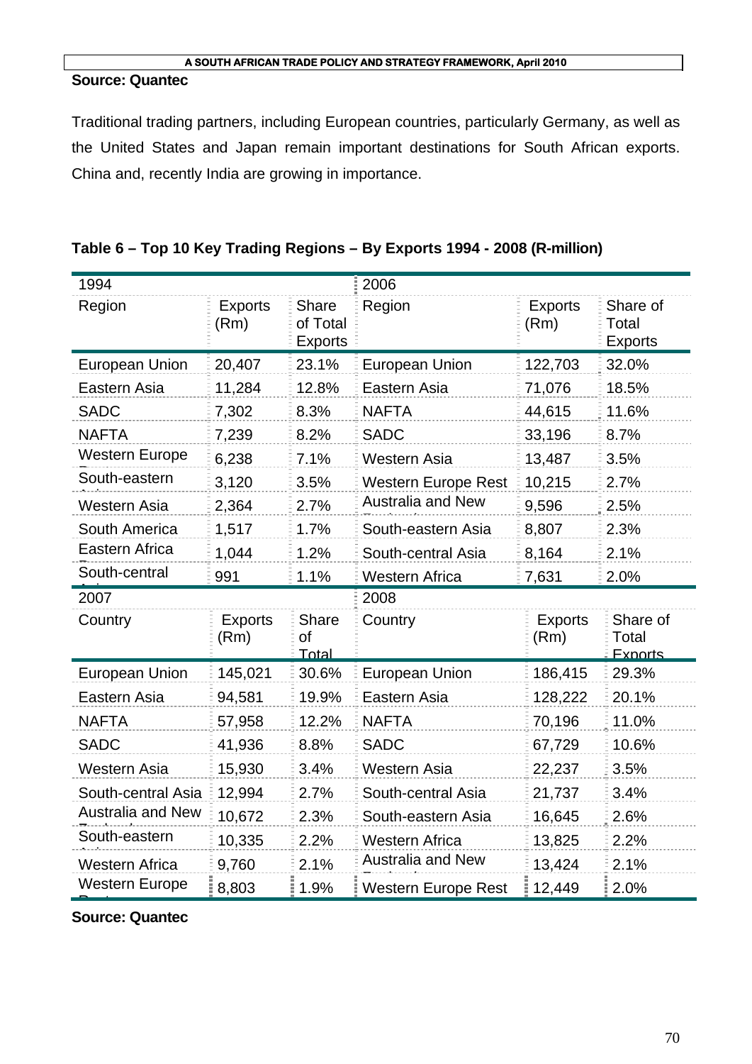**Source: Quantec**

Traditional trading partners, including European countries, particularly Germany, as well as the United States and Japan remain important destinations for South African exports. China and, recently India are growing in importance.

**Table 6 – Top 10 Key Trading Regions – By Exports 1994 - 2008 (R-million)**

| 1994 | | | 2006 | | |
|---|---|---|---|---|---|
| Region | Exports (Rm) | Share of Total Exports | Region | Exports (Rm) | Share of Total Exports |
| European Union | 20,407 | 23.1% | European Union | 122,703 | 32.0% |
| Eastern Asia | 11,284 | 12.8% | Eastern Asia | 71,076 | 18.5% |
| SADC | 7,302 | 8.3% | NAFTA | 44,615 | 11.6% |
| NAFTA | 7,239 | 8.2% | SADC | 33,196 | 8.7% |
| Western Europe Rest | 6,238 | 7.1% | Western Asia | 13,487 | 3.5% |
| South-eastern Asia | 3,120 | 3.5% | Western Europe Rest | 10,215 | 2.7% |
| Western Asia | 2,364 | 2.7% | Australia and New Zealand | 9,596 | 2.5% |
| South America | 1,517 | 1.7% | South-eastern Asia | 8,807 | 2.3% |
| Eastern Africa | 1,044 | 1.2% | South-central Asia | 8,164 | 2.1% |
| South-central Asia | 991 | 1.1% | Western Africa | 7,631 | 2.0% |
| **2007** | | | **2008** | | |
| Country | Exports (Rm) | Share of Total | Country | Exports (Rm) | Share of Total Exports |
| European Union | 145,021 | 30.6% | European Union | 186,415 | 29.3% |
| Eastern Asia | 94,581 | 19.9% | Eastern Asia | 128,222 | 20.1% |
| NAFTA | 57,958 | 12.2% | NAFTA | 70,196 | 11.0% |
| SADC | 41,936 | 8.8% | SADC | 67,729 | 10.6% |
| Western Asia | 15,930 | 3.4% | Western Asia | 22,237 | 3.5% |
| South-central Asia | 12,994 | 2.7% | South-central Asia | 21,737 | 3.4% |
| Australia and New Zealand | 10,672 | 2.3% | South-eastern Asia | 16,645 | 2.6% |
| South-eastern Asia | 10,335 | 2.2% | Western Africa | 13,825 | 2.2% |
| Western Africa | 9,760 | 2.1% | Australia and New Zealand | 13,424 | 2.1% |
| Western Europe Rest | 8,803 | 1.9% | Western Europe Rest | 12,449 | 2.0% |

**Source: Quantec**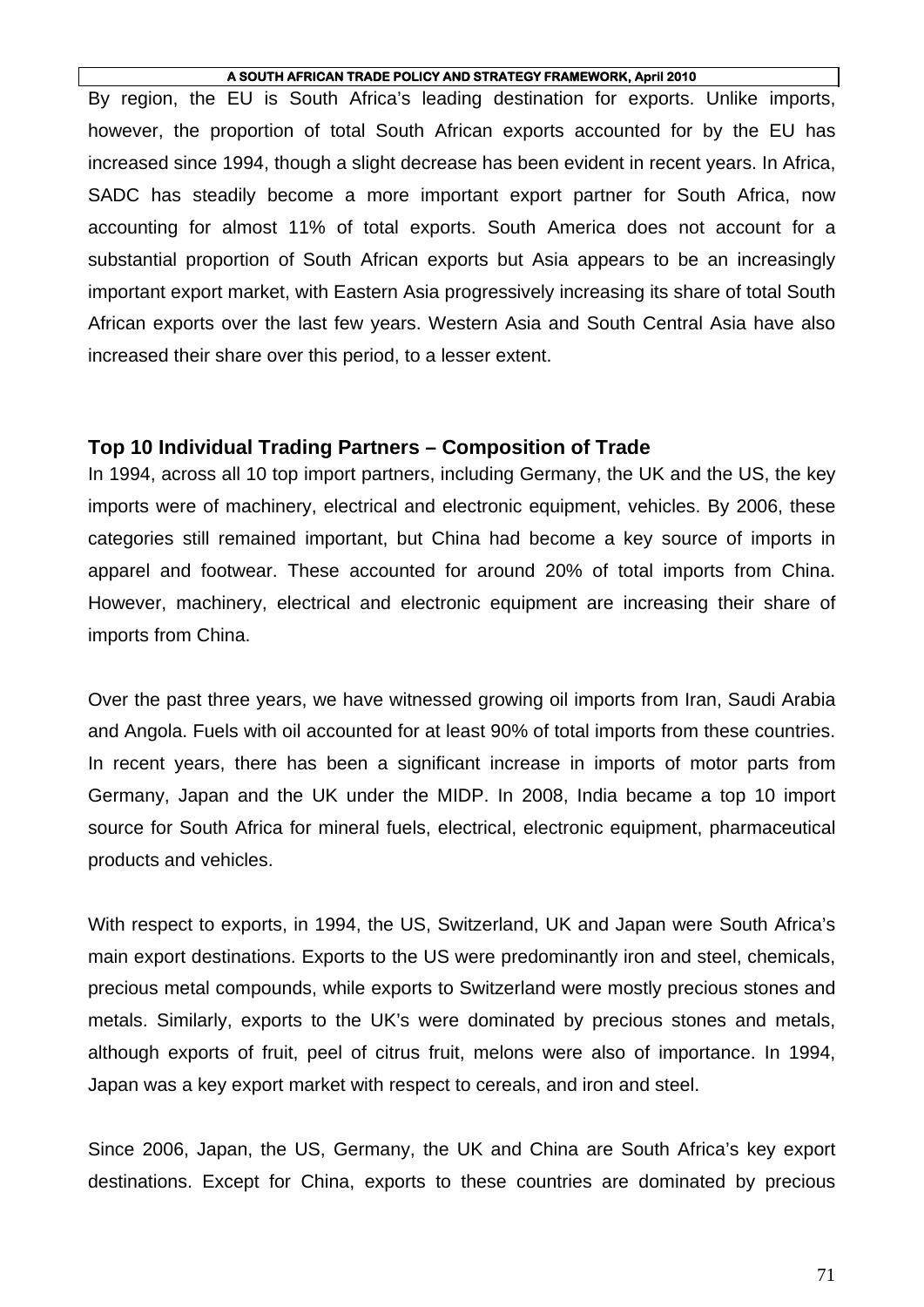By region, the EU is South Africa's leading destination for exports. Unlike imports, however, the proportion of total South African exports accounted for by the EU has increased since 1994, though a slight decrease has been evident in recent years. In Africa, SADC has steadily become a more important export partner for South Africa, now accounting for almost 11% of total exports. South America does not account for a substantial proportion of South African exports but Asia appears to be an increasingly important export market, with Eastern Asia progressively increasing its share of total South African exports over the last few years. Western Asia and South Central Asia have also increased their share over this period, to a lesser extent.

### Top 10 Individual Trading Partners – Composition of Trade

In 1994, across all 10 top import partners, including Germany, the UK and the US, the key imports were of machinery, electrical and electronic equipment, vehicles. By 2006, these categories still remained important, but China had become a key source of imports in apparel and footwear. These accounted for around 20% of total imports from China. However, machinery, electrical and electronic equipment are increasing their share of imports from China.

Over the past three years, we have witnessed growing oil imports from Iran, Saudi Arabia and Angola. Fuels with oil accounted for at least 90% of total imports from these countries. In recent years, there has been a significant increase in imports of motor parts from Germany, Japan and the UK under the MIDP. In 2008, India became a top 10 import source for South Africa for mineral fuels, electrical, electronic equipment, pharmaceutical products and vehicles.

With respect to exports, in 1994, the US, Switzerland, UK and Japan were South Africa's main export destinations. Exports to the US were predominantly iron and steel, chemicals, precious metal compounds, while exports to Switzerland were mostly precious stones and metals. Similarly, exports to the UK's were dominated by precious stones and metals, although exports of fruit, peel of citrus fruit, melons were also of importance. In 1994, Japan was a key export market with respect to cereals, and iron and steel.

Since 2006, Japan, the US, Germany, the UK and China are South Africa's key export destinations. Except for China, exports to these countries are dominated by precious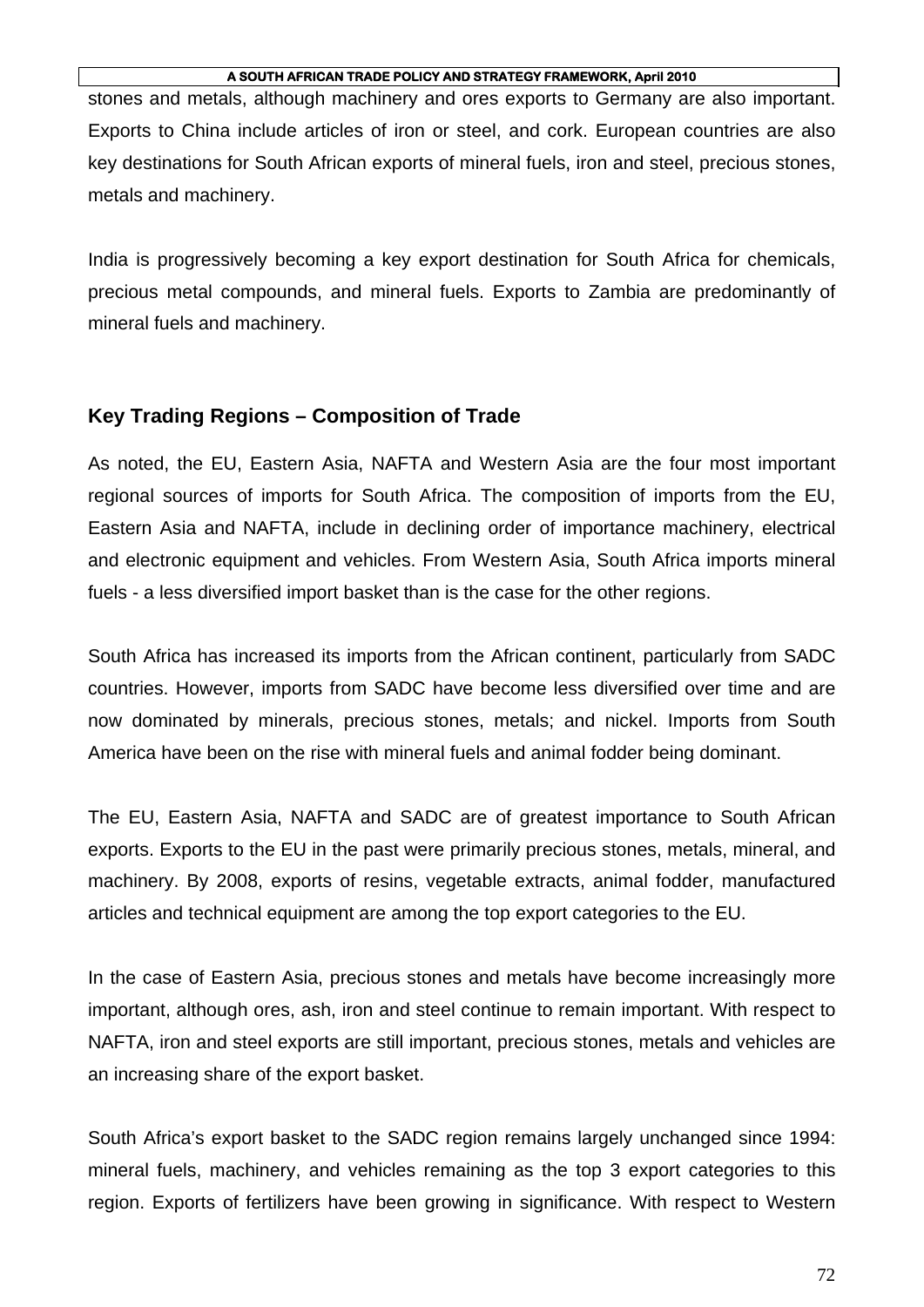stones and metals, although machinery and ores exports to Germany are also important. Exports to China include articles of iron or steel, and cork. European countries are also key destinations for South African exports of mineral fuels, iron and steel, precious stones, metals and machinery.

India is progressively becoming a key export destination for South Africa for chemicals, precious metal compounds, and mineral fuels. Exports to Zambia are predominantly of mineral fuels and machinery.

### Key Trading Regions – Composition of Trade

As noted, the EU, Eastern Asia, NAFTA and Western Asia are the four most important regional sources of imports for South Africa. The composition of imports from the EU, Eastern Asia and NAFTA, include in declining order of importance machinery, electrical and electronic equipment and vehicles. From Western Asia, South Africa imports mineral fuels - a less diversified import basket than is the case for the other regions.

South Africa has increased its imports from the African continent, particularly from SADC countries. However, imports from SADC have become less diversified over time and are now dominated by minerals, precious stones, metals; and nickel. Imports from South America have been on the rise with mineral fuels and animal fodder being dominant.

The EU, Eastern Asia, NAFTA and SADC are of greatest importance to South African exports. Exports to the EU in the past were primarily precious stones, metals, mineral, and machinery. By 2008, exports of resins, vegetable extracts, animal fodder, manufactured articles and technical equipment are among the top export categories to the EU.

In the case of Eastern Asia, precious stones and metals have become increasingly more important, although ores, ash, iron and steel continue to remain important. With respect to NAFTA, iron and steel exports are still important, precious stones, metals and vehicles are an increasing share of the export basket.

South Africa's export basket to the SADC region remains largely unchanged since 1994: mineral fuels, machinery, and vehicles remaining as the top 3 export categories to this region. Exports of fertilizers have been growing in significance. With respect to Western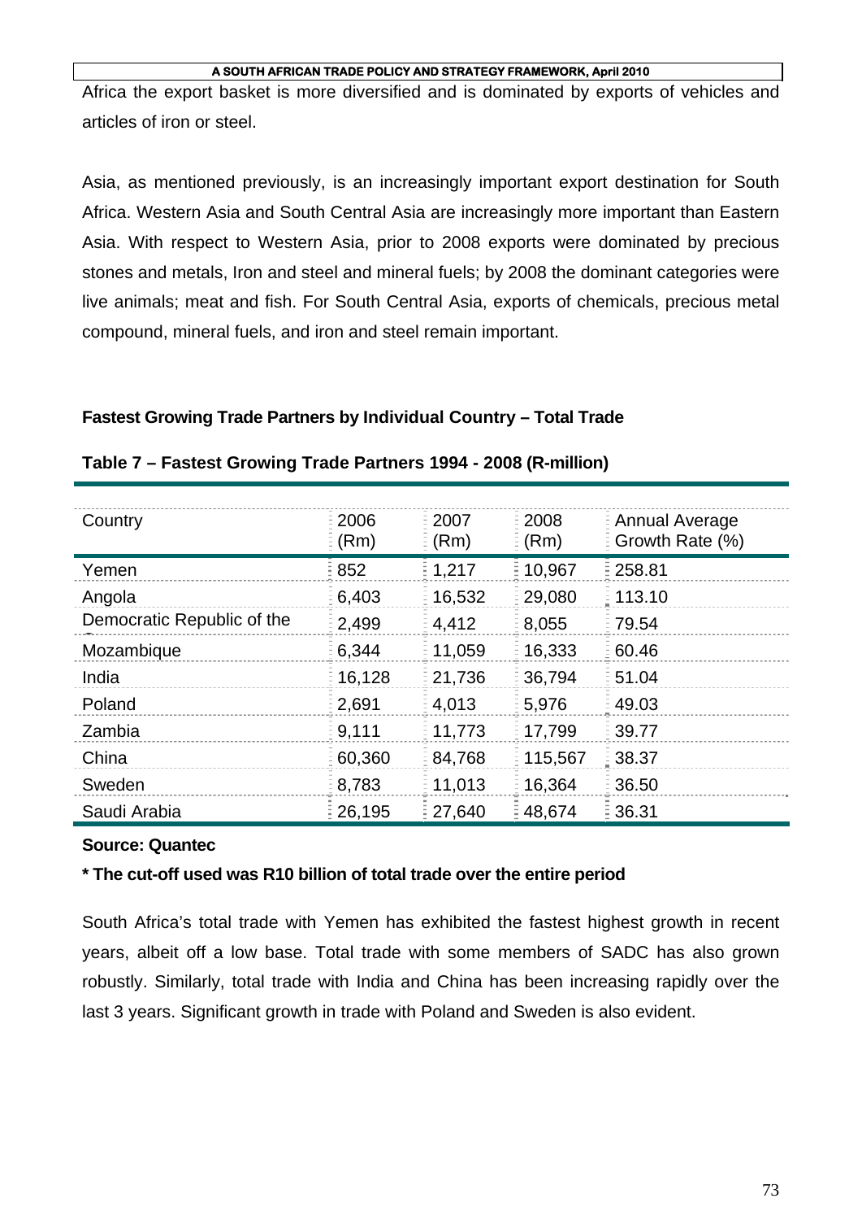Africa the export basket is more diversified and is dominated by exports of vehicles and articles of iron or steel.

Asia, as mentioned previously, is an increasingly important export destination for South Africa. Western Asia and South Central Asia are increasingly more important than Eastern Asia. With respect to Western Asia, prior to 2008 exports were dominated by precious stones and metals, Iron and steel and mineral fuels; by 2008 the dominant categories were live animals; meat and fish. For South Central Asia, exports of chemicals, precious metal compound, mineral fuels, and iron and steel remain important.

**Fastest Growing Trade Partners by Individual Country – Total Trade**

**Table 7 – Fastest Growing Trade Partners 1994 - 2008 (R-million)**

| Country | 2006 (Rm) | 2007 (Rm) | 2008 (Rm) | Annual Average Growth Rate (%) |
|---|---|---|---|---|
| Yemen | 852 | 1,217 | 10,967 | 258.81 |
| Angola | 6,403 | 16,532 | 29,080 | 113.10 |
| Democratic Republic of the C | 2,499 | 4,412 | 8,055 | 79.54 |
| Mozambique | 6,344 | 11,059 | 16,333 | 60.46 |
| India | 16,128 | 21,736 | 36,794 | 51.04 |
| Poland | 2,691 | 4,013 | 5,976 | 49.03 |
| Zambia | 9,111 | 11,773 | 17,799 | 39.77 |
| China | 60,360 | 84,768 | 115,567 | 38.37 |
| Sweden | 8,783 | 11,013 | 16,364 | 36.50 |
| Saudi Arabia | 26,195 | 27,640 | 48,674 | 36.31 |

**Source: Quantec**

**\* The cut-off used was R10 billion of total trade over the entire period**

South Africa's total trade with Yemen has exhibited the fastest highest growth in recent years, albeit off a low base. Total trade with some members of SADC has also grown robustly. Similarly, total trade with India and China has been increasing rapidly over the last 3 years. Significant growth in trade with Poland and Sweden is also evident.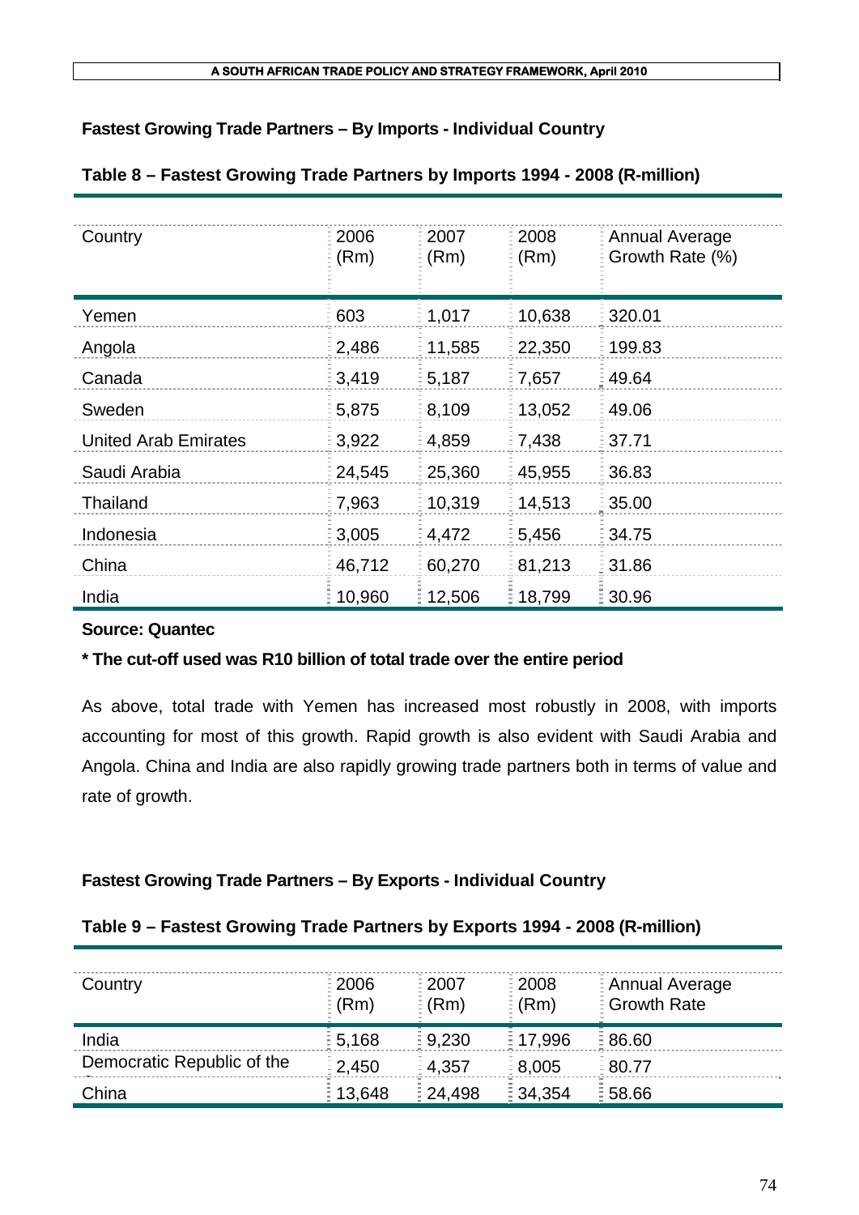**Fastest Growing Trade Partners – By Imports - Individual Country**

**Table 8 – Fastest Growing Trade Partners by Imports 1994 - 2008 (R-million)**

| Country | 2006 (Rm) | 2007 (Rm) | 2008 (Rm) | Annual Average Growth Rate (%) |
|---|---|---|---|---|
| Yemen | 603 | 1,017 | 10,638 | 320.01 |
| Angola | 2,486 | 11,585 | 22,350 | 199.83 |
| Canada | 3,419 | 5,187 | 7,657 | 49.64 |
| Sweden | 5,875 | 8,109 | 13,052 | 49.06 |
| United Arab Emirates | 3,922 | 4,859 | 7,438 | 37.71 |
| Saudi Arabia | 24,545 | 25,360 | 45,955 | 36.83 |
| Thailand | 7,963 | 10,319 | 14,513 | 35.00 |
| Indonesia | 3,005 | 4,472 | 5,456 | 34.75 |
| China | 46,712 | 60,270 | 81,213 | 31.86 |
| India | 10,960 | 12,506 | 18,799 | 30.96 |

**Source: Quantec**

**\* The cut-off used was R10 billion of total trade over the entire period**

As above, total trade with Yemen has increased most robustly in 2008, with imports accounting for most of this growth. Rapid growth is also evident with Saudi Arabia and Angola. China and India are also rapidly growing trade partners both in terms of value and rate of growth.

**Fastest Growing Trade Partners – By Exports - Individual Country**

**Table 9 – Fastest Growing Trade Partners by Exports 1994 - 2008 (R-million)**

| Country | 2006 (Rm) | 2007 (Rm) | 2008 (Rm) | Annual Average Growth Rate |
|---|---|---|---|---|
| India | 5,168 | 9,230 | 17,996 | 86.60 |
| Democratic Republic of the | 2,450 | 4,357 | 8,005 | 80.77 |
| China | 13,648 | 24,498 | 34,354 | 58.66 |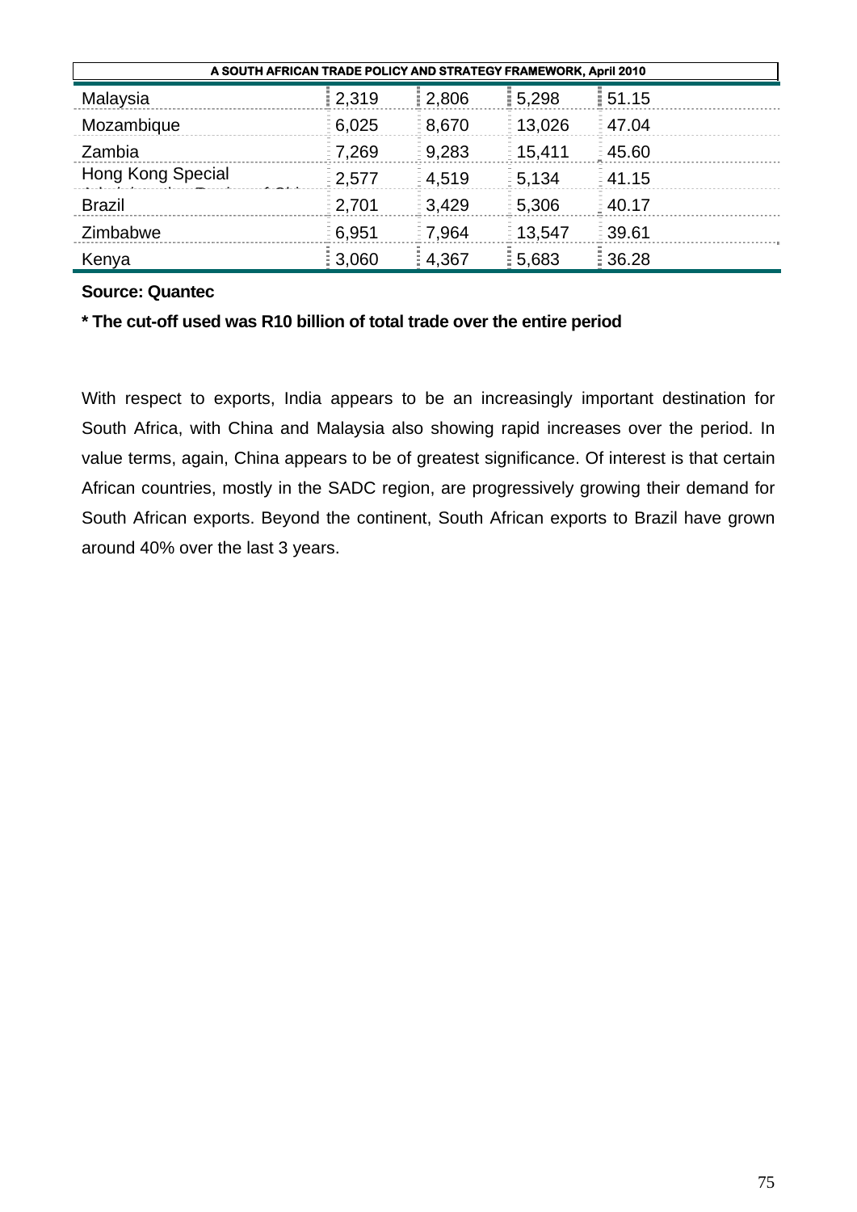| | | | | |
|---|---|---|---|---|
| Malaysia | 2,319 | 2,806 | 5,298 | 51.15 |
| Mozambique | 6,025 | 8,670 | 13,026 | 47.04 |
| Zambia | 7,269 | 9,283 | 15,411 | 45.60 |
| Hong Kong Special Administrative Region of China | 2,577 | 4,519 | 5,134 | 41.15 |
| Brazil | 2,701 | 3,429 | 5,306 | 40.17 |
| Zimbabwe | 6,951 | 7,964 | 13,547 | 39.61 |
| Kenya | 3,060 | 4,367 | 5,683 | 36.28 |

**Source: Quantec**

**\* The cut-off used was R10 billion of total trade over the entire period**

With respect to exports, India appears to be an increasingly important destination for South Africa, with China and Malaysia also showing rapid increases over the period. In value terms, again, China appears to be of greatest significance. Of interest is that certain African countries, mostly in the SADC region, are progressively growing their demand for South African exports. Beyond the continent, South African exports to Brazil have grown around 40% over the last 3 years.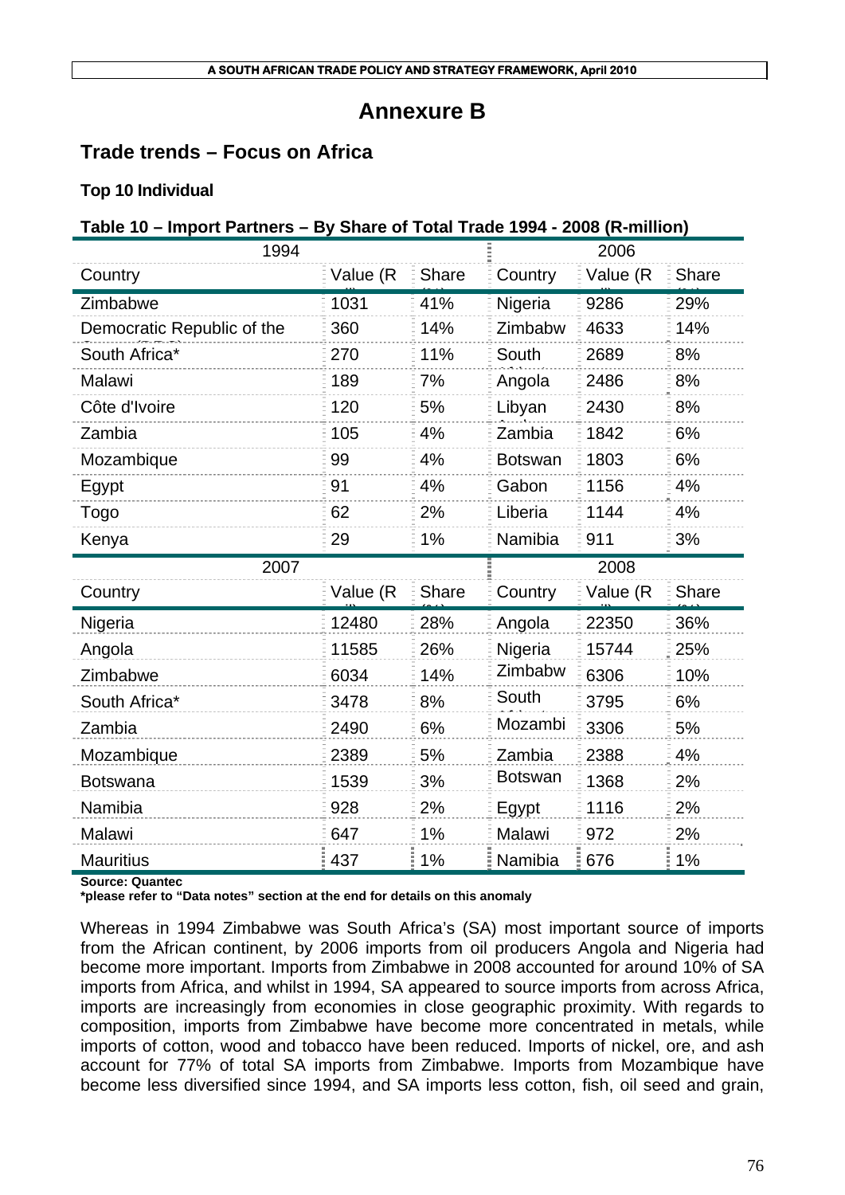# Annexure B

## Trade trends – Focus on Africa

### Top 10 Individual

**Table 10 – Import Partners – By Share of Total Trade 1994 - 2008 (R-million)**

| 1994 | | | 2006 | | |
|---|---|---|---|---|---|
| Country | Value (R | Share | Country | Value (R | Share |
| Zimbabwe | 1031 | 41% | Nigeria | 9286 | 29% |
| Democratic Republic of the | 360 | 14% | Zimbabw | 4633 | 14% |
| South Africa* | 270 | 11% | South | 2689 | 8% |
| Malawi | 189 | 7% | Angola | 2486 | 8% |
| Côte d'Ivoire | 120 | 5% | Libyan | 2430 | 8% |
| Zambia | 105 | 4% | Zambia | 1842 | 6% |
| Mozambique | 99 | 4% | Botswan | 1803 | 6% |
| Egypt | 91 | 4% | Gabon | 1156 | 4% |
| Togo | 62 | 2% | Liberia | 1144 | 4% |
| Kenya | 29 | 1% | Namibia | 911 | 3% |
| **2007** | | | **2008** | | |
| Country | Value (R | Share | Country | Value (R | Share |
| Nigeria | 12480 | 28% | Angola | 22350 | 36% |
| Angola | 11585 | 26% | Nigeria | 15744 | 25% |
| Zimbabwe | 6034 | 14% | Zimbabw | 6306 | 10% |
| South Africa* | 3478 | 8% | South | 3795 | 6% |
| Zambia | 2490 | 6% | Mozambi | 3306 | 5% |
| Mozambique | 2389 | 5% | Zambia | 2388 | 4% |
| Botswana | 1539 | 3% | Botswan | 1368 | 2% |
| Namibia | 928 | 2% | Egypt | 1116 | 2% |
| Malawi | 647 | 1% | Malawi | 972 | 2% |
| Mauritius | 437 | 1% | Namibia | 676 | 1% |

**Source: Quantec**
**\*please refer to "Data notes" section at the end for details on this anomaly**

Whereas in 1994 Zimbabwe was South Africa's (SA) most important source of imports from the African continent, by 2006 imports from oil producers Angola and Nigeria had become more important. Imports from Zimbabwe in 2008 accounted for around 10% of SA imports from Africa, and whilst in 1994, SA appeared to source imports from across Africa, imports are increasingly from economies in close geographic proximity. With regards to composition, imports from Zimbabwe have become more concentrated in metals, while imports of cotton, wood and tobacco have been reduced. Imports of nickel, ore, and ash account for 77% of total SA imports from Zimbabwe. Imports from Mozambique have become less diversified since 1994, and SA imports less cotton, fish, oil seed and grain,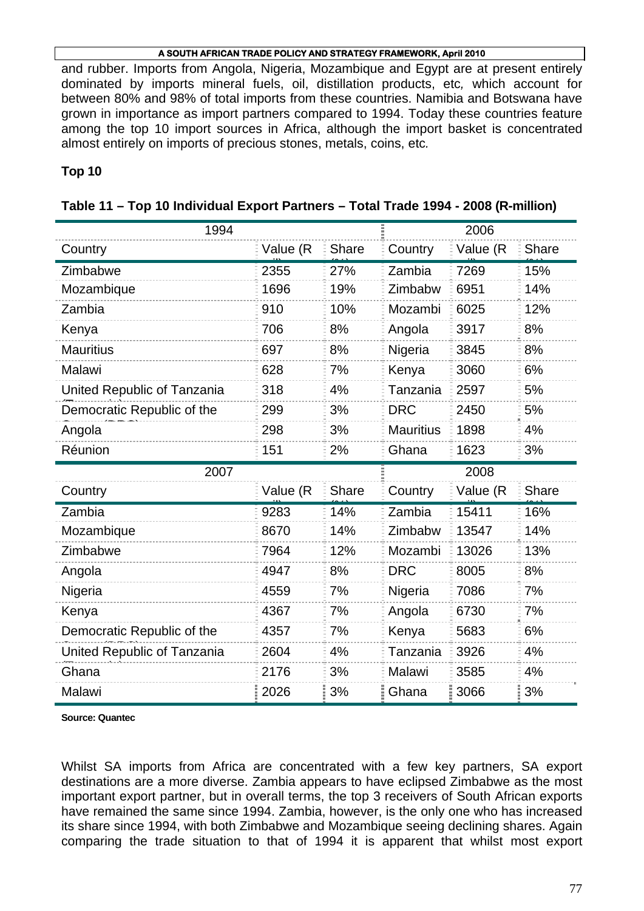and rubber. Imports from Angola, Nigeria, Mozambique and Egypt are at present entirely dominated by imports mineral fuels, oil, distillation products, etc, which account for between 80% and 98% of total imports from these countries. Namibia and Botswana have grown in importance as import partners compared to 1994. Today these countries feature among the top 10 import sources in Africa, although the import basket is concentrated almost entirely on imports of precious stones, metals, coins, etc.

**Top 10**

**Table 11 – Top 10 Individual Export Partners – Total Trade 1994 - 2008 (R-million)**

| 1994 | | | 2006 | | |
|---|---|---|---|---|---|
| Country | Value (R mil) | Share (%) | Country | Value (R mil) | Share (%) |
| Zimbabwe | 2355 | 27% | Zambia | 7269 | 15% |
| Mozambique | 1696 | 19% | Zimbabw | 6951 | 14% |
| Zambia | 910 | 10% | Mozambi | 6025 | 12% |
| Kenya | 706 | 8% | Angola | 3917 | 8% |
| Mauritius | 697 | 8% | Nigeria | 3845 | 8% |
| Malawi | 628 | 7% | Kenya | 3060 | 6% |
| United Republic of Tanzania | 318 | 4% | Tanzania | 2597 | 5% |
| Democratic Republic of the Congo (DRC) | 299 | 3% | DRC | 2450 | 5% |
| Angola | 298 | 3% | Mauritius | 1898 | 4% |
| Réunion | 151 | 2% | Ghana | 1623 | 3% |
| **2007** | | | **2008** | | |
| Country | Value (R mil) | Share (%) | Country | Value (R mil) | Share (%) |
| Zambia | 9283 | 14% | Zambia | 15411 | 16% |
| Mozambique | 8670 | 14% | Zimbabw | 13547 | 14% |
| Zimbabwe | 7964 | 12% | Mozambi | 13026 | 13% |
| Angola | 4947 | 8% | DRC | 8005 | 8% |
| Nigeria | 4559 | 7% | Nigeria | 7086 | 7% |
| Kenya | 4367 | 7% | Angola | 6730 | 7% |
| Democratic Republic of the Congo (DRC) | 4357 | 7% | Kenya | 5683 | 6% |
| United Republic of Tanzania | 2604 | 4% | Tanzania | 3926 | 4% |
| Ghana | 2176 | 3% | Malawi | 3585 | 4% |
| Malawi | 2026 | 3% | Ghana | 3066 | 3% |

**Source: Quantec**

Whilst SA imports from Africa are concentrated with a few key partners, SA export destinations are a more diverse. Zambia appears to have eclipsed Zimbabwe as the most important export partner, but in overall terms, the top 3 receivers of South African exports have remained the same since 1994. Zambia, however, is the only one who has increased its share since 1994, with both Zimbabwe and Mozambique seeing declining shares. Again comparing the trade situation to that of 1994 it is apparent that whilst most export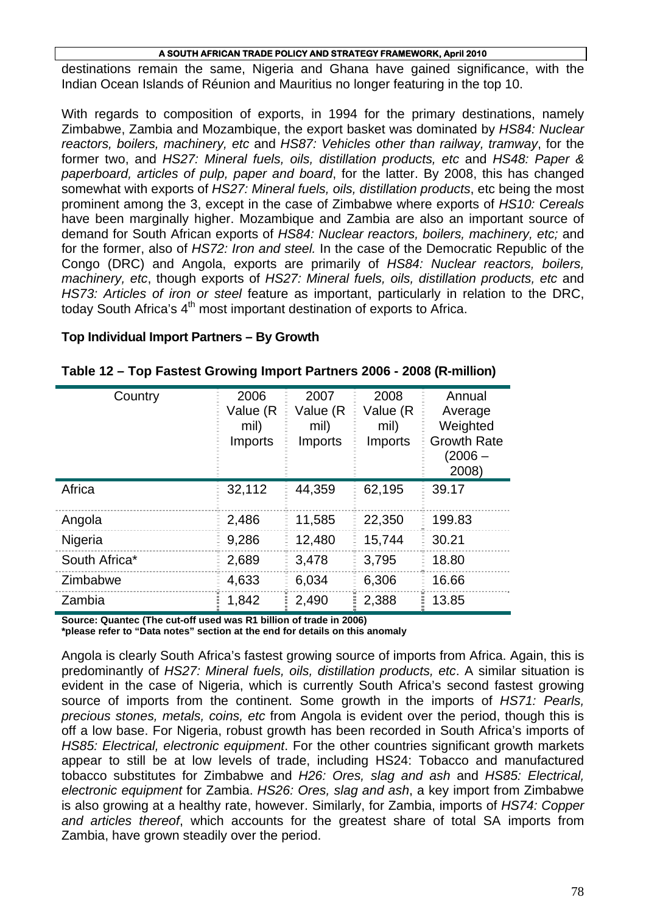destinations remain the same, Nigeria and Ghana have gained significance, with the Indian Ocean Islands of Réunion and Mauritius no longer featuring in the top 10.

With regards to composition of exports, in 1994 for the primary destinations, namely Zimbabwe, Zambia and Mozambique, the export basket was dominated by *HS84: Nuclear reactors, boilers, machinery, etc* and *HS87: Vehicles other than railway, tramway*, for the former two, and *HS27: Mineral fuels, oils, distillation products, etc* and *HS48: Paper & paperboard, articles of pulp, paper and board*, for the latter. By 2008, this has changed somewhat with exports of *HS27: Mineral fuels, oils, distillation products*, etc being the most prominent among the 3, except in the case of Zimbabwe where exports of *HS10: Cereals* have been marginally higher. Mozambique and Zambia are also an important source of demand for South African exports of *HS84: Nuclear reactors, boilers, machinery, etc;* and for the former, also of *HS72: Iron and steel.* In the case of the Democratic Republic of the Congo (DRC) and Angola, exports are primarily of *HS84: Nuclear reactors, boilers, machinery, etc*, though exports of *HS27: Mineral fuels, oils, distillation products, etc* and *HS73: Articles of iron or steel* feature as important, particularly in relation to the DRC, today South Africa's 4[th] most important destination of exports to Africa.

**Top Individual Import Partners – By Growth**

**Table 12 – Top Fastest Growing Import Partners 2006 - 2008 (R-million)**

| Country | 2006 Value (R mil) Imports | 2007 Value (R mil) Imports | 2008 Value (R mil) Imports | Annual Average Weighted Growth Rate (2006 – 2008) |
|---|---|---|---|---|
| Africa | 32,112 | 44,359 | 62,195 | 39.17 |
| Angola | 2,486 | 11,585 | 22,350 | 199.83 |
| Nigeria | 9,286 | 12,480 | 15,744 | 30.21 |
| South Africa* | 2,689 | 3,478 | 3,795 | 18.80 |
| Zimbabwe | 4,633 | 6,034 | 6,306 | 16.66 |
| Zambia | 1,842 | 2,490 | 2,388 | 13.85 |

**Source: Quantec (The cut-off used was R1 billion of trade in 2006)**
**\*please refer to "Data notes" section at the end for details on this anomaly**

Angola is clearly South Africa's fastest growing source of imports from Africa. Again, this is predominantly of *HS27: Mineral fuels, oils, distillation products, etc*. A similar situation is evident in the case of Nigeria, which is currently South Africa's second fastest growing source of imports from the continent. Some growth in the imports of *HS71: Pearls, precious stones, metals, coins, etc* from Angola is evident over the period, though this is off a low base. For Nigeria, robust growth has been recorded in South Africa's imports of *HS85: Electrical, electronic equipment*. For the other countries significant growth markets appear to still be at low levels of trade, including HS24: Tobacco and manufactured tobacco substitutes for Zimbabwe and *H26: Ores, slag and ash* and *HS85: Electrical, electronic equipment* for Zambia. *HS26: Ores, slag and ash*, a key import from Zimbabwe is also growing at a healthy rate, however. Similarly, for Zambia, imports of *HS74: Copper and articles thereof*, which accounts for the greatest share of total SA imports from Zambia, have grown steadily over the period.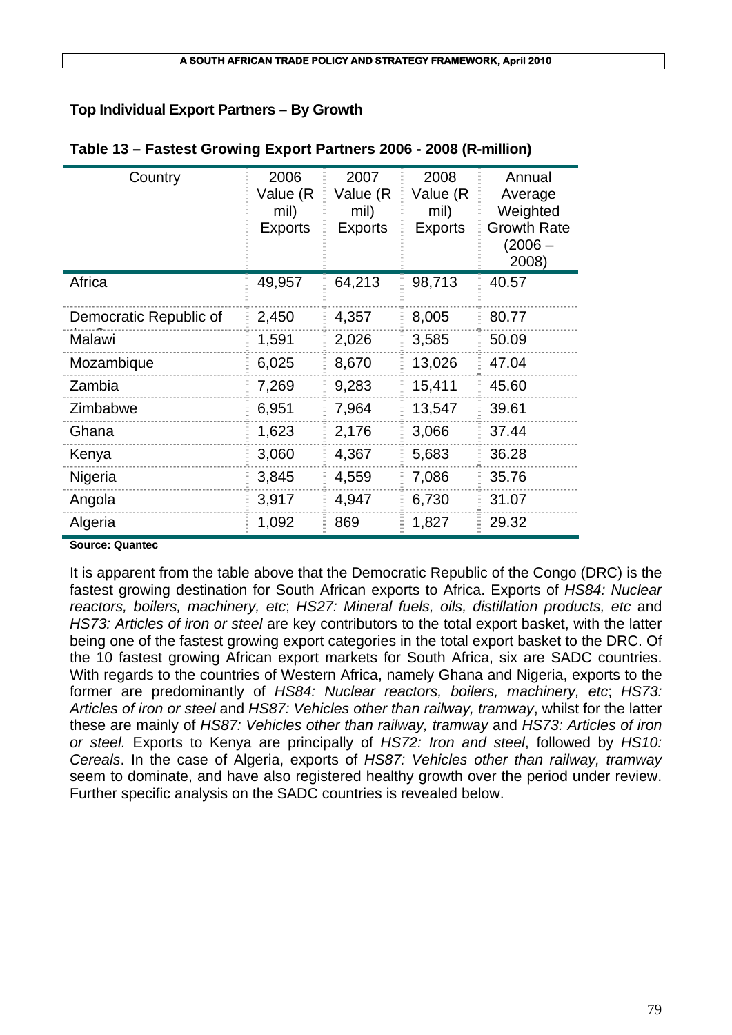### Top Individual Export Partners – By Growth

**Table 13 – Fastest Growing Export Partners 2006 - 2008 (R-million)**

| Country | 2006 Value (R mil) Exports | 2007 Value (R mil) Exports | 2008 Value (R mil) Exports | Annual Average Weighted Growth Rate (2006 – 2008) |
|---|---|---|---|---|
| Africa | 49,957 | 64,213 | 98,713 | 40.57 |
| Democratic Republic of Congo | 2,450 | 4,357 | 8,005 | 80.77 |
| Malawi | 1,591 | 2,026 | 3,585 | 50.09 |
| Mozambique | 6,025 | 8,670 | 13,026 | 47.04 |
| Zambia | 7,269 | 9,283 | 15,411 | 45.60 |
| Zimbabwe | 6,951 | 7,964 | 13,547 | 39.61 |
| Ghana | 1,623 | 2,176 | 3,066 | 37.44 |
| Kenya | 3,060 | 4,367 | 5,683 | 36.28 |
| Nigeria | 3,845 | 4,559 | 7,086 | 35.76 |
| Angola | 3,917 | 4,947 | 6,730 | 31.07 |
| Algeria | 1,092 | 869 | 1,827 | 29.32 |

**Source: Quantec**

It is apparent from the table above that the Democratic Republic of the Congo (DRC) is the fastest growing destination for South African exports to Africa. Exports of *HS84: Nuclear reactors, boilers, machinery, etc*; *HS27: Mineral fuels, oils, distillation products, etc* and *HS73: Articles of iron or steel* are key contributors to the total export basket, with the latter being one of the fastest growing export categories in the total export basket to the DRC. Of the 10 fastest growing African export markets for South Africa, six are SADC countries. With regards to the countries of Western Africa, namely Ghana and Nigeria, exports to the former are predominantly of *HS84: Nuclear reactors, boilers, machinery, etc*; *HS73: Articles of iron or steel* and *HS87: Vehicles other than railway, tramway*, whilst for the latter these are mainly of *HS87: Vehicles other than railway, tramway* and *HS73: Articles of iron or steel.* Exports to Kenya are principally of *HS72: Iron and steel*, followed by *HS10: Cereals*. In the case of Algeria, exports of *HS87: Vehicles other than railway, tramway* seem to dominate, and have also registered healthy growth over the period under review. Further specific analysis on the SADC countries is revealed below.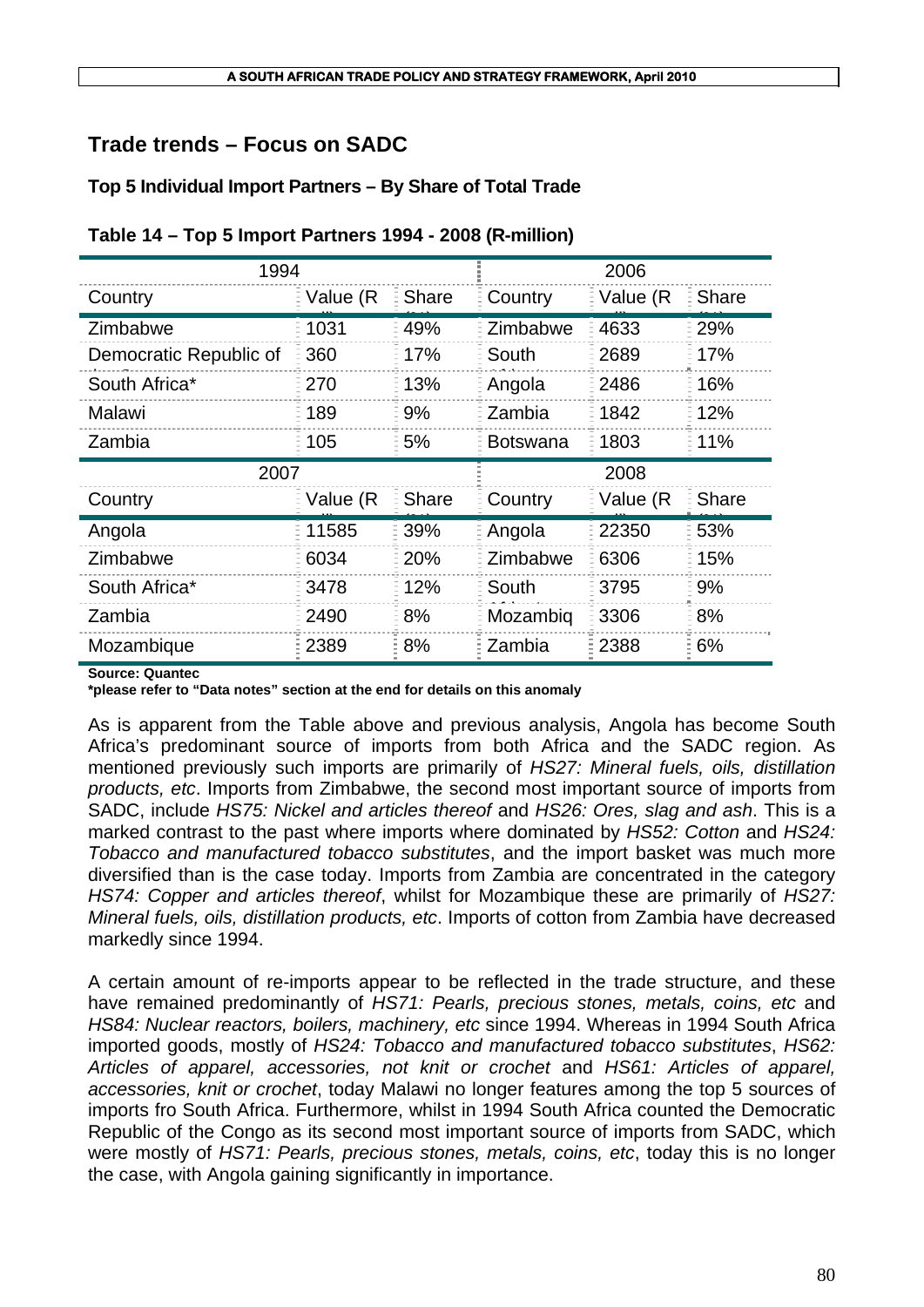## Trade trends – Focus on SADC

### Top 5 Individual Import Partners – By Share of Total Trade

**Table 14 – Top 5 Import Partners 1994 - 2008 (R-million)**

| 1994 | | | 2006 | | |
|---|---|---|---|---|---|
| Country | Value (R mil) | Share (%) | Country | Value (R mil) | Share (%) |
| Zimbabwe | 1031 | 49% | Zimbabwe | 4633 | 29% |
| Democratic Republic of Congo | 360 | 17% | South Africa* | 2689 | 17% |
| South Africa* | 270 | 13% | Angola | 2486 | 16% |
| Malawi | 189 | 9% | Zambia | 1842 | 12% |
| Zambia | 105 | 5% | Botswana | 1803 | 11% |
| **2007** | | | **2008** | | |
| Country | Value (R mil) | Share (%) | Country | Value (R mil) | Share (%) |
| Angola | 11585 | 39% | Angola | 22350 | 53% |
| Zimbabwe | 6034 | 20% | Zimbabwe | 6306 | 15% |
| South Africa* | 3478 | 12% | South Africa* | 3795 | 9% |
| Zambia | 2490 | 8% | Mozambique | 3306 | 8% |
| Mozambique | 2389 | 8% | Zambia | 2388 | 6% |

**Source: Quantec**
**\*please refer to "Data notes" section at the end for details on this anomaly**

As is apparent from the Table above and previous analysis, Angola has become South Africa's predominant source of imports from both Africa and the SADC region. As mentioned previously such imports are primarily of *HS27: Mineral fuels, oils, distillation products, etc*. Imports from Zimbabwe, the second most important source of imports from SADC, include *HS75: Nickel and articles thereof* and *HS26: Ores, slag and ash*. This is a marked contrast to the past where imports where dominated by *HS52: Cotton* and *HS24: Tobacco and manufactured tobacco substitutes*, and the import basket was much more diversified than is the case today. Imports from Zambia are concentrated in the category *HS74: Copper and articles thereof*, whilst for Mozambique these are primarily of *HS27: Mineral fuels, oils, distillation products, etc*. Imports of cotton from Zambia have decreased markedly since 1994.

A certain amount of re-imports appear to be reflected in the trade structure, and these have remained predominantly of *HS71: Pearls, precious stones, metals, coins, etc* and *HS84: Nuclear reactors, boilers, machinery, etc* since 1994. Whereas in 1994 South Africa imported goods, mostly of *HS24: Tobacco and manufactured tobacco substitutes*, *HS62: Articles of apparel, accessories, not knit or crochet* and *HS61: Articles of apparel, accessories, knit or crochet*, today Malawi no longer features among the top 5 sources of imports fro South Africa. Furthermore, whilst in 1994 South Africa counted the Democratic Republic of the Congo as its second most important source of imports from SADC, which were mostly of *HS71: Pearls, precious stones, metals, coins, etc*, today this is no longer the case, with Angola gaining significantly in importance.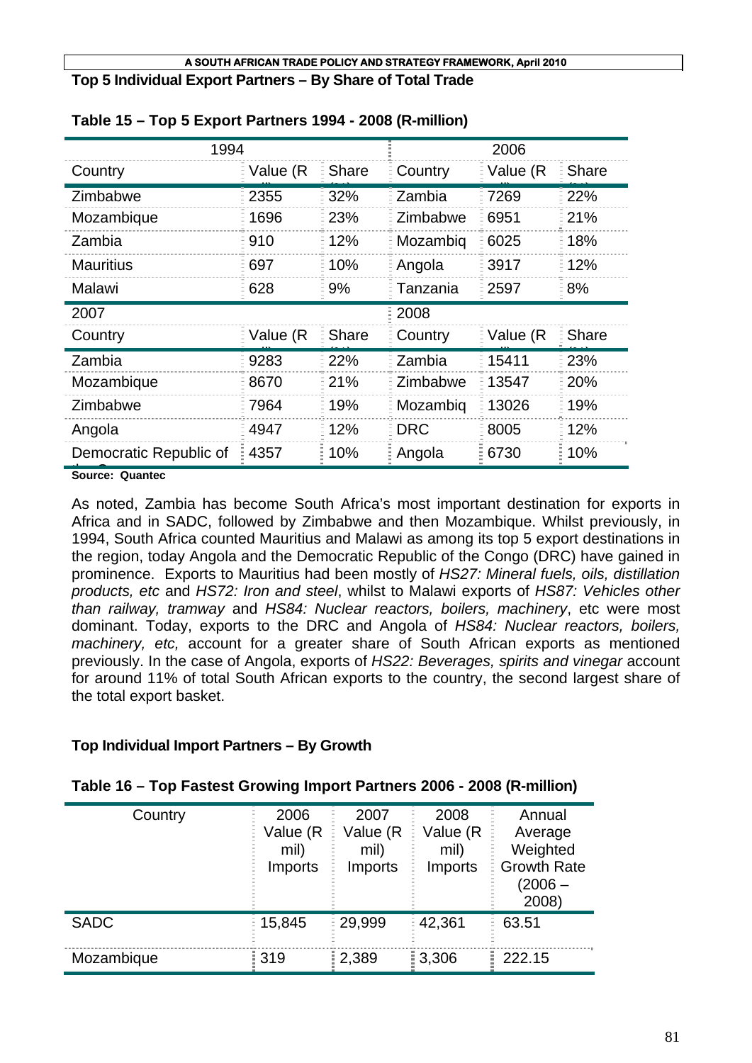### Top 5 Individual Export Partners – By Share of Total Trade

**Table 15 – Top 5 Export Partners 1994 - 2008 (R-million)**

| 1994 | | | 2006 | | |
|---|---|---|---|---|---|
| Country | Value (R mil) | Share (%) | Country | Value (R mil) | Share (%) |
| Zimbabwe | 2355 | 32% | Zambia | 7269 | 22% |
| Mozambique | 1696 | 23% | Zimbabwe | 6951 | 21% |
| Zambia | 910 | 12% | Mozambiq | 6025 | 18% |
| Mauritius | 697 | 10% | Angola | 3917 | 12% |
| Malawi | 628 | 9% | Tanzania | 2597 | 8% |
| **2007** | | | **2008** | | |
| Country | Value (R mil) | Share (%) | Country | Value (R mil) | Share (%) |
| Zambia | 9283 | 22% | Zambia | 15411 | 23% |
| Mozambique | 8670 | 21% | Zimbabwe | 13547 | 20% |
| Zimbabwe | 7964 | 19% | Mozambiq | 13026 | 19% |
| Angola | 4947 | 12% | DRC | 8005 | 12% |
| Democratic Republic of the Congo | 4357 | 10% | Angola | 6730 | 10% |

**Source: Quantec**

As noted, Zambia has become South Africa's most important destination for exports in Africa and in SADC, followed by Zimbabwe and then Mozambique. Whilst previously, in 1994, South Africa counted Mauritius and Malawi as among its top 5 export destinations in the region, today Angola and the Democratic Republic of the Congo (DRC) have gained in prominence. Exports to Mauritius had been mostly of *HS27: Mineral fuels, oils, distillation products, etc* and *HS72: Iron and steel*, whilst to Malawi exports of *HS87: Vehicles other than railway, tramway* and *HS84: Nuclear reactors, boilers, machinery*, etc were most dominant. Today, exports to the DRC and Angola of *HS84: Nuclear reactors, boilers, machinery, etc,* account for a greater share of South African exports as mentioned previously. In the case of Angola, exports of *HS22: Beverages, spirits and vinegar* account for around 11% of total South African exports to the country, the second largest share of the total export basket.

### Top Individual Import Partners – By Growth

**Table 16 – Top Fastest Growing Import Partners 2006 - 2008 (R-million)**

| Country | 2006 Value (R mil) Imports | 2007 Value (R mil) Imports | 2008 Value (R mil) Imports | Annual Average Weighted Growth Rate (2006 – 2008) |
|---|---|---|---|---|
| SADC | 15,845 | 29,999 | 42,361 | 63.51 |
| Mozambique | 319 | 2,389 | 3,306 | 222.15 |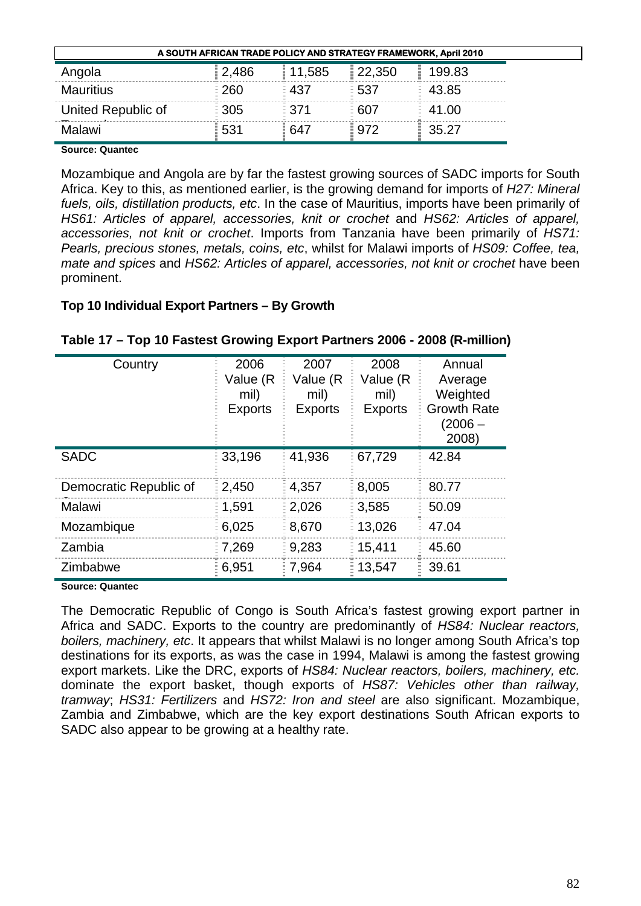| Angola | 2,486 | 11,585 | 22,350 | 199.83 |
|---|---|---|---|---|
| Mauritius | 260 | 437 | 537 | 43.85 |
| United Republic of | 305 | 371 | 607 | 41.00 |
| Malawi | 531 | 647 | 972 | 35.27 |

**Source: Quantec**

Mozambique and Angola are by far the fastest growing sources of SADC imports for South Africa. Key to this, as mentioned earlier, is the growing demand for imports of *H27: Mineral fuels, oils, distillation products, etc*. In the case of Mauritius, imports have been primarily of *HS61: Articles of apparel, accessories, knit or crochet* and *HS62: Articles of apparel, accessories, not knit or crochet*. Imports from Tanzania have been primarily of *HS71: Pearls, precious stones, metals, coins, etc*, whilst for Malawi imports of *HS09: Coffee, tea, mate and spices* and *HS62: Articles of apparel, accessories, not knit or crochet* have been prominent.

**Top 10 Individual Export Partners – By Growth**

**Table 17 – Top 10 Fastest Growing Export Partners 2006 - 2008 (R-million)**

| Country | 2006 Value (R mil) Exports | 2007 Value (R mil) Exports | 2008 Value (R mil) Exports | Annual Average Weighted Growth Rate (2006 – 2008) |
|---|---|---|---|---|
| SADC | 33,196 | 41,936 | 67,729 | 42.84 |
| Democratic Republic of | 2,450 | 4,357 | 8,005 | 80.77 |
| Malawi | 1,591 | 2,026 | 3,585 | 50.09 |
| Mozambique | 6,025 | 8,670 | 13,026 | 47.04 |
| Zambia | 7,269 | 9,283 | 15,411 | 45.60 |
| Zimbabwe | 6,951 | 7,964 | 13,547 | 39.61 |

**Source: Quantec**

The Democratic Republic of Congo is South Africa's fastest growing export partner in Africa and SADC. Exports to the country are predominantly of *HS84: Nuclear reactors, boilers, machinery, etc*. It appears that whilst Malawi is no longer among South Africa's top destinations for its exports, as was the case in 1994, Malawi is among the fastest growing export markets. Like the DRC, exports of *HS84: Nuclear reactors, boilers, machinery, etc.* dominate the export basket, though exports of *HS87: Vehicles other than railway, tramway*; *HS31: Fertilizers* and *HS72: Iron and steel* are also significant. Mozambique, Zambia and Zimbabwe, which are the key export destinations South African exports to SADC also appear to be growing at a healthy rate.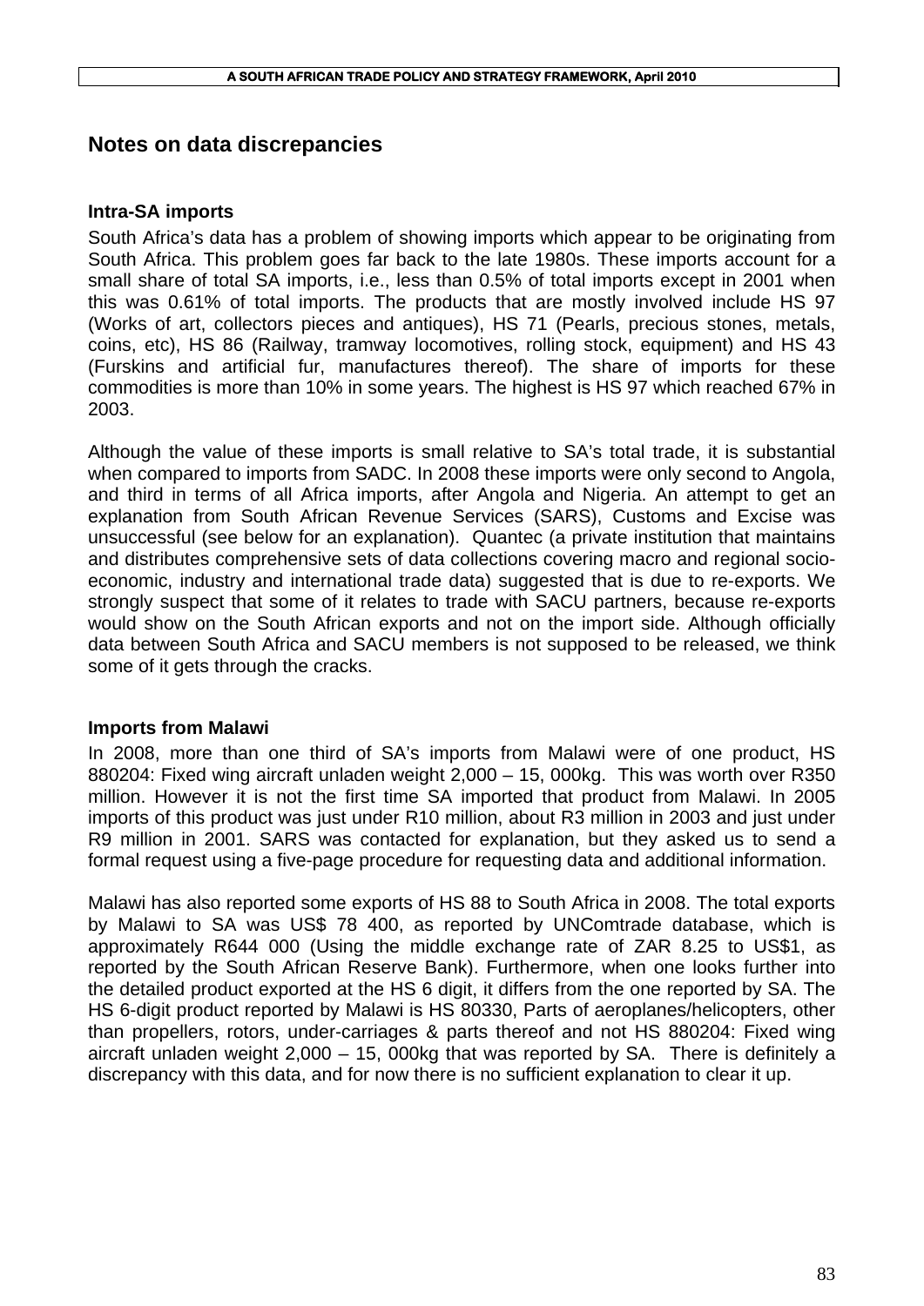## Notes on data discrepancies

### Intra-SA imports

South Africa's data has a problem of showing imports which appear to be originating from South Africa. This problem goes far back to the late 1980s. These imports account for a small share of total SA imports, i.e., less than 0.5% of total imports except in 2001 when this was 0.61% of total imports. The products that are mostly involved include HS 97 (Works of art, collectors pieces and antiques), HS 71 (Pearls, precious stones, metals, coins, etc), HS 86 (Railway, tramway locomotives, rolling stock, equipment) and HS 43 (Furskins and artificial fur, manufactures thereof). The share of imports for these commodities is more than 10% in some years. The highest is HS 97 which reached 67% in 2003.

Although the value of these imports is small relative to SA's total trade, it is substantial when compared to imports from SADC. In 2008 these imports were only second to Angola, and third in terms of all Africa imports, after Angola and Nigeria. An attempt to get an explanation from South African Revenue Services (SARS), Customs and Excise was unsuccessful (see below for an explanation). Quantec (a private institution that maintains and distributes comprehensive sets of data collections covering macro and regional socio-economic, industry and international trade data) suggested that is due to re-exports. We strongly suspect that some of it relates to trade with SACU partners, because re-exports would show on the South African exports and not on the import side. Although officially data between South Africa and SACU members is not supposed to be released, we think some of it gets through the cracks.

### Imports from Malawi

In 2008, more than one third of SA's imports from Malawi were of one product, HS 880204: Fixed wing aircraft unladen weight 2,000 – 15, 000kg. This was worth over R350 million. However it is not the first time SA imported that product from Malawi. In 2005 imports of this product was just under R10 million, about R3 million in 2003 and just under R9 million in 2001. SARS was contacted for explanation, but they asked us to send a formal request using a five-page procedure for requesting data and additional information.

Malawi has also reported some exports of HS 88 to South Africa in 2008. The total exports by Malawi to SA was US$ 78 400, as reported by UNComtrade database, which is approximately R644 000 (Using the middle exchange rate of ZAR 8.25 to US$1, as reported by the South African Reserve Bank). Furthermore, when one looks further into the detailed product exported at the HS 6 digit, it differs from the one reported by SA. The HS 6-digit product reported by Malawi is HS 80330, Parts of aeroplanes/helicopters, other than propellers, rotors, under-carriages & parts thereof and not HS 880204: Fixed wing aircraft unladen weight 2,000 – 15, 000kg that was reported by SA. There is definitely a discrepancy with this data, and for now there is no sufficient explanation to clear it up.